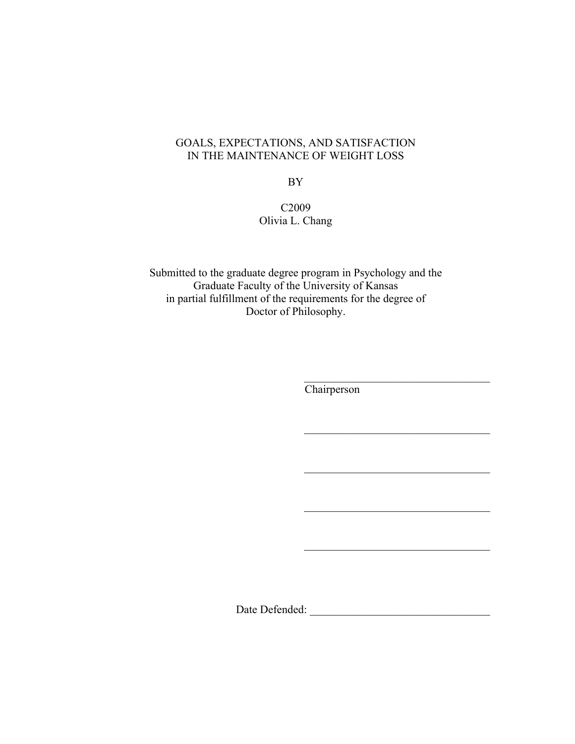GOALS, EXPECTATIONS, AND SATISFACTION
IN THE MAINTENANCE OF WEIGHT LOSS

BY

C2009
Olivia L. Chang

Submitted to the graduate degree program in Psychology and the
Graduate Faculty of the University of Kansas
in partial fulfillment of the requirements for the degree of
Doctor of Philosophy.

\_\_\_\_\_\_\_\_\_\_\_\_\_\_\_\_\_\_\_\_\_\_\_\_\_\_\_\_\_\_\_\_\_
Chairperson

\_\_\_\_\_\_\_\_\_\_\_\_\_\_\_\_\_\_\_\_\_\_\_\_\_\_\_\_\_\_\_\_\_

\_\_\_\_\_\_\_\_\_\_\_\_\_\_\_\_\_\_\_\_\_\_\_\_\_\_\_\_\_\_\_\_\_

\_\_\_\_\_\_\_\_\_\_\_\_\_\_\_\_\_\_\_\_\_\_\_\_\_\_\_\_\_\_\_\_\_

\_\_\_\_\_\_\_\_\_\_\_\_\_\_\_\_\_\_\_\_\_\_\_\_\_\_\_\_\_\_\_\_\_

Date Defended: \_\_\_\_\_\_\_\_\_\_\_\_\_\_\_\_\_\_\_\_\_\_\_\_\_\_\_\_\_\_\_\_\_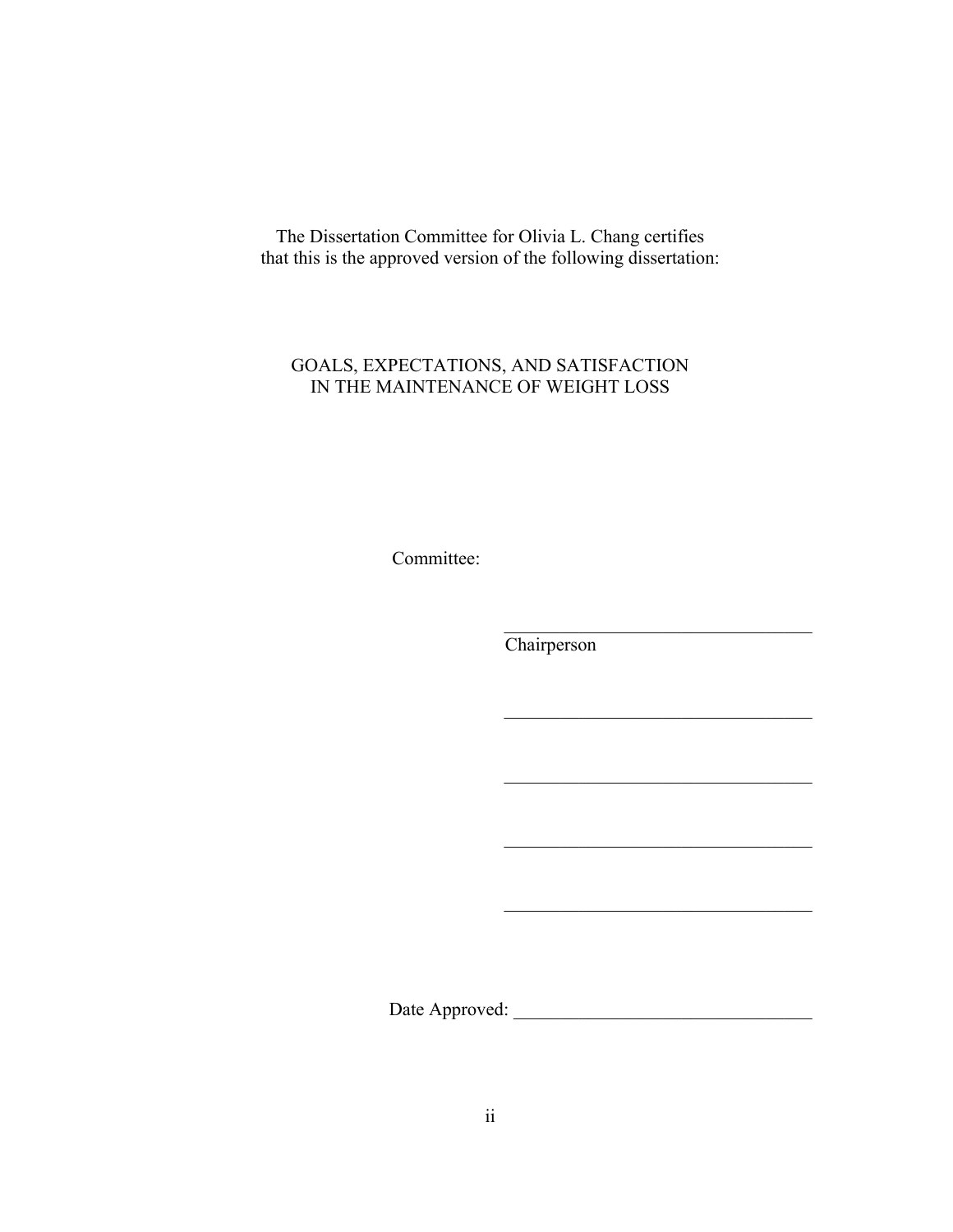The Dissertation Committee for Olivia L. Chang certifies that this is the approved version of the following dissertation:

GOALS, EXPECTATIONS, AND SATISFACTION IN THE MAINTENANCE OF WEIGHT LOSS

Committee:

_________________________________
Chairperson

_________________________________

_________________________________

_________________________________

_________________________________

Date Approved: _________________________________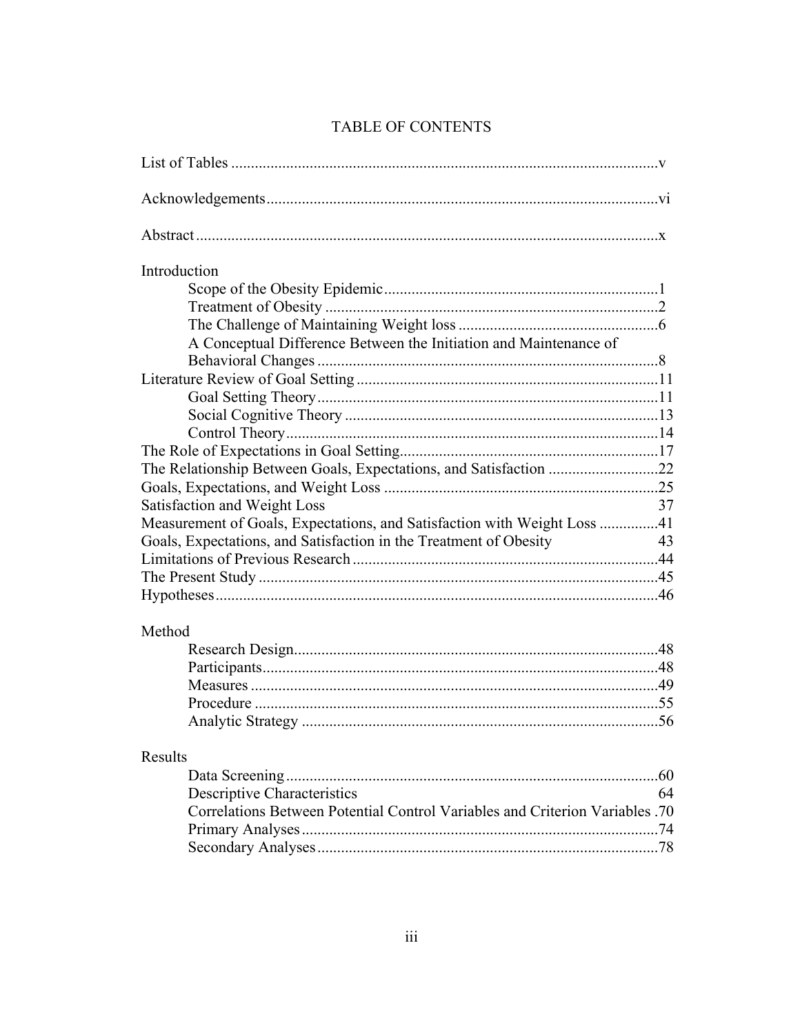# TABLE OF CONTENTS

List of Tables ....................................................................................................v

Acknowledgements...........................................................................................vi

Abstract.............................................................................................................x

Introduction

- Scope of the Obesity Epidemic ..........................................................1
- Treatment of Obesity .........................................................................2
- The Challenge of Maintaining Weight loss .........................................6
- A Conceptual Difference Between the Initiation and Maintenance of Behavioral Changes ..........................................................................8

Literature Review of Goal Setting ...................................................................11

- Goal Setting Theory ...........................................................................11
- Social Cognitive Theory .....................................................................13
- Control Theory ...................................................................................14

The Role of Expectations in Goal Setting.........................................................17

The Relationship Between Goals, Expectations, and Satisfaction ....................22

Goals, Expectations, and Weight Loss .............................................................25

Satisfaction and Weight Loss 37

Measurement of Goals, Expectations, and Satisfaction with Weight Loss ...............41

Goals, Expectations, and Satisfaction in the Treatment of Obesity 43

Limitations of Previous Research .....................................................................44

The Present Study ............................................................................................45

Hypotheses .......................................................................................................46

Method

- Research Design..................................................................................48
- Participants..........................................................................................48
- Measures .............................................................................................49
- Procedure ............................................................................................55
- Analytic Strategy ................................................................................56

Results

- Data Screening ....................................................................................60
- Descriptive Characteristics 64
- Correlations Between Potential Control Variables and Criterion Variables .70
- Primary Analyses ................................................................................74
- Secondary Analyses ............................................................................78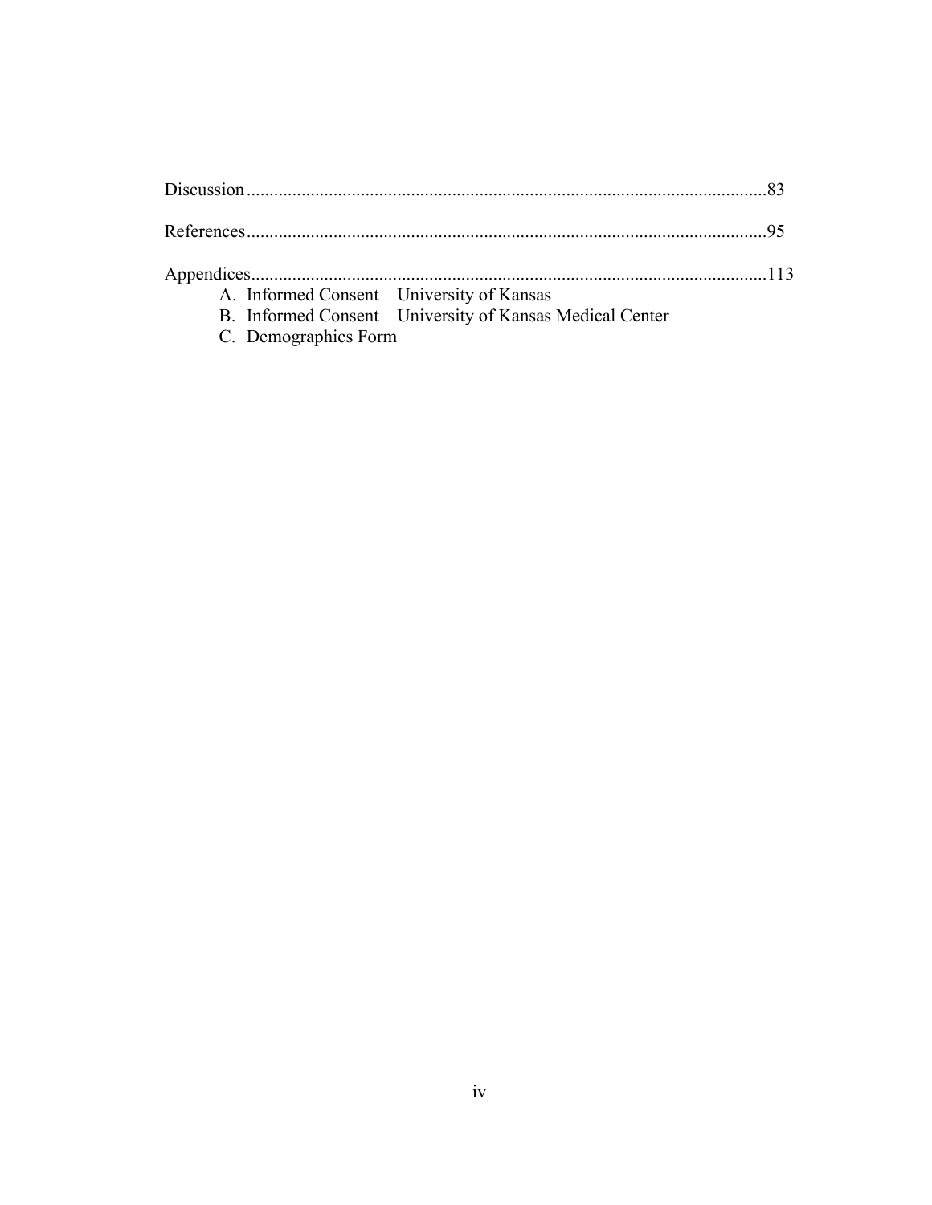Discussion..................................................................................................................83

References..................................................................................................................95

Appendices................................................................................................................113

A. Informed Consent – University of Kansas
B. Informed Consent – University of Kansas Medical Center
C. Demographics Form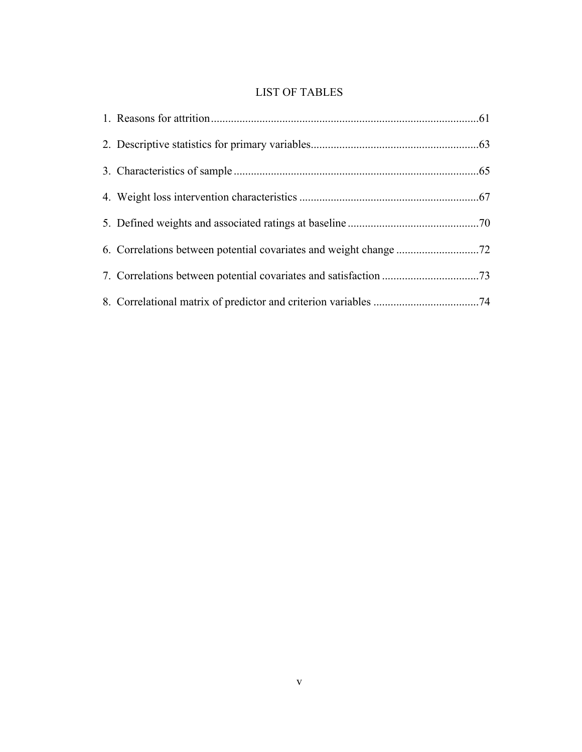# LIST OF TABLES

1. Reasons for attrition.............................................................................................61
2. Descriptive statistics for primary variables..........................................................63
3. Characteristics of sample .....................................................................................65
4. Weight loss intervention characteristics ..............................................................67
5. Defined weights and associated ratings at baseline .............................................70
6. Correlations between potential covariates and weight change ............................72
7. Correlations between potential covariates and satisfaction .................................73
8. Correlational matrix of predictor and criterion variables ....................................74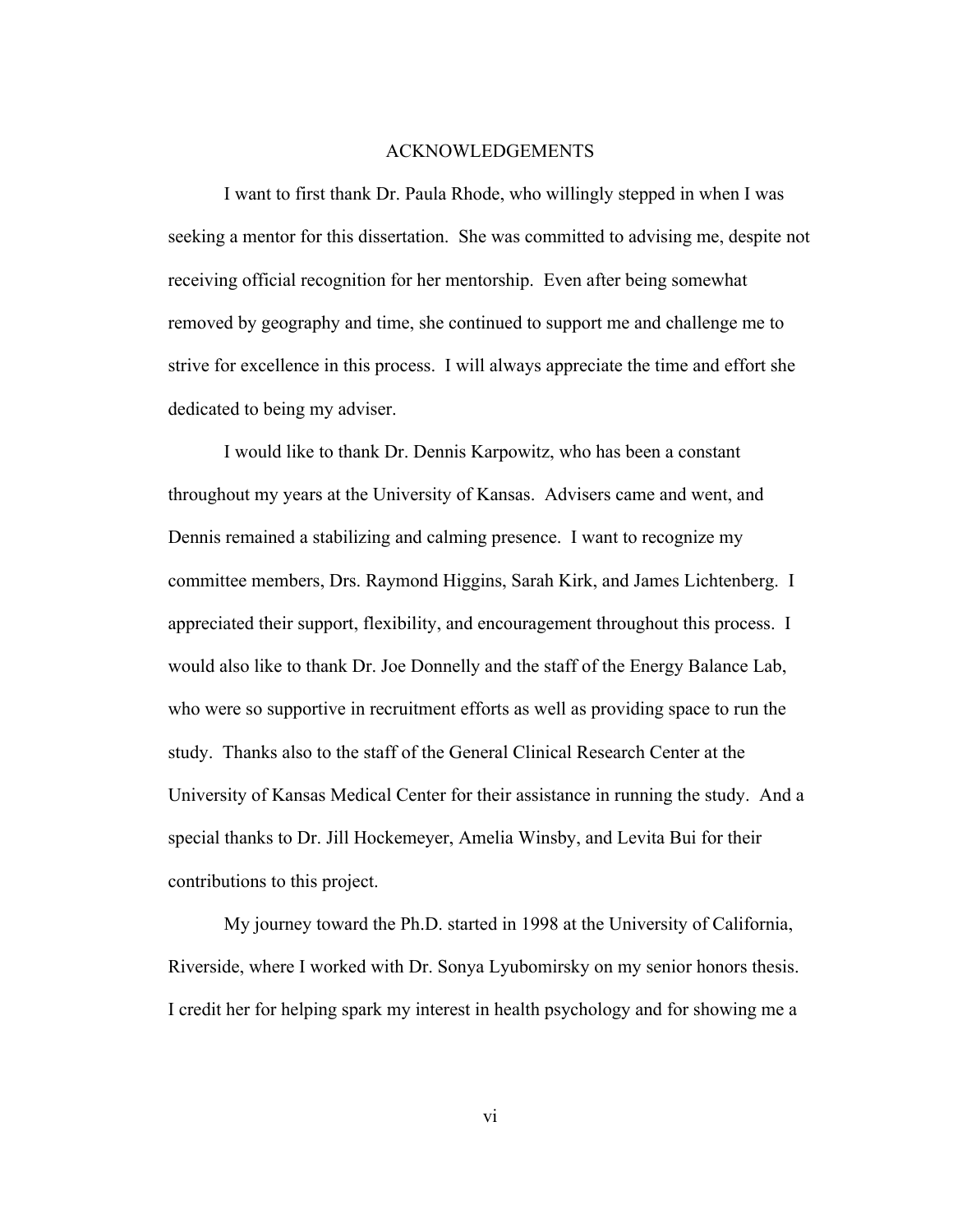# ACKNOWLEDGEMENTS

I want to first thank Dr. Paula Rhode, who willingly stepped in when I was seeking a mentor for this dissertation. She was committed to advising me, despite not receiving official recognition for her mentorship. Even after being somewhat removed by geography and time, she continued to support me and challenge me to strive for excellence in this process. I will always appreciate the time and effort she dedicated to being my adviser.

I would like to thank Dr. Dennis Karpowitz, who has been a constant throughout my years at the University of Kansas. Advisers came and went, and Dennis remained a stabilizing and calming presence. I want to recognize my committee members, Drs. Raymond Higgins, Sarah Kirk, and James Lichtenberg. I appreciated their support, flexibility, and encouragement throughout this process. I would also like to thank Dr. Joe Donnelly and the staff of the Energy Balance Lab, who were so supportive in recruitment efforts as well as providing space to run the study. Thanks also to the staff of the General Clinical Research Center at the University of Kansas Medical Center for their assistance in running the study. And a special thanks to Dr. Jill Hockemeyer, Amelia Winsby, and Levita Bui for their contributions to this project.

My journey toward the Ph.D. started in 1998 at the University of California, Riverside, where I worked with Dr. Sonya Lyubomirsky on my senior honors thesis. I credit her for helping spark my interest in health psychology and for showing me a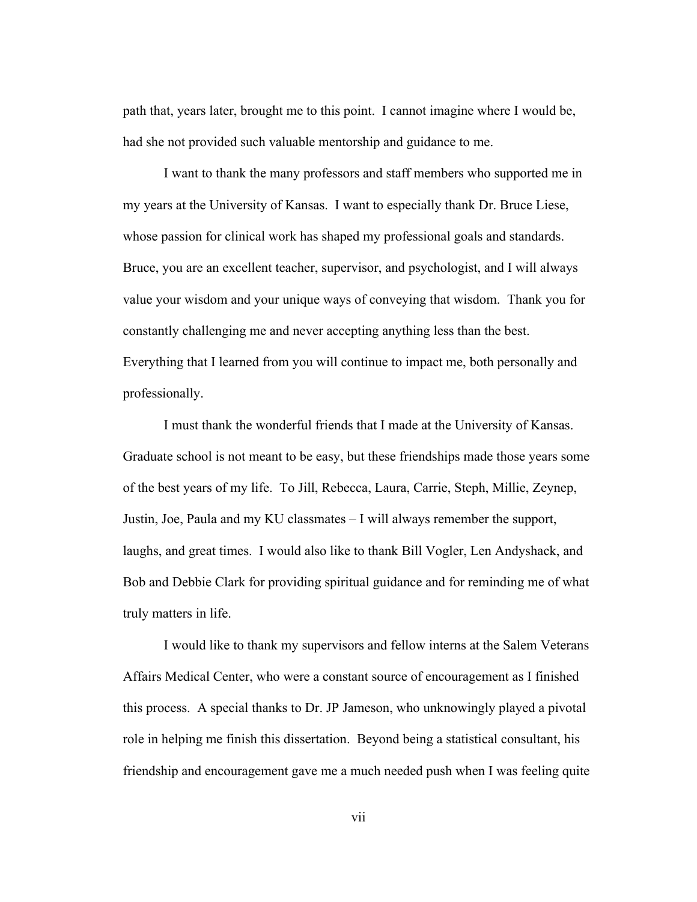path that, years later, brought me to this point. I cannot imagine where I would be, had she not provided such valuable mentorship and guidance to me.

I want to thank the many professors and staff members who supported me in my years at the University of Kansas. I want to especially thank Dr. Bruce Liese, whose passion for clinical work has shaped my professional goals and standards. Bruce, you are an excellent teacher, supervisor, and psychologist, and I will always value your wisdom and your unique ways of conveying that wisdom. Thank you for constantly challenging me and never accepting anything less than the best. Everything that I learned from you will continue to impact me, both personally and professionally.

I must thank the wonderful friends that I made at the University of Kansas. Graduate school is not meant to be easy, but these friendships made those years some of the best years of my life. To Jill, Rebecca, Laura, Carrie, Steph, Millie, Zeynep, Justin, Joe, Paula and my KU classmates – I will always remember the support, laughs, and great times. I would also like to thank Bill Vogler, Len Andyshack, and Bob and Debbie Clark for providing spiritual guidance and for reminding me of what truly matters in life.

I would like to thank my supervisors and fellow interns at the Salem Veterans Affairs Medical Center, who were a constant source of encouragement as I finished this process. A special thanks to Dr. JP Jameson, who unknowingly played a pivotal role in helping me finish this dissertation. Beyond being a statistical consultant, his friendship and encouragement gave me a much needed push when I was feeling quite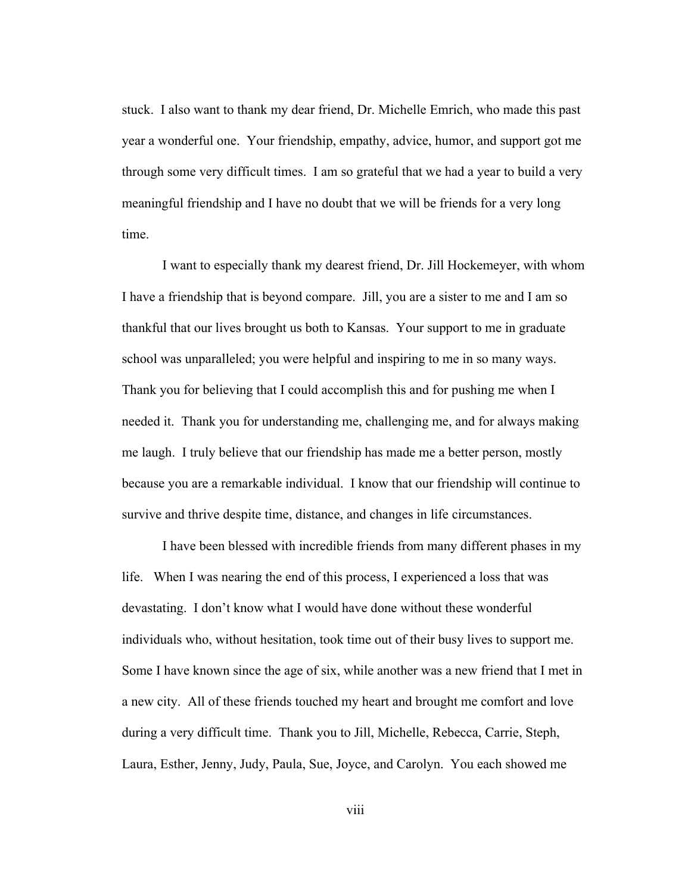stuck. I also want to thank my dear friend, Dr. Michelle Emrich, who made this past year a wonderful one. Your friendship, empathy, advice, humor, and support got me through some very difficult times. I am so grateful that we had a year to build a very meaningful friendship and I have no doubt that we will be friends for a very long time.

I want to especially thank my dearest friend, Dr. Jill Hockemeyer, with whom I have a friendship that is beyond compare. Jill, you are a sister to me and I am so thankful that our lives brought us both to Kansas. Your support to me in graduate school was unparalleled; you were helpful and inspiring to me in so many ways. Thank you for believing that I could accomplish this and for pushing me when I needed it. Thank you for understanding me, challenging me, and for always making me laugh. I truly believe that our friendship has made me a better person, mostly because you are a remarkable individual. I know that our friendship will continue to survive and thrive despite time, distance, and changes in life circumstances.

I have been blessed with incredible friends from many different phases in my life. When I was nearing the end of this process, I experienced a loss that was devastating. I don't know what I would have done without these wonderful individuals who, without hesitation, took time out of their busy lives to support me. Some I have known since the age of six, while another was a new friend that I met in a new city. All of these friends touched my heart and brought me comfort and love during a very difficult time. Thank you to Jill, Michelle, Rebecca, Carrie, Steph, Laura, Esther, Jenny, Judy, Paula, Sue, Joyce, and Carolyn. You each showed me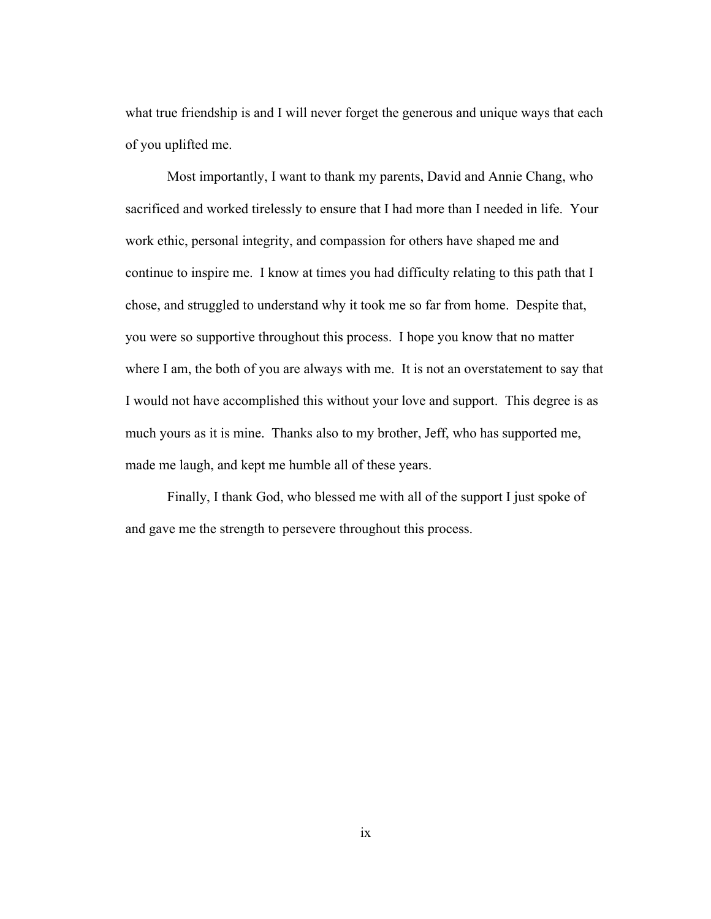what true friendship is and I will never forget the generous and unique ways that each of you uplifted me.

Most importantly, I want to thank my parents, David and Annie Chang, who sacrificed and worked tirelessly to ensure that I had more than I needed in life. Your work ethic, personal integrity, and compassion for others have shaped me and continue to inspire me. I know at times you had difficulty relating to this path that I chose, and struggled to understand why it took me so far from home. Despite that, you were so supportive throughout this process. I hope you know that no matter where I am, the both of you are always with me. It is not an overstatement to say that I would not have accomplished this without your love and support. This degree is as much yours as it is mine. Thanks also to my brother, Jeff, who has supported me, made me laugh, and kept me humble all of these years.

Finally, I thank God, who blessed me with all of the support I just spoke of and gave me the strength to persevere throughout this process.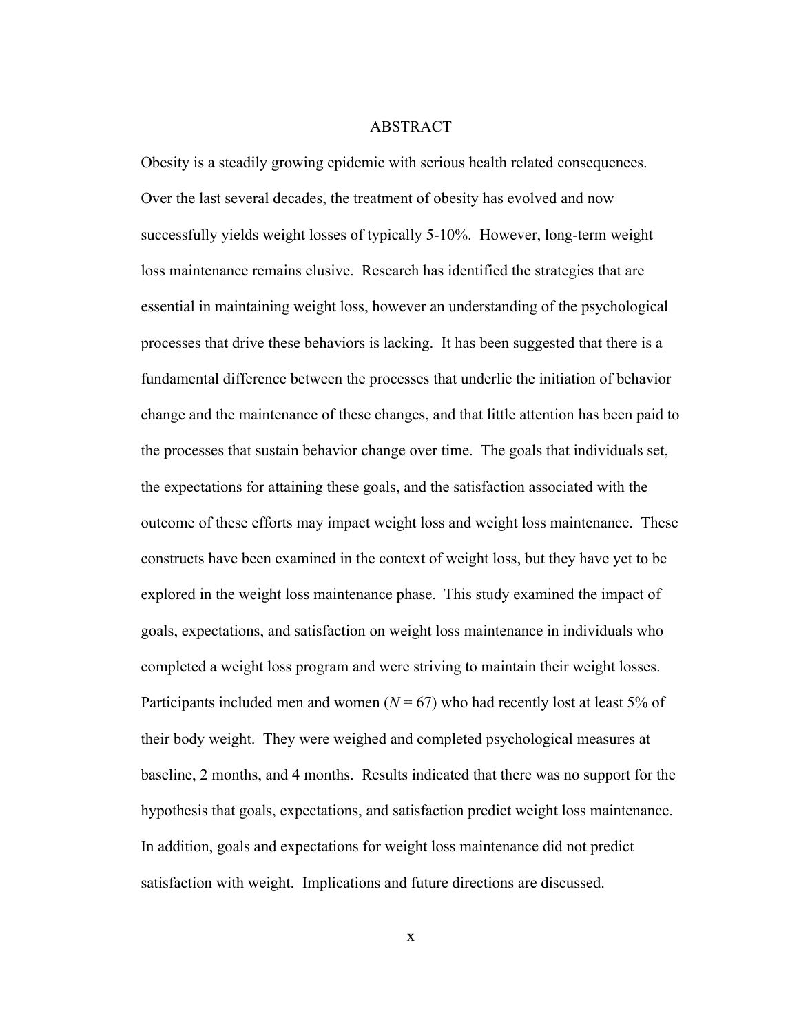# ABSTRACT

Obesity is a steadily growing epidemic with serious health related consequences. Over the last several decades, the treatment of obesity has evolved and now successfully yields weight losses of typically 5-10%. However, long-term weight loss maintenance remains elusive. Research has identified the strategies that are essential in maintaining weight loss, however an understanding of the psychological processes that drive these behaviors is lacking. It has been suggested that there is a fundamental difference between the processes that underlie the initiation of behavior change and the maintenance of these changes, and that little attention has been paid to the processes that sustain behavior change over time. The goals that individuals set, the expectations for attaining these goals, and the satisfaction associated with the outcome of these efforts may impact weight loss and weight loss maintenance. These constructs have been examined in the context of weight loss, but they have yet to be explored in the weight loss maintenance phase. This study examined the impact of goals, expectations, and satisfaction on weight loss maintenance in individuals who completed a weight loss program and were striving to maintain their weight losses. Participants included men and women ($N = 67$) who had recently lost at least 5% of their body weight. They were weighed and completed psychological measures at baseline, 2 months, and 4 months. Results indicated that there was no support for the hypothesis that goals, expectations, and satisfaction predict weight loss maintenance. In addition, goals and expectations for weight loss maintenance did not predict satisfaction with weight. Implications and future directions are discussed.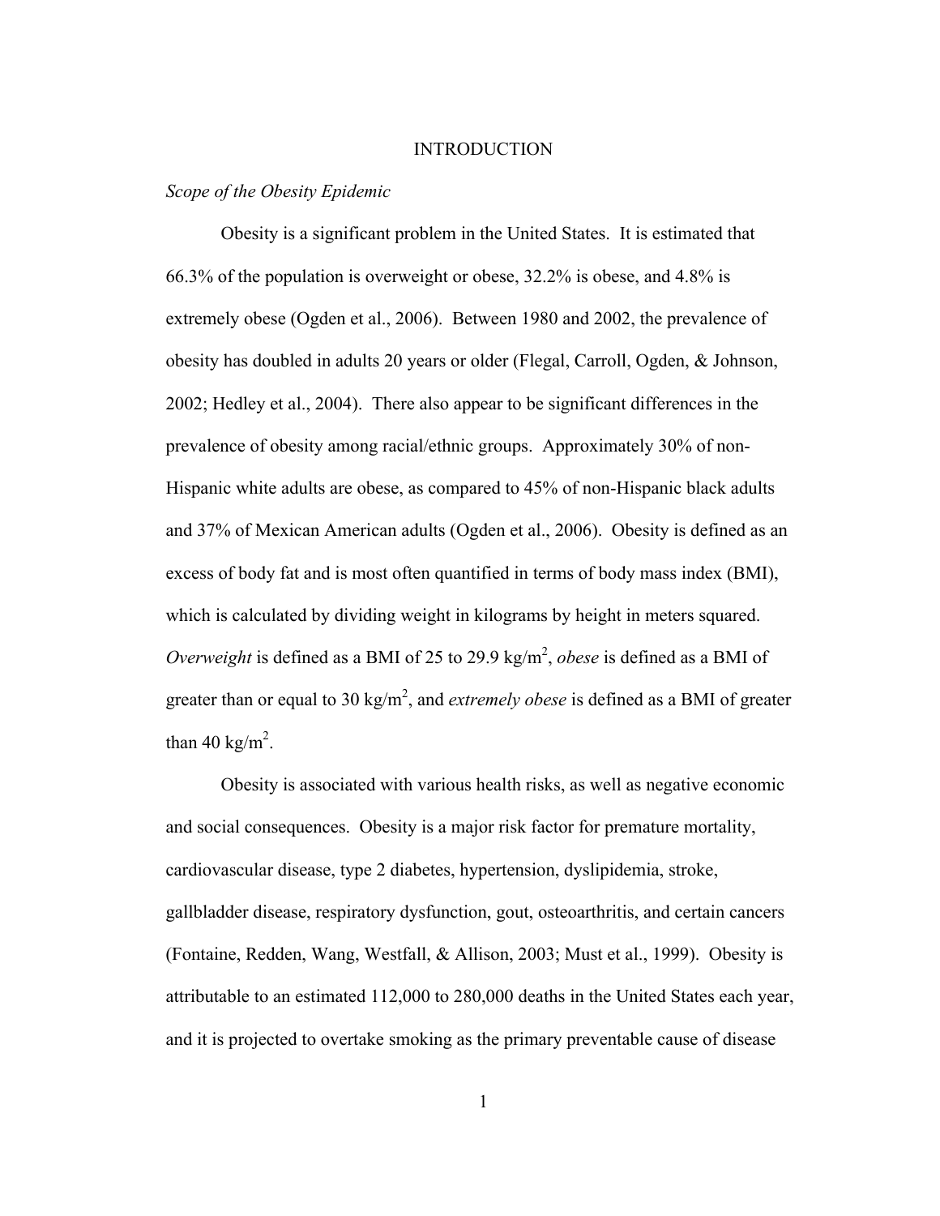# INTRODUCTION

*Scope of the Obesity Epidemic*

Obesity is a significant problem in the United States. It is estimated that 66.3% of the population is overweight or obese, 32.2% is obese, and 4.8% is extremely obese (Ogden et al., 2006). Between 1980 and 2002, the prevalence of obesity has doubled in adults 20 years or older (Flegal, Carroll, Ogden, & Johnson, 2002; Hedley et al., 2004). There also appear to be significant differences in the prevalence of obesity among racial/ethnic groups. Approximately 30% of non-Hispanic white adults are obese, as compared to 45% of non-Hispanic black adults and 37% of Mexican American adults (Ogden et al., 2006). Obesity is defined as an excess of body fat and is most often quantified in terms of body mass index (BMI), which is calculated by dividing weight in kilograms by height in meters squared. *Overweight* is defined as a BMI of 25 to 29.9 $kg/m^2$, *obese* is defined as a BMI of greater than or equal to 30 $kg/m^2$, and *extremely obese* is defined as a BMI of greater than 40 $kg/m^2$.

Obesity is associated with various health risks, as well as negative economic and social consequences. Obesity is a major risk factor for premature mortality, cardiovascular disease, type 2 diabetes, hypertension, dyslipidemia, stroke, gallbladder disease, respiratory dysfunction, gout, osteoarthritis, and certain cancers (Fontaine, Redden, Wang, Westfall, & Allison, 2003; Must et al., 1999). Obesity is attributable to an estimated 112,000 to 280,000 deaths in the United States each year, and it is projected to overtake smoking as the primary preventable cause of disease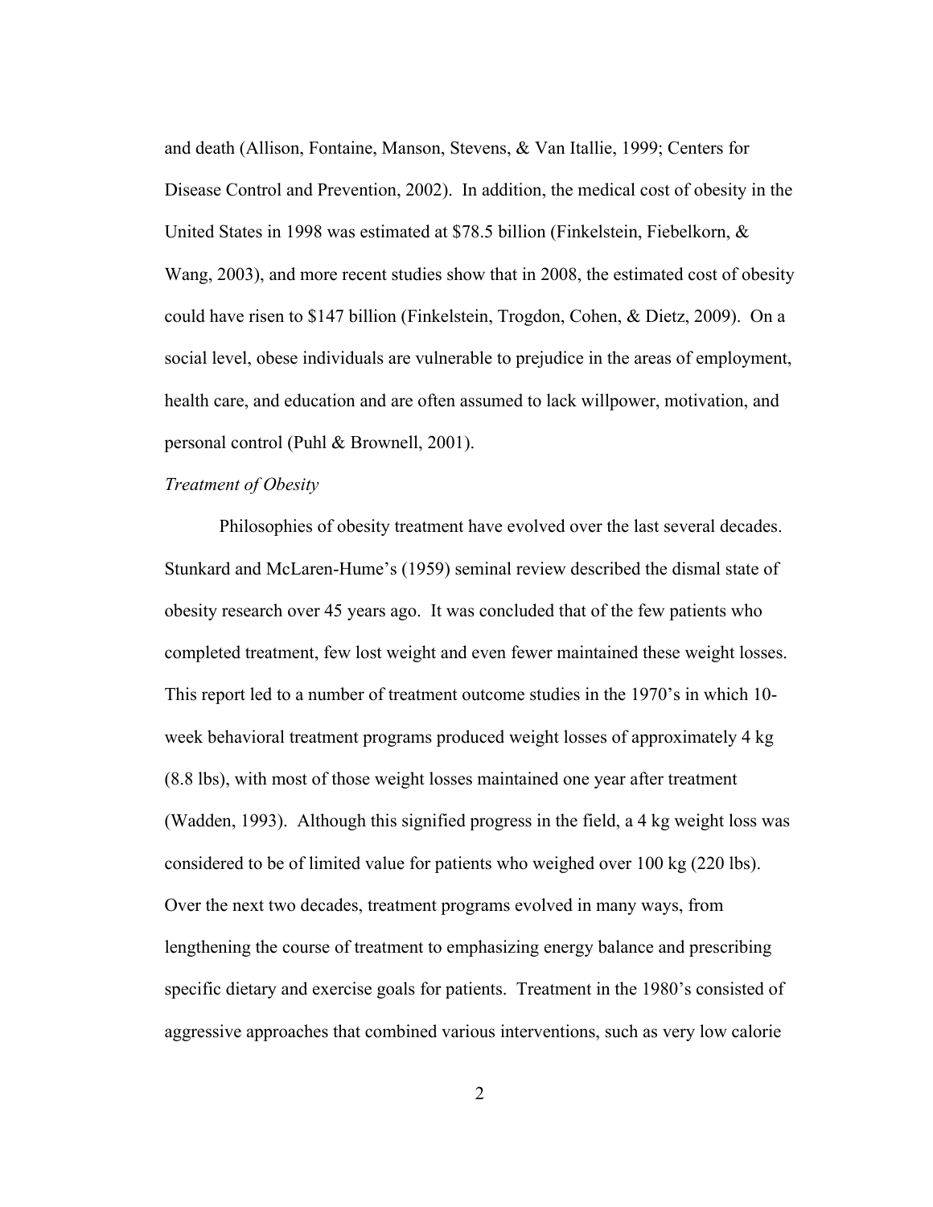and death (Allison, Fontaine, Manson, Stevens, & Van Itallie, 1999; Centers for Disease Control and Prevention, 2002). In addition, the medical cost of obesity in the United States in 1998 was estimated at $78.5 billion (Finkelstein, Fiebelkorn, & Wang, 2003), and more recent studies show that in 2008, the estimated cost of obesity could have risen to $147 billion (Finkelstein, Trogdon, Cohen, & Dietz, 2009). On a social level, obese individuals are vulnerable to prejudice in the areas of employment, health care, and education and are often assumed to lack willpower, motivation, and personal control (Puhl & Brownell, 2001).

*Treatment of Obesity*

Philosophies of obesity treatment have evolved over the last several decades. Stunkard and McLaren-Hume's (1959) seminal review described the dismal state of obesity research over 45 years ago. It was concluded that of the few patients who completed treatment, few lost weight and even fewer maintained these weight losses. This report led to a number of treatment outcome studies in the 1970's in which 10-week behavioral treatment programs produced weight losses of approximately 4 kg (8.8 lbs), with most of those weight losses maintained one year after treatment (Wadden, 1993). Although this signified progress in the field, a 4 kg weight loss was considered to be of limited value for patients who weighed over 100 kg (220 lbs). Over the next two decades, treatment programs evolved in many ways, from lengthening the course of treatment to emphasizing energy balance and prescribing specific dietary and exercise goals for patients. Treatment in the 1980's consisted of aggressive approaches that combined various interventions, such as very low calorie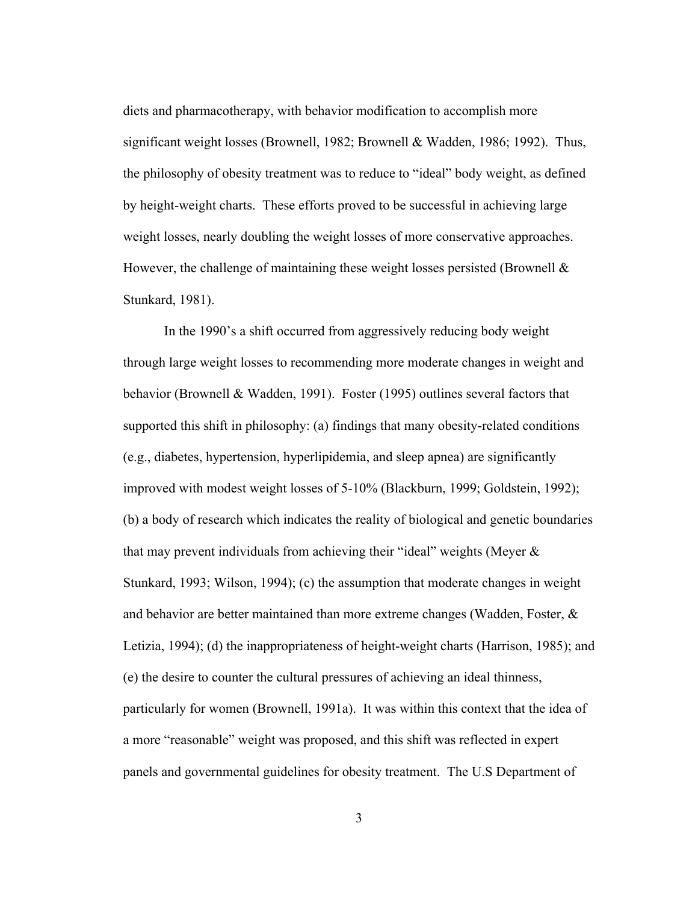diets and pharmacotherapy, with behavior modification to accomplish more significant weight losses (Brownell, 1982; Brownell & Wadden, 1986; 1992). Thus, the philosophy of obesity treatment was to reduce to "ideal" body weight, as defined by height-weight charts. These efforts proved to be successful in achieving large weight losses, nearly doubling the weight losses of more conservative approaches. However, the challenge of maintaining these weight losses persisted (Brownell & Stunkard, 1981).

In the 1990's a shift occurred from aggressively reducing body weight through large weight losses to recommending more moderate changes in weight and behavior (Brownell & Wadden, 1991). Foster (1995) outlines several factors that supported this shift in philosophy: (a) findings that many obesity-related conditions (e.g., diabetes, hypertension, hyperlipidemia, and sleep apnea) are significantly improved with modest weight losses of 5-10% (Blackburn, 1999; Goldstein, 1992); (b) a body of research which indicates the reality of biological and genetic boundaries that may prevent individuals from achieving their "ideal" weights (Meyer & Stunkard, 1993; Wilson, 1994); (c) the assumption that moderate changes in weight and behavior are better maintained than more extreme changes (Wadden, Foster, & Letizia, 1994); (d) the inappropriateness of height-weight charts (Harrison, 1985); and (e) the desire to counter the cultural pressures of achieving an ideal thinness, particularly for women (Brownell, 1991a). It was within this context that the idea of a more "reasonable" weight was proposed, and this shift was reflected in expert panels and governmental guidelines for obesity treatment. The U.S Department of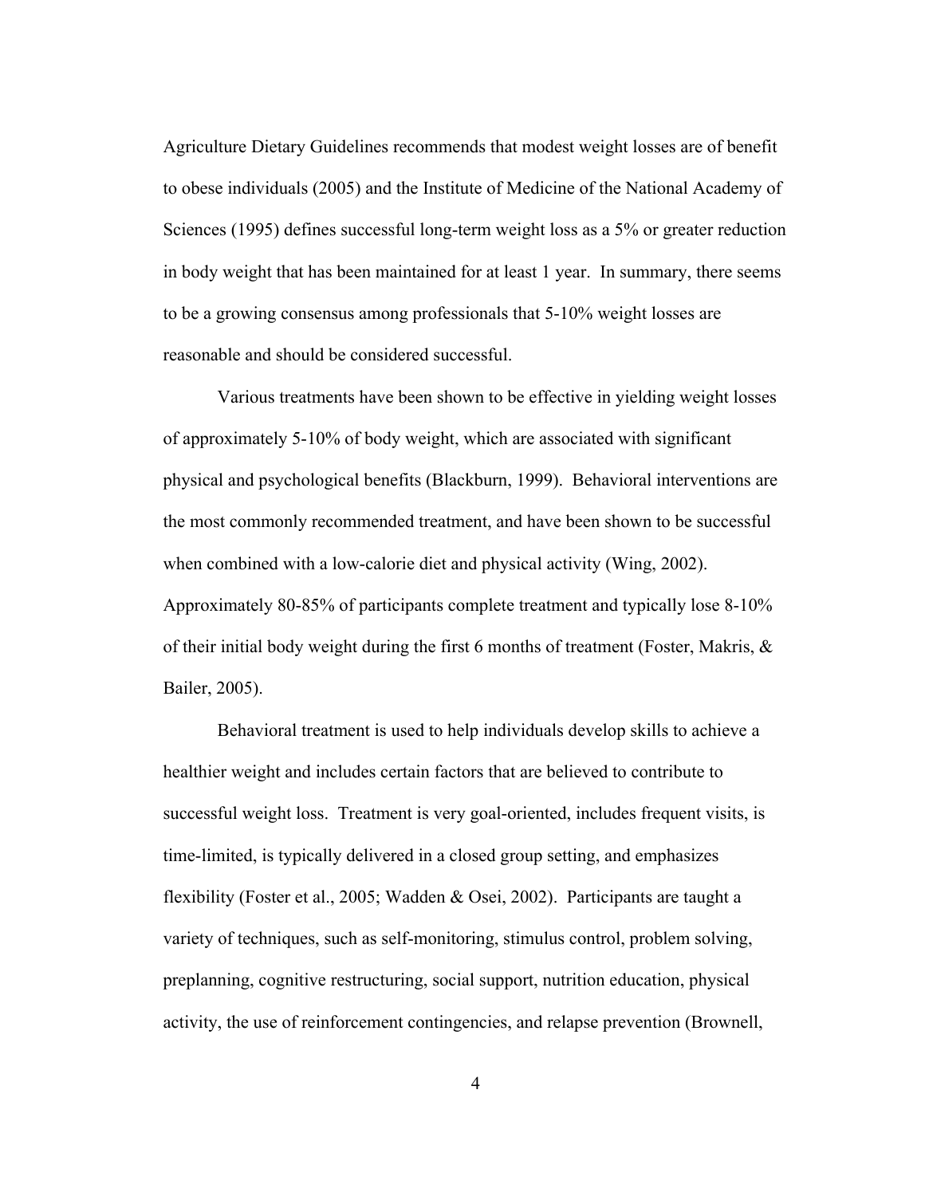Agriculture Dietary Guidelines recommends that modest weight losses are of benefit to obese individuals (2005) and the Institute of Medicine of the National Academy of Sciences (1995) defines successful long-term weight loss as a 5% or greater reduction in body weight that has been maintained for at least 1 year. In summary, there seems to be a growing consensus among professionals that 5-10% weight losses are reasonable and should be considered successful.

Various treatments have been shown to be effective in yielding weight losses of approximately 5-10% of body weight, which are associated with significant physical and psychological benefits (Blackburn, 1999). Behavioral interventions are the most commonly recommended treatment, and have been shown to be successful when combined with a low-calorie diet and physical activity (Wing, 2002). Approximately 80-85% of participants complete treatment and typically lose 8-10% of their initial body weight during the first 6 months of treatment (Foster, Makris, & Bailer, 2005).

Behavioral treatment is used to help individuals develop skills to achieve a healthier weight and includes certain factors that are believed to contribute to successful weight loss. Treatment is very goal-oriented, includes frequent visits, is time-limited, is typically delivered in a closed group setting, and emphasizes flexibility (Foster et al., 2005; Wadden & Osei, 2002). Participants are taught a variety of techniques, such as self-monitoring, stimulus control, problem solving, preplanning, cognitive restructuring, social support, nutrition education, physical activity, the use of reinforcement contingencies, and relapse prevention (Brownell,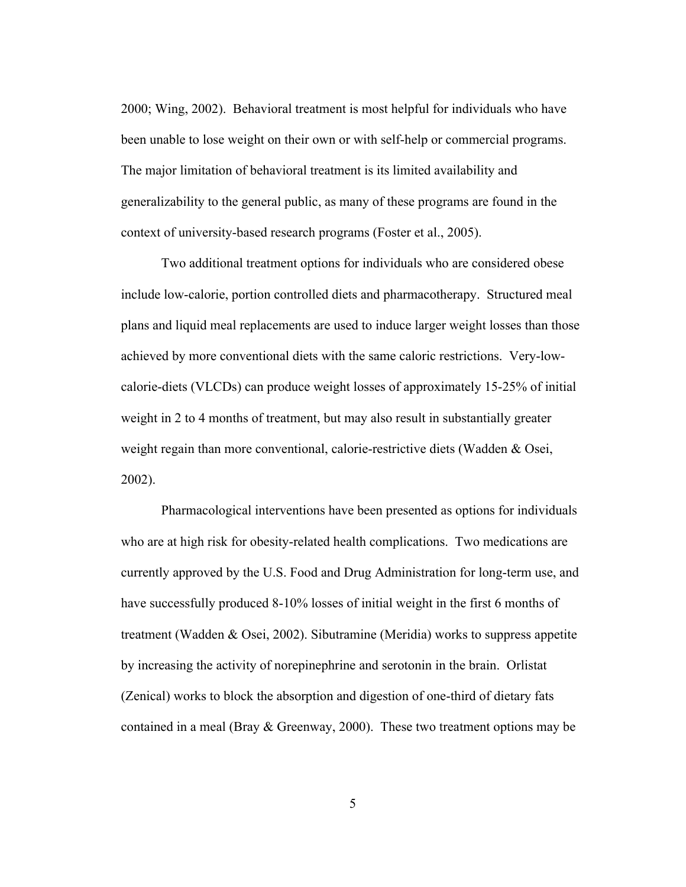2000; Wing, 2002). Behavioral treatment is most helpful for individuals who have been unable to lose weight on their own or with self-help or commercial programs. The major limitation of behavioral treatment is its limited availability and generalizability to the general public, as many of these programs are found in the context of university-based research programs (Foster et al., 2005).

Two additional treatment options for individuals who are considered obese include low-calorie, portion controlled diets and pharmacotherapy. Structured meal plans and liquid meal replacements are used to induce larger weight losses than those achieved by more conventional diets with the same caloric restrictions. Very-low-calorie-diets (VLCDs) can produce weight losses of approximately 15-25% of initial weight in 2 to 4 months of treatment, but may also result in substantially greater weight regain than more conventional, calorie-restrictive diets (Wadden & Osei, 2002).

Pharmacological interventions have been presented as options for individuals who are at high risk for obesity-related health complications. Two medications are currently approved by the U.S. Food and Drug Administration for long-term use, and have successfully produced 8-10% losses of initial weight in the first 6 months of treatment (Wadden & Osei, 2002). Sibutramine (Meridia) works to suppress appetite by increasing the activity of norepinephrine and serotonin in the brain. Orlistat (Zenical) works to block the absorption and digestion of one-third of dietary fats contained in a meal (Bray & Greenway, 2000). These two treatment options may be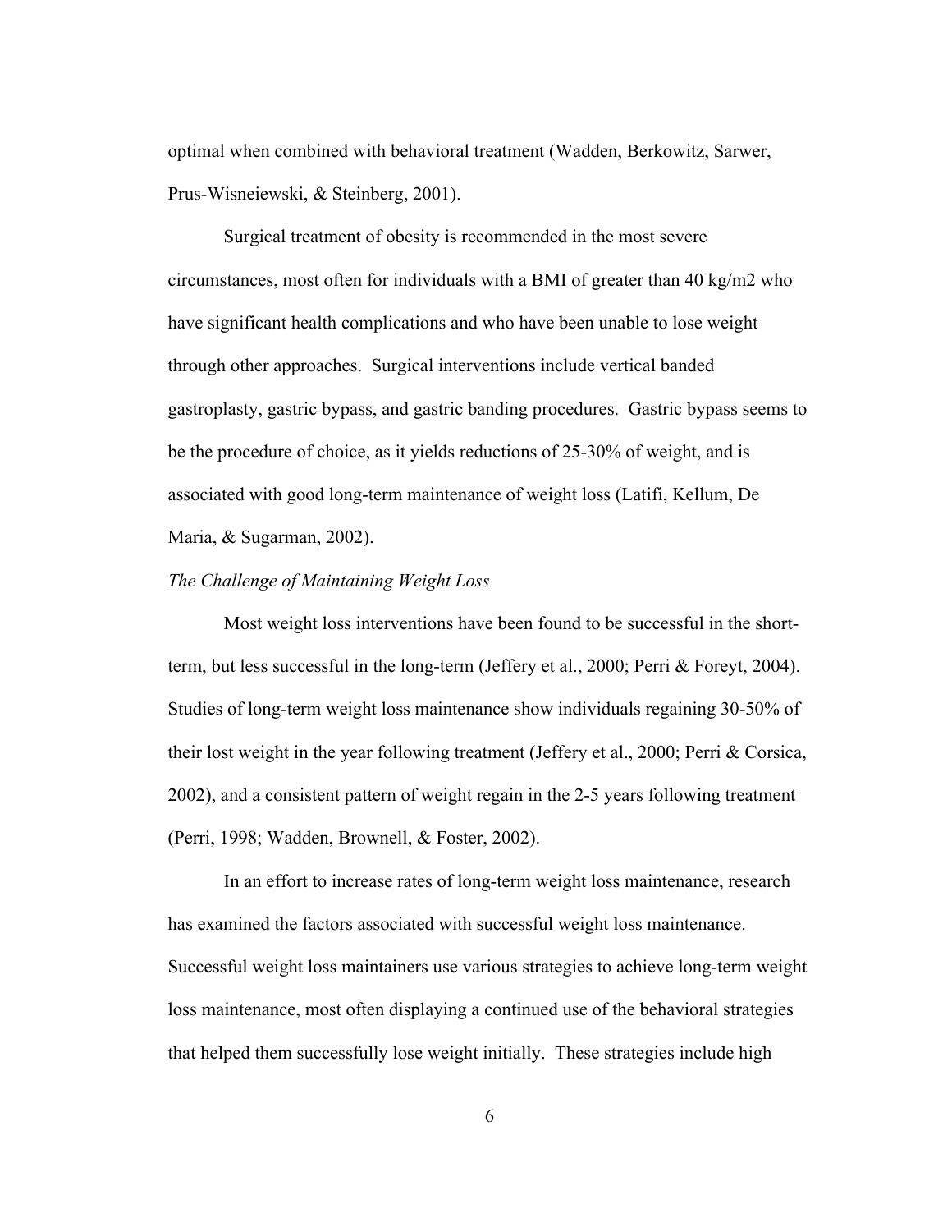optimal when combined with behavioral treatment (Wadden, Berkowitz, Sarwer, Prus-Wisneiewski, & Steinberg, 2001).

Surgical treatment of obesity is recommended in the most severe circumstances, most often for individuals with a BMI of greater than 40 kg/m2 who have significant health complications and who have been unable to lose weight through other approaches. Surgical interventions include vertical banded gastroplasty, gastric bypass, and gastric banding procedures. Gastric bypass seems to be the procedure of choice, as it yields reductions of 25-30% of weight, and is associated with good long-term maintenance of weight loss (Latifi, Kellum, De Maria, & Sugarman, 2002).

*The Challenge of Maintaining Weight Loss*

Most weight loss interventions have been found to be successful in the short-term, but less successful in the long-term (Jeffery et al., 2000; Perri & Foreyt, 2004). Studies of long-term weight loss maintenance show individuals regaining 30-50% of their lost weight in the year following treatment (Jeffery et al., 2000; Perri & Corsica, 2002), and a consistent pattern of weight regain in the 2-5 years following treatment (Perri, 1998; Wadden, Brownell, & Foster, 2002).

In an effort to increase rates of long-term weight loss maintenance, research has examined the factors associated with successful weight loss maintenance. Successful weight loss maintainers use various strategies to achieve long-term weight loss maintenance, most often displaying a continued use of the behavioral strategies that helped them successfully lose weight initially. These strategies include high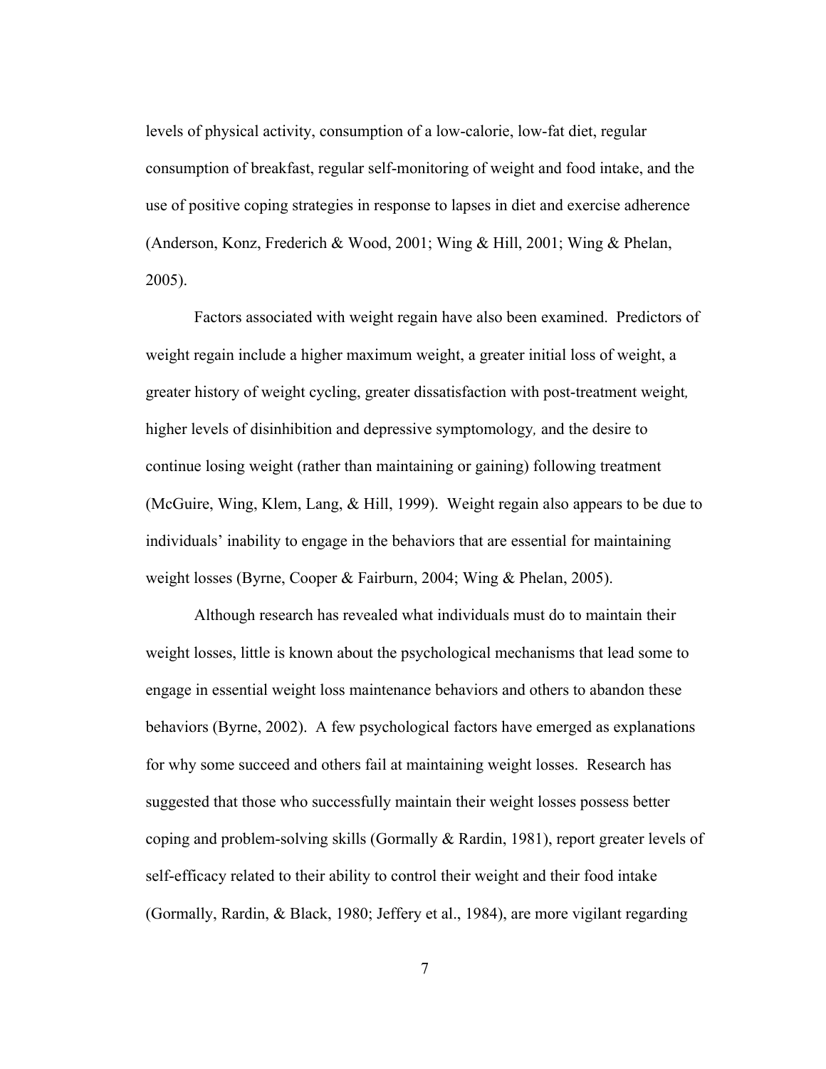levels of physical activity, consumption of a low-calorie, low-fat diet, regular consumption of breakfast, regular self-monitoring of weight and food intake, and the use of positive coping strategies in response to lapses in diet and exercise adherence (Anderson, Konz, Frederich & Wood, 2001; Wing & Hill, 2001; Wing & Phelan, 2005).

Factors associated with weight regain have also been examined. Predictors of weight regain include a higher maximum weight, a greater initial loss of weight, a greater history of weight cycling, greater dissatisfaction with post-treatment weight, higher levels of disinhibition and depressive symptomology, and the desire to continue losing weight (rather than maintaining or gaining) following treatment (McGuire, Wing, Klem, Lang, & Hill, 1999). Weight regain also appears to be due to individuals' inability to engage in the behaviors that are essential for maintaining weight losses (Byrne, Cooper & Fairburn, 2004; Wing & Phelan, 2005).

Although research has revealed what individuals must do to maintain their weight losses, little is known about the psychological mechanisms that lead some to engage in essential weight loss maintenance behaviors and others to abandon these behaviors (Byrne, 2002). A few psychological factors have emerged as explanations for why some succeed and others fail at maintaining weight losses. Research has suggested that those who successfully maintain their weight losses possess better coping and problem-solving skills (Gormally & Rardin, 1981), report greater levels of self-efficacy related to their ability to control their weight and their food intake (Gormally, Rardin, & Black, 1980; Jeffery et al., 1984), are more vigilant regarding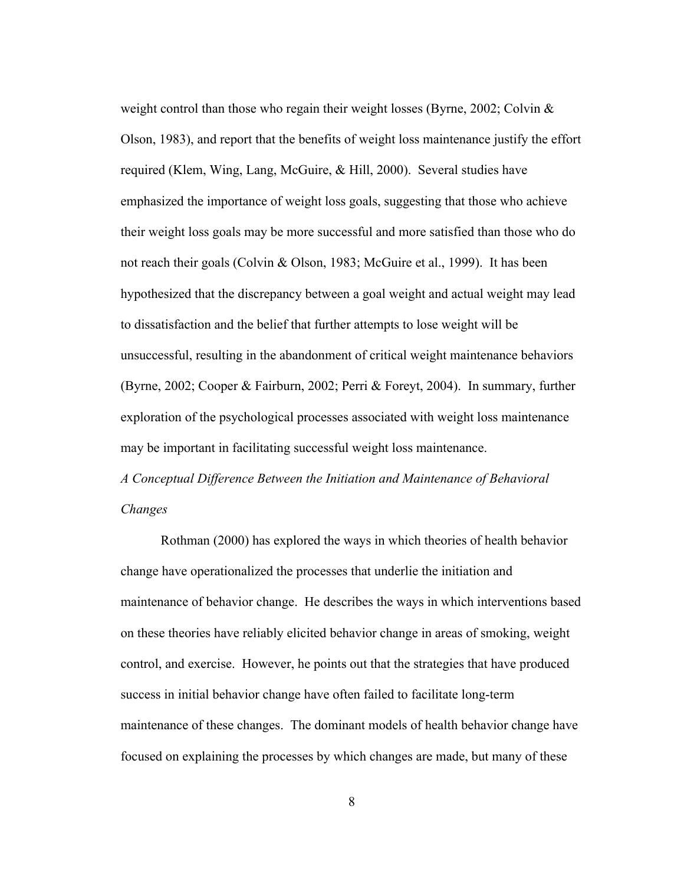weight control than those who regain their weight losses (Byrne, 2002; Colvin & Olson, 1983), and report that the benefits of weight loss maintenance justify the effort required (Klem, Wing, Lang, McGuire, & Hill, 2000). Several studies have emphasized the importance of weight loss goals, suggesting that those who achieve their weight loss goals may be more successful and more satisfied than those who do not reach their goals (Colvin & Olson, 1983; McGuire et al., 1999). It has been hypothesized that the discrepancy between a goal weight and actual weight may lead to dissatisfaction and the belief that further attempts to lose weight will be unsuccessful, resulting in the abandonment of critical weight maintenance behaviors (Byrne, 2002; Cooper & Fairburn, 2002; Perri & Foreyt, 2004). In summary, further exploration of the psychological processes associated with weight loss maintenance may be important in facilitating successful weight loss maintenance.

### *A Conceptual Difference Between the Initiation and Maintenance of Behavioral Changes*

Rothman (2000) has explored the ways in which theories of health behavior change have operationalized the processes that underlie the initiation and maintenance of behavior change. He describes the ways in which interventions based on these theories have reliably elicited behavior change in areas of smoking, weight control, and exercise. However, he points out that the strategies that have produced success in initial behavior change have often failed to facilitate long-term maintenance of these changes. The dominant models of health behavior change have focused on explaining the processes by which changes are made, but many of these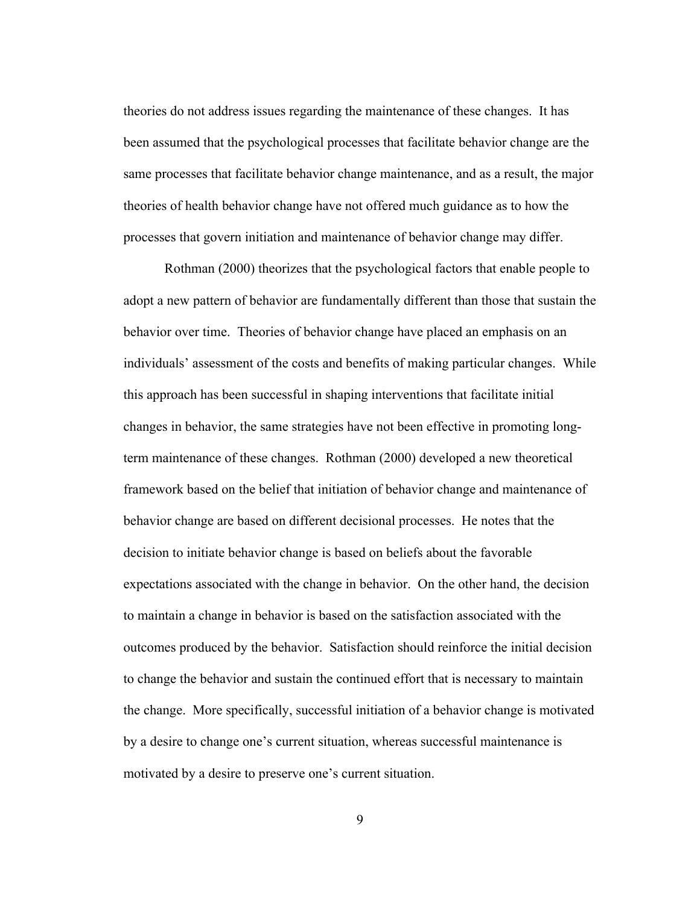theories do not address issues regarding the maintenance of these changes. It has been assumed that the psychological processes that facilitate behavior change are the same processes that facilitate behavior change maintenance, and as a result, the major theories of health behavior change have not offered much guidance as to how the processes that govern initiation and maintenance of behavior change may differ.

Rothman (2000) theorizes that the psychological factors that enable people to adopt a new pattern of behavior are fundamentally different than those that sustain the behavior over time. Theories of behavior change have placed an emphasis on an individuals' assessment of the costs and benefits of making particular changes. While this approach has been successful in shaping interventions that facilitate initial changes in behavior, the same strategies have not been effective in promoting long-term maintenance of these changes. Rothman (2000) developed a new theoretical framework based on the belief that initiation of behavior change and maintenance of behavior change are based on different decisional processes. He notes that the decision to initiate behavior change is based on beliefs about the favorable expectations associated with the change in behavior. On the other hand, the decision to maintain a change in behavior is based on the satisfaction associated with the outcomes produced by the behavior. Satisfaction should reinforce the initial decision to change the behavior and sustain the continued effort that is necessary to maintain the change. More specifically, successful initiation of a behavior change is motivated by a desire to change one's current situation, whereas successful maintenance is motivated by a desire to preserve one's current situation.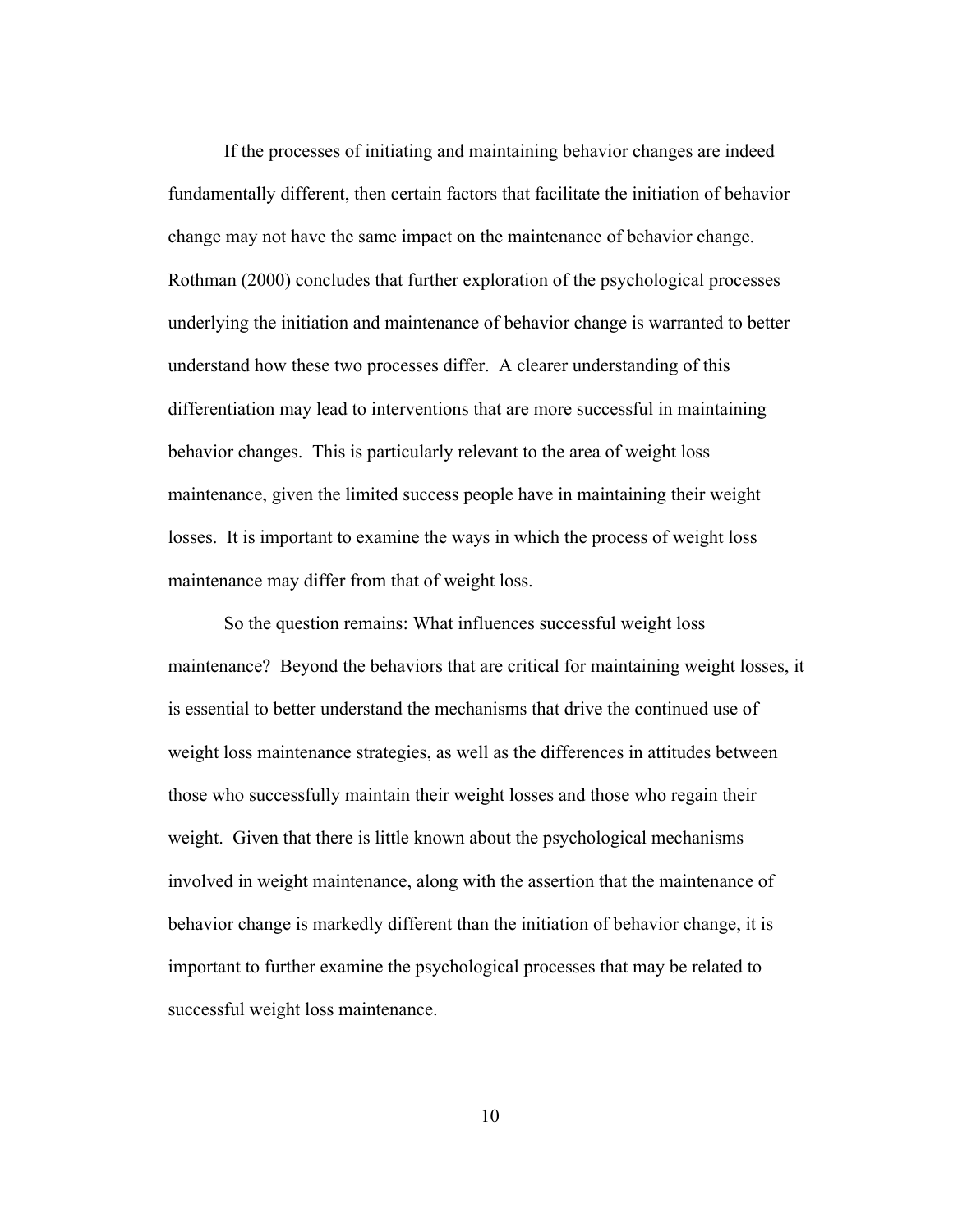If the processes of initiating and maintaining behavior changes are indeed fundamentally different, then certain factors that facilitate the initiation of behavior change may not have the same impact on the maintenance of behavior change. Rothman (2000) concludes that further exploration of the psychological processes underlying the initiation and maintenance of behavior change is warranted to better understand how these two processes differ. A clearer understanding of this differentiation may lead to interventions that are more successful in maintaining behavior changes. This is particularly relevant to the area of weight loss maintenance, given the limited success people have in maintaining their weight losses. It is important to examine the ways in which the process of weight loss maintenance may differ from that of weight loss.

So the question remains: What influences successful weight loss maintenance? Beyond the behaviors that are critical for maintaining weight losses, it is essential to better understand the mechanisms that drive the continued use of weight loss maintenance strategies, as well as the differences in attitudes between those who successfully maintain their weight losses and those who regain their weight. Given that there is little known about the psychological mechanisms involved in weight maintenance, along with the assertion that the maintenance of behavior change is markedly different than the initiation of behavior change, it is important to further examine the psychological processes that may be related to successful weight loss maintenance.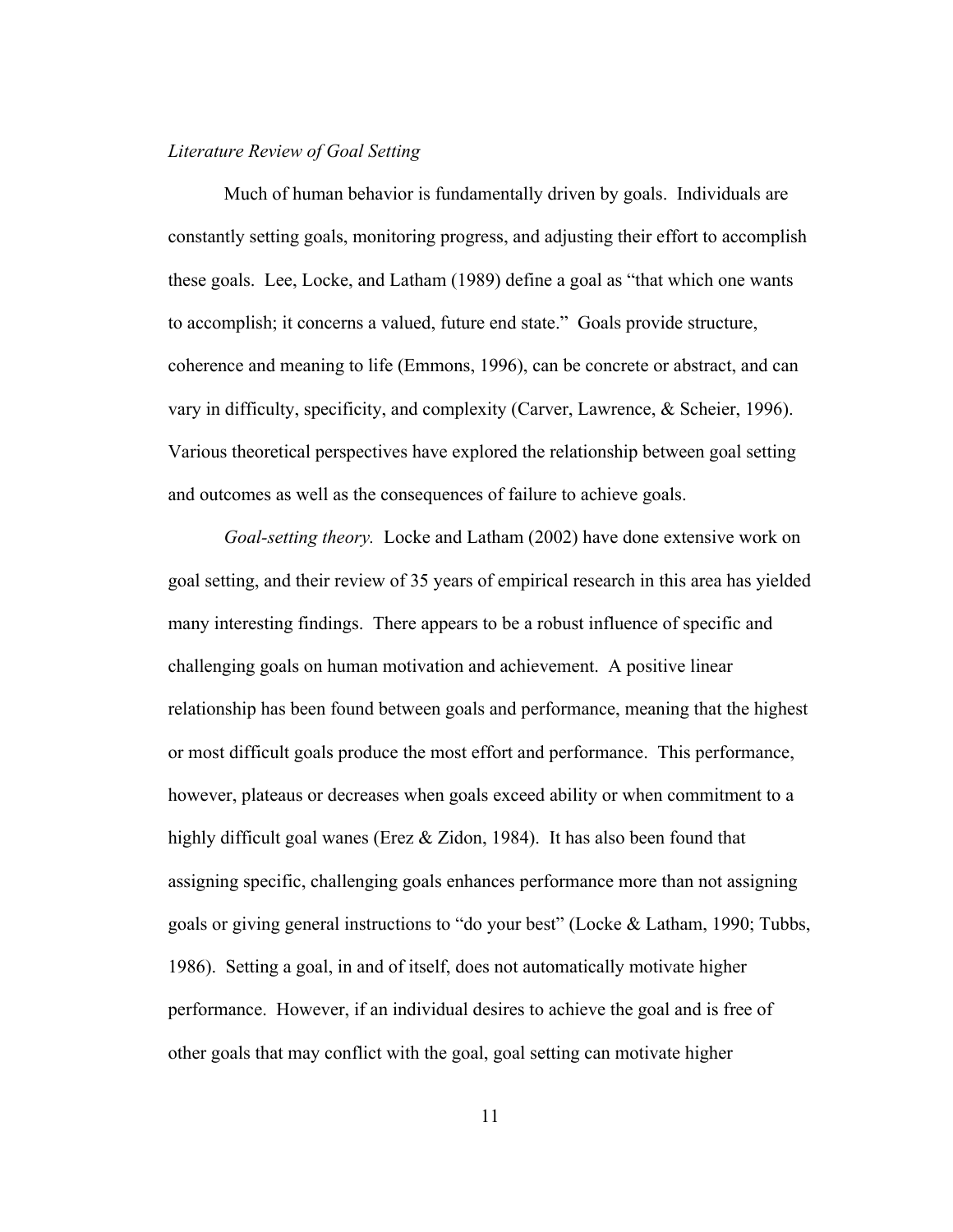*Literature Review of Goal Setting*

Much of human behavior is fundamentally driven by goals. Individuals are constantly setting goals, monitoring progress, and adjusting their effort to accomplish these goals. Lee, Locke, and Latham (1989) define a goal as "that which one wants to accomplish; it concerns a valued, future end state." Goals provide structure, coherence and meaning to life (Emmons, 1996), can be concrete or abstract, and can vary in difficulty, specificity, and complexity (Carver, Lawrence, & Scheier, 1996). Various theoretical perspectives have explored the relationship between goal setting and outcomes as well as the consequences of failure to achieve goals.

*Goal-setting theory.* Locke and Latham (2002) have done extensive work on goal setting, and their review of 35 years of empirical research in this area has yielded many interesting findings. There appears to be a robust influence of specific and challenging goals on human motivation and achievement. A positive linear relationship has been found between goals and performance, meaning that the highest or most difficult goals produce the most effort and performance. This performance, however, plateaus or decreases when goals exceed ability or when commitment to a highly difficult goal wanes (Erez & Zidon, 1984). It has also been found that assigning specific, challenging goals enhances performance more than not assigning goals or giving general instructions to "do your best" (Locke & Latham, 1990; Tubbs, 1986). Setting a goal, in and of itself, does not automatically motivate higher performance. However, if an individual desires to achieve the goal and is free of other goals that may conflict with the goal, goal setting can motivate higher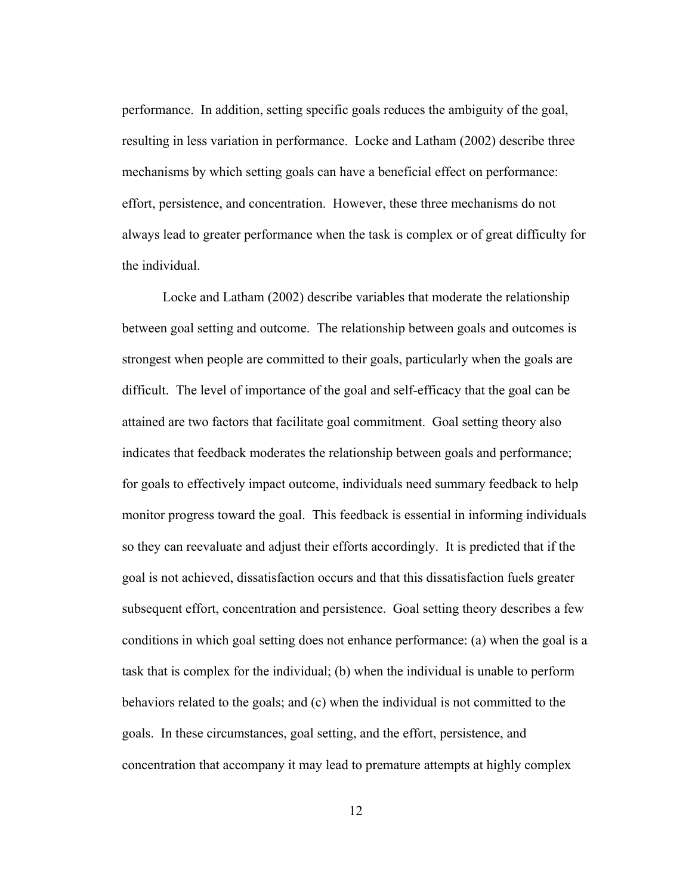performance. In addition, setting specific goals reduces the ambiguity of the goal, resulting in less variation in performance. Locke and Latham (2002) describe three mechanisms by which setting goals can have a beneficial effect on performance: effort, persistence, and concentration. However, these three mechanisms do not always lead to greater performance when the task is complex or of great difficulty for the individual.

Locke and Latham (2002) describe variables that moderate the relationship between goal setting and outcome. The relationship between goals and outcomes is strongest when people are committed to their goals, particularly when the goals are difficult. The level of importance of the goal and self-efficacy that the goal can be attained are two factors that facilitate goal commitment. Goal setting theory also indicates that feedback moderates the relationship between goals and performance; for goals to effectively impact outcome, individuals need summary feedback to help monitor progress toward the goal. This feedback is essential in informing individuals so they can reevaluate and adjust their efforts accordingly. It is predicted that if the goal is not achieved, dissatisfaction occurs and that this dissatisfaction fuels greater subsequent effort, concentration and persistence. Goal setting theory describes a few conditions in which goal setting does not enhance performance: (a) when the goal is a task that is complex for the individual; (b) when the individual is unable to perform behaviors related to the goals; and (c) when the individual is not committed to the goals. In these circumstances, goal setting, and the effort, persistence, and concentration that accompany it may lead to premature attempts at highly complex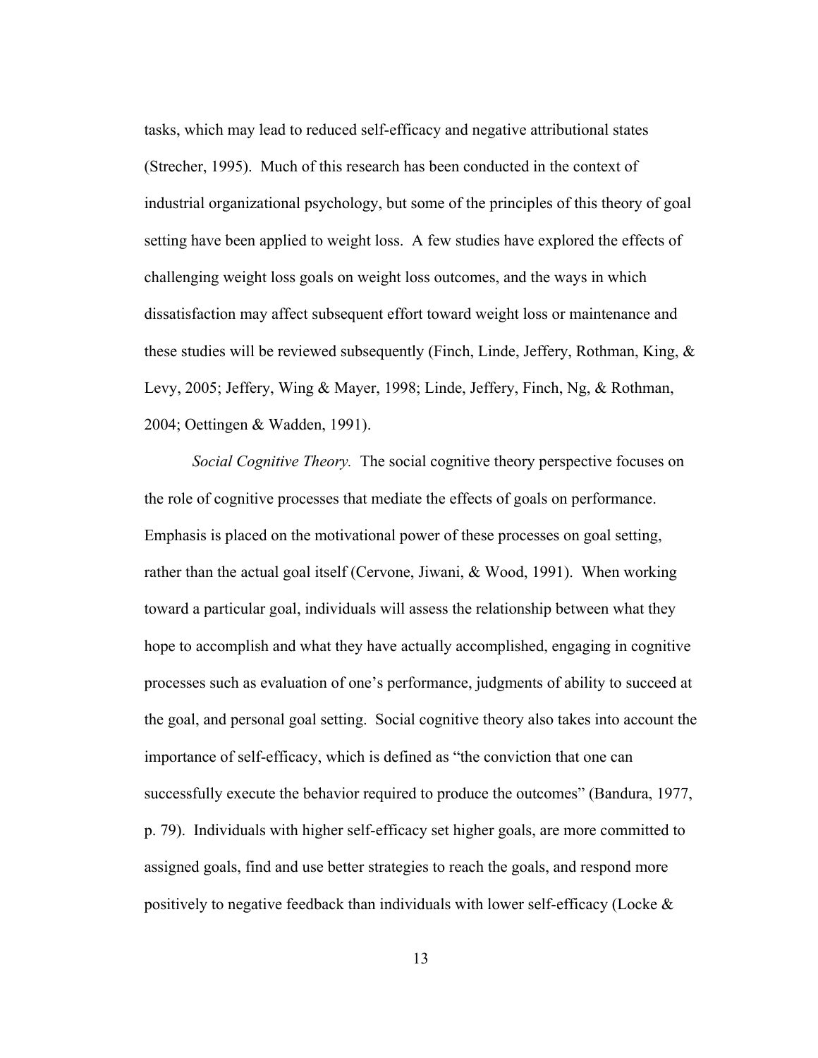tasks, which may lead to reduced self-efficacy and negative attributional states (Strecher, 1995). Much of this research has been conducted in the context of industrial organizational psychology, but some of the principles of this theory of goal setting have been applied to weight loss. A few studies have explored the effects of challenging weight loss goals on weight loss outcomes, and the ways in which dissatisfaction may affect subsequent effort toward weight loss or maintenance and these studies will be reviewed subsequently (Finch, Linde, Jeffery, Rothman, King, & Levy, 2005; Jeffery, Wing & Mayer, 1998; Linde, Jeffery, Finch, Ng, & Rothman, 2004; Oettingen & Wadden, 1991).

*Social Cognitive Theory.* The social cognitive theory perspective focuses on the role of cognitive processes that mediate the effects of goals on performance. Emphasis is placed on the motivational power of these processes on goal setting, rather than the actual goal itself (Cervone, Jiwani, & Wood, 1991). When working toward a particular goal, individuals will assess the relationship between what they hope to accomplish and what they have actually accomplished, engaging in cognitive processes such as evaluation of one's performance, judgments of ability to succeed at the goal, and personal goal setting. Social cognitive theory also takes into account the importance of self-efficacy, which is defined as "the conviction that one can successfully execute the behavior required to produce the outcomes" (Bandura, 1977, p. 79). Individuals with higher self-efficacy set higher goals, are more committed to assigned goals, find and use better strategies to reach the goals, and respond more positively to negative feedback than individuals with lower self-efficacy (Locke &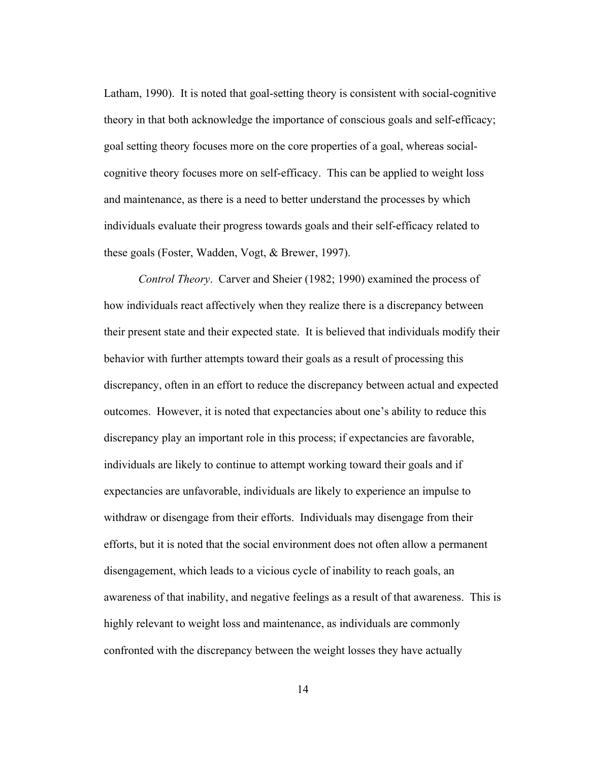Latham, 1990). It is noted that goal-setting theory is consistent with social-cognitive theory in that both acknowledge the importance of conscious goals and self-efficacy; goal setting theory focuses more on the core properties of a goal, whereas social-cognitive theory focuses more on self-efficacy. This can be applied to weight loss and maintenance, as there is a need to better understand the processes by which individuals evaluate their progress towards goals and their self-efficacy related to these goals (Foster, Wadden, Vogt, & Brewer, 1997).

*Control Theory*. Carver and Sheier (1982; 1990) examined the process of how individuals react affectively when they realize there is a discrepancy between their present state and their expected state. It is believed that individuals modify their behavior with further attempts toward their goals as a result of processing this discrepancy, often in an effort to reduce the discrepancy between actual and expected outcomes. However, it is noted that expectancies about one's ability to reduce this discrepancy play an important role in this process; if expectancies are favorable, individuals are likely to continue to attempt working toward their goals and if expectancies are unfavorable, individuals are likely to experience an impulse to withdraw or disengage from their efforts. Individuals may disengage from their efforts, but it is noted that the social environment does not often allow a permanent disengagement, which leads to a vicious cycle of inability to reach goals, an awareness of that inability, and negative feelings as a result of that awareness. This is highly relevant to weight loss and maintenance, as individuals are commonly confronted with the discrepancy between the weight losses they have actually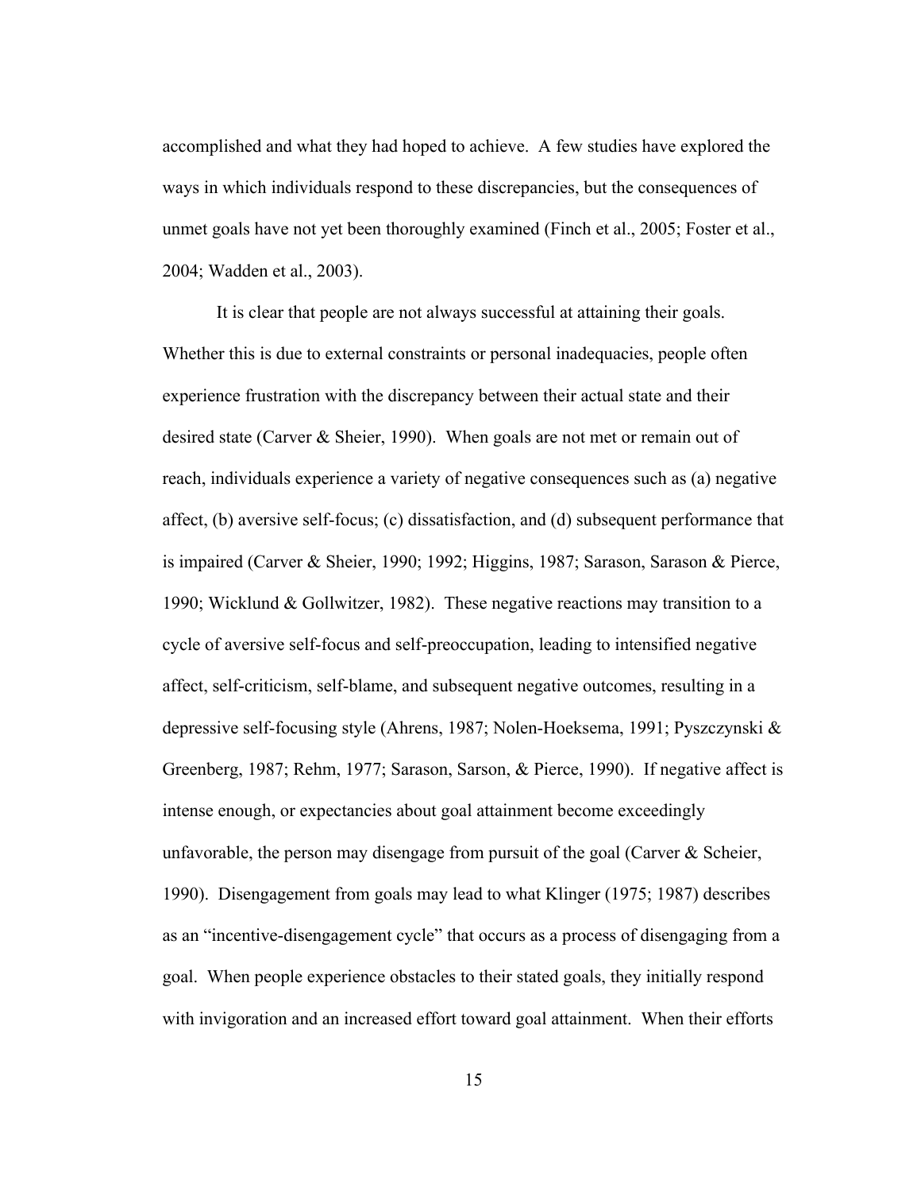accomplished and what they had hoped to achieve. A few studies have explored the ways in which individuals respond to these discrepancies, but the consequences of unmet goals have not yet been thoroughly examined (Finch et al., 2005; Foster et al., 2004; Wadden et al., 2003).

It is clear that people are not always successful at attaining their goals. Whether this is due to external constraints or personal inadequacies, people often experience frustration with the discrepancy between their actual state and their desired state (Carver & Sheier, 1990). When goals are not met or remain out of reach, individuals experience a variety of negative consequences such as (a) negative affect, (b) aversive self-focus; (c) dissatisfaction, and (d) subsequent performance that is impaired (Carver & Sheier, 1990; 1992; Higgins, 1987; Sarason, Sarason & Pierce, 1990; Wicklund & Gollwitzer, 1982). These negative reactions may transition to a cycle of aversive self-focus and self-preoccupation, leading to intensified negative affect, self-criticism, self-blame, and subsequent negative outcomes, resulting in a depressive self-focusing style (Ahrens, 1987; Nolen-Hoeksema, 1991; Pyszczynski & Greenberg, 1987; Rehm, 1977; Sarason, Sarson, & Pierce, 1990). If negative affect is intense enough, or expectancies about goal attainment become exceedingly unfavorable, the person may disengage from pursuit of the goal (Carver & Scheier, 1990). Disengagement from goals may lead to what Klinger (1975; 1987) describes as an "incentive-disengagement cycle" that occurs as a process of disengaging from a goal. When people experience obstacles to their stated goals, they initially respond with invigoration and an increased effort toward goal attainment. When their efforts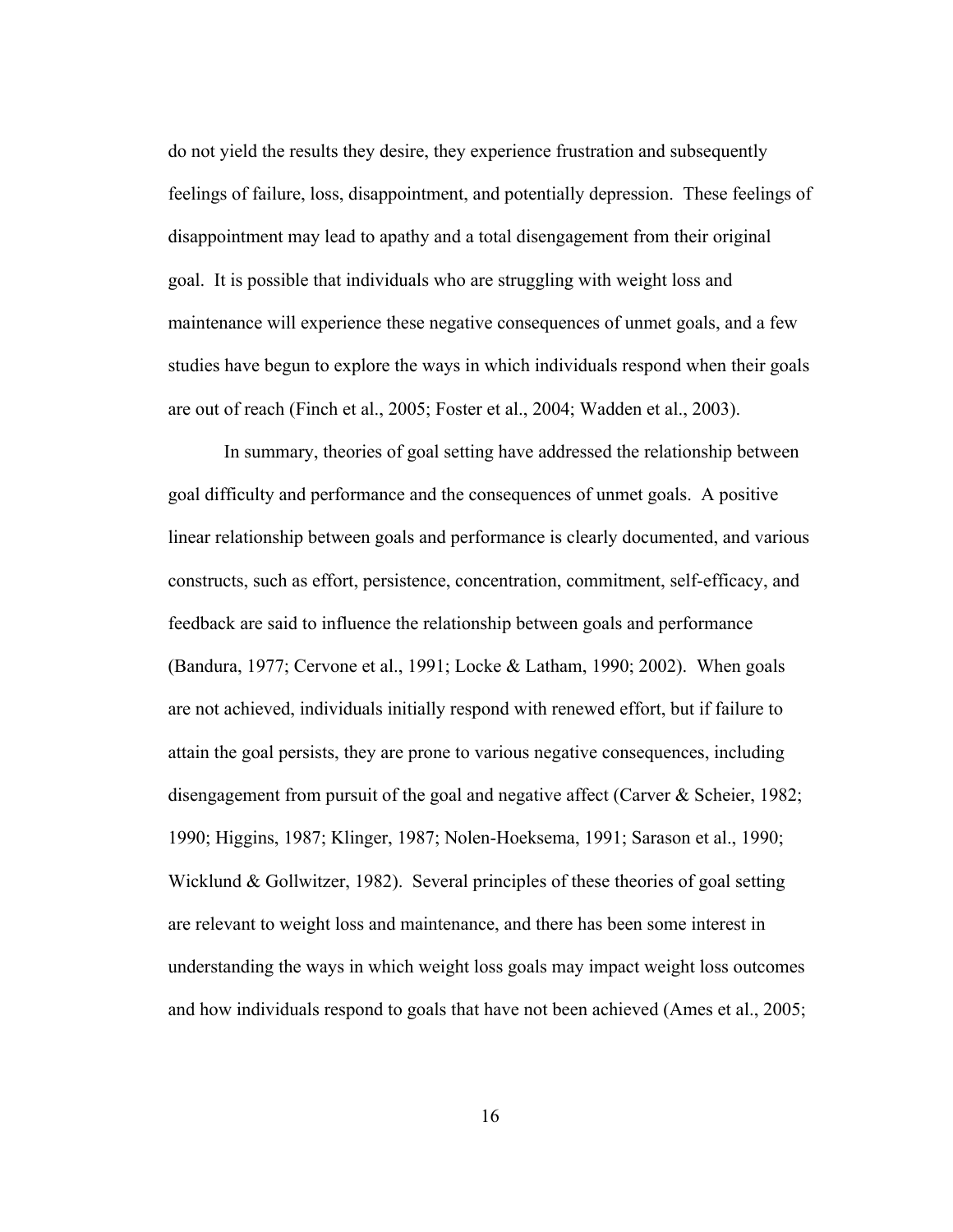do not yield the results they desire, they experience frustration and subsequently feelings of failure, loss, disappointment, and potentially depression. These feelings of disappointment may lead to apathy and a total disengagement from their original goal. It is possible that individuals who are struggling with weight loss and maintenance will experience these negative consequences of unmet goals, and a few studies have begun to explore the ways in which individuals respond when their goals are out of reach (Finch et al., 2005; Foster et al., 2004; Wadden et al., 2003).

In summary, theories of goal setting have addressed the relationship between goal difficulty and performance and the consequences of unmet goals. A positive linear relationship between goals and performance is clearly documented, and various constructs, such as effort, persistence, concentration, commitment, self-efficacy, and feedback are said to influence the relationship between goals and performance (Bandura, 1977; Cervone et al., 1991; Locke & Latham, 1990; 2002). When goals are not achieved, individuals initially respond with renewed effort, but if failure to attain the goal persists, they are prone to various negative consequences, including disengagement from pursuit of the goal and negative affect (Carver & Scheier, 1982; 1990; Higgins, 1987; Klinger, 1987; Nolen-Hoeksema, 1991; Sarason et al., 1990; Wicklund & Gollwitzer, 1982). Several principles of these theories of goal setting are relevant to weight loss and maintenance, and there has been some interest in understanding the ways in which weight loss goals may impact weight loss outcomes and how individuals respond to goals that have not been achieved (Ames et al., 2005;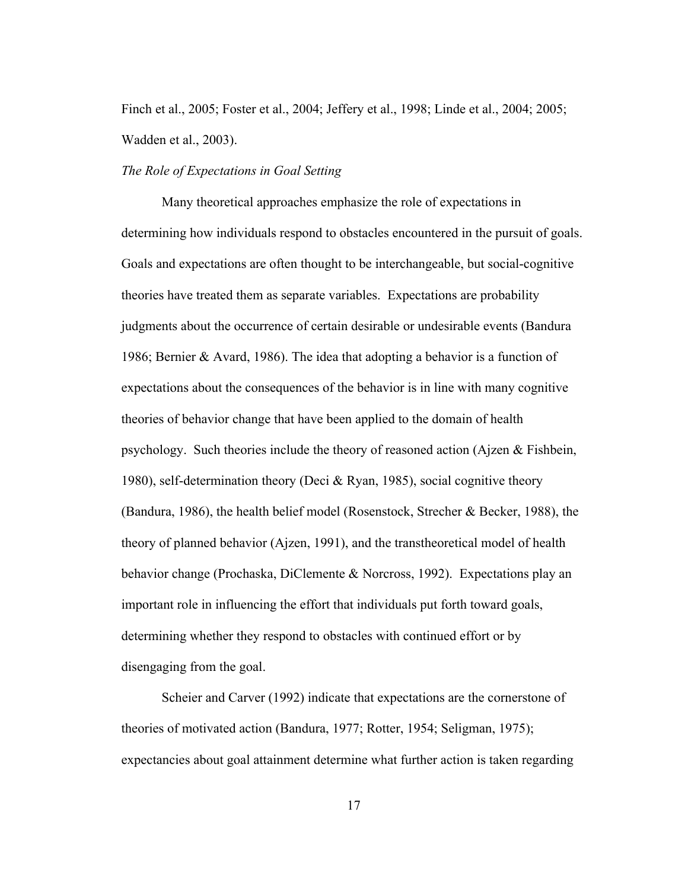Finch et al., 2005; Foster et al., 2004; Jeffery et al., 1998; Linde et al., 2004; 2005; Wadden et al., 2003).

### *The Role of Expectations in Goal Setting*

Many theoretical approaches emphasize the role of expectations in determining how individuals respond to obstacles encountered in the pursuit of goals. Goals and expectations are often thought to be interchangeable, but social-cognitive theories have treated them as separate variables. Expectations are probability judgments about the occurrence of certain desirable or undesirable events (Bandura 1986; Bernier & Avard, 1986). The idea that adopting a behavior is a function of expectations about the consequences of the behavior is in line with many cognitive theories of behavior change that have been applied to the domain of health psychology. Such theories include the theory of reasoned action (Ajzen & Fishbein, 1980), self-determination theory (Deci & Ryan, 1985), social cognitive theory (Bandura, 1986), the health belief model (Rosenstock, Strecher & Becker, 1988), the theory of planned behavior (Ajzen, 1991), and the transtheoretical model of health behavior change (Prochaska, DiClemente & Norcross, 1992). Expectations play an important role in influencing the effort that individuals put forth toward goals, determining whether they respond to obstacles with continued effort or by disengaging from the goal.

Scheier and Carver (1992) indicate that expectations are the cornerstone of theories of motivated action (Bandura, 1977; Rotter, 1954; Seligman, 1975); expectancies about goal attainment determine what further action is taken regarding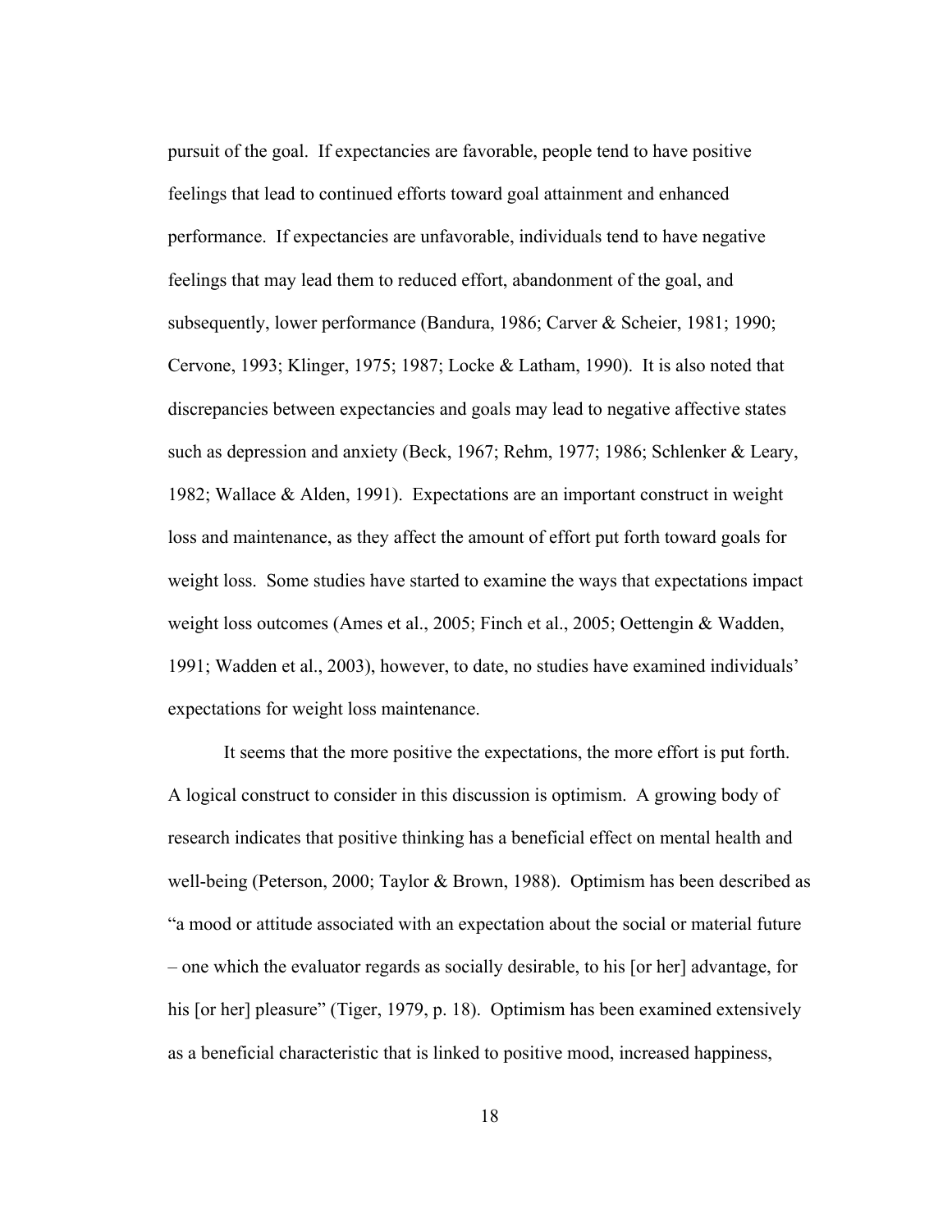pursuit of the goal. If expectancies are favorable, people tend to have positive feelings that lead to continued efforts toward goal attainment and enhanced performance. If expectancies are unfavorable, individuals tend to have negative feelings that may lead them to reduced effort, abandonment of the goal, and subsequently, lower performance (Bandura, 1986; Carver & Scheier, 1981; 1990; Cervone, 1993; Klinger, 1975; 1987; Locke & Latham, 1990). It is also noted that discrepancies between expectancies and goals may lead to negative affective states such as depression and anxiety (Beck, 1967; Rehm, 1977; 1986; Schlenker & Leary, 1982; Wallace & Alden, 1991). Expectations are an important construct in weight loss and maintenance, as they affect the amount of effort put forth toward goals for weight loss. Some studies have started to examine the ways that expectations impact weight loss outcomes (Ames et al., 2005; Finch et al., 2005; Oettengin & Wadden, 1991; Wadden et al., 2003), however, to date, no studies have examined individuals' expectations for weight loss maintenance.

It seems that the more positive the expectations, the more effort is put forth. A logical construct to consider in this discussion is optimism. A growing body of research indicates that positive thinking has a beneficial effect on mental health and well-being (Peterson, 2000; Taylor & Brown, 1988). Optimism has been described as "a mood or attitude associated with an expectation about the social or material future – one which the evaluator regards as socially desirable, to his [or her] advantage, for his [or her] pleasure" (Tiger, 1979, p. 18). Optimism has been examined extensively as a beneficial characteristic that is linked to positive mood, increased happiness,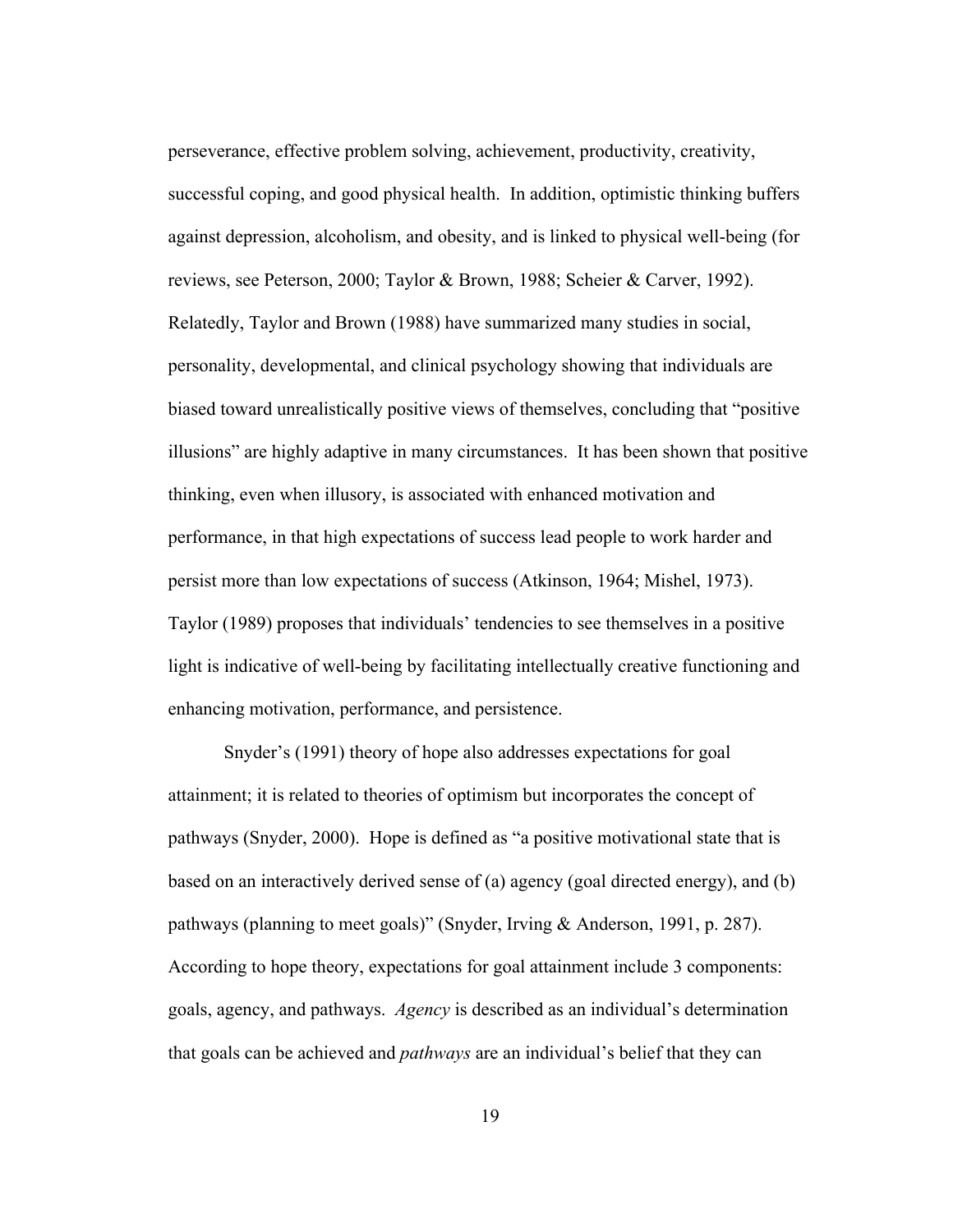perseverance, effective problem solving, achievement, productivity, creativity, successful coping, and good physical health. In addition, optimistic thinking buffers against depression, alcoholism, and obesity, and is linked to physical well-being (for reviews, see Peterson, 2000; Taylor & Brown, 1988; Scheier & Carver, 1992). Relatedly, Taylor and Brown (1988) have summarized many studies in social, personality, developmental, and clinical psychology showing that individuals are biased toward unrealistically positive views of themselves, concluding that "positive illusions" are highly adaptive in many circumstances. It has been shown that positive thinking, even when illusory, is associated with enhanced motivation and performance, in that high expectations of success lead people to work harder and persist more than low expectations of success (Atkinson, 1964; Mishel, 1973). Taylor (1989) proposes that individuals' tendencies to see themselves in a positive light is indicative of well-being by facilitating intellectually creative functioning and enhancing motivation, performance, and persistence.

Snyder's (1991) theory of hope also addresses expectations for goal attainment; it is related to theories of optimism but incorporates the concept of pathways (Snyder, 2000). Hope is defined as "a positive motivational state that is based on an interactively derived sense of (a) agency (goal directed energy), and (b) pathways (planning to meet goals)" (Snyder, Irving & Anderson, 1991, p. 287). According to hope theory, expectations for goal attainment include 3 components: goals, agency, and pathways. *Agency* is described as an individual's determination that goals can be achieved and *pathways* are an individual's belief that they can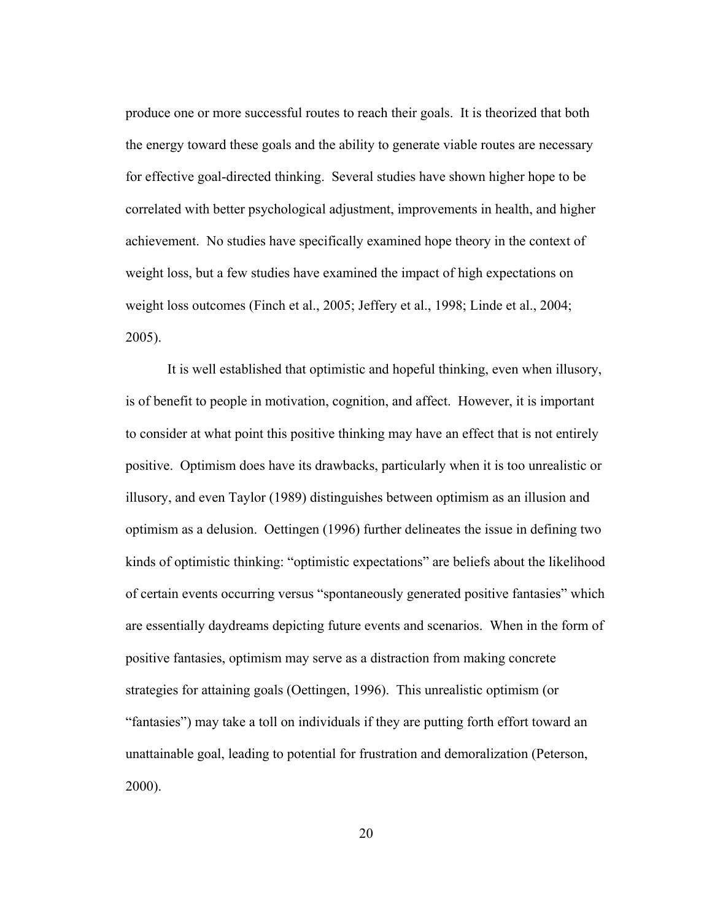produce one or more successful routes to reach their goals. It is theorized that both the energy toward these goals and the ability to generate viable routes are necessary for effective goal-directed thinking. Several studies have shown higher hope to be correlated with better psychological adjustment, improvements in health, and higher achievement. No studies have specifically examined hope theory in the context of weight loss, but a few studies have examined the impact of high expectations on weight loss outcomes (Finch et al., 2005; Jeffery et al., 1998; Linde et al., 2004; 2005).

It is well established that optimistic and hopeful thinking, even when illusory, is of benefit to people in motivation, cognition, and affect. However, it is important to consider at what point this positive thinking may have an effect that is not entirely positive. Optimism does have its drawbacks, particularly when it is too unrealistic or illusory, and even Taylor (1989) distinguishes between optimism as an illusion and optimism as a delusion. Oettingen (1996) further delineates the issue in defining two kinds of optimistic thinking: "optimistic expectations" are beliefs about the likelihood of certain events occurring versus "spontaneously generated positive fantasies" which are essentially daydreams depicting future events and scenarios. When in the form of positive fantasies, optimism may serve as a distraction from making concrete strategies for attaining goals (Oettingen, 1996). This unrealistic optimism (or "fantasies") may take a toll on individuals if they are putting forth effort toward an unattainable goal, leading to potential for frustration and demoralization (Peterson, 2000).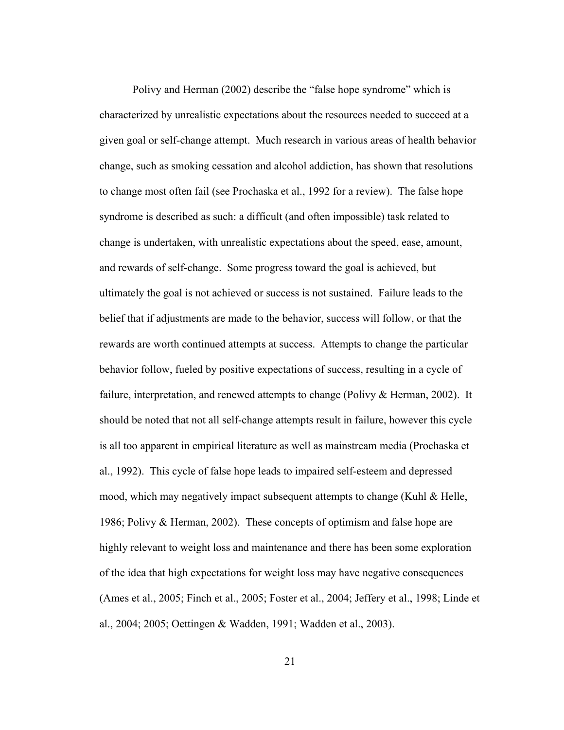Polivy and Herman (2002) describe the "false hope syndrome" which is characterized by unrealistic expectations about the resources needed to succeed at a given goal or self-change attempt. Much research in various areas of health behavior change, such as smoking cessation and alcohol addiction, has shown that resolutions to change most often fail (see Prochaska et al., 1992 for a review). The false hope syndrome is described as such: a difficult (and often impossible) task related to change is undertaken, with unrealistic expectations about the speed, ease, amount, and rewards of self-change. Some progress toward the goal is achieved, but ultimately the goal is not achieved or success is not sustained. Failure leads to the belief that if adjustments are made to the behavior, success will follow, or that the rewards are worth continued attempts at success. Attempts to change the particular behavior follow, fueled by positive expectations of success, resulting in a cycle of failure, interpretation, and renewed attempts to change (Polivy & Herman, 2002). It should be noted that not all self-change attempts result in failure, however this cycle is all too apparent in empirical literature as well as mainstream media (Prochaska et al., 1992). This cycle of false hope leads to impaired self-esteem and depressed mood, which may negatively impact subsequent attempts to change (Kuhl & Helle, 1986; Polivy & Herman, 2002). These concepts of optimism and false hope are highly relevant to weight loss and maintenance and there has been some exploration of the idea that high expectations for weight loss may have negative consequences (Ames et al., 2005; Finch et al., 2005; Foster et al., 2004; Jeffery et al., 1998; Linde et al., 2004; 2005; Oettingen & Wadden, 1991; Wadden et al., 2003).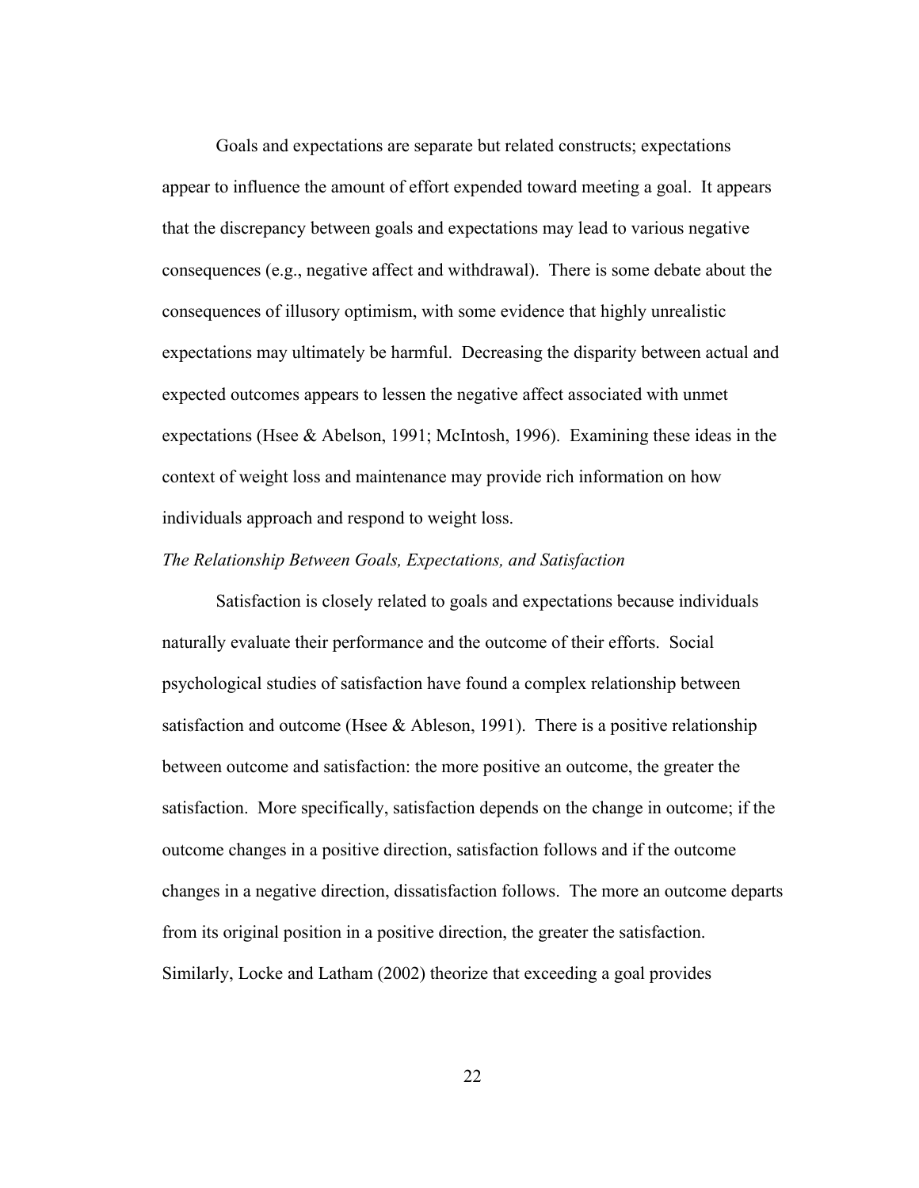Goals and expectations are separate but related constructs; expectations appear to influence the amount of effort expended toward meeting a goal. It appears that the discrepancy between goals and expectations may lead to various negative consequences (e.g., negative affect and withdrawal). There is some debate about the consequences of illusory optimism, with some evidence that highly unrealistic expectations may ultimately be harmful. Decreasing the disparity between actual and expected outcomes appears to lessen the negative affect associated with unmet expectations (Hsee & Abelson, 1991; McIntosh, 1996). Examining these ideas in the context of weight loss and maintenance may provide rich information on how individuals approach and respond to weight loss.

*The Relationship Between Goals, Expectations, and Satisfaction*

Satisfaction is closely related to goals and expectations because individuals naturally evaluate their performance and the outcome of their efforts. Social psychological studies of satisfaction have found a complex relationship between satisfaction and outcome (Hsee & Ableson, 1991). There is a positive relationship between outcome and satisfaction: the more positive an outcome, the greater the satisfaction. More specifically, satisfaction depends on the change in outcome; if the outcome changes in a positive direction, satisfaction follows and if the outcome changes in a negative direction, dissatisfaction follows. The more an outcome departs from its original position in a positive direction, the greater the satisfaction. Similarly, Locke and Latham (2002) theorize that exceeding a goal provides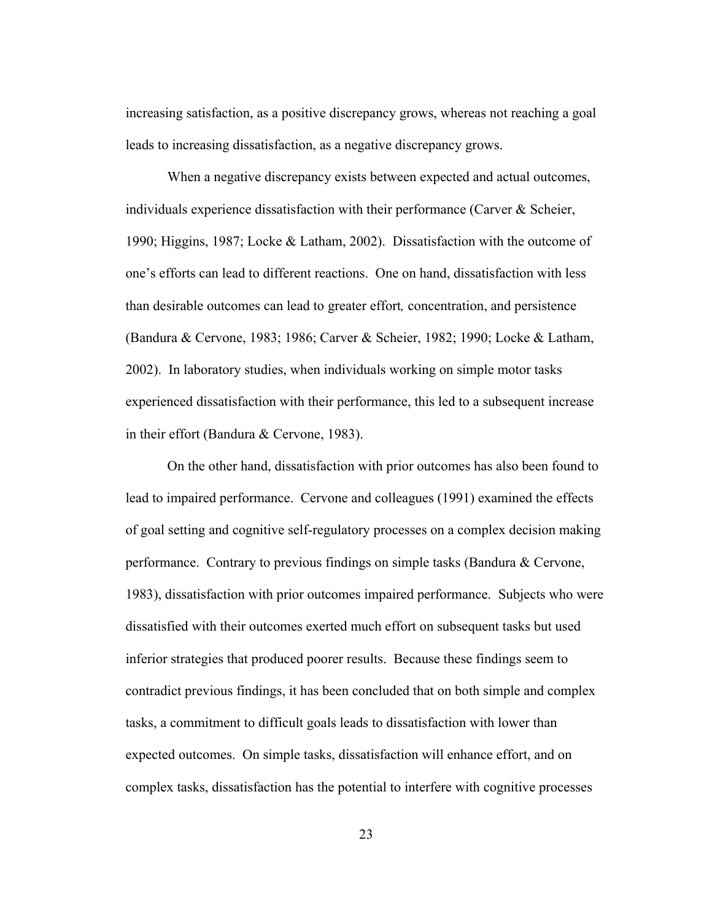increasing satisfaction, as a positive discrepancy grows, whereas not reaching a goal leads to increasing dissatisfaction, as a negative discrepancy grows.

When a negative discrepancy exists between expected and actual outcomes, individuals experience dissatisfaction with their performance (Carver & Scheier, 1990; Higgins, 1987; Locke & Latham, 2002). Dissatisfaction with the outcome of one's efforts can lead to different reactions. One on hand, dissatisfaction with less than desirable outcomes can lead to greater effort*,* concentration, and persistence (Bandura & Cervone, 1983; 1986; Carver & Scheier, 1982; 1990; Locke & Latham, 2002). In laboratory studies, when individuals working on simple motor tasks experienced dissatisfaction with their performance, this led to a subsequent increase in their effort (Bandura & Cervone, 1983).

On the other hand, dissatisfaction with prior outcomes has also been found to lead to impaired performance. Cervone and colleagues (1991) examined the effects of goal setting and cognitive self-regulatory processes on a complex decision making performance. Contrary to previous findings on simple tasks (Bandura & Cervone, 1983), dissatisfaction with prior outcomes impaired performance. Subjects who were dissatisfied with their outcomes exerted much effort on subsequent tasks but used inferior strategies that produced poorer results. Because these findings seem to contradict previous findings, it has been concluded that on both simple and complex tasks, a commitment to difficult goals leads to dissatisfaction with lower than expected outcomes. On simple tasks, dissatisfaction will enhance effort, and on complex tasks, dissatisfaction has the potential to interfere with cognitive processes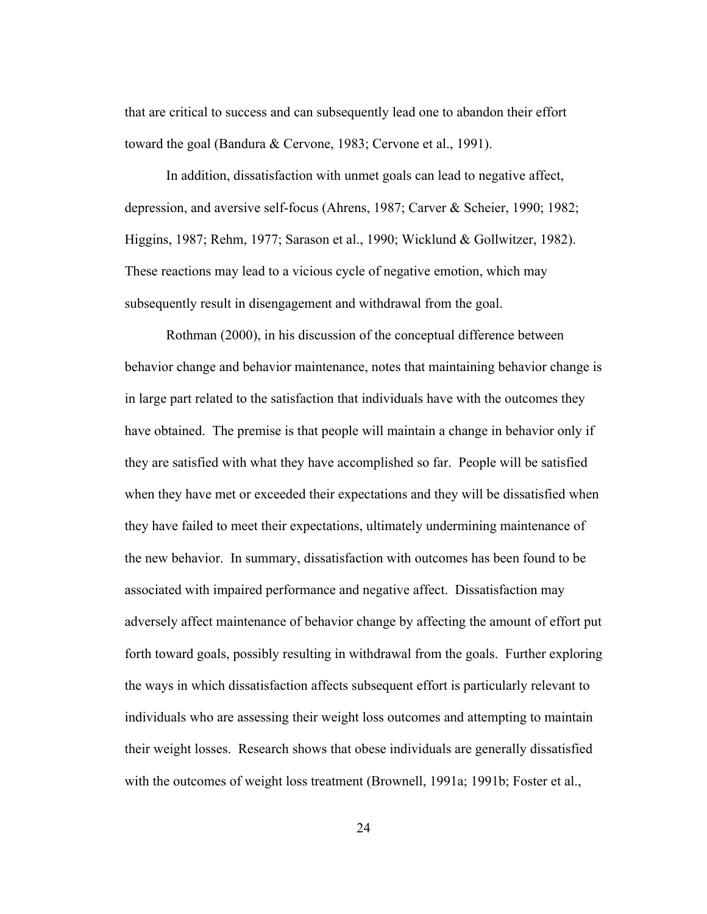that are critical to success and can subsequently lead one to abandon their effort toward the goal (Bandura & Cervone, 1983; Cervone et al., 1991).

In addition, dissatisfaction with unmet goals can lead to negative affect, depression, and aversive self-focus (Ahrens, 1987; Carver & Scheier, 1990; 1982; Higgins, 1987; Rehm, 1977; Sarason et al., 1990; Wicklund & Gollwitzer, 1982). These reactions may lead to a vicious cycle of negative emotion, which may subsequently result in disengagement and withdrawal from the goal.

Rothman (2000), in his discussion of the conceptual difference between behavior change and behavior maintenance, notes that maintaining behavior change is in large part related to the satisfaction that individuals have with the outcomes they have obtained. The premise is that people will maintain a change in behavior only if they are satisfied with what they have accomplished so far. People will be satisfied when they have met or exceeded their expectations and they will be dissatisfied when they have failed to meet their expectations, ultimately undermining maintenance of the new behavior. In summary, dissatisfaction with outcomes has been found to be associated with impaired performance and negative affect. Dissatisfaction may adversely affect maintenance of behavior change by affecting the amount of effort put forth toward goals, possibly resulting in withdrawal from the goals. Further exploring the ways in which dissatisfaction affects subsequent effort is particularly relevant to individuals who are assessing their weight loss outcomes and attempting to maintain their weight losses. Research shows that obese individuals are generally dissatisfied with the outcomes of weight loss treatment (Brownell, 1991a; 1991b; Foster et al.,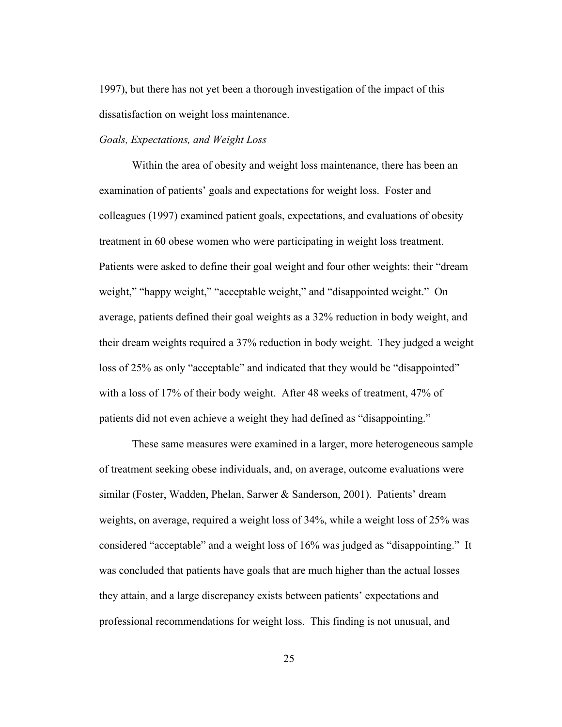1997), but there has not yet been a thorough investigation of the impact of this dissatisfaction on weight loss maintenance.

*Goals, Expectations, and Weight Loss*

Within the area of obesity and weight loss maintenance, there has been an examination of patients' goals and expectations for weight loss. Foster and colleagues (1997) examined patient goals, expectations, and evaluations of obesity treatment in 60 obese women who were participating in weight loss treatment. Patients were asked to define their goal weight and four other weights: their "dream weight," "happy weight," "acceptable weight," and "disappointed weight." On average, patients defined their goal weights as a 32% reduction in body weight, and their dream weights required a 37% reduction in body weight. They judged a weight loss of 25% as only "acceptable" and indicated that they would be "disappointed" with a loss of 17% of their body weight. After 48 weeks of treatment, 47% of patients did not even achieve a weight they had defined as "disappointing."

These same measures were examined in a larger, more heterogeneous sample of treatment seeking obese individuals, and, on average, outcome evaluations were similar (Foster, Wadden, Phelan, Sarwer & Sanderson, 2001). Patients' dream weights, on average, required a weight loss of 34%, while a weight loss of 25% was considered "acceptable" and a weight loss of 16% was judged as "disappointing." It was concluded that patients have goals that are much higher than the actual losses they attain, and a large discrepancy exists between patients' expectations and professional recommendations for weight loss. This finding is not unusual, and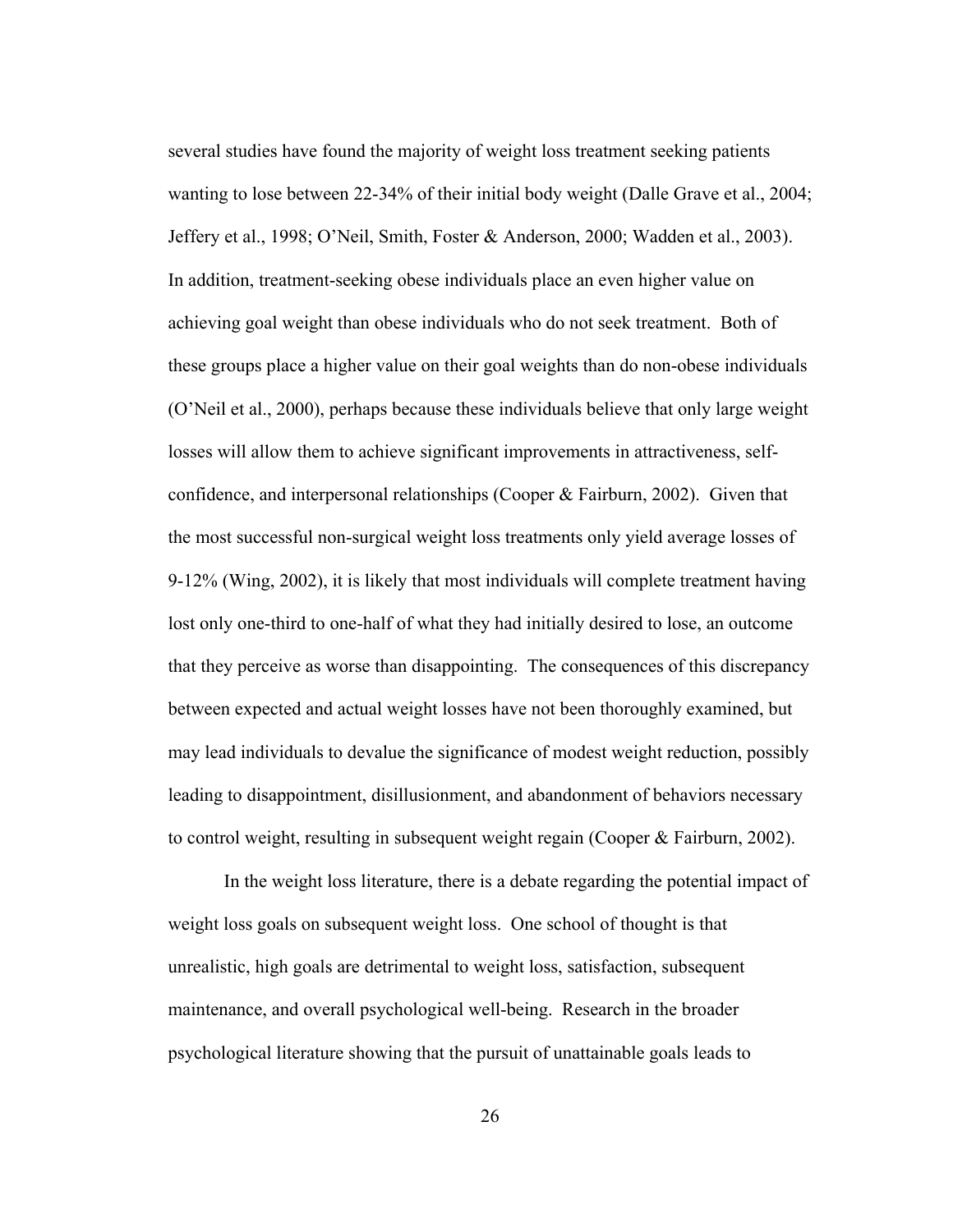several studies have found the majority of weight loss treatment seeking patients wanting to lose between 22-34% of their initial body weight (Dalle Grave et al., 2004; Jeffery et al., 1998; O'Neil, Smith, Foster & Anderson, 2000; Wadden et al., 2003). In addition, treatment-seeking obese individuals place an even higher value on achieving goal weight than obese individuals who do not seek treatment. Both of these groups place a higher value on their goal weights than do non-obese individuals (O'Neil et al., 2000), perhaps because these individuals believe that only large weight losses will allow them to achieve significant improvements in attractiveness, self-confidence, and interpersonal relationships (Cooper & Fairburn, 2002). Given that the most successful non-surgical weight loss treatments only yield average losses of 9-12% (Wing, 2002), it is likely that most individuals will complete treatment having lost only one-third to one-half of what they had initially desired to lose, an outcome that they perceive as worse than disappointing. The consequences of this discrepancy between expected and actual weight losses have not been thoroughly examined, but may lead individuals to devalue the significance of modest weight reduction, possibly leading to disappointment, disillusionment, and abandonment of behaviors necessary to control weight, resulting in subsequent weight regain (Cooper & Fairburn, 2002).

In the weight loss literature, there is a debate regarding the potential impact of weight loss goals on subsequent weight loss. One school of thought is that unrealistic, high goals are detrimental to weight loss, satisfaction, subsequent maintenance, and overall psychological well-being. Research in the broader psychological literature showing that the pursuit of unattainable goals leads to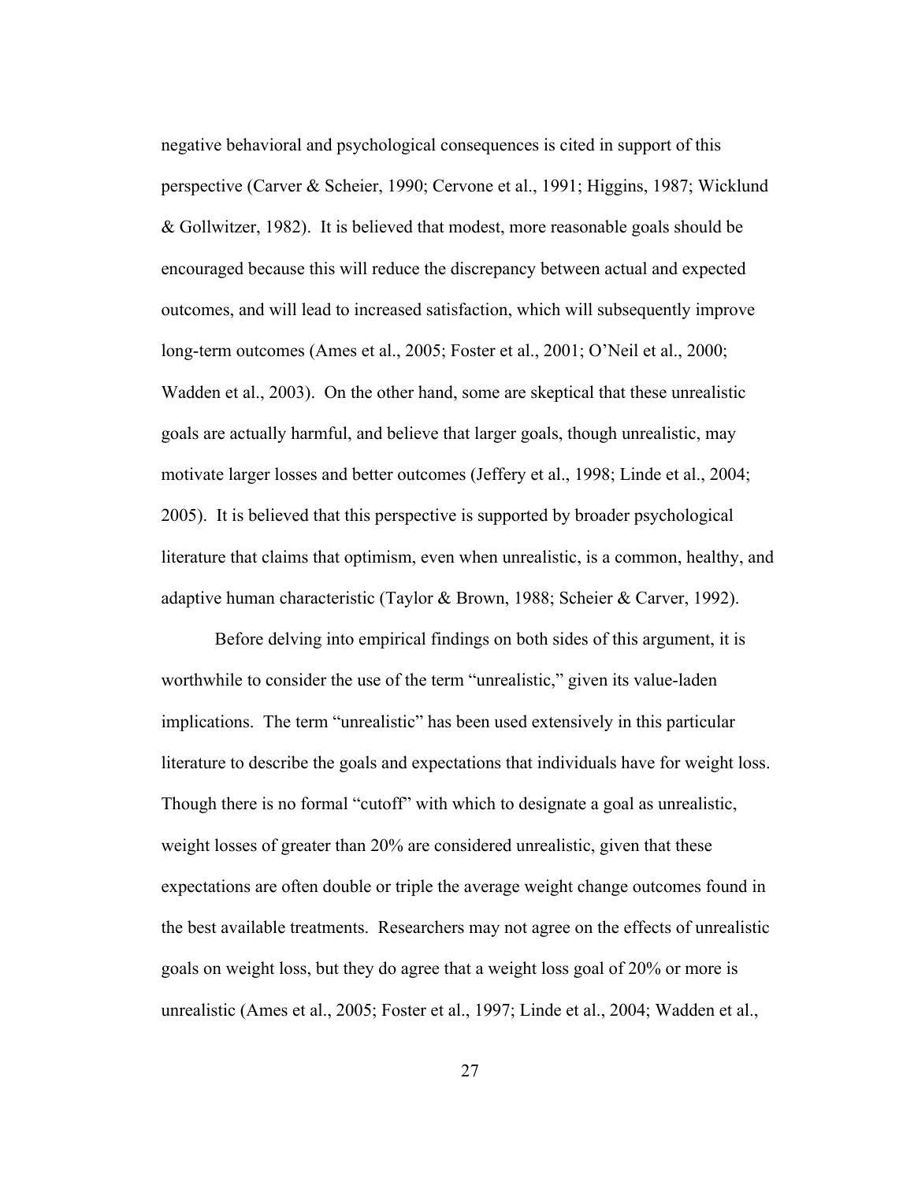negative behavioral and psychological consequences is cited in support of this perspective (Carver & Scheier, 1990; Cervone et al., 1991; Higgins, 1987; Wicklund & Gollwitzer, 1982). It is believed that modest, more reasonable goals should be encouraged because this will reduce the discrepancy between actual and expected outcomes, and will lead to increased satisfaction, which will subsequently improve long-term outcomes (Ames et al., 2005; Foster et al., 2001; O'Neil et al., 2000; Wadden et al., 2003). On the other hand, some are skeptical that these unrealistic goals are actually harmful, and believe that larger goals, though unrealistic, may motivate larger losses and better outcomes (Jeffery et al., 1998; Linde et al., 2004; 2005). It is believed that this perspective is supported by broader psychological literature that claims that optimism, even when unrealistic, is a common, healthy, and adaptive human characteristic (Taylor & Brown, 1988; Scheier & Carver, 1992).

Before delving into empirical findings on both sides of this argument, it is worthwhile to consider the use of the term "unrealistic," given its value-laden implications. The term "unrealistic" has been used extensively in this particular literature to describe the goals and expectations that individuals have for weight loss. Though there is no formal "cutoff" with which to designate a goal as unrealistic, weight losses of greater than 20% are considered unrealistic, given that these expectations are often double or triple the average weight change outcomes found in the best available treatments. Researchers may not agree on the effects of unrealistic goals on weight loss, but they do agree that a weight loss goal of 20% or more is unrealistic (Ames et al., 2005; Foster et al., 1997; Linde et al., 2004; Wadden et al.,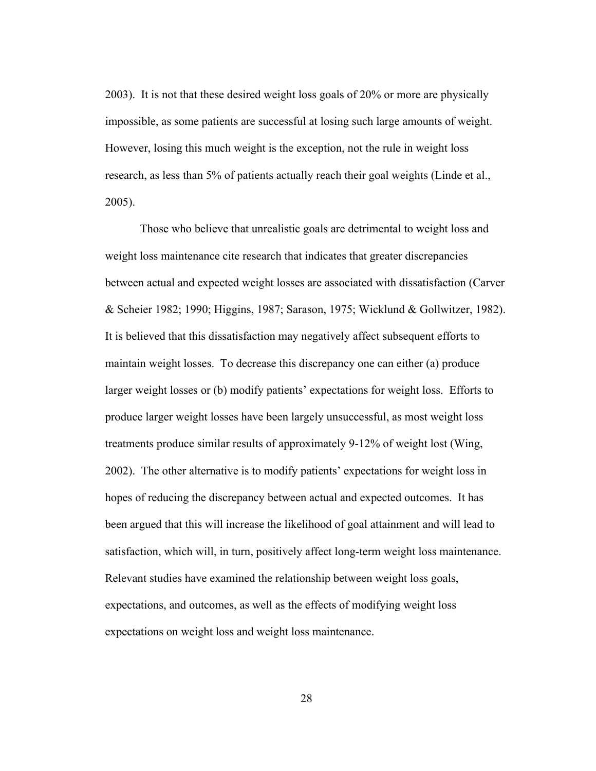2003). It is not that these desired weight loss goals of 20% or more are physically impossible, as some patients are successful at losing such large amounts of weight. However, losing this much weight is the exception, not the rule in weight loss research, as less than 5% of patients actually reach their goal weights (Linde et al., 2005).

Those who believe that unrealistic goals are detrimental to weight loss and weight loss maintenance cite research that indicates that greater discrepancies between actual and expected weight losses are associated with dissatisfaction (Carver & Scheier 1982; 1990; Higgins, 1987; Sarason, 1975; Wicklund & Gollwitzer, 1982). It is believed that this dissatisfaction may negatively affect subsequent efforts to maintain weight losses. To decrease this discrepancy one can either (a) produce larger weight losses or (b) modify patients' expectations for weight loss. Efforts to produce larger weight losses have been largely unsuccessful, as most weight loss treatments produce similar results of approximately 9-12% of weight lost (Wing, 2002). The other alternative is to modify patients' expectations for weight loss in hopes of reducing the discrepancy between actual and expected outcomes. It has been argued that this will increase the likelihood of goal attainment and will lead to satisfaction, which will, in turn, positively affect long-term weight loss maintenance. Relevant studies have examined the relationship between weight loss goals, expectations, and outcomes, as well as the effects of modifying weight loss expectations on weight loss and weight loss maintenance.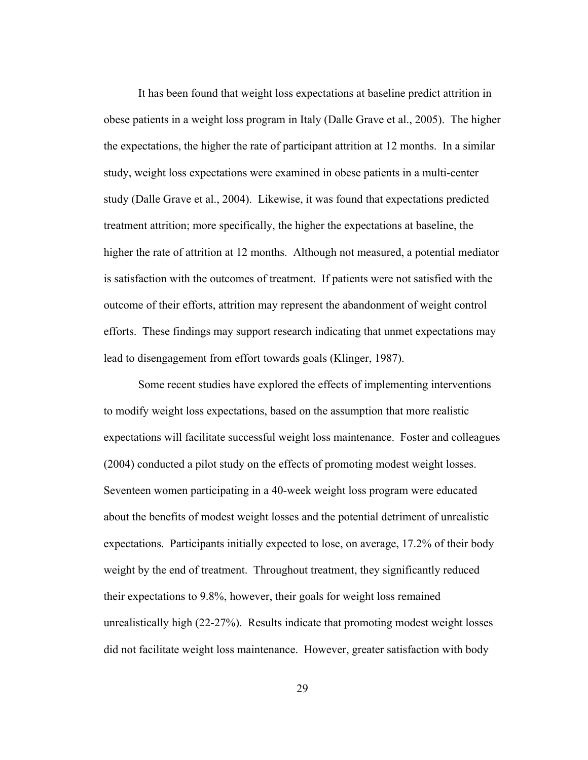It has been found that weight loss expectations at baseline predict attrition in obese patients in a weight loss program in Italy (Dalle Grave et al., 2005). The higher the expectations, the higher the rate of participant attrition at 12 months. In a similar study, weight loss expectations were examined in obese patients in a multi-center study (Dalle Grave et al., 2004). Likewise, it was found that expectations predicted treatment attrition; more specifically, the higher the expectations at baseline, the higher the rate of attrition at 12 months. Although not measured, a potential mediator is satisfaction with the outcomes of treatment. If patients were not satisfied with the outcome of their efforts, attrition may represent the abandonment of weight control efforts. These findings may support research indicating that unmet expectations may lead to disengagement from effort towards goals (Klinger, 1987).

Some recent studies have explored the effects of implementing interventions to modify weight loss expectations, based on the assumption that more realistic expectations will facilitate successful weight loss maintenance. Foster and colleagues (2004) conducted a pilot study on the effects of promoting modest weight losses. Seventeen women participating in a 40-week weight loss program were educated about the benefits of modest weight losses and the potential detriment of unrealistic expectations. Participants initially expected to lose, on average, 17.2% of their body weight by the end of treatment. Throughout treatment, they significantly reduced their expectations to 9.8%, however, their goals for weight loss remained unrealistically high (22-27%). Results indicate that promoting modest weight losses did not facilitate weight loss maintenance. However, greater satisfaction with body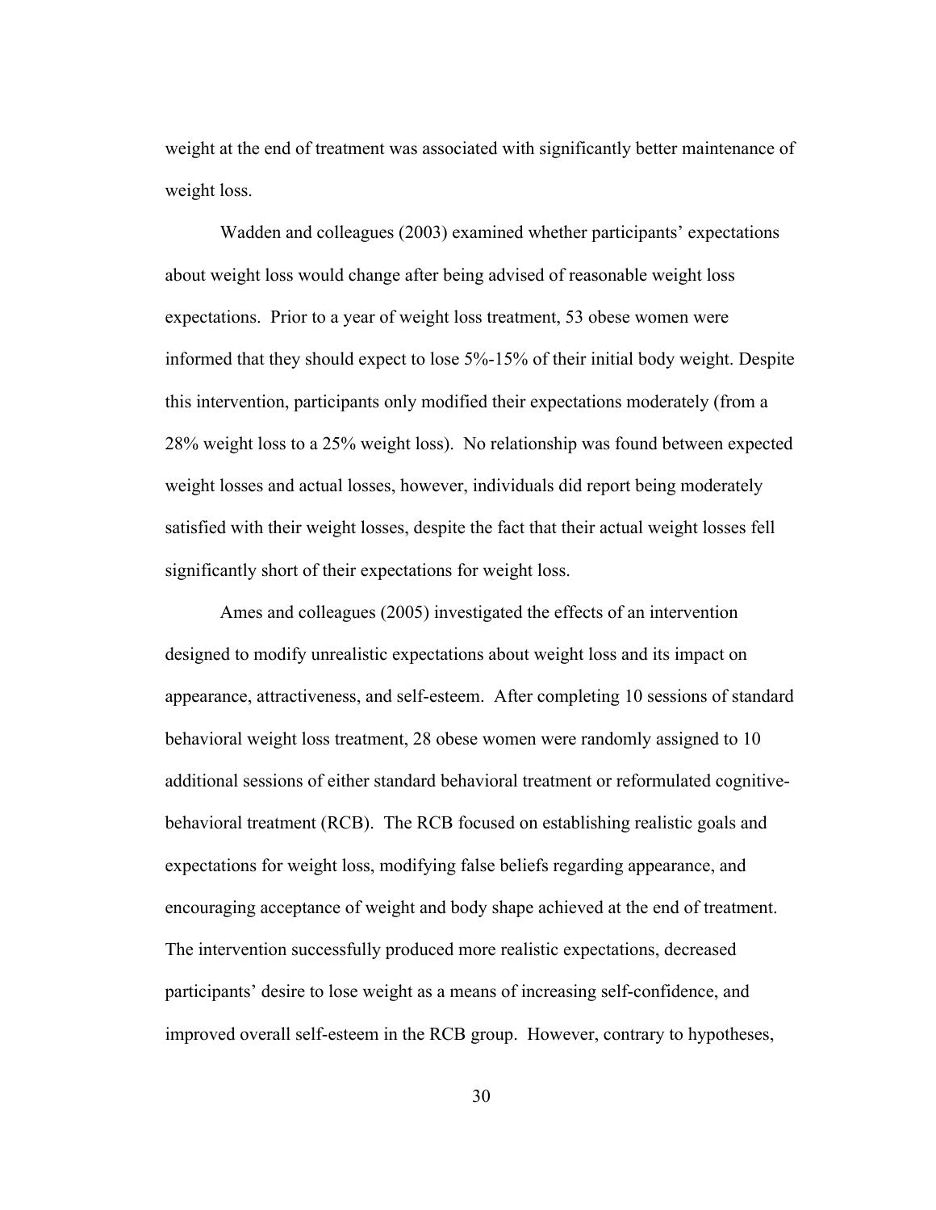weight at the end of treatment was associated with significantly better maintenance of weight loss.

Wadden and colleagues (2003) examined whether participants' expectations about weight loss would change after being advised of reasonable weight loss expectations. Prior to a year of weight loss treatment, 53 obese women were informed that they should expect to lose 5%-15% of their initial body weight. Despite this intervention, participants only modified their expectations moderately (from a 28% weight loss to a 25% weight loss). No relationship was found between expected weight losses and actual losses, however, individuals did report being moderately satisfied with their weight losses, despite the fact that their actual weight losses fell significantly short of their expectations for weight loss.

Ames and colleagues (2005) investigated the effects of an intervention designed to modify unrealistic expectations about weight loss and its impact on appearance, attractiveness, and self-esteem. After completing 10 sessions of standard behavioral weight loss treatment, 28 obese women were randomly assigned to 10 additional sessions of either standard behavioral treatment or reformulated cognitive-behavioral treatment (RCB). The RCB focused on establishing realistic goals and expectations for weight loss, modifying false beliefs regarding appearance, and encouraging acceptance of weight and body shape achieved at the end of treatment. The intervention successfully produced more realistic expectations, decreased participants' desire to lose weight as a means of increasing self-confidence, and improved overall self-esteem in the RCB group. However, contrary to hypotheses,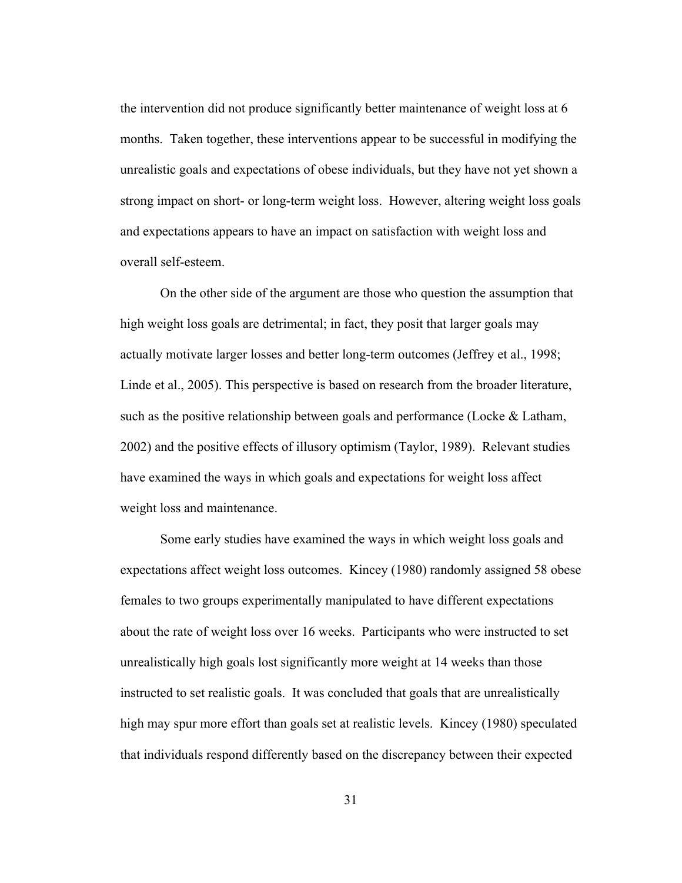the intervention did not produce significantly better maintenance of weight loss at 6 months. Taken together, these interventions appear to be successful in modifying the unrealistic goals and expectations of obese individuals, but they have not yet shown a strong impact on short- or long-term weight loss. However, altering weight loss goals and expectations appears to have an impact on satisfaction with weight loss and overall self-esteem.

On the other side of the argument are those who question the assumption that high weight loss goals are detrimental; in fact, they posit that larger goals may actually motivate larger losses and better long-term outcomes (Jeffrey et al., 1998; Linde et al., 2005). This perspective is based on research from the broader literature, such as the positive relationship between goals and performance (Locke & Latham, 2002) and the positive effects of illusory optimism (Taylor, 1989). Relevant studies have examined the ways in which goals and expectations for weight loss affect weight loss and maintenance.

Some early studies have examined the ways in which weight loss goals and expectations affect weight loss outcomes. Kincey (1980) randomly assigned 58 obese females to two groups experimentally manipulated to have different expectations about the rate of weight loss over 16 weeks. Participants who were instructed to set unrealistically high goals lost significantly more weight at 14 weeks than those instructed to set realistic goals. It was concluded that goals that are unrealistically high may spur more effort than goals set at realistic levels. Kincey (1980) speculated that individuals respond differently based on the discrepancy between their expected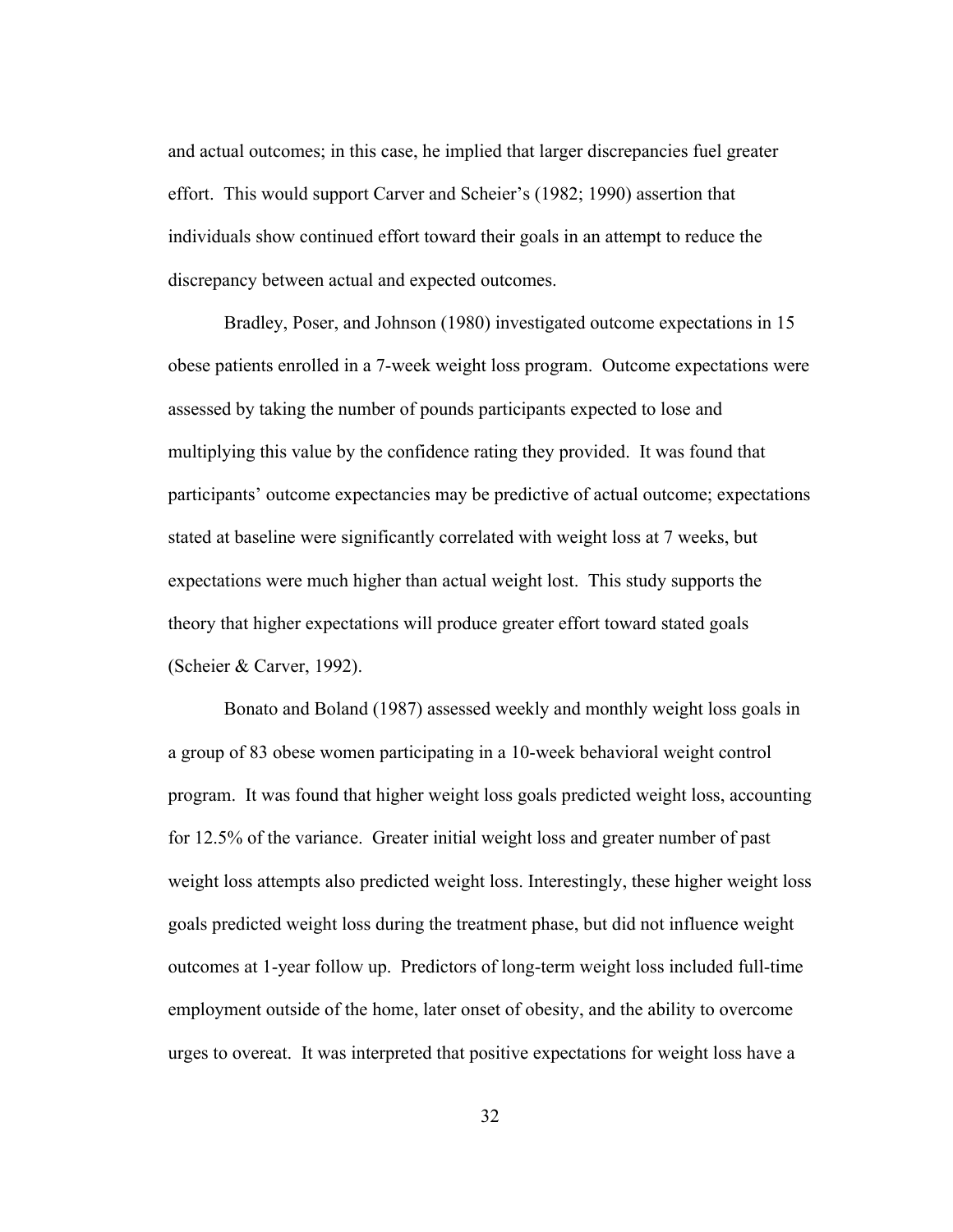and actual outcomes; in this case, he implied that larger discrepancies fuel greater effort. This would support Carver and Scheier's (1982; 1990) assertion that individuals show continued effort toward their goals in an attempt to reduce the discrepancy between actual and expected outcomes.

Bradley, Poser, and Johnson (1980) investigated outcome expectations in 15 obese patients enrolled in a 7-week weight loss program. Outcome expectations were assessed by taking the number of pounds participants expected to lose and multiplying this value by the confidence rating they provided. It was found that participants' outcome expectancies may be predictive of actual outcome; expectations stated at baseline were significantly correlated with weight loss at 7 weeks, but expectations were much higher than actual weight lost. This study supports the theory that higher expectations will produce greater effort toward stated goals (Scheier & Carver, 1992).

Bonato and Boland (1987) assessed weekly and monthly weight loss goals in a group of 83 obese women participating in a 10-week behavioral weight control program. It was found that higher weight loss goals predicted weight loss, accounting for 12.5% of the variance. Greater initial weight loss and greater number of past weight loss attempts also predicted weight loss. Interestingly, these higher weight loss goals predicted weight loss during the treatment phase, but did not influence weight outcomes at 1-year follow up. Predictors of long-term weight loss included full-time employment outside of the home, later onset of obesity, and the ability to overcome urges to overeat. It was interpreted that positive expectations for weight loss have a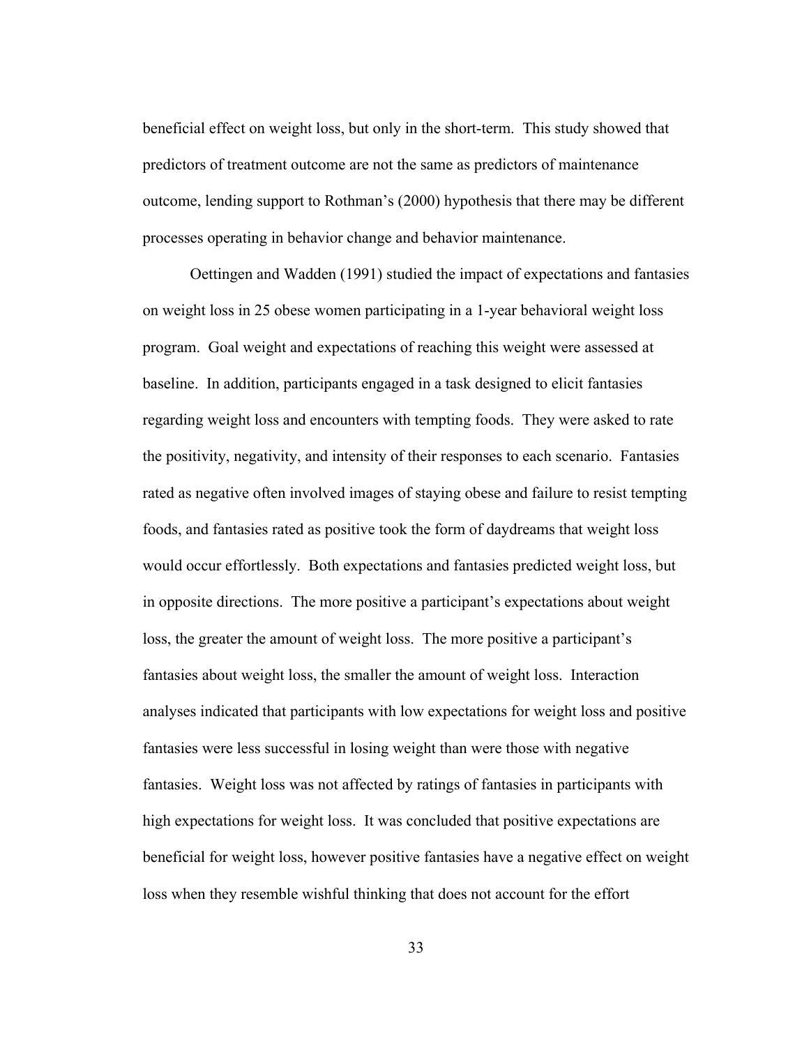beneficial effect on weight loss, but only in the short-term. This study showed that predictors of treatment outcome are not the same as predictors of maintenance outcome, lending support to Rothman's (2000) hypothesis that there may be different processes operating in behavior change and behavior maintenance.

Oettingen and Wadden (1991) studied the impact of expectations and fantasies on weight loss in 25 obese women participating in a 1-year behavioral weight loss program. Goal weight and expectations of reaching this weight were assessed at baseline. In addition, participants engaged in a task designed to elicit fantasies regarding weight loss and encounters with tempting foods. They were asked to rate the positivity, negativity, and intensity of their responses to each scenario. Fantasies rated as negative often involved images of staying obese and failure to resist tempting foods, and fantasies rated as positive took the form of daydreams that weight loss would occur effortlessly. Both expectations and fantasies predicted weight loss, but in opposite directions. The more positive a participant's expectations about weight loss, the greater the amount of weight loss. The more positive a participant's fantasies about weight loss, the smaller the amount of weight loss. Interaction analyses indicated that participants with low expectations for weight loss and positive fantasies were less successful in losing weight than were those with negative fantasies. Weight loss was not affected by ratings of fantasies in participants with high expectations for weight loss. It was concluded that positive expectations are beneficial for weight loss, however positive fantasies have a negative effect on weight loss when they resemble wishful thinking that does not account for the effort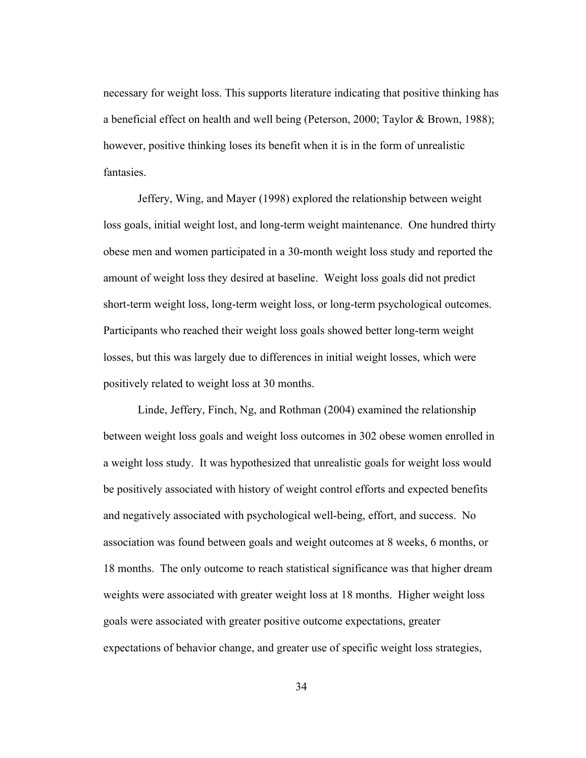necessary for weight loss. This supports literature indicating that positive thinking has a beneficial effect on health and well being (Peterson, 2000; Taylor & Brown, 1988); however, positive thinking loses its benefit when it is in the form of unrealistic fantasies.

Jeffery, Wing, and Mayer (1998) explored the relationship between weight loss goals, initial weight lost, and long-term weight maintenance. One hundred thirty obese men and women participated in a 30-month weight loss study and reported the amount of weight loss they desired at baseline. Weight loss goals did not predict short-term weight loss, long-term weight loss, or long-term psychological outcomes. Participants who reached their weight loss goals showed better long-term weight losses, but this was largely due to differences in initial weight losses, which were positively related to weight loss at 30 months.

Linde, Jeffery, Finch, Ng, and Rothman (2004) examined the relationship between weight loss goals and weight loss outcomes in 302 obese women enrolled in a weight loss study. It was hypothesized that unrealistic goals for weight loss would be positively associated with history of weight control efforts and expected benefits and negatively associated with psychological well-being, effort, and success. No association was found between goals and weight outcomes at 8 weeks, 6 months, or 18 months. The only outcome to reach statistical significance was that higher dream weights were associated with greater weight loss at 18 months. Higher weight loss goals were associated with greater positive outcome expectations, greater expectations of behavior change, and greater use of specific weight loss strategies,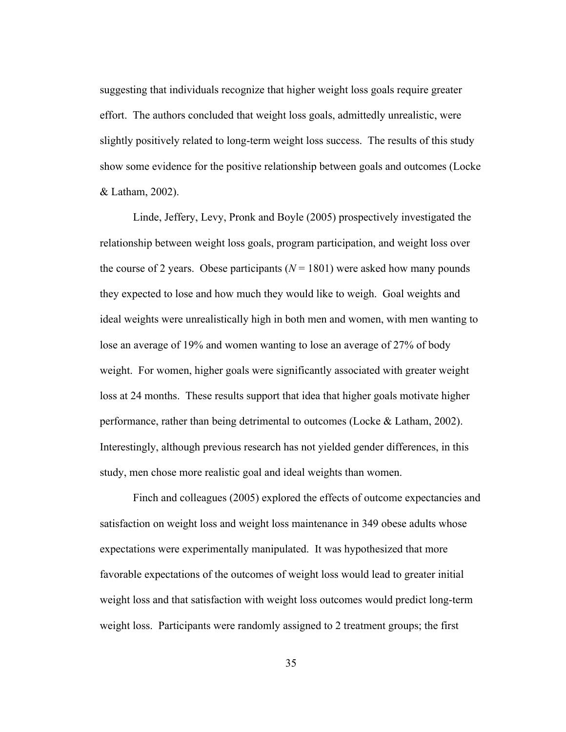suggesting that individuals recognize that higher weight loss goals require greater effort. The authors concluded that weight loss goals, admittedly unrealistic, were slightly positively related to long-term weight loss success. The results of this study show some evidence for the positive relationship between goals and outcomes (Locke & Latham, 2002).

Linde, Jeffery, Levy, Pronk and Boyle (2005) prospectively investigated the relationship between weight loss goals, program participation, and weight loss over the course of 2 years. Obese participants (*N* = 1801) were asked how many pounds they expected to lose and how much they would like to weigh. Goal weights and ideal weights were unrealistically high in both men and women, with men wanting to lose an average of 19% and women wanting to lose an average of 27% of body weight. For women, higher goals were significantly associated with greater weight loss at 24 months. These results support that idea that higher goals motivate higher performance, rather than being detrimental to outcomes (Locke & Latham, 2002). Interestingly, although previous research has not yielded gender differences, in this study, men chose more realistic goal and ideal weights than women.

Finch and colleagues (2005) explored the effects of outcome expectancies and satisfaction on weight loss and weight loss maintenance in 349 obese adults whose expectations were experimentally manipulated. It was hypothesized that more favorable expectations of the outcomes of weight loss would lead to greater initial weight loss and that satisfaction with weight loss outcomes would predict long-term weight loss. Participants were randomly assigned to 2 treatment groups; the first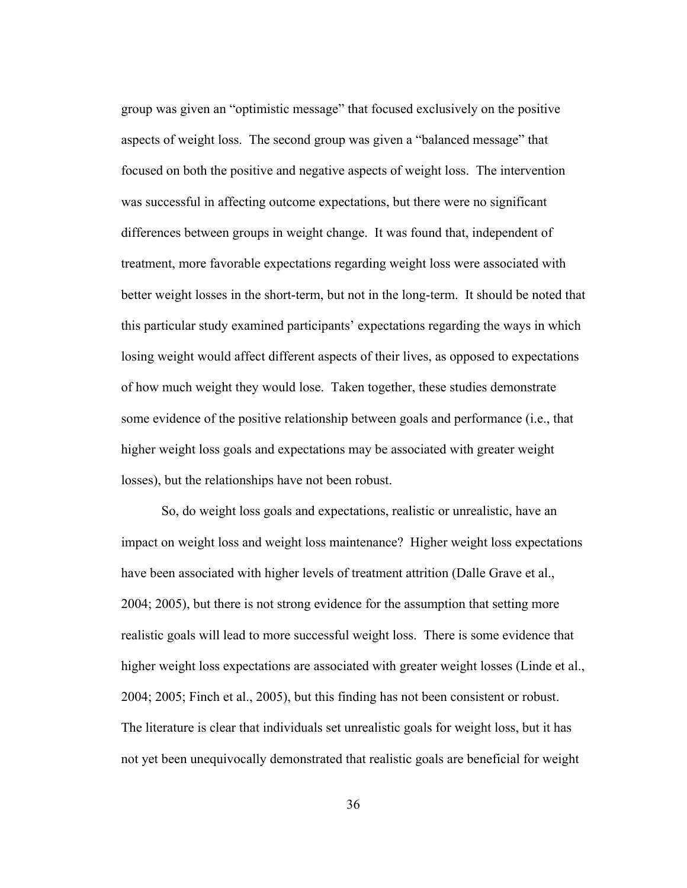group was given an "optimistic message" that focused exclusively on the positive aspects of weight loss. The second group was given a "balanced message" that focused on both the positive and negative aspects of weight loss. The intervention was successful in affecting outcome expectations, but there were no significant differences between groups in weight change. It was found that, independent of treatment, more favorable expectations regarding weight loss were associated with better weight losses in the short-term, but not in the long-term. It should be noted that this particular study examined participants' expectations regarding the ways in which losing weight would affect different aspects of their lives, as opposed to expectations of how much weight they would lose. Taken together, these studies demonstrate some evidence of the positive relationship between goals and performance (i.e., that higher weight loss goals and expectations may be associated with greater weight losses), but the relationships have not been robust.

So, do weight loss goals and expectations, realistic or unrealistic, have an impact on weight loss and weight loss maintenance? Higher weight loss expectations have been associated with higher levels of treatment attrition (Dalle Grave et al., 2004; 2005), but there is not strong evidence for the assumption that setting more realistic goals will lead to more successful weight loss. There is some evidence that higher weight loss expectations are associated with greater weight losses (Linde et al., 2004; 2005; Finch et al., 2005), but this finding has not been consistent or robust. The literature is clear that individuals set unrealistic goals for weight loss, but it has not yet been unequivocally demonstrated that realistic goals are beneficial for weight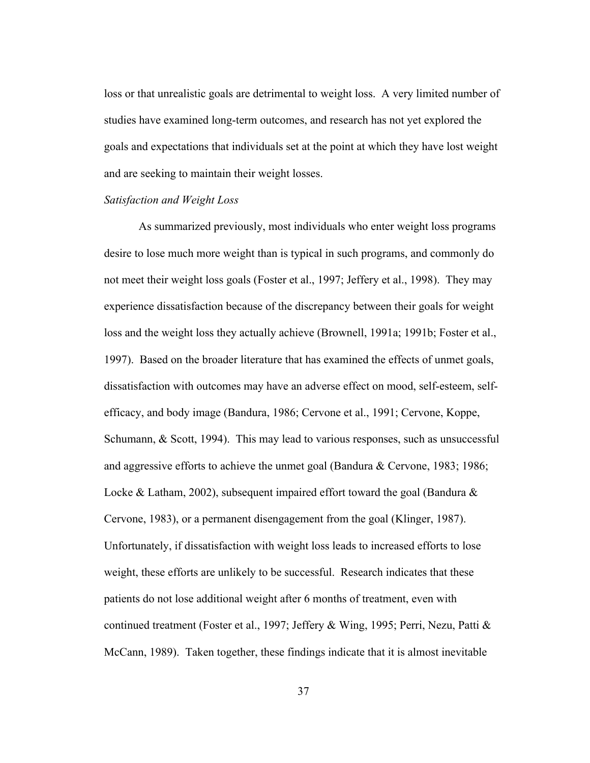loss or that unrealistic goals are detrimental to weight loss. A very limited number of studies have examined long-term outcomes, and research has not yet explored the goals and expectations that individuals set at the point at which they have lost weight and are seeking to maintain their weight losses.

*Satisfaction and Weight Loss*

As summarized previously, most individuals who enter weight loss programs desire to lose much more weight than is typical in such programs, and commonly do not meet their weight loss goals (Foster et al., 1997; Jeffery et al., 1998). They may experience dissatisfaction because of the discrepancy between their goals for weight loss and the weight loss they actually achieve (Brownell, 1991a; 1991b; Foster et al., 1997). Based on the broader literature that has examined the effects of unmet goals, dissatisfaction with outcomes may have an adverse effect on mood, self-esteem, self-efficacy, and body image (Bandura, 1986; Cervone et al., 1991; Cervone, Koppe, Schumann, & Scott, 1994). This may lead to various responses, such as unsuccessful and aggressive efforts to achieve the unmet goal (Bandura & Cervone, 1983; 1986; Locke & Latham, 2002), subsequent impaired effort toward the goal (Bandura & Cervone, 1983), or a permanent disengagement from the goal (Klinger, 1987). Unfortunately, if dissatisfaction with weight loss leads to increased efforts to lose weight, these efforts are unlikely to be successful. Research indicates that these patients do not lose additional weight after 6 months of treatment, even with continued treatment (Foster et al., 1997; Jeffery & Wing, 1995; Perri, Nezu, Patti & McCann, 1989). Taken together, these findings indicate that it is almost inevitable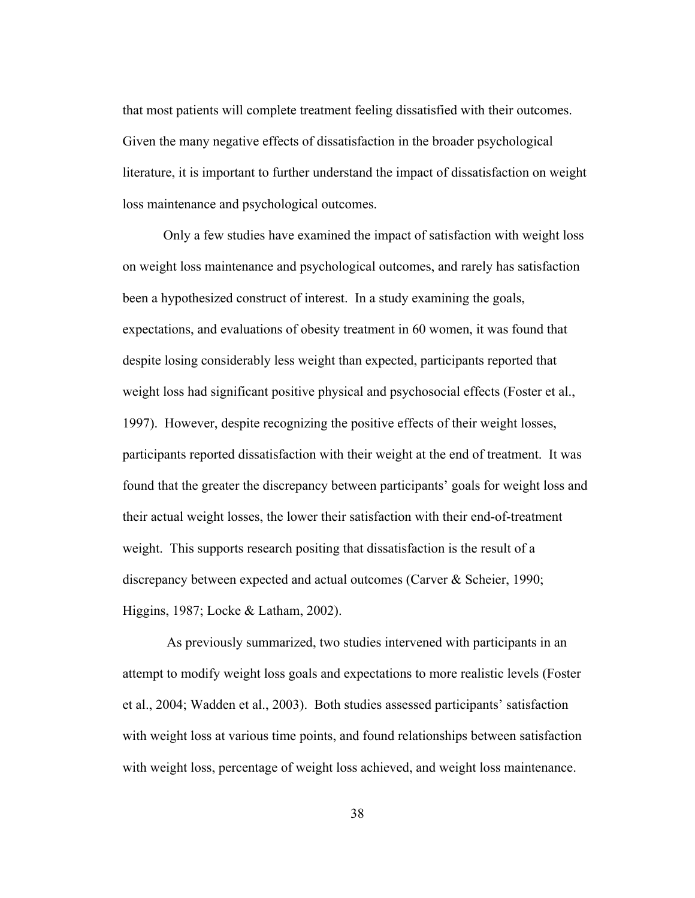that most patients will complete treatment feeling dissatisfied with their outcomes. Given the many negative effects of dissatisfaction in the broader psychological literature, it is important to further understand the impact of dissatisfaction on weight loss maintenance and psychological outcomes.

Only a few studies have examined the impact of satisfaction with weight loss on weight loss maintenance and psychological outcomes, and rarely has satisfaction been a hypothesized construct of interest. In a study examining the goals, expectations, and evaluations of obesity treatment in 60 women, it was found that despite losing considerably less weight than expected, participants reported that weight loss had significant positive physical and psychosocial effects (Foster et al., 1997). However, despite recognizing the positive effects of their weight losses, participants reported dissatisfaction with their weight at the end of treatment. It was found that the greater the discrepancy between participants' goals for weight loss and their actual weight losses, the lower their satisfaction with their end-of-treatment weight. This supports research positing that dissatisfaction is the result of a discrepancy between expected and actual outcomes (Carver & Scheier, 1990; Higgins, 1987; Locke & Latham, 2002).

As previously summarized, two studies intervened with participants in an attempt to modify weight loss goals and expectations to more realistic levels (Foster et al., 2004; Wadden et al., 2003). Both studies assessed participants' satisfaction with weight loss at various time points, and found relationships between satisfaction with weight loss, percentage of weight loss achieved, and weight loss maintenance.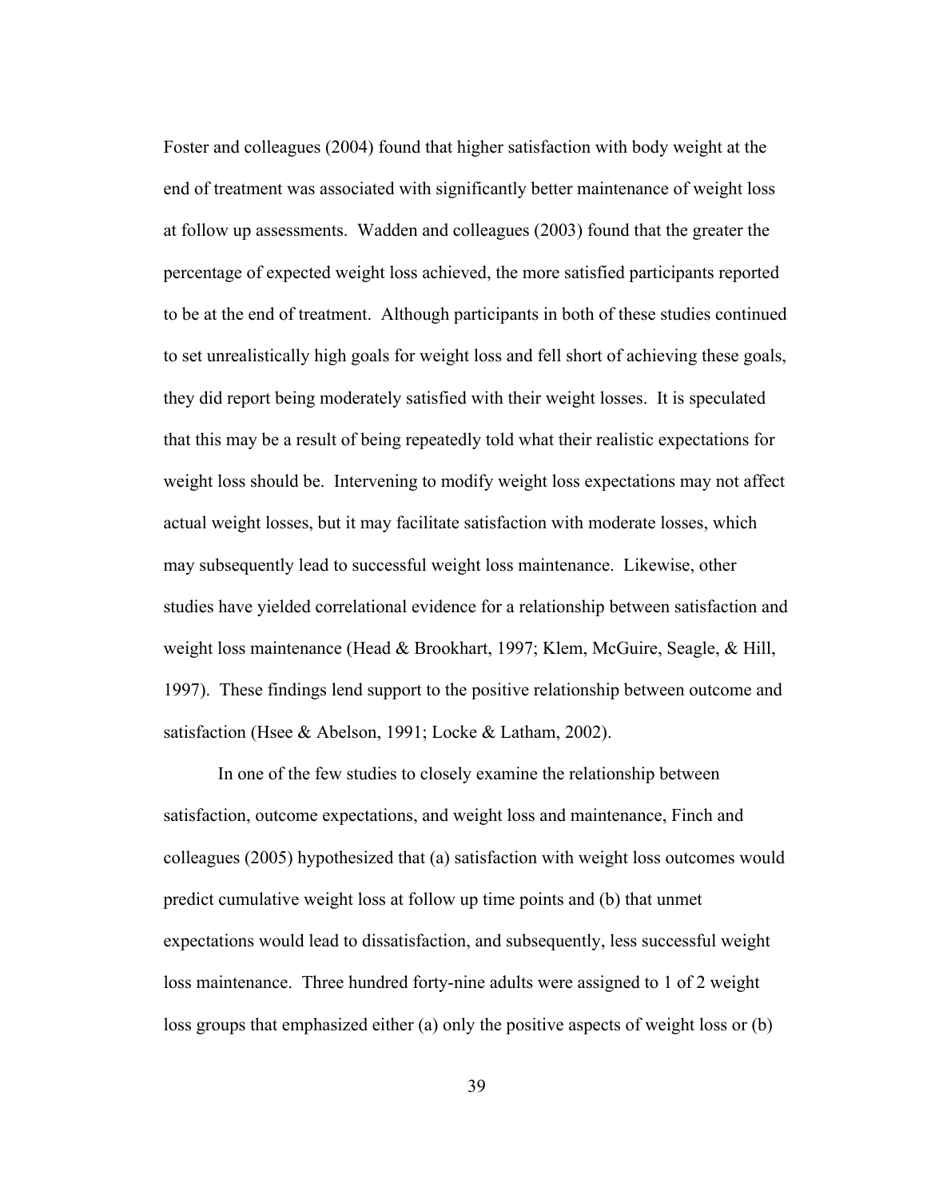Foster and colleagues (2004) found that higher satisfaction with body weight at the end of treatment was associated with significantly better maintenance of weight loss at follow up assessments. Wadden and colleagues (2003) found that the greater the percentage of expected weight loss achieved, the more satisfied participants reported to be at the end of treatment. Although participants in both of these studies continued to set unrealistically high goals for weight loss and fell short of achieving these goals, they did report being moderately satisfied with their weight losses. It is speculated that this may be a result of being repeatedly told what their realistic expectations for weight loss should be. Intervening to modify weight loss expectations may not affect actual weight losses, but it may facilitate satisfaction with moderate losses, which may subsequently lead to successful weight loss maintenance. Likewise, other studies have yielded correlational evidence for a relationship between satisfaction and weight loss maintenance (Head & Brookhart, 1997; Klem, McGuire, Seagle, & Hill, 1997). These findings lend support to the positive relationship between outcome and satisfaction (Hsee & Abelson, 1991; Locke & Latham, 2002).

In one of the few studies to closely examine the relationship between satisfaction, outcome expectations, and weight loss and maintenance, Finch and colleagues (2005) hypothesized that (a) satisfaction with weight loss outcomes would predict cumulative weight loss at follow up time points and (b) that unmet expectations would lead to dissatisfaction, and subsequently, less successful weight loss maintenance. Three hundred forty-nine adults were assigned to 1 of 2 weight loss groups that emphasized either (a) only the positive aspects of weight loss or (b)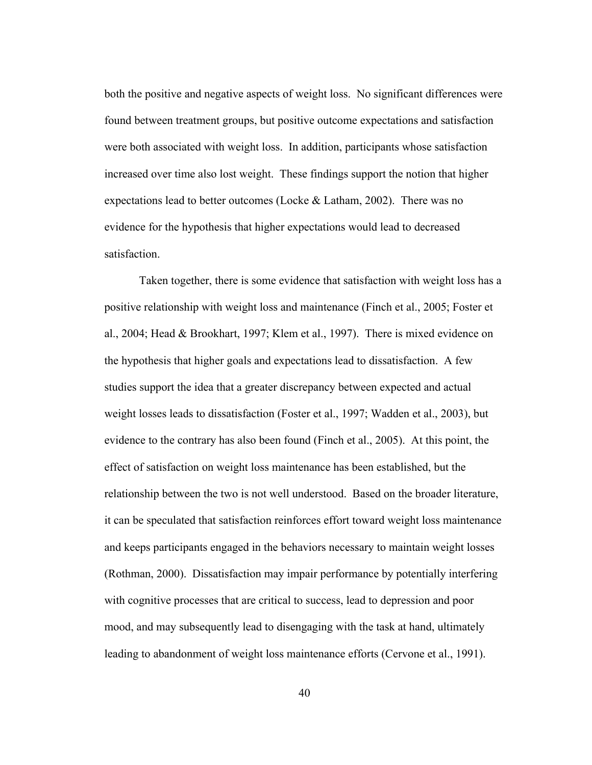both the positive and negative aspects of weight loss. No significant differences were found between treatment groups, but positive outcome expectations and satisfaction were both associated with weight loss. In addition, participants whose satisfaction increased over time also lost weight. These findings support the notion that higher expectations lead to better outcomes (Locke & Latham, 2002). There was no evidence for the hypothesis that higher expectations would lead to decreased satisfaction.

Taken together, there is some evidence that satisfaction with weight loss has a positive relationship with weight loss and maintenance (Finch et al., 2005; Foster et al., 2004; Head & Brookhart, 1997; Klem et al., 1997). There is mixed evidence on the hypothesis that higher goals and expectations lead to dissatisfaction. A few studies support the idea that a greater discrepancy between expected and actual weight losses leads to dissatisfaction (Foster et al., 1997; Wadden et al., 2003), but evidence to the contrary has also been found (Finch et al., 2005). At this point, the effect of satisfaction on weight loss maintenance has been established, but the relationship between the two is not well understood. Based on the broader literature, it can be speculated that satisfaction reinforces effort toward weight loss maintenance and keeps participants engaged in the behaviors necessary to maintain weight losses (Rothman, 2000). Dissatisfaction may impair performance by potentially interfering with cognitive processes that are critical to success, lead to depression and poor mood, and may subsequently lead to disengaging with the task at hand, ultimately leading to abandonment of weight loss maintenance efforts (Cervone et al., 1991).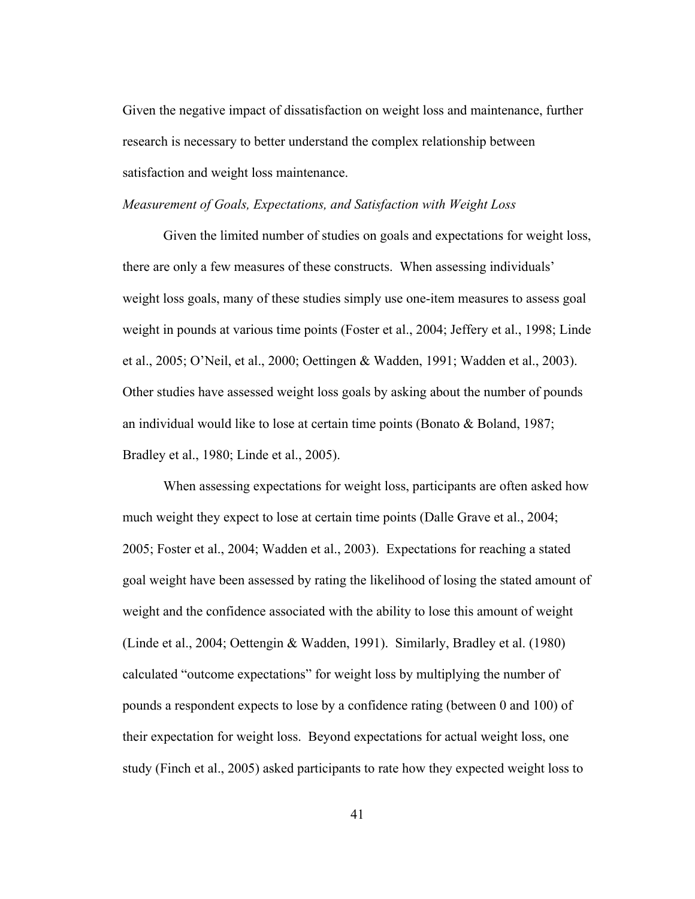Given the negative impact of dissatisfaction on weight loss and maintenance, further research is necessary to better understand the complex relationship between satisfaction and weight loss maintenance.

*Measurement of Goals, Expectations, and Satisfaction with Weight Loss*

Given the limited number of studies on goals and expectations for weight loss, there are only a few measures of these constructs. When assessing individuals' weight loss goals, many of these studies simply use one-item measures to assess goal weight in pounds at various time points (Foster et al., 2004; Jeffery et al., 1998; Linde et al., 2005; O'Neil, et al., 2000; Oettingen & Wadden, 1991; Wadden et al., 2003). Other studies have assessed weight loss goals by asking about the number of pounds an individual would like to lose at certain time points (Bonato & Boland, 1987; Bradley et al., 1980; Linde et al., 2005).

When assessing expectations for weight loss, participants are often asked how much weight they expect to lose at certain time points (Dalle Grave et al., 2004; 2005; Foster et al., 2004; Wadden et al., 2003). Expectations for reaching a stated goal weight have been assessed by rating the likelihood of losing the stated amount of weight and the confidence associated with the ability to lose this amount of weight (Linde et al., 2004; Oettengin & Wadden, 1991). Similarly, Bradley et al. (1980) calculated "outcome expectations" for weight loss by multiplying the number of pounds a respondent expects to lose by a confidence rating (between 0 and 100) of their expectation for weight loss. Beyond expectations for actual weight loss, one study (Finch et al., 2005) asked participants to rate how they expected weight loss to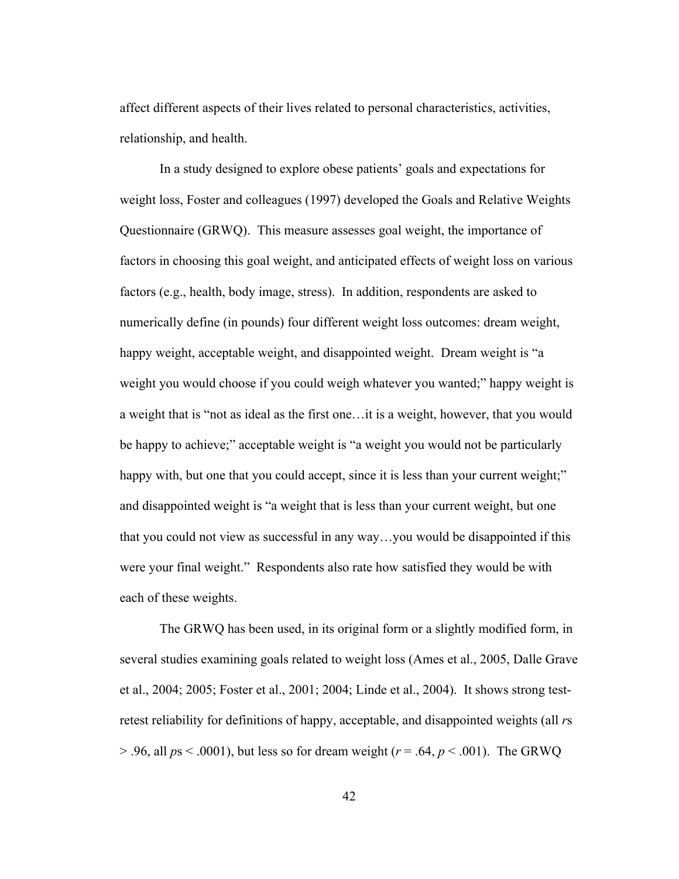affect different aspects of their lives related to personal characteristics, activities, relationship, and health.

In a study designed to explore obese patients' goals and expectations for weight loss, Foster and colleagues (1997) developed the Goals and Relative Weights Questionnaire (GRWQ). This measure assesses goal weight, the importance of factors in choosing this goal weight, and anticipated effects of weight loss on various factors (e.g., health, body image, stress). In addition, respondents are asked to numerically define (in pounds) four different weight loss outcomes: dream weight, happy weight, acceptable weight, and disappointed weight. Dream weight is "a weight you would choose if you could weigh whatever you wanted;" happy weight is a weight that is "not as ideal as the first one…it is a weight, however, that you would be happy to achieve;" acceptable weight is "a weight you would not be particularly happy with, but one that you could accept, since it is less than your current weight;" and disappointed weight is "a weight that is less than your current weight, but one that you could not view as successful in any way…you would be disappointed if this were your final weight." Respondents also rate how satisfied they would be with each of these weights.

The GRWQ has been used, in its original form or a slightly modified form, in several studies examining goals related to weight loss (Ames et al., 2005, Dalle Grave et al., 2004; 2005; Foster et al., 2001; 2004; Linde et al., 2004). It shows strong test-retest reliability for definitions of happy, acceptable, and disappointed weights (all *r*s $> .96$, all *p*s $< .0001$), but less so for dream weight ($r = .64$, $p < .001$). The GRWQ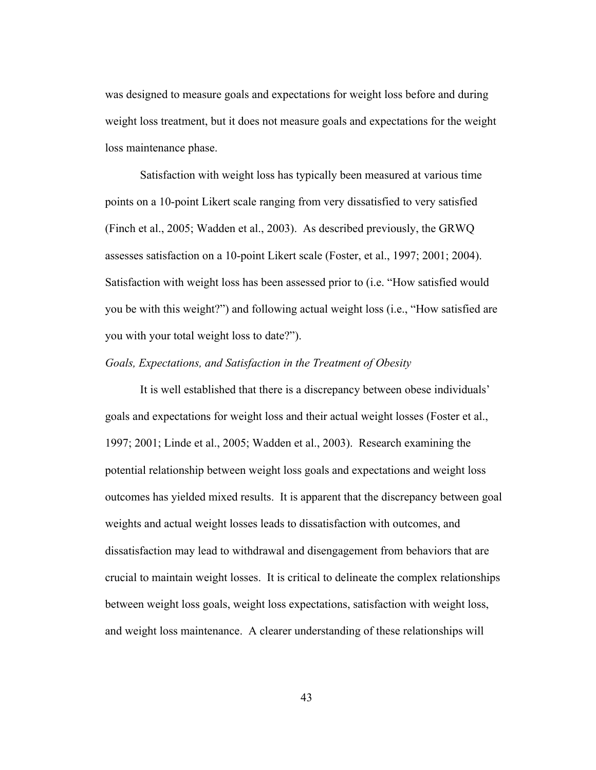was designed to measure goals and expectations for weight loss before and during weight loss treatment, but it does not measure goals and expectations for the weight loss maintenance phase.

Satisfaction with weight loss has typically been measured at various time points on a 10-point Likert scale ranging from very dissatisfied to very satisfied (Finch et al., 2005; Wadden et al., 2003). As described previously, the GRWQ assesses satisfaction on a 10-point Likert scale (Foster, et al., 1997; 2001; 2004). Satisfaction with weight loss has been assessed prior to (i.e. "How satisfied would you be with this weight?") and following actual weight loss (i.e., "How satisfied are you with your total weight loss to date?").

*Goals, Expectations, and Satisfaction in the Treatment of Obesity*

It is well established that there is a discrepancy between obese individuals' goals and expectations for weight loss and their actual weight losses (Foster et al., 1997; 2001; Linde et al., 2005; Wadden et al., 2003). Research examining the potential relationship between weight loss goals and expectations and weight loss outcomes has yielded mixed results. It is apparent that the discrepancy between goal weights and actual weight losses leads to dissatisfaction with outcomes, and dissatisfaction may lead to withdrawal and disengagement from behaviors that are crucial to maintain weight losses. It is critical to delineate the complex relationships between weight loss goals, weight loss expectations, satisfaction with weight loss, and weight loss maintenance. A clearer understanding of these relationships will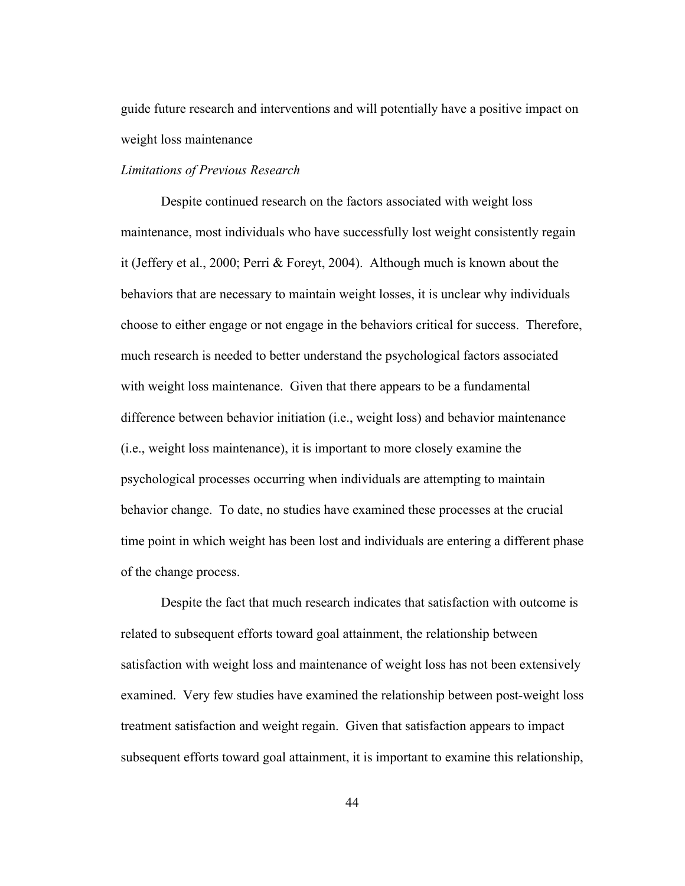guide future research and interventions and will potentially have a positive impact on weight loss maintenance

*Limitations of Previous Research*

Despite continued research on the factors associated with weight loss maintenance, most individuals who have successfully lost weight consistently regain it (Jeffery et al., 2000; Perri & Foreyt, 2004). Although much is known about the behaviors that are necessary to maintain weight losses, it is unclear why individuals choose to either engage or not engage in the behaviors critical for success. Therefore, much research is needed to better understand the psychological factors associated with weight loss maintenance. Given that there appears to be a fundamental difference between behavior initiation (i.e., weight loss) and behavior maintenance (i.e., weight loss maintenance), it is important to more closely examine the psychological processes occurring when individuals are attempting to maintain behavior change. To date, no studies have examined these processes at the crucial time point in which weight has been lost and individuals are entering a different phase of the change process.

Despite the fact that much research indicates that satisfaction with outcome is related to subsequent efforts toward goal attainment, the relationship between satisfaction with weight loss and maintenance of weight loss has not been extensively examined. Very few studies have examined the relationship between post-weight loss treatment satisfaction and weight regain. Given that satisfaction appears to impact subsequent efforts toward goal attainment, it is important to examine this relationship,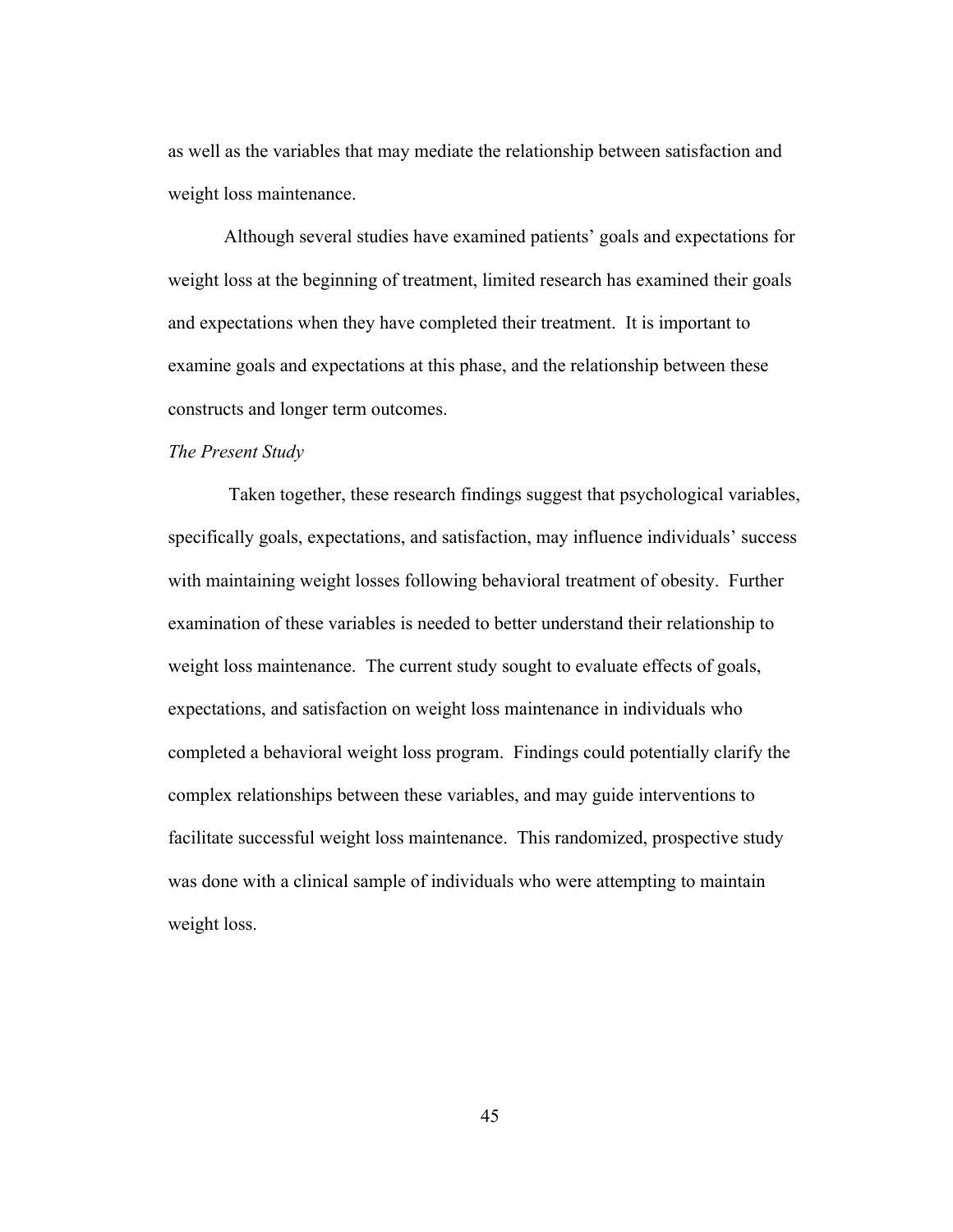as well as the variables that may mediate the relationship between satisfaction and weight loss maintenance.

Although several studies have examined patients' goals and expectations for weight loss at the beginning of treatment, limited research has examined their goals and expectations when they have completed their treatment. It is important to examine goals and expectations at this phase, and the relationship between these constructs and longer term outcomes.

*The Present Study*

Taken together, these research findings suggest that psychological variables, specifically goals, expectations, and satisfaction, may influence individuals' success with maintaining weight losses following behavioral treatment of obesity. Further examination of these variables is needed to better understand their relationship to weight loss maintenance. The current study sought to evaluate effects of goals, expectations, and satisfaction on weight loss maintenance in individuals who completed a behavioral weight loss program. Findings could potentially clarify the complex relationships between these variables, and may guide interventions to facilitate successful weight loss maintenance. This randomized, prospective study was done with a clinical sample of individuals who were attempting to maintain weight loss.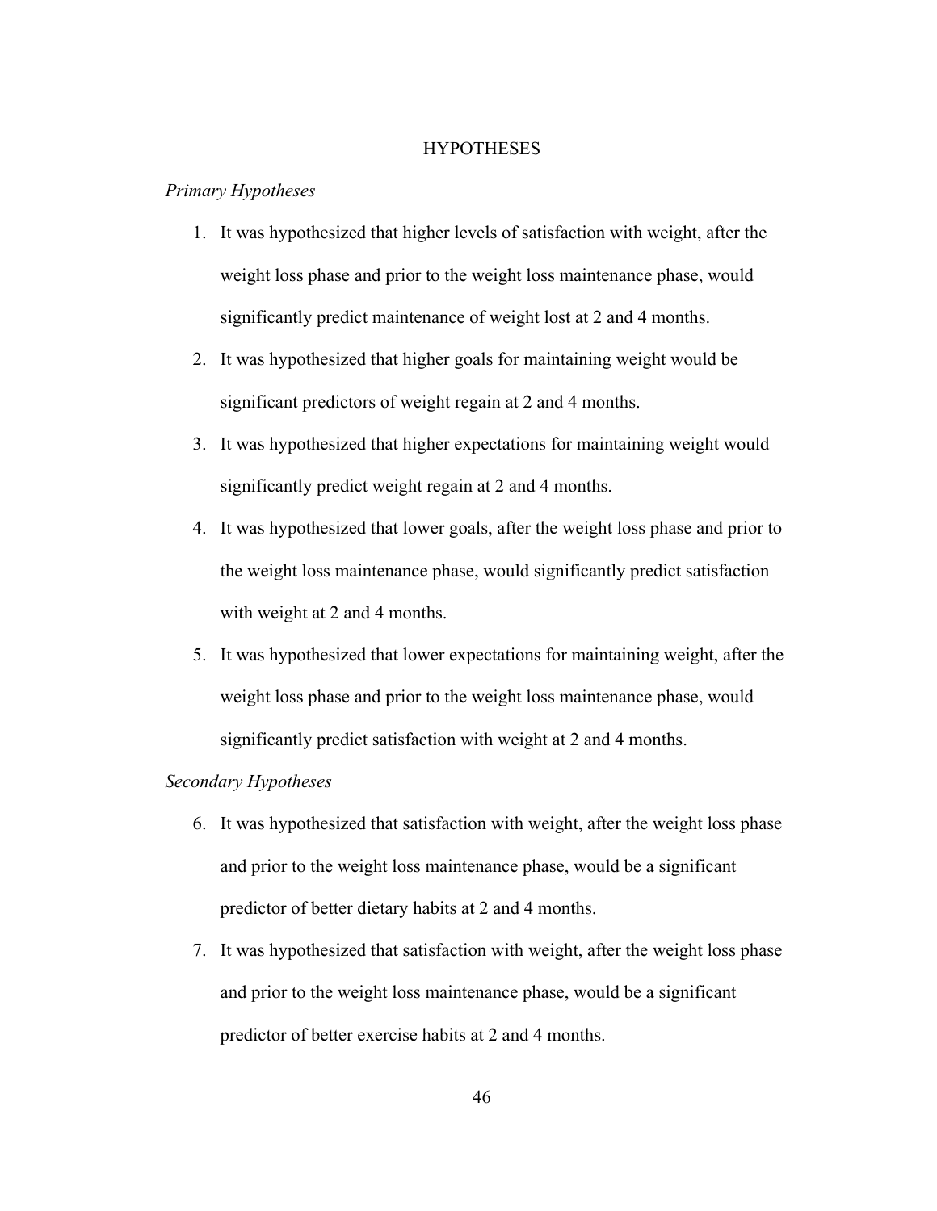# HYPOTHESES

*Primary Hypotheses*

1. It was hypothesized that higher levels of satisfaction with weight, after the weight loss phase and prior to the weight loss maintenance phase, would significantly predict maintenance of weight lost at 2 and 4 months.
2. It was hypothesized that higher goals for maintaining weight would be significant predictors of weight regain at 2 and 4 months.
3. It was hypothesized that higher expectations for maintaining weight would significantly predict weight regain at 2 and 4 months.
4. It was hypothesized that lower goals, after the weight loss phase and prior to the weight loss maintenance phase, would significantly predict satisfaction with weight at 2 and 4 months.
5. It was hypothesized that lower expectations for maintaining weight, after the weight loss phase and prior to the weight loss maintenance phase, would significantly predict satisfaction with weight at 2 and 4 months.

*Secondary Hypotheses*

6. It was hypothesized that satisfaction with weight, after the weight loss phase and prior to the weight loss maintenance phase, would be a significant predictor of better dietary habits at 2 and 4 months.
7. It was hypothesized that satisfaction with weight, after the weight loss phase and prior to the weight loss maintenance phase, would be a significant predictor of better exercise habits at 2 and 4 months.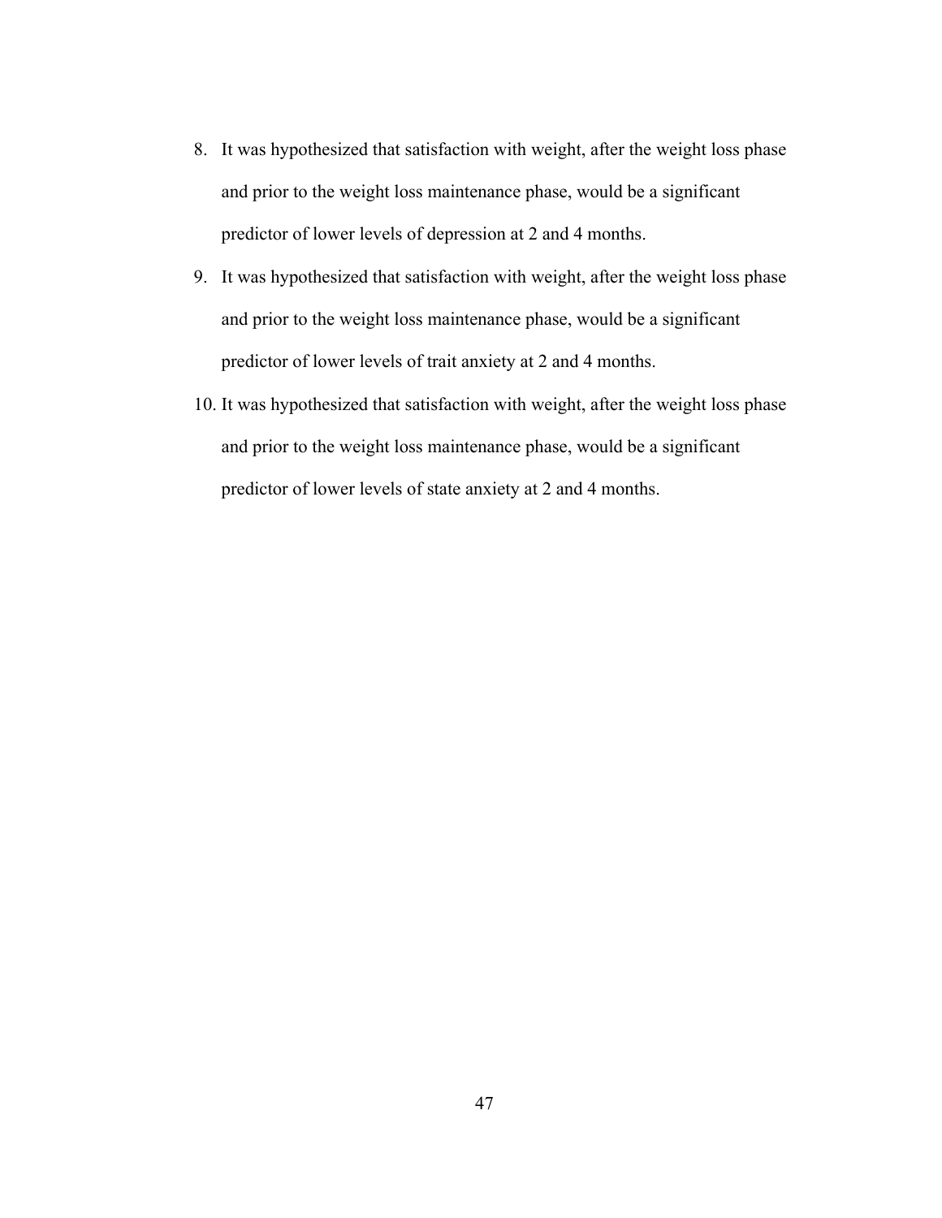8. It was hypothesized that satisfaction with weight, after the weight loss phase and prior to the weight loss maintenance phase, would be a significant predictor of lower levels of depression at 2 and 4 months.
9. It was hypothesized that satisfaction with weight, after the weight loss phase and prior to the weight loss maintenance phase, would be a significant predictor of lower levels of trait anxiety at 2 and 4 months.
10. It was hypothesized that satisfaction with weight, after the weight loss phase and prior to the weight loss maintenance phase, would be a significant predictor of lower levels of state anxiety at 2 and 4 months.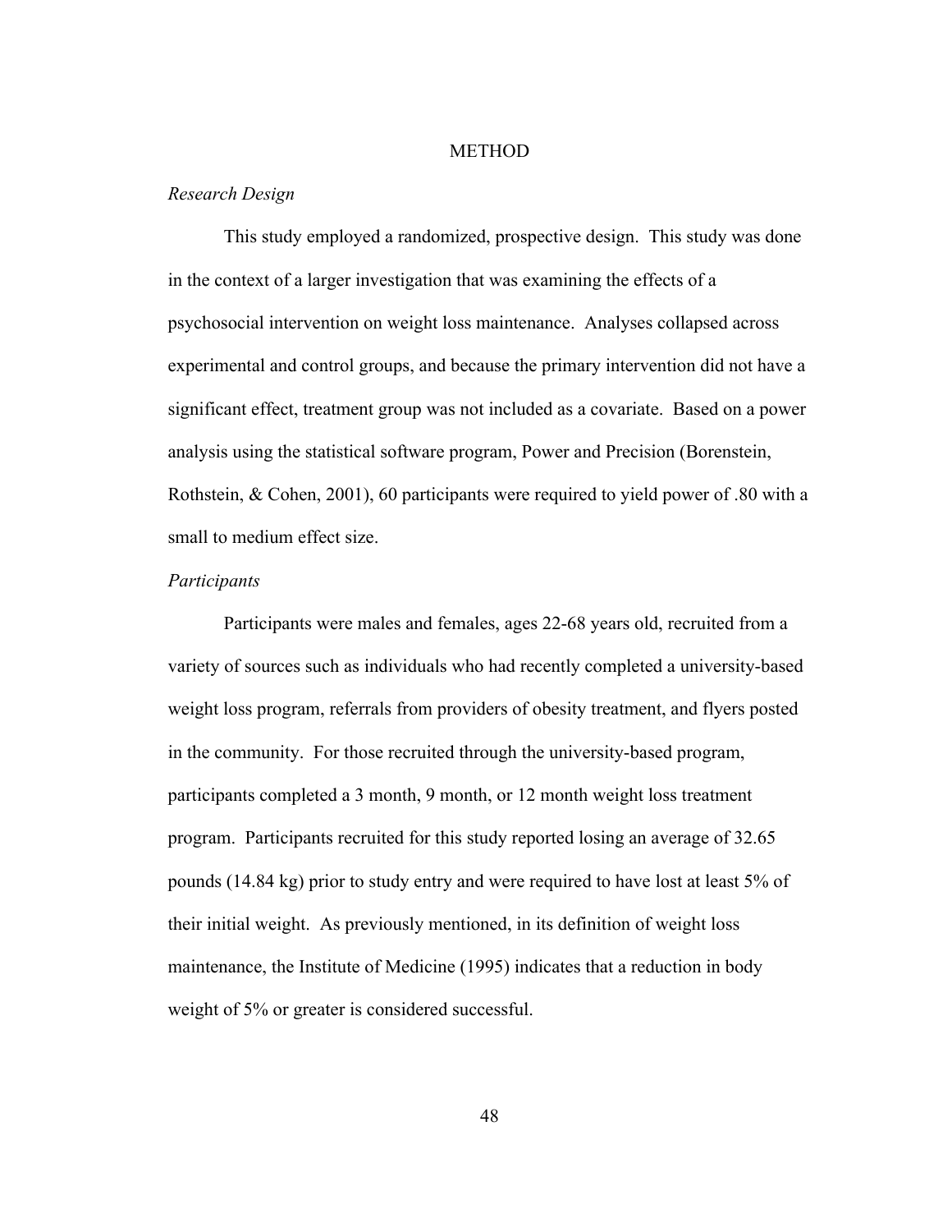# METHOD

*Research Design*

This study employed a randomized, prospective design. This study was done in the context of a larger investigation that was examining the effects of a psychosocial intervention on weight loss maintenance. Analyses collapsed across experimental and control groups, and because the primary intervention did not have a significant effect, treatment group was not included as a covariate. Based on a power analysis using the statistical software program, Power and Precision (Borenstein, Rothstein, & Cohen, 2001), 60 participants were required to yield power of .80 with a small to medium effect size.

*Participants*

Participants were males and females, ages 22-68 years old, recruited from a variety of sources such as individuals who had recently completed a university-based weight loss program, referrals from providers of obesity treatment, and flyers posted in the community. For those recruited through the university-based program, participants completed a 3 month, 9 month, or 12 month weight loss treatment program. Participants recruited for this study reported losing an average of 32.65 pounds (14.84 kg) prior to study entry and were required to have lost at least 5% of their initial weight. As previously mentioned, in its definition of weight loss maintenance, the Institute of Medicine (1995) indicates that a reduction in body weight of 5% or greater is considered successful.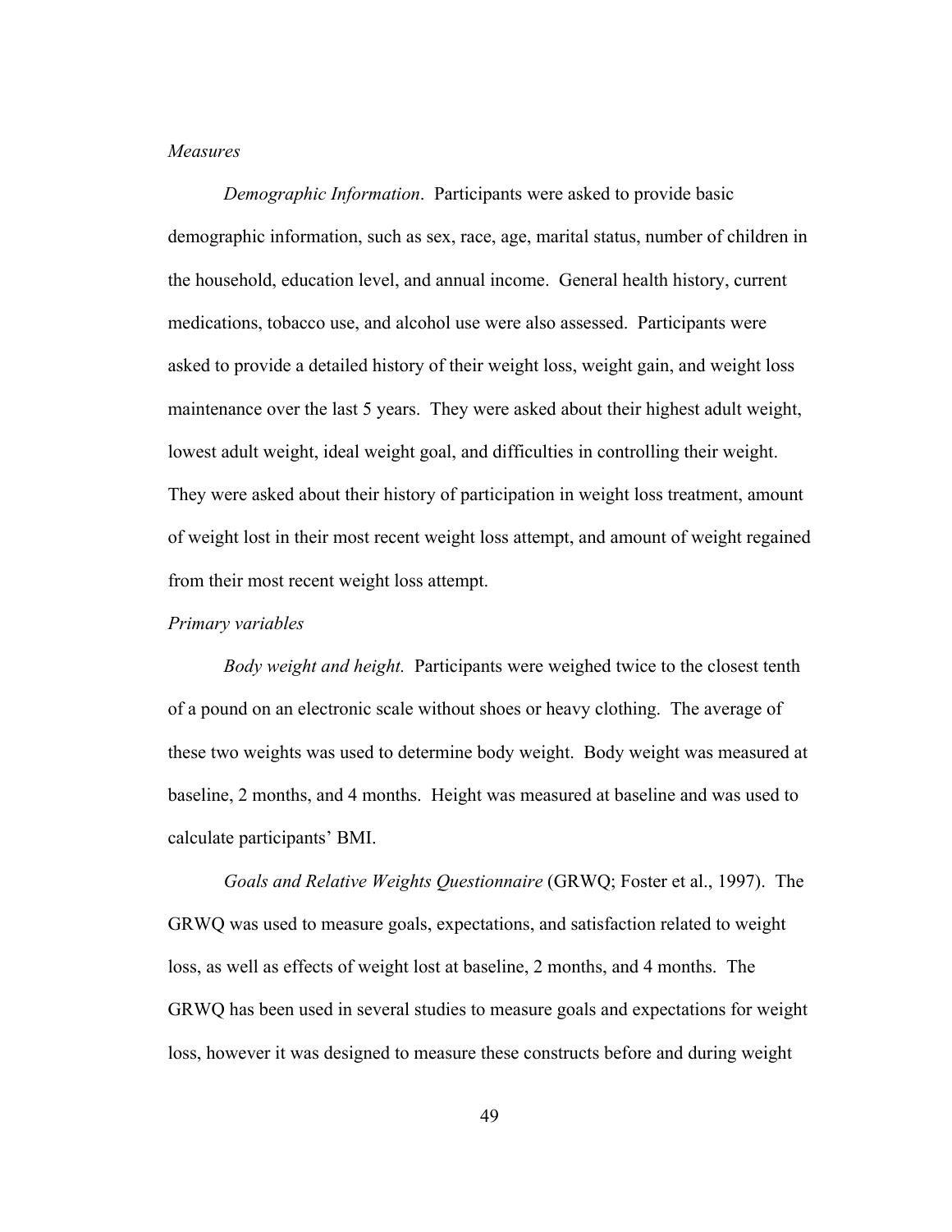*Measures*

*Demographic Information*. Participants were asked to provide basic demographic information, such as sex, race, age, marital status, number of children in the household, education level, and annual income. General health history, current medications, tobacco use, and alcohol use were also assessed. Participants were asked to provide a detailed history of their weight loss, weight gain, and weight loss maintenance over the last 5 years. They were asked about their highest adult weight, lowest adult weight, ideal weight goal, and difficulties in controlling their weight. They were asked about their history of participation in weight loss treatment, amount of weight lost in their most recent weight loss attempt, and amount of weight regained from their most recent weight loss attempt.

*Primary variables*

*Body weight and height.* Participants were weighed twice to the closest tenth of a pound on an electronic scale without shoes or heavy clothing. The average of these two weights was used to determine body weight. Body weight was measured at baseline, 2 months, and 4 months. Height was measured at baseline and was used to calculate participants' BMI.

*Goals and Relative Weights Questionnaire* (GRWQ; Foster et al., 1997). The GRWQ was used to measure goals, expectations, and satisfaction related to weight loss, as well as effects of weight lost at baseline, 2 months, and 4 months. The GRWQ has been used in several studies to measure goals and expectations for weight loss, however it was designed to measure these constructs before and during weight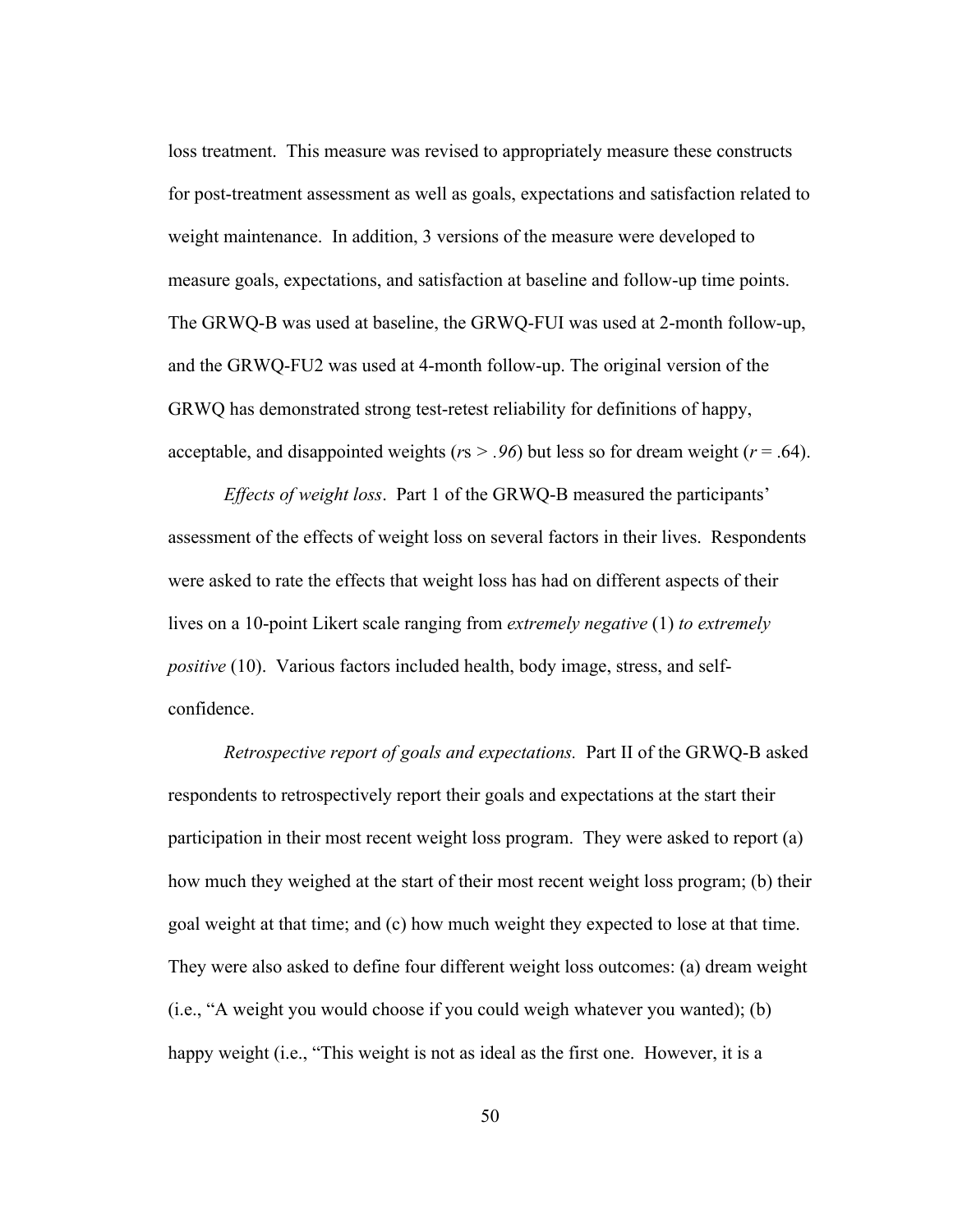loss treatment. This measure was revised to appropriately measure these constructs for post-treatment assessment as well as goals, expectations and satisfaction related to weight maintenance. In addition, 3 versions of the measure were developed to measure goals, expectations, and satisfaction at baseline and follow-up time points. The GRWQ-B was used at baseline, the GRWQ-FUI was used at 2-month follow-up, and the GRWQ-FU2 was used at 4-month follow-up. The original version of the GRWQ has demonstrated strong test-retest reliability for definitions of happy, acceptable, and disappointed weights ($r$s > *.96*) but less so for dream weight ($r$ = .64).

*Effects of weight loss*. Part 1 of the GRWQ-B measured the participants' assessment of the effects of weight loss on several factors in their lives. Respondents were asked to rate the effects that weight loss has had on different aspects of their lives on a 10-point Likert scale ranging from *extremely negative* (1) *to extremely positive* (10). Various factors included health, body image, stress, and self-confidence.

*Retrospective report of goals and expectations.* Part II of the GRWQ-B asked respondents to retrospectively report their goals and expectations at the start their participation in their most recent weight loss program. They were asked to report (a) how much they weighed at the start of their most recent weight loss program; (b) their goal weight at that time; and (c) how much weight they expected to lose at that time. They were also asked to define four different weight loss outcomes: (a) dream weight (i.e., "A weight you would choose if you could weigh whatever you wanted); (b) happy weight (i.e., "This weight is not as ideal as the first one. However, it is a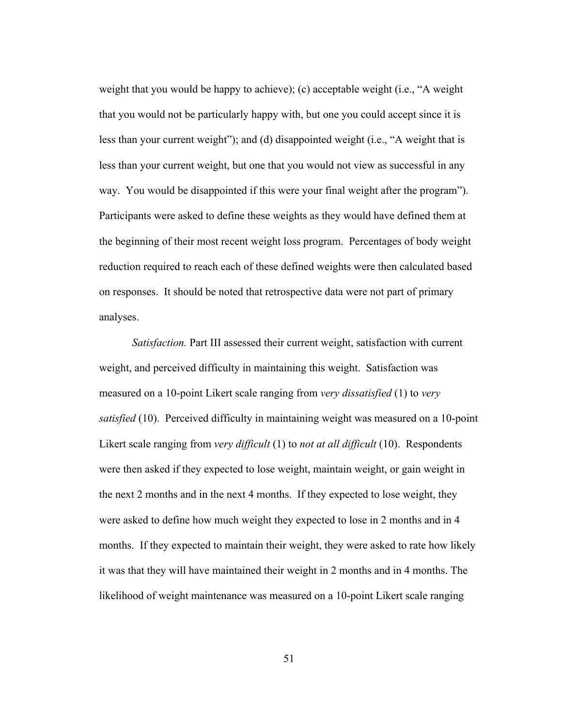weight that you would be happy to achieve); (c) acceptable weight (i.e., "A weight that you would not be particularly happy with, but one you could accept since it is less than your current weight"); and (d) disappointed weight (i.e., "A weight that is less than your current weight, but one that you would not view as successful in any way. You would be disappointed if this were your final weight after the program"). Participants were asked to define these weights as they would have defined them at the beginning of their most recent weight loss program. Percentages of body weight reduction required to reach each of these defined weights were then calculated based on responses. It should be noted that retrospective data were not part of primary analyses.

*Satisfaction.* Part III assessed their current weight, satisfaction with current weight, and perceived difficulty in maintaining this weight. Satisfaction was measured on a 10-point Likert scale ranging from *very dissatisfied* (1) to *very satisfied* (10). Perceived difficulty in maintaining weight was measured on a 10-point Likert scale ranging from *very difficult* (1) to *not at all difficult* (10). Respondents were then asked if they expected to lose weight, maintain weight, or gain weight in the next 2 months and in the next 4 months. If they expected to lose weight, they were asked to define how much weight they expected to lose in 2 months and in 4 months. If they expected to maintain their weight, they were asked to rate how likely it was that they will have maintained their weight in 2 months and in 4 months. The likelihood of weight maintenance was measured on a 10-point Likert scale ranging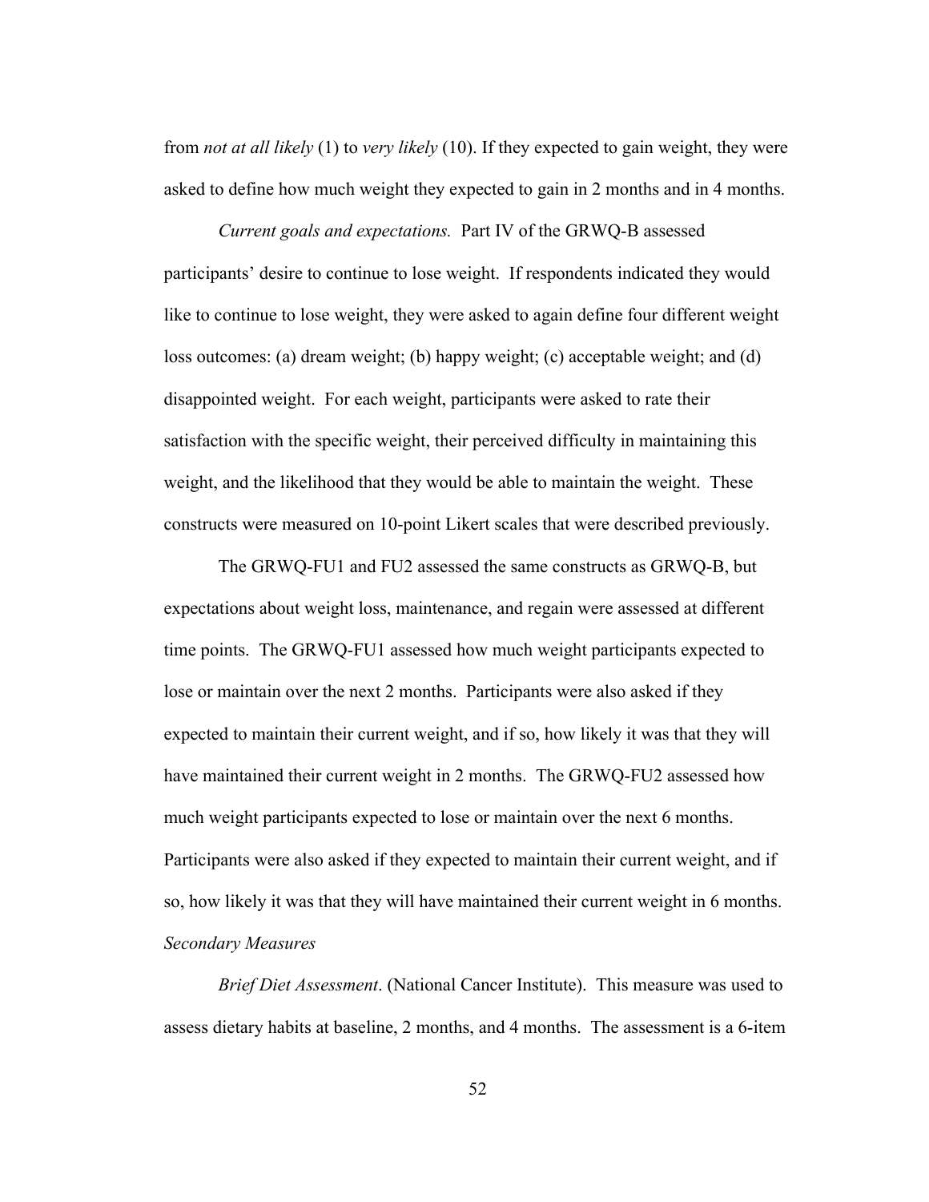from *not at all likely* (1) to *very likely* (10). If they expected to gain weight, they were asked to define how much weight they expected to gain in 2 months and in 4 months.

*Current goals and expectations.* Part IV of the GRWQ-B assessed participants' desire to continue to lose weight. If respondents indicated they would like to continue to lose weight, they were asked to again define four different weight loss outcomes: (a) dream weight; (b) happy weight; (c) acceptable weight; and (d) disappointed weight. For each weight, participants were asked to rate their satisfaction with the specific weight, their perceived difficulty in maintaining this weight, and the likelihood that they would be able to maintain the weight. These constructs were measured on 10-point Likert scales that were described previously.

The GRWQ-FU1 and FU2 assessed the same constructs as GRWQ-B, but expectations about weight loss, maintenance, and regain were assessed at different time points. The GRWQ-FU1 assessed how much weight participants expected to lose or maintain over the next 2 months. Participants were also asked if they expected to maintain their current weight, and if so, how likely it was that they will have maintained their current weight in 2 months. The GRWQ-FU2 assessed how much weight participants expected to lose or maintain over the next 6 months. Participants were also asked if they expected to maintain their current weight, and if so, how likely it was that they will have maintained their current weight in 6 months.

*Secondary Measures*

*Brief Diet Assessment*. (National Cancer Institute). This measure was used to assess dietary habits at baseline, 2 months, and 4 months. The assessment is a 6-item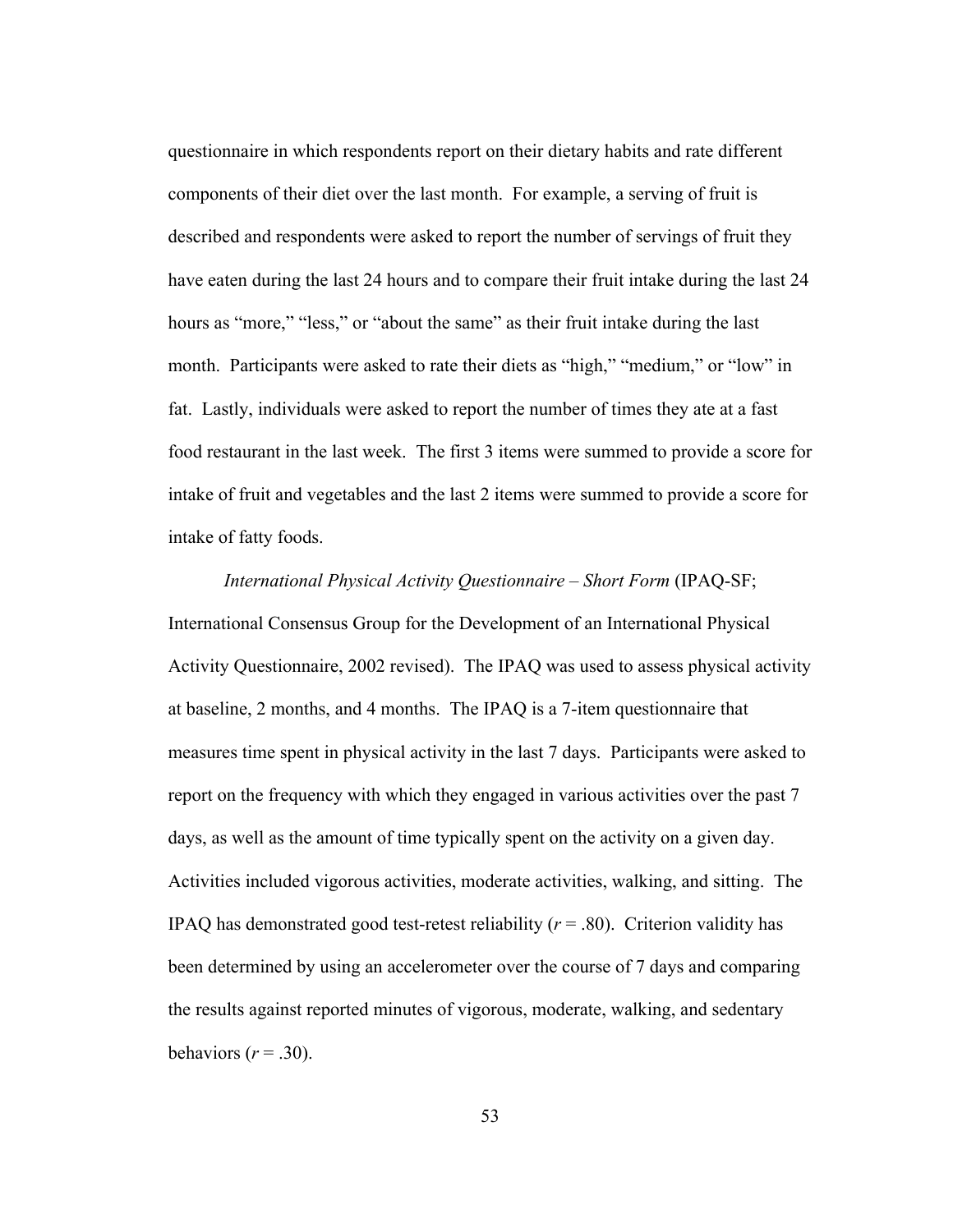questionnaire in which respondents report on their dietary habits and rate different components of their diet over the last month. For example, a serving of fruit is described and respondents were asked to report the number of servings of fruit they have eaten during the last 24 hours and to compare their fruit intake during the last 24 hours as "more," "less," or "about the same" as their fruit intake during the last month. Participants were asked to rate their diets as "high," "medium," or "low" in fat. Lastly, individuals were asked to report the number of times they ate at a fast food restaurant in the last week. The first 3 items were summed to provide a score for intake of fruit and vegetables and the last 2 items were summed to provide a score for intake of fatty foods.

*International Physical Activity Questionnaire – Short Form* (IPAQ-SF; International Consensus Group for the Development of an International Physical Activity Questionnaire, 2002 revised). The IPAQ was used to assess physical activity at baseline, 2 months, and 4 months. The IPAQ is a 7-item questionnaire that measures time spent in physical activity in the last 7 days. Participants were asked to report on the frequency with which they engaged in various activities over the past 7 days, as well as the amount of time typically spent on the activity on a given day. Activities included vigorous activities, moderate activities, walking, and sitting. The IPAQ has demonstrated good test-retest reliability ($r = .80$). Criterion validity has been determined by using an accelerometer over the course of 7 days and comparing the results against reported minutes of vigorous, moderate, walking, and sedentary behaviors ($r = .30$).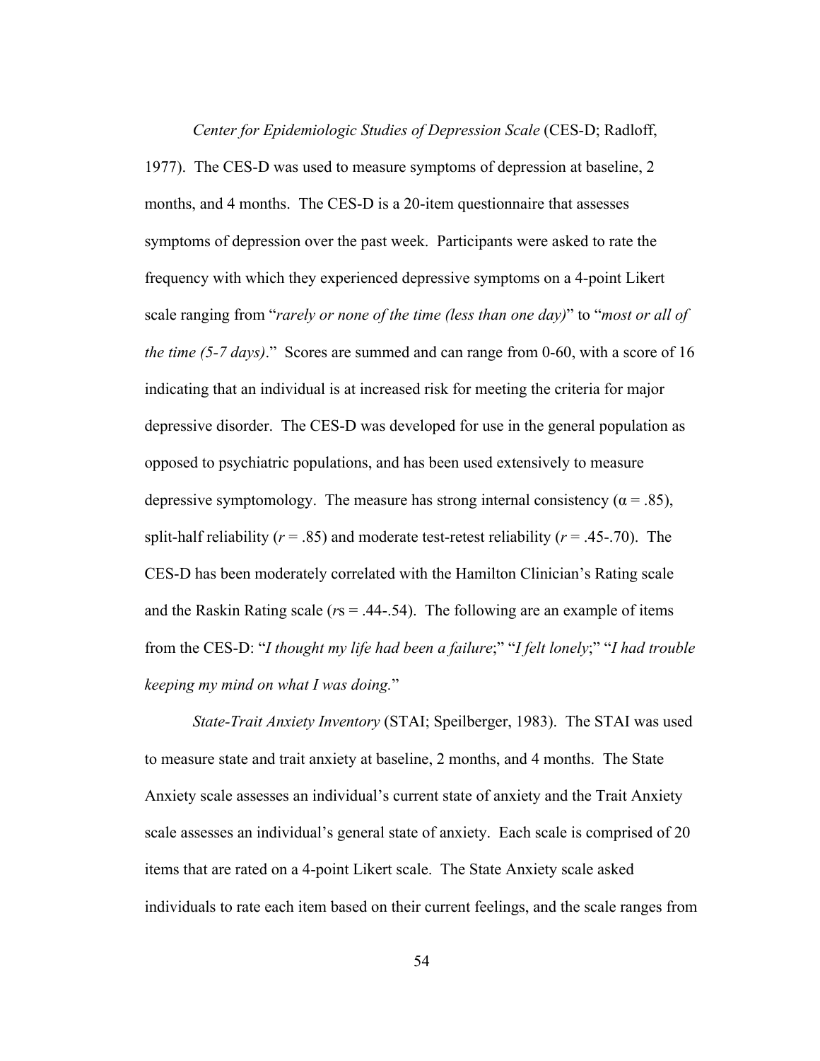*Center for Epidemiologic Studies of Depression Scale* (CES-D; Radloff, 1977). The CES-D was used to measure symptoms of depression at baseline, 2 months, and 4 months. The CES-D is a 20-item questionnaire that assesses symptoms of depression over the past week. Participants were asked to rate the frequency with which they experienced depressive symptoms on a 4-point Likert scale ranging from "*rarely or none of the time (less than one day)*" to "*most or all of the time (5-7 days)*." Scores are summed and can range from 0-60, with a score of 16 indicating that an individual is at increased risk for meeting the criteria for major depressive disorder. The CES-D was developed for use in the general population as opposed to psychiatric populations, and has been used extensively to measure depressive symptomology. The measure has strong internal consistency ($\alpha = .85$), split-half reliability ($r = .85$) and moderate test-retest reliability ($r = .45$-$.70$). The CES-D has been moderately correlated with the Hamilton Clinician's Rating scale and the Raskin Rating scale ($r$s = .44-.54). The following are an example of items from the CES-D: "*I thought my life had been a failure*;" "*I felt lonely*;" "*I had trouble keeping my mind on what I was doing.*"

*State-Trait Anxiety Inventory* (STAI; Speilberger, 1983). The STAI was used to measure state and trait anxiety at baseline, 2 months, and 4 months. The State Anxiety scale assesses an individual's current state of anxiety and the Trait Anxiety scale assesses an individual's general state of anxiety. Each scale is comprised of 20 items that are rated on a 4-point Likert scale. The State Anxiety scale asked individuals to rate each item based on their current feelings, and the scale ranges from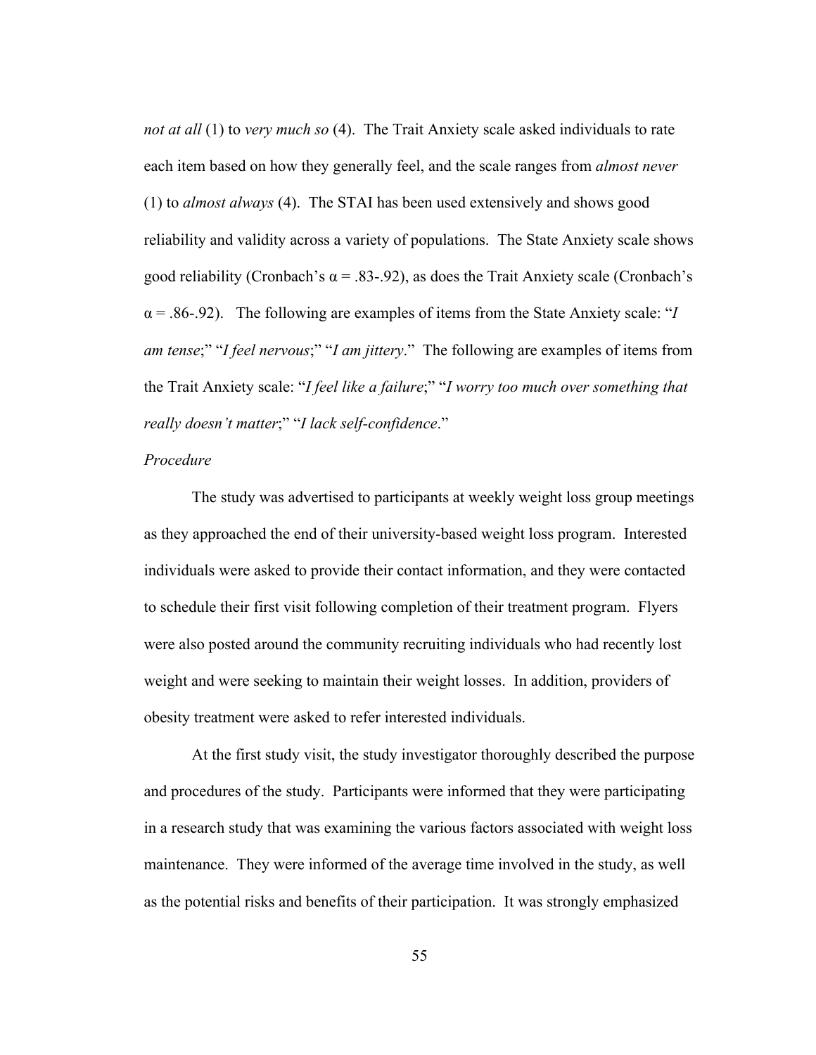*not at all* (1) to *very much so* (4). The Trait Anxiety scale asked individuals to rate each item based on how they generally feel, and the scale ranges from *almost never* (1) to *almost always* (4). The STAI has been used extensively and shows good reliability and validity across a variety of populations. The State Anxiety scale shows good reliability (Cronbach's $\alpha$ = .83-.92), as does the Trait Anxiety scale (Cronbach's $\alpha$ = .86-.92). The following are examples of items from the State Anxiety scale: "*I am tense*;" "*I feel nervous*;" "*I am jittery*." The following are examples of items from the Trait Anxiety scale: "*I feel like a failure*;" "*I worry too much over something that really doesn't matter*;" "*I lack self-confidence*."

*Procedure*

The study was advertised to participants at weekly weight loss group meetings as they approached the end of their university-based weight loss program. Interested individuals were asked to provide their contact information, and they were contacted to schedule their first visit following completion of their treatment program. Flyers were also posted around the community recruiting individuals who had recently lost weight and were seeking to maintain their weight losses. In addition, providers of obesity treatment were asked to refer interested individuals.

At the first study visit, the study investigator thoroughly described the purpose and procedures of the study. Participants were informed that they were participating in a research study that was examining the various factors associated with weight loss maintenance. They were informed of the average time involved in the study, as well as the potential risks and benefits of their participation. It was strongly emphasized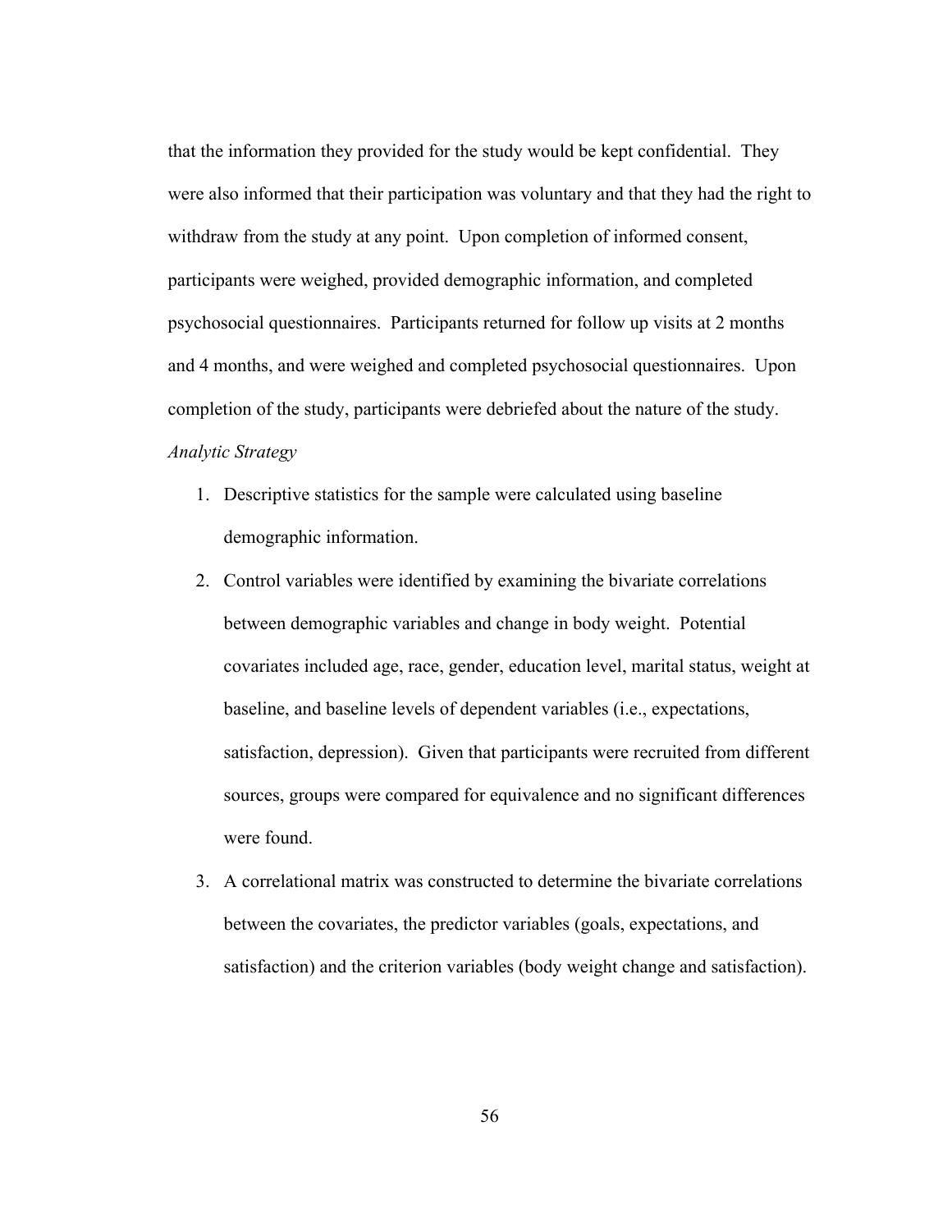that the information they provided for the study would be kept confidential. They were also informed that their participation was voluntary and that they had the right to withdraw from the study at any point. Upon completion of informed consent, participants were weighed, provided demographic information, and completed psychosocial questionnaires. Participants returned for follow up visits at 2 months and 4 months, and were weighed and completed psychosocial questionnaires. Upon completion of the study, participants were debriefed about the nature of the study.

*Analytic Strategy*

1. Descriptive statistics for the sample were calculated using baseline demographic information.
2. Control variables were identified by examining the bivariate correlations between demographic variables and change in body weight. Potential covariates included age, race, gender, education level, marital status, weight at baseline, and baseline levels of dependent variables (i.e., expectations, satisfaction, depression). Given that participants were recruited from different sources, groups were compared for equivalence and no significant differences were found.
3. A correlational matrix was constructed to determine the bivariate correlations between the covariates, the predictor variables (goals, expectations, and satisfaction) and the criterion variables (body weight change and satisfaction).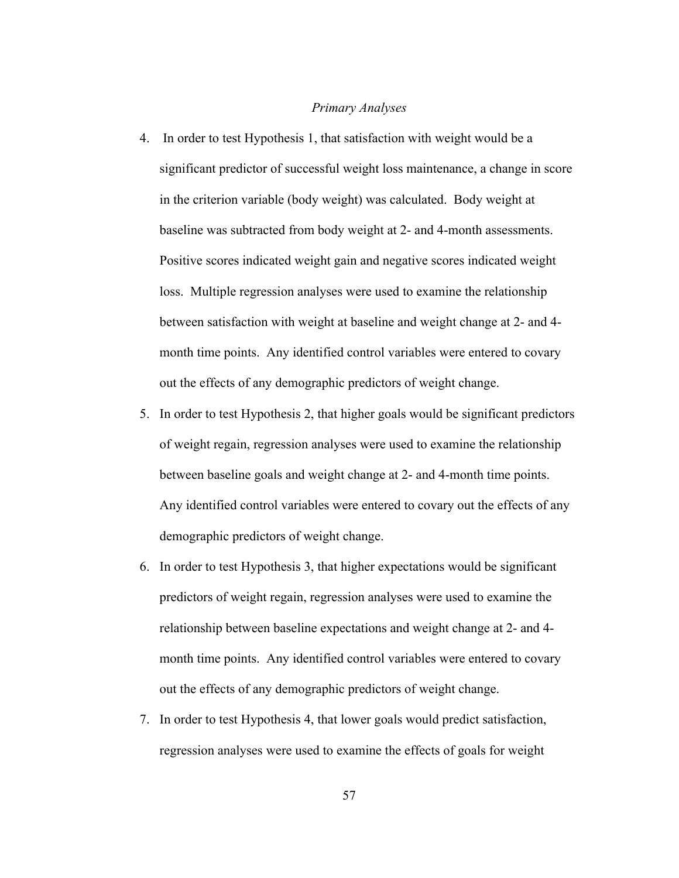*Primary Analyses*

4. In order to test Hypothesis 1, that satisfaction with weight would be a significant predictor of successful weight loss maintenance, a change in score in the criterion variable (body weight) was calculated. Body weight at baseline was subtracted from body weight at 2- and 4-month assessments. Positive scores indicated weight gain and negative scores indicated weight loss. Multiple regression analyses were used to examine the relationship between satisfaction with weight at baseline and weight change at 2- and 4-month time points. Any identified control variables were entered to covary out the effects of any demographic predictors of weight change.
5. In order to test Hypothesis 2, that higher goals would be significant predictors of weight regain, regression analyses were used to examine the relationship between baseline goals and weight change at 2- and 4-month time points. Any identified control variables were entered to covary out the effects of any demographic predictors of weight change.
6. In order to test Hypothesis 3, that higher expectations would be significant predictors of weight regain, regression analyses were used to examine the relationship between baseline expectations and weight change at 2- and 4-month time points. Any identified control variables were entered to covary out the effects of any demographic predictors of weight change.
7. In order to test Hypothesis 4, that lower goals would predict satisfaction, regression analyses were used to examine the effects of goals for weight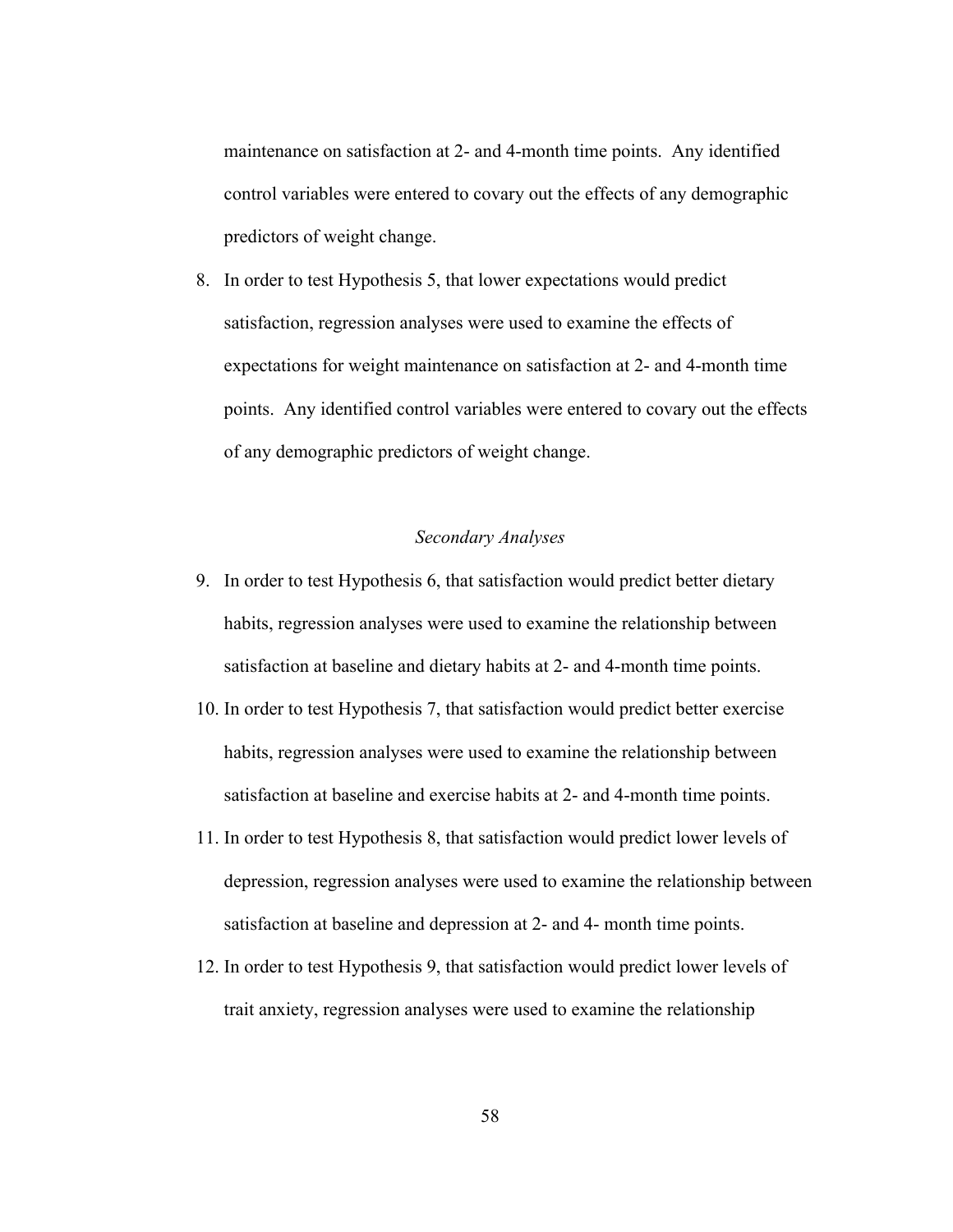maintenance on satisfaction at 2- and 4-month time points. Any identified control variables were entered to covary out the effects of any demographic predictors of weight change.

8. In order to test Hypothesis 5, that lower expectations would predict satisfaction, regression analyses were used to examine the effects of expectations for weight maintenance on satisfaction at 2- and 4-month time points. Any identified control variables were entered to covary out the effects of any demographic predictors of weight change.

*Secondary Analyses*

9. In order to test Hypothesis 6, that satisfaction would predict better dietary habits, regression analyses were used to examine the relationship between satisfaction at baseline and dietary habits at 2- and 4-month time points.
10. In order to test Hypothesis 7, that satisfaction would predict better exercise habits, regression analyses were used to examine the relationship between satisfaction at baseline and exercise habits at 2- and 4-month time points.
11. In order to test Hypothesis 8, that satisfaction would predict lower levels of depression, regression analyses were used to examine the relationship between satisfaction at baseline and depression at 2- and 4- month time points.
12. In order to test Hypothesis 9, that satisfaction would predict lower levels of trait anxiety, regression analyses were used to examine the relationship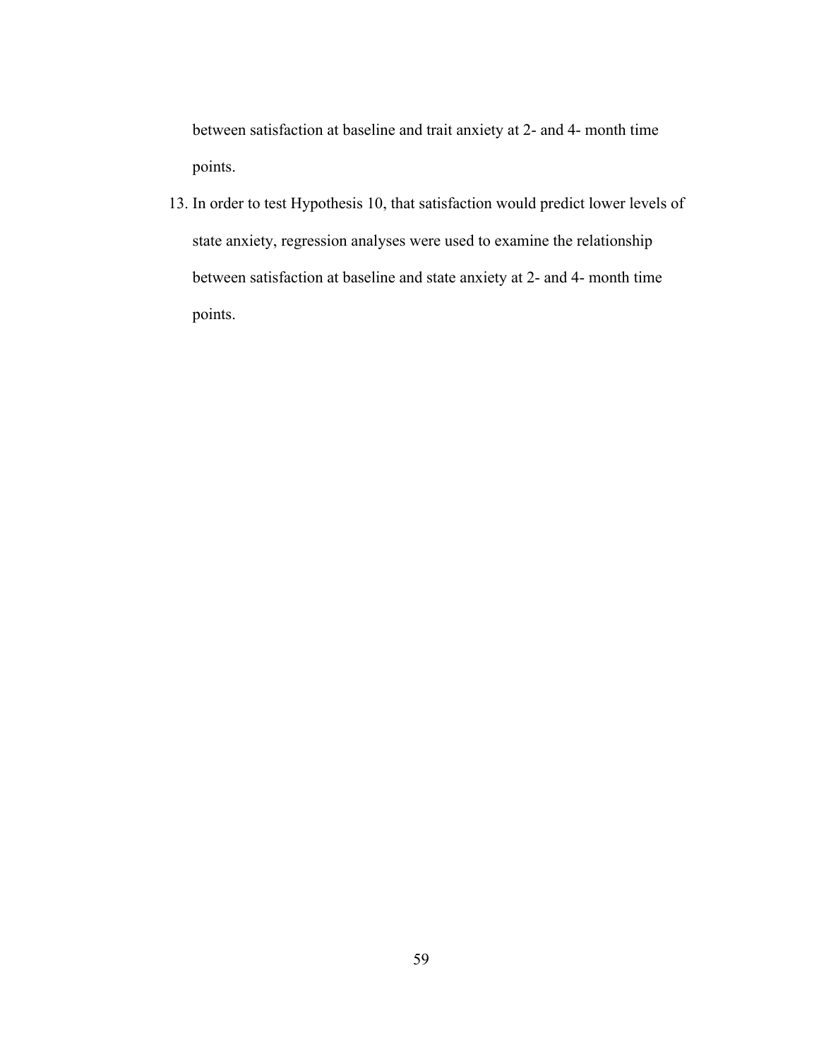between satisfaction at baseline and trait anxiety at 2- and 4- month time points.

13. In order to test Hypothesis 10, that satisfaction would predict lower levels of state anxiety, regression analyses were used to examine the relationship between satisfaction at baseline and state anxiety at 2- and 4- month time points.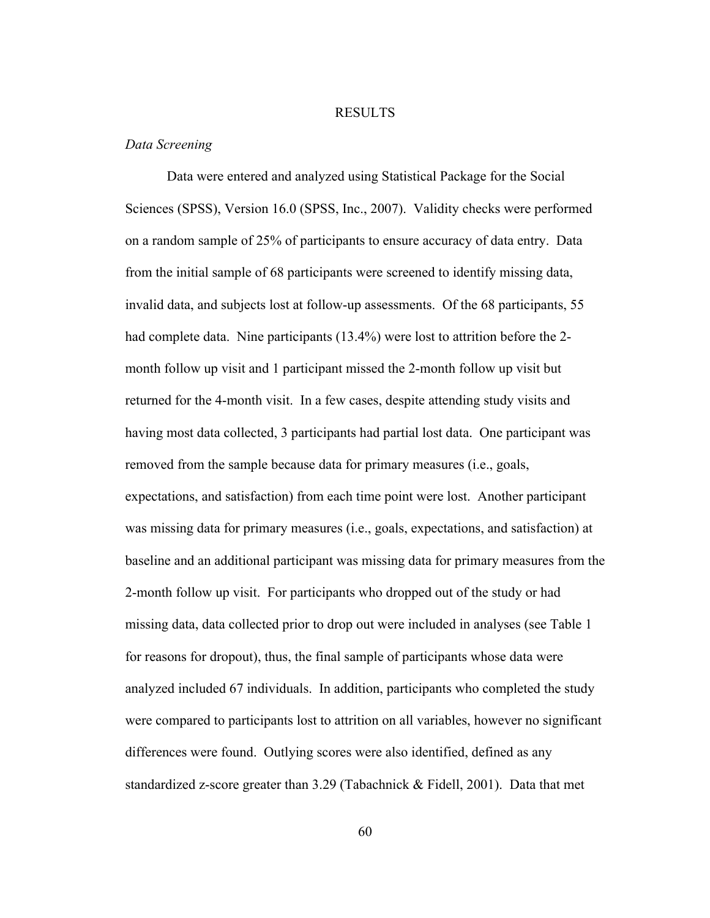# RESULTS

*Data Screening*

Data were entered and analyzed using Statistical Package for the Social Sciences (SPSS), Version 16.0 (SPSS, Inc., 2007). Validity checks were performed on a random sample of 25% of participants to ensure accuracy of data entry. Data from the initial sample of 68 participants were screened to identify missing data, invalid data, and subjects lost at follow-up assessments. Of the 68 participants, 55 had complete data. Nine participants (13.4%) were lost to attrition before the 2-month follow up visit and 1 participant missed the 2-month follow up visit but returned for the 4-month visit. In a few cases, despite attending study visits and having most data collected, 3 participants had partial lost data. One participant was removed from the sample because data for primary measures (i.e., goals, expectations, and satisfaction) from each time point were lost. Another participant was missing data for primary measures (i.e., goals, expectations, and satisfaction) at baseline and an additional participant was missing data for primary measures from the 2-month follow up visit. For participants who dropped out of the study or had missing data, data collected prior to drop out were included in analyses (see Table 1 for reasons for dropout), thus, the final sample of participants whose data were analyzed included 67 individuals. In addition, participants who completed the study were compared to participants lost to attrition on all variables, however no significant differences were found. Outlying scores were also identified, defined as any standardized z-score greater than 3.29 (Tabachnick & Fidell, 2001). Data that met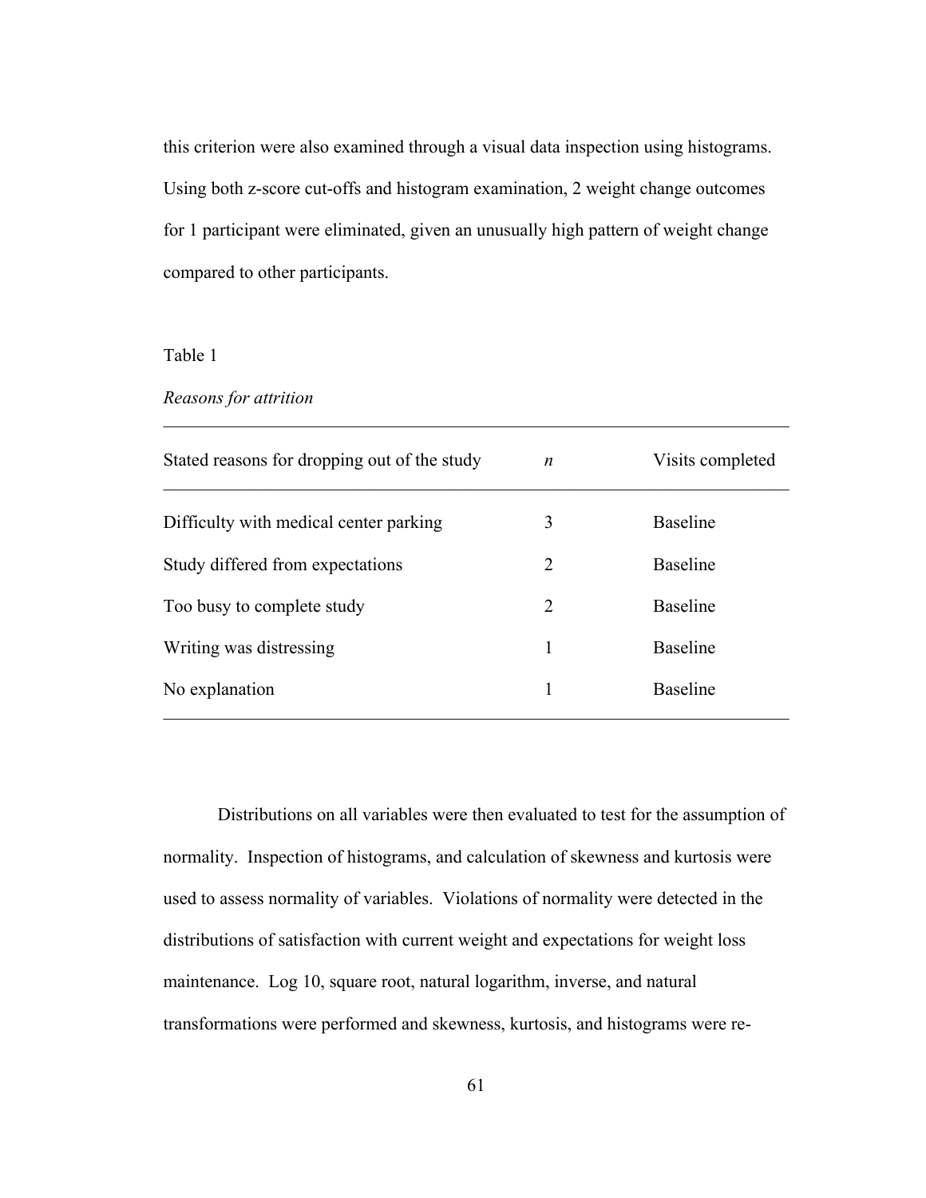this criterion were also examined through a visual data inspection using histograms. Using both z-score cut-offs and histogram examination, 2 weight change outcomes for 1 participant were eliminated, given an unusually high pattern of weight change compared to other participants.

Table 1

*Reasons for attrition*

| Stated reasons for dropping out of the study | *n* | Visits completed |
|---|---|---|
| Difficulty with medical center parking | 3 | Baseline |
| Study differed from expectations | 2 | Baseline |
| Too busy to complete study | 2 | Baseline |
| Writing was distressing | 1 | Baseline |
| No explanation | 1 | Baseline |

Distributions on all variables were then evaluated to test for the assumption of normality. Inspection of histograms, and calculation of skewness and kurtosis were used to assess normality of variables. Violations of normality were detected in the distributions of satisfaction with current weight and expectations for weight loss maintenance. Log 10, square root, natural logarithm, inverse, and natural transformations were performed and skewness, kurtosis, and histograms were re-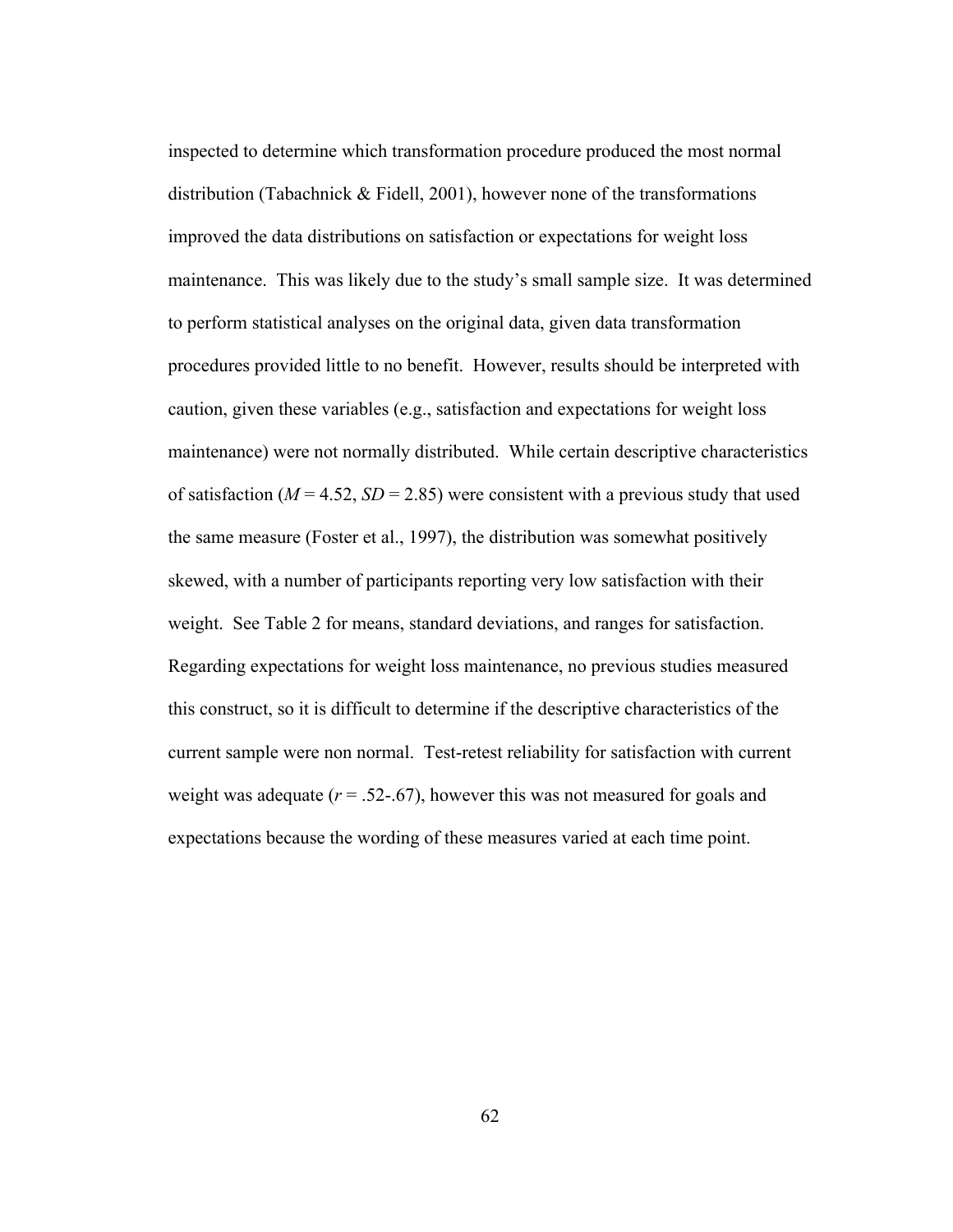inspected to determine which transformation procedure produced the most normal distribution (Tabachnick & Fidell, 2001), however none of the transformations improved the data distributions on satisfaction or expectations for weight loss maintenance. This was likely due to the study's small sample size. It was determined to perform statistical analyses on the original data, given data transformation procedures provided little to no benefit. However, results should be interpreted with caution, given these variables (e.g., satisfaction and expectations for weight loss maintenance) were not normally distributed. While certain descriptive characteristics of satisfaction ($M = 4.52$, $SD = 2.85$) were consistent with a previous study that used the same measure (Foster et al., 1997), the distribution was somewhat positively skewed, with a number of participants reporting very low satisfaction with their weight. See Table 2 for means, standard deviations, and ranges for satisfaction. Regarding expectations for weight loss maintenance, no previous studies measured this construct, so it is difficult to determine if the descriptive characteristics of the current sample were non normal. Test-retest reliability for satisfaction with current weight was adequate ($r = .52$-$.67$), however this was not measured for goals and expectations because the wording of these measures varied at each time point.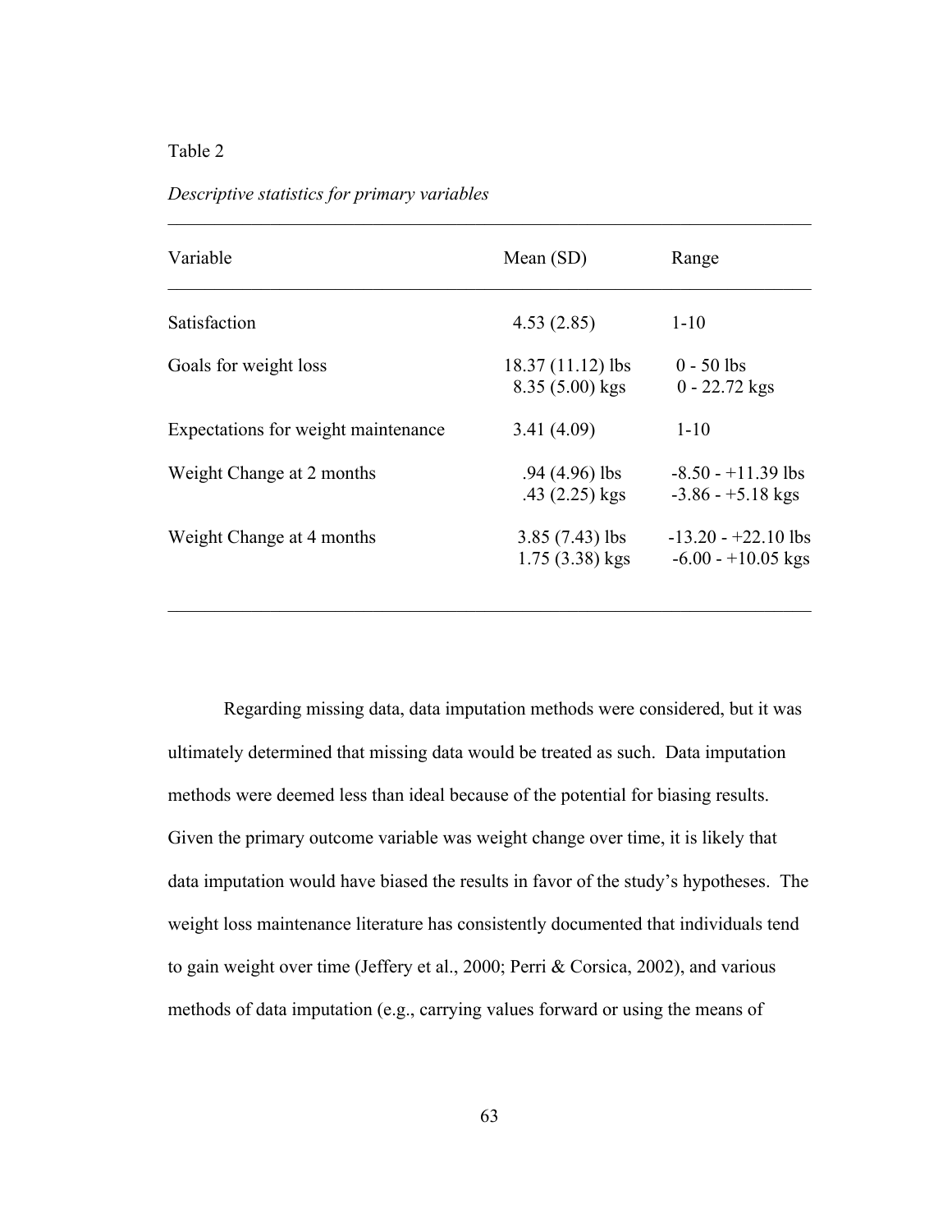Table 2

*Descriptive statistics for primary variables*

| Variable | Mean (SD) | Range |
|---|---|---|
| Satisfaction | 4.53 (2.85) | 1-10 |
| Goals for weight loss | 18.37 (11.12) lbs<br>8.35 (5.00) kgs | 0 - 50 lbs<br>0 - 22.72 kgs |
| Expectations for weight maintenance | 3.41 (4.09) | 1-10 |
| Weight Change at 2 months | .94 (4.96) lbs<br>.43 (2.25) kgs | -8.50 - +11.39 lbs<br>-3.86 - +5.18 kgs |
| Weight Change at 4 months | 3.85 (7.43) lbs<br>1.75 (3.38) kgs | -13.20 - +22.10 lbs<br>-6.00 - +10.05 kgs |

Regarding missing data, data imputation methods were considered, but it was ultimately determined that missing data would be treated as such. Data imputation methods were deemed less than ideal because of the potential for biasing results. Given the primary outcome variable was weight change over time, it is likely that data imputation would have biased the results in favor of the study's hypotheses. The weight loss maintenance literature has consistently documented that individuals tend to gain weight over time (Jeffery et al., 2000; Perri & Corsica, 2002), and various methods of data imputation (e.g., carrying values forward or using the means of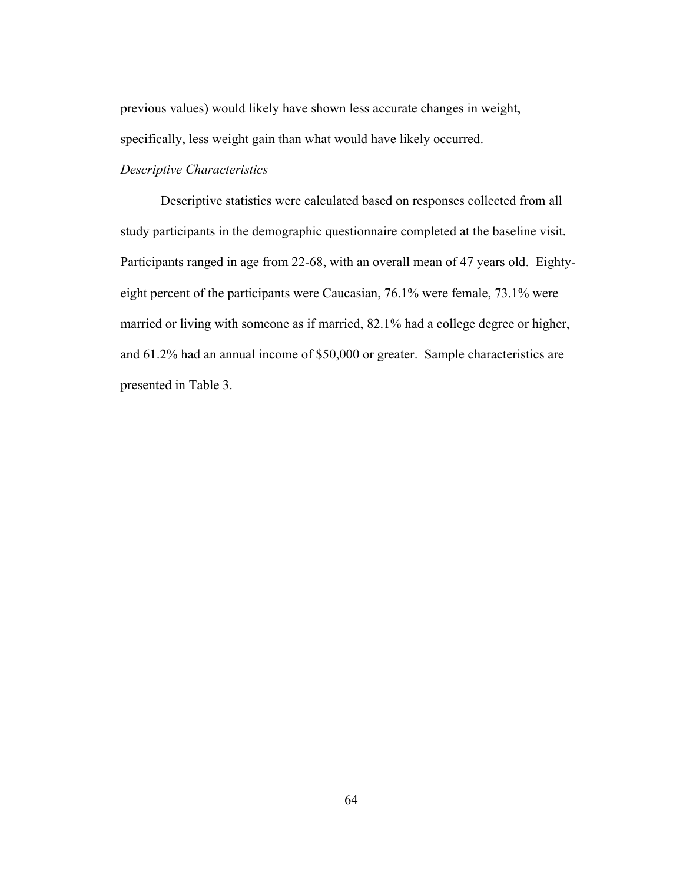previous values) would likely have shown less accurate changes in weight, specifically, less weight gain than what would have likely occurred.

*Descriptive Characteristics*

Descriptive statistics were calculated based on responses collected from all study participants in the demographic questionnaire completed at the baseline visit. Participants ranged in age from 22-68, with an overall mean of 47 years old. Eighty-eight percent of the participants were Caucasian, 76.1% were female, 73.1% were married or living with someone as if married, 82.1% had a college degree or higher, and 61.2% had an annual income of $50,000 or greater. Sample characteristics are presented in Table 3.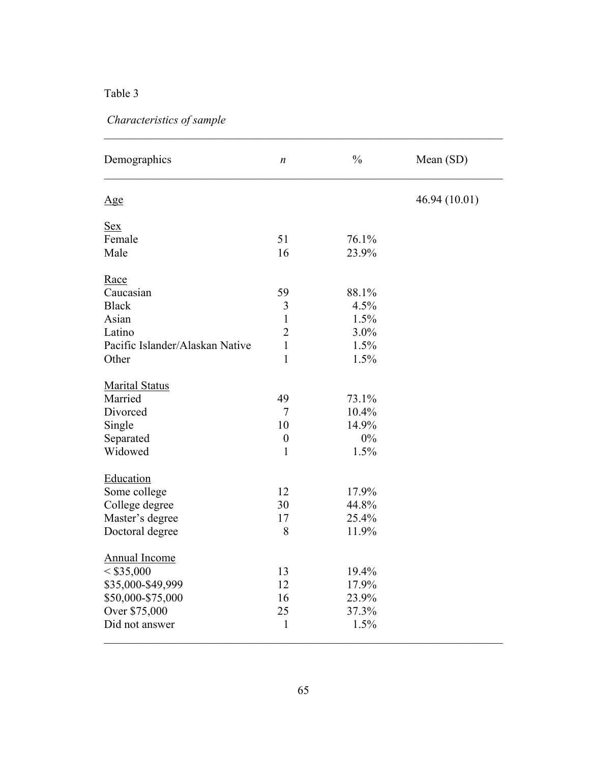Table 3

*Characteristics of sample*

| Demographics | *n* | % | Mean (SD) |
|---|---|---|---|
| Age | | | 46.94 (10.01) |
| Sex | | | |
| Female | 51 | 76.1% | |
| Male | 16 | 23.9% | |
| Race | | | |
| Caucasian | 59 | 88.1% | |
| Black | 3 | 4.5% | |
| Asian | 1 | 1.5% | |
| Latino | 2 | 3.0% | |
| Pacific Islander/Alaskan Native | 1 | 1.5% | |
| Other | 1 | 1.5% | |
| Marital Status | | | |
| Married | 49 | 73.1% | |
| Divorced | 7 | 10.4% | |
| Single | 10 | 14.9% | |
| Separated | 0 | 0% | |
| Widowed | 1 | 1.5% | |
| Education | | | |
| Some college | 12 | 17.9% | |
| College degree | 30 | 44.8% | |
| Master's degree | 17 | 25.4% | |
| Doctoral degree | 8 | 11.9% | |
| Annual Income | | | |
| < $35,000 | 13 | 19.4% | |
| $35,000-$49,999 | 12 | 17.9% | |
| $50,000-$75,000 | 16 | 23.9% | |
| Over $75,000 | 25 | 37.3% | |
| Did not answer | 1 | 1.5% | |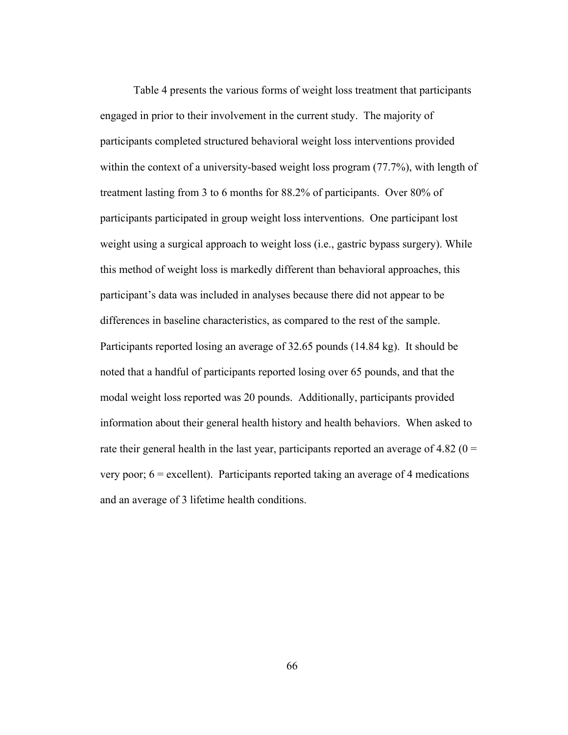Table 4 presents the various forms of weight loss treatment that participants engaged in prior to their involvement in the current study. The majority of participants completed structured behavioral weight loss interventions provided within the context of a university-based weight loss program (77.7%), with length of treatment lasting from 3 to 6 months for 88.2% of participants. Over 80% of participants participated in group weight loss interventions. One participant lost weight using a surgical approach to weight loss (i.e., gastric bypass surgery). While this method of weight loss is markedly different than behavioral approaches, this participant's data was included in analyses because there did not appear to be differences in baseline characteristics, as compared to the rest of the sample. Participants reported losing an average of 32.65 pounds (14.84 kg). It should be noted that a handful of participants reported losing over 65 pounds, and that the modal weight loss reported was 20 pounds. Additionally, participants provided information about their general health history and health behaviors. When asked to rate their general health in the last year, participants reported an average of 4.82 (0 = very poor; 6 = excellent). Participants reported taking an average of 4 medications and an average of 3 lifetime health conditions.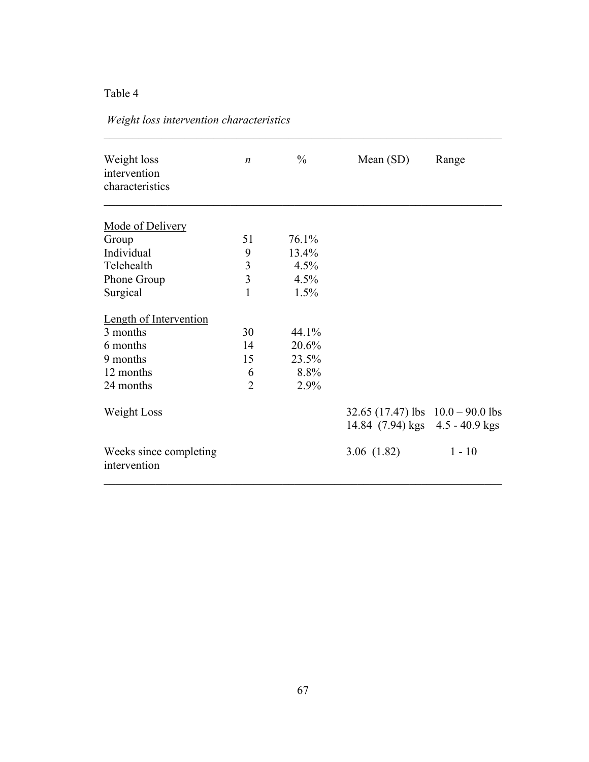Table 4

*Weight loss intervention characteristics*

| Weight loss intervention characteristics | *n* | % | Mean (SD) | Range |
|---|---|---|---|---|
| Mode of Delivery | | | | |
| Group | 51 | 76.1% | | |
| Individual | 9 | 13.4% | | |
| Telehealth | 3 | 4.5% | | |
| Phone Group | 3 | 4.5% | | |
| Surgical | 1 | 1.5% | | |
| Length of Intervention | | | | |
| 3 months | 30 | 44.1% | | |
| 6 months | 14 | 20.6% | | |
| 9 months | 15 | 23.5% | | |
| 12 months | 6 | 8.8% | | |
| 24 months | 2 | 2.9% | | |
| Weight Loss | | | 32.65 (17.47) lbs<br>14.84 (7.94) kgs | 10.0 – 90.0 lbs<br>4.5 - 40.9 kgs |
| Weeks since completing intervention | | | 3.06 (1.82) | 1 - 10 |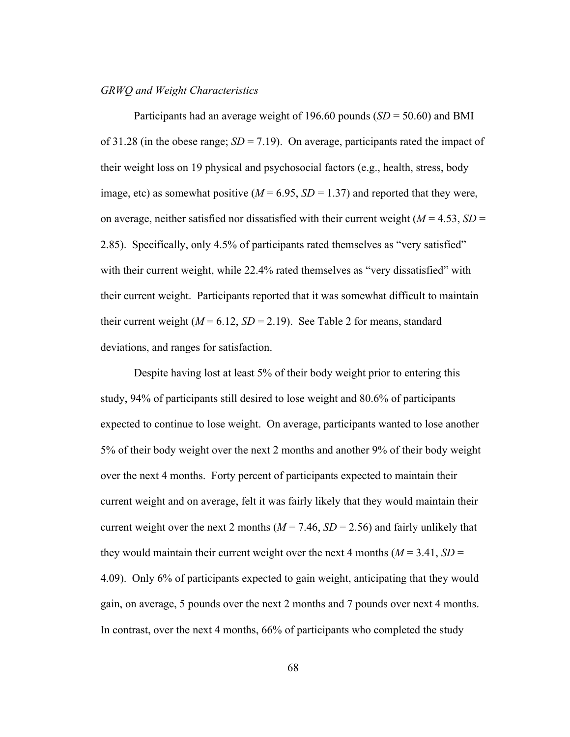*GRWQ and Weight Characteristics*

Participants had an average weight of 196.60 pounds (*SD* = 50.60) and BMI of 31.28 (in the obese range; *SD* = 7.19). On average, participants rated the impact of their weight loss on 19 physical and psychosocial factors (e.g., health, stress, body image, etc) as somewhat positive (*M* = 6.95, *SD* = 1.37) and reported that they were, on average, neither satisfied nor dissatisfied with their current weight (*M* = 4.53, *SD* = 2.85). Specifically, only 4.5% of participants rated themselves as "very satisfied" with their current weight, while 22.4% rated themselves as "very dissatisfied" with their current weight. Participants reported that it was somewhat difficult to maintain their current weight (*M* = 6.12, *SD* = 2.19). See Table 2 for means, standard deviations, and ranges for satisfaction.

Despite having lost at least 5% of their body weight prior to entering this study, 94% of participants still desired to lose weight and 80.6% of participants expected to continue to lose weight. On average, participants wanted to lose another 5% of their body weight over the next 2 months and another 9% of their body weight over the next 4 months. Forty percent of participants expected to maintain their current weight and on average, felt it was fairly likely that they would maintain their current weight over the next 2 months (*M* = 7.46, *SD* = 2.56) and fairly unlikely that they would maintain their current weight over the next 4 months (*M* = 3.41, *SD* = 4.09). Only 6% of participants expected to gain weight, anticipating that they would gain, on average, 5 pounds over the next 2 months and 7 pounds over next 4 months. In contrast, over the next 4 months, 66% of participants who completed the study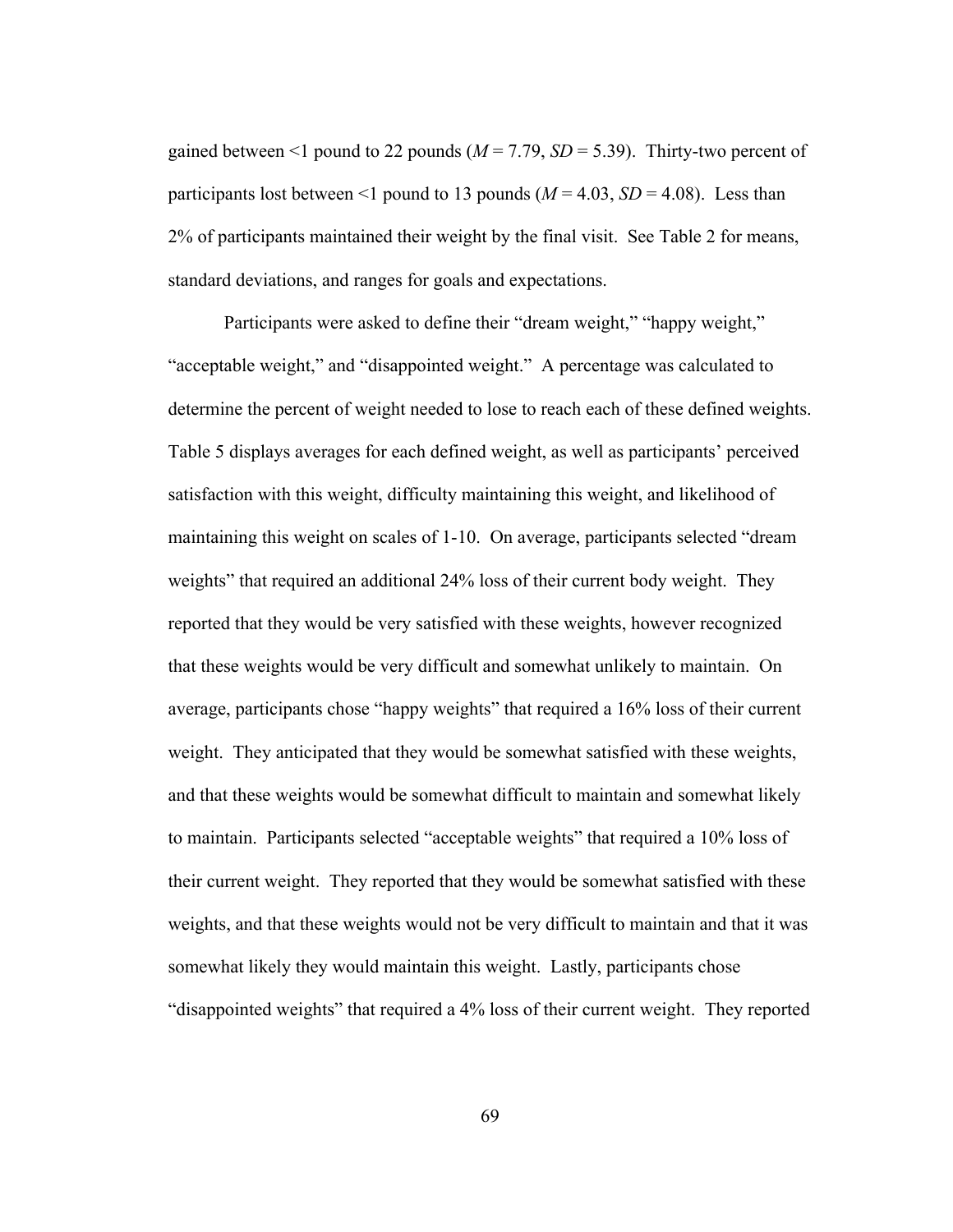gained between <1 pound to 22 pounds ($M$ = 7.79, $SD$ = 5.39). Thirty-two percent of participants lost between <1 pound to 13 pounds ($M$ = 4.03, $SD$ = 4.08). Less than 2% of participants maintained their weight by the final visit. See Table 2 for means, standard deviations, and ranges for goals and expectations.

Participants were asked to define their "dream weight," "happy weight," "acceptable weight," and "disappointed weight." A percentage was calculated to determine the percent of weight needed to lose to reach each of these defined weights. Table 5 displays averages for each defined weight, as well as participants' perceived satisfaction with this weight, difficulty maintaining this weight, and likelihood of maintaining this weight on scales of 1-10. On average, participants selected "dream weights" that required an additional 24% loss of their current body weight. They reported that they would be very satisfied with these weights, however recognized that these weights would be very difficult and somewhat unlikely to maintain. On average, participants chose "happy weights" that required a 16% loss of their current weight. They anticipated that they would be somewhat satisfied with these weights, and that these weights would be somewhat difficult to maintain and somewhat likely to maintain. Participants selected "acceptable weights" that required a 10% loss of their current weight. They reported that they would be somewhat satisfied with these weights, and that these weights would not be very difficult to maintain and that it was somewhat likely they would maintain this weight. Lastly, participants chose "disappointed weights" that required a 4% loss of their current weight. They reported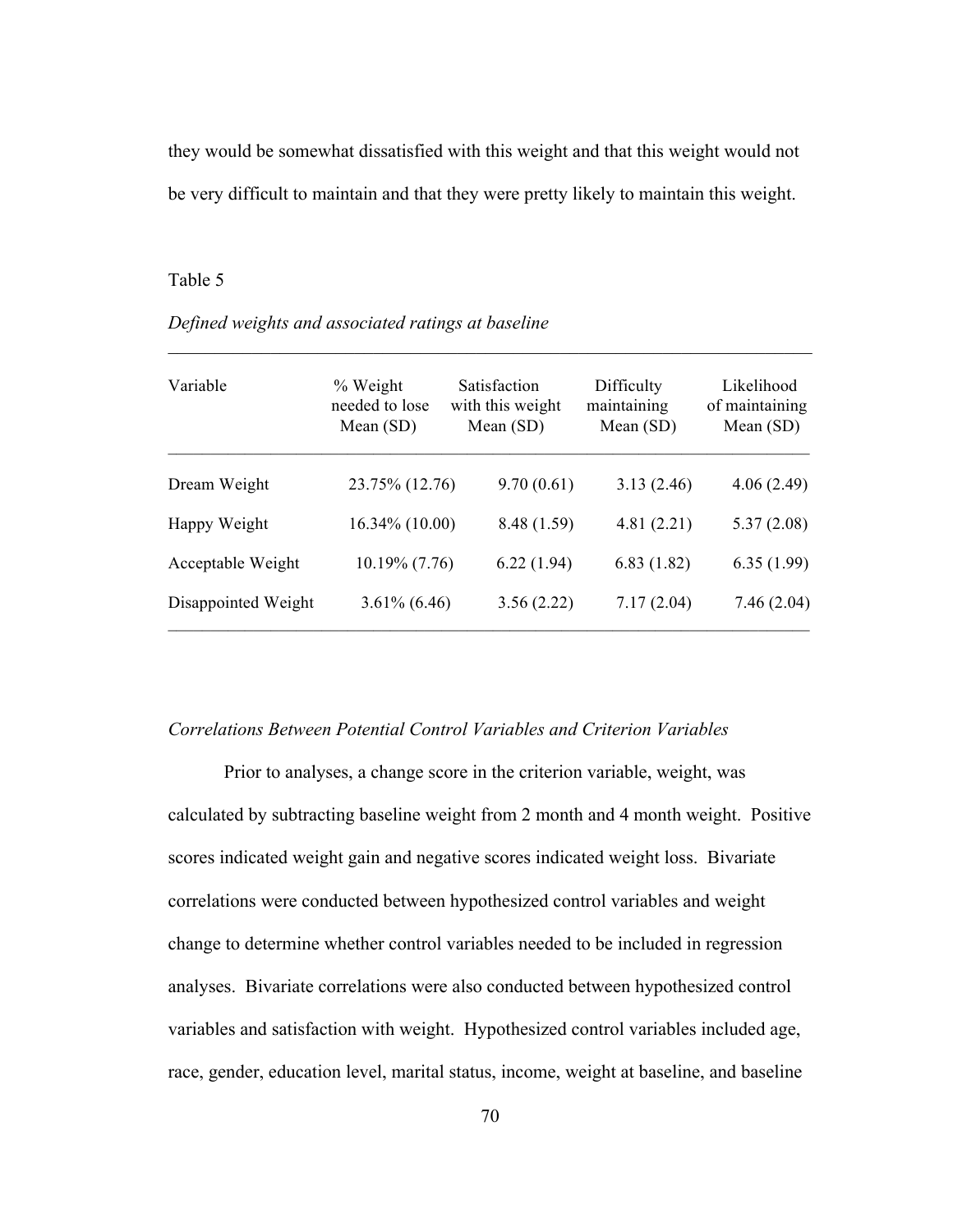they would be somewhat dissatisfied with this weight and that this weight would not be very difficult to maintain and that they were pretty likely to maintain this weight.

Table 5

*Defined weights and associated ratings at baseline*

| Variable | % Weight needed to lose Mean (SD) | Satisfaction with this weight Mean (SD) | Difficulty maintaining Mean (SD) | Likelihood of maintaining Mean (SD) |
|---|---|---|---|---|
| Dream Weight | 23.75% (12.76) | 9.70 (0.61) | 3.13 (2.46) | 4.06 (2.49) |
| Happy Weight | 16.34% (10.00) | 8.48 (1.59) | 4.81 (2.21) | 5.37 (2.08) |
| Acceptable Weight | 10.19% (7.76) | 6.22 (1.94) | 6.83 (1.82) | 6.35 (1.99) |
| Disappointed Weight | 3.61% (6.46) | 3.56 (2.22) | 7.17 (2.04) | 7.46 (2.04) |

*Correlations Between Potential Control Variables and Criterion Variables*

Prior to analyses, a change score in the criterion variable, weight, was calculated by subtracting baseline weight from 2 month and 4 month weight. Positive scores indicated weight gain and negative scores indicated weight loss. Bivariate correlations were conducted between hypothesized control variables and weight change to determine whether control variables needed to be included in regression analyses. Bivariate correlations were also conducted between hypothesized control variables and satisfaction with weight. Hypothesized control variables included age, race, gender, education level, marital status, income, weight at baseline, and baseline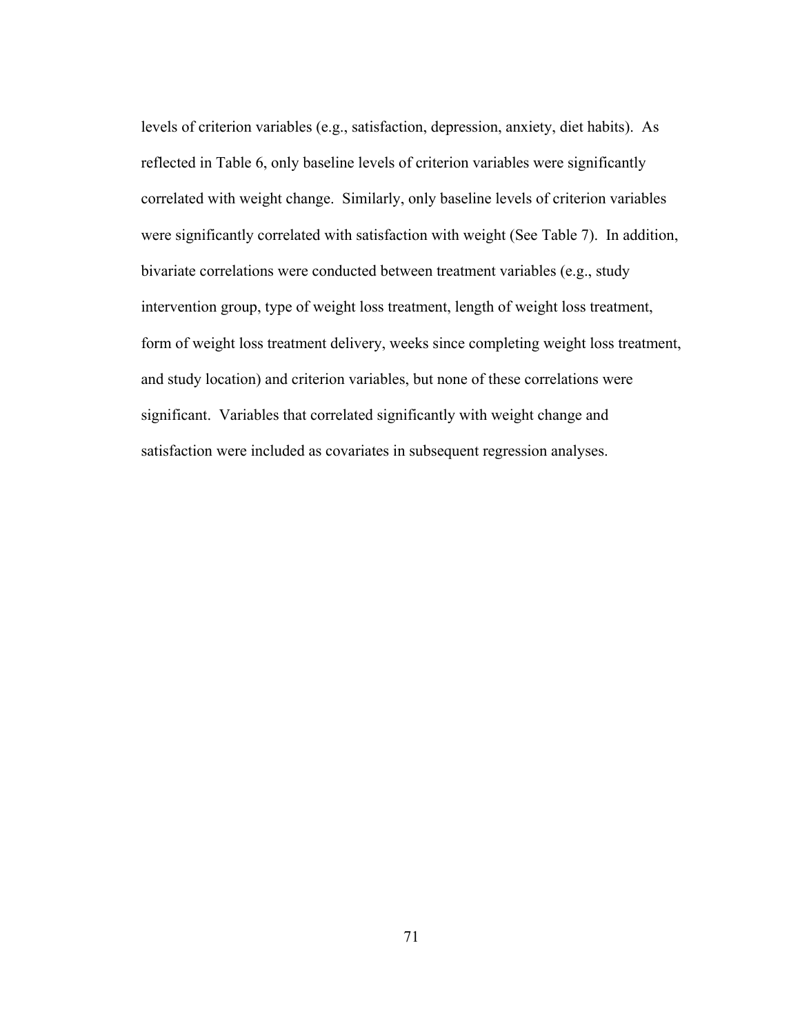levels of criterion variables (e.g., satisfaction, depression, anxiety, diet habits). As reflected in Table 6, only baseline levels of criterion variables were significantly correlated with weight change. Similarly, only baseline levels of criterion variables were significantly correlated with satisfaction with weight (See Table 7). In addition, bivariate correlations were conducted between treatment variables (e.g., study intervention group, type of weight loss treatment, length of weight loss treatment, form of weight loss treatment delivery, weeks since completing weight loss treatment, and study location) and criterion variables, but none of these correlations were significant. Variables that correlated significantly with weight change and satisfaction were included as covariates in subsequent regression analyses.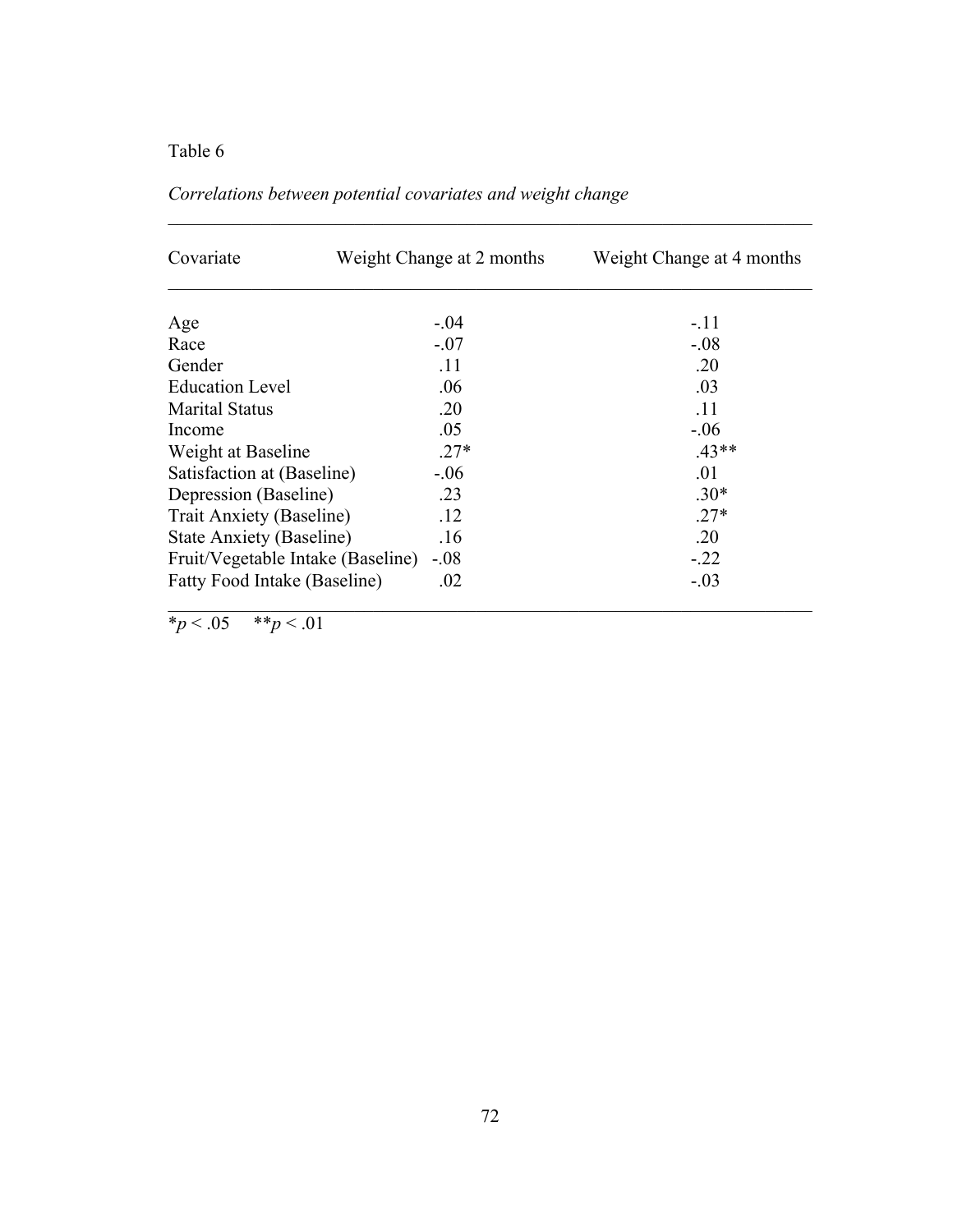Table 6

*Correlations between potential covariates and weight change*

| Covariate | Weight Change at 2 months | Weight Change at 4 months |
|---|---|---|
| Age | -.04 | -.11 |
| Race | -.07 | -.08 |
| Gender | .11 | .20 |
| Education Level | .06 | .03 |
| Marital Status | .20 | .11 |
| Income | .05 | -.06 |
| Weight at Baseline | .27* | .43** |
| Satisfaction at (Baseline) | -.06 | .01 |
| Depression (Baseline) | .23 | .30* |
| Trait Anxiety (Baseline) | .12 | .27* |
| State Anxiety (Baseline) | .16 | .20 |
| Fruit/Vegetable Intake (Baseline) | -.08 | -.22 |
| Fatty Food Intake (Baseline) | .02 | -.03 |

*$p < .05$ **$p < .01$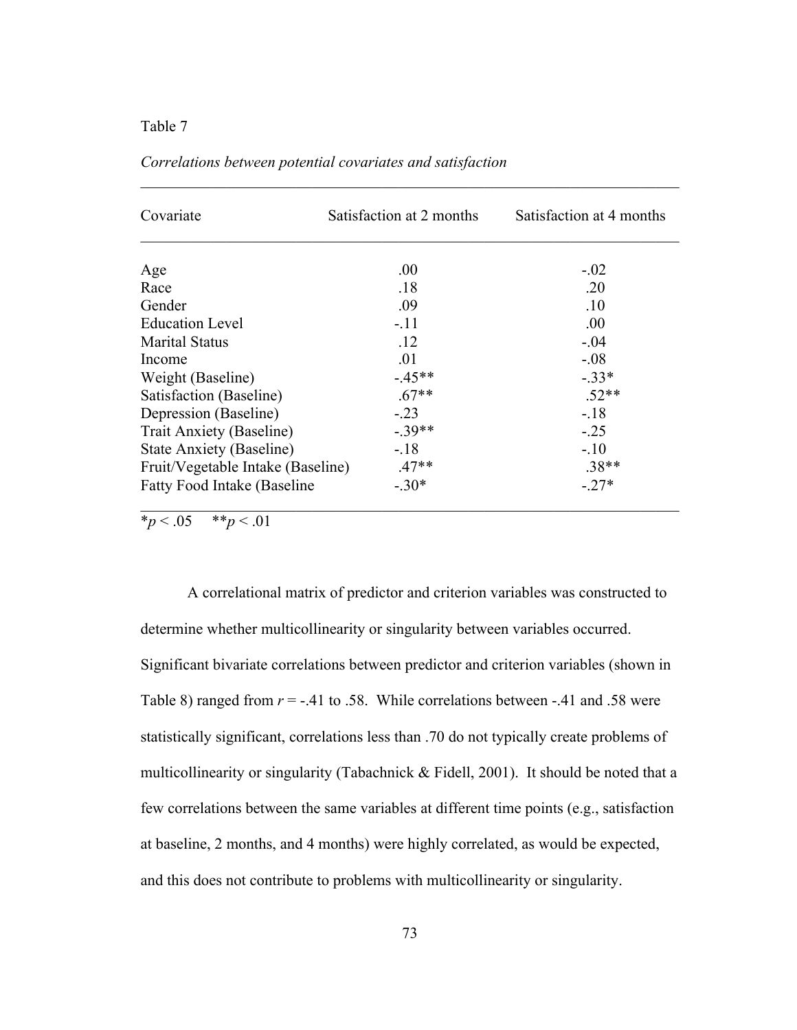Table 7

*Correlations between potential covariates and satisfaction*

| Covariate | Satisfaction at 2 months | Satisfaction at 4 months |
|---|---|---|
| Age | .00 | -.02 |
| Race | .18 | .20 |
| Gender | .09 | .10 |
| Education Level | -.11 | .00 |
| Marital Status | .12 | -.04 |
| Income | .01 | -.08 |
| Weight (Baseline) | -.45** | -.33* |
| Satisfaction (Baseline) | .67** | .52** |
| Depression (Baseline) | -.23 | -.18 |
| Trait Anxiety (Baseline) | -.39** | -.25 |
| State Anxiety (Baseline) | -.18 | -.10 |
| Fruit/Vegetable Intake (Baseline) | .47** | .38** |
| Fatty Food Intake (Baseline | -.30* | -.27* |

*$p < .05$ **$p < .01$

A correlational matrix of predictor and criterion variables was constructed to determine whether multicollinearity or singularity between variables occurred. Significant bivariate correlations between predictor and criterion variables (shown in Table 8) ranged from $r = -.41$ to .58. While correlations between -.41 and .58 were statistically significant, correlations less than .70 do not typically create problems of multicollinearity or singularity (Tabachnick & Fidell, 2001). It should be noted that a few correlations between the same variables at different time points (e.g., satisfaction at baseline, 2 months, and 4 months) were highly correlated, as would be expected, and this does not contribute to problems with multicollinearity or singularity.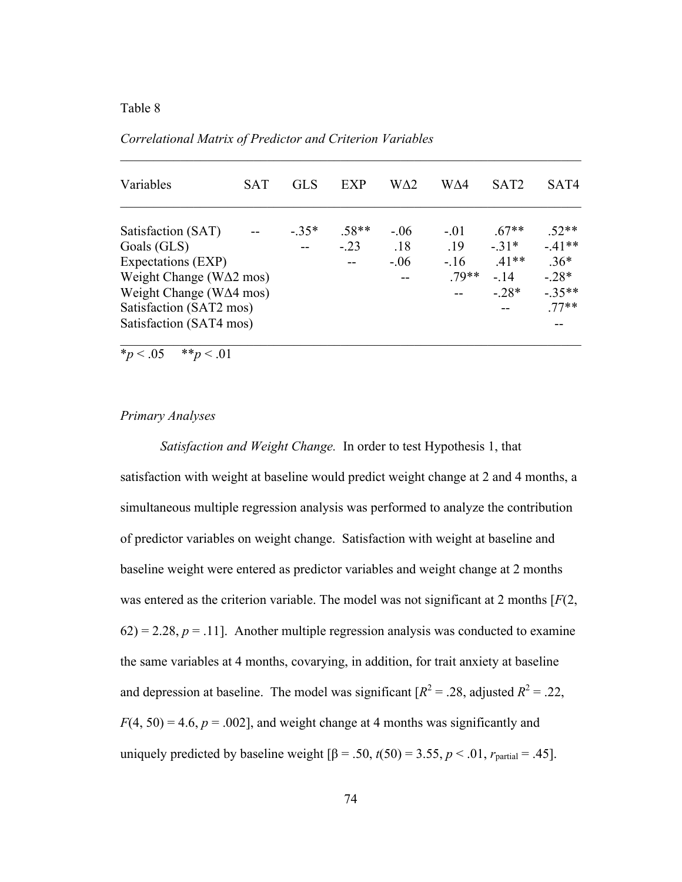Table 8

*Correlational Matrix of Predictor and Criterion Variables*

| Variables | SAT | GLS | EXP | WΔ2 | WΔ4 | SAT2 | SAT4 |
|---|---|---|---|---|---|---|---|
| Satisfaction (SAT) | -- | -.35* | .58** | -.06 | -.01 | .67** | .52** |
| Goals (GLS) | | -- | -.23 | .18 | .19 | -.31* | -.41** |
| Expectations (EXP) | | | -- | -.06 | -.16 | .41** | .36* |
| Weight Change (WΔ2 mos) | | | | -- | .79** | -.14 | -.28* |
| Weight Change (WΔ4 mos) | | | | | -- | -.28* | -.35** |
| Satisfaction (SAT2 mos) | | | | | | -- | .77** |
| Satisfaction (SAT4 mos) | | | | | | | -- |

*$p < .05$ **$p < .01$

*Primary Analyses*

*Satisfaction and Weight Change.* In order to test Hypothesis 1, that satisfaction with weight at baseline would predict weight change at 2 and 4 months, a simultaneous multiple regression analysis was performed to analyze the contribution of predictor variables on weight change. Satisfaction with weight at baseline and baseline weight were entered as predictor variables and weight change at 2 months was entered as the criterion variable. The model was not significant at 2 months [$F(2, 62) = 2.28$, $p = .11$]. Another multiple regression analysis was conducted to examine the same variables at 4 months, covarying, in addition, for trait anxiety at baseline and depression at baseline. The model was significant [$R^2 = .28$, adjusted $R^2 = .22$, $F(4, 50) = 4.6$, $p = .002$], and weight change at 4 months was significantly and uniquely predicted by baseline weight [$\beta = .50$, $t(50) = 3.55$, $p < .01$, $r_{partial} = .45$].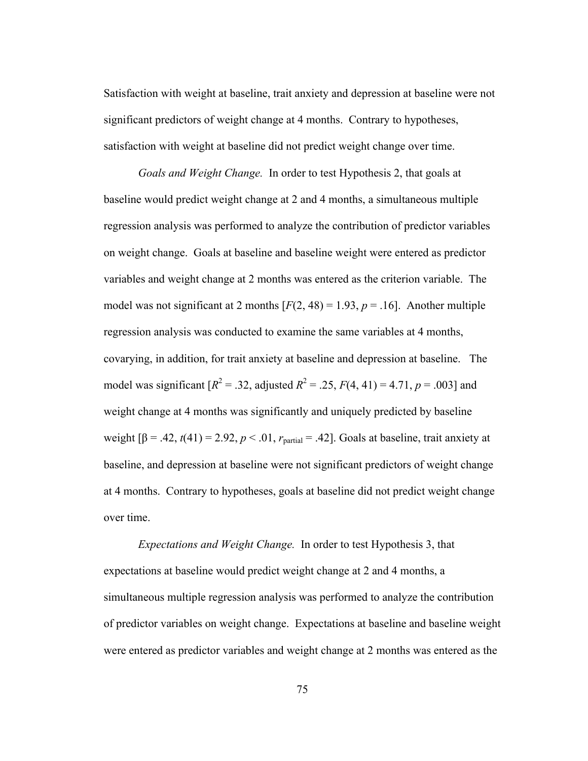Satisfaction with weight at baseline, trait anxiety and depression at baseline were not significant predictors of weight change at 4 months. Contrary to hypotheses, satisfaction with weight at baseline did not predict weight change over time.

*Goals and Weight Change.* In order to test Hypothesis 2, that goals at baseline would predict weight change at 2 and 4 months, a simultaneous multiple regression analysis was performed to analyze the contribution of predictor variables on weight change. Goals at baseline and baseline weight were entered as predictor variables and weight change at 2 months was entered as the criterion variable. The model was not significant at 2 months [$F(2, 48) = 1.93$, $p = .16$]. Another multiple regression analysis was conducted to examine the same variables at 4 months, covarying, in addition, for trait anxiety at baseline and depression at baseline. The model was significant [$R^2 = .32$, adjusted $R^2 = .25$, $F(4, 41) = 4.71$, $p = .003$] and weight change at 4 months was significantly and uniquely predicted by baseline weight [$\beta = .42$, $t(41) = 2.92$, $p < .01$, $r_{partial} = .42$]. Goals at baseline, trait anxiety at baseline, and depression at baseline were not significant predictors of weight change at 4 months. Contrary to hypotheses, goals at baseline did not predict weight change over time.

*Expectations and Weight Change.* In order to test Hypothesis 3, that expectations at baseline would predict weight change at 2 and 4 months, a simultaneous multiple regression analysis was performed to analyze the contribution of predictor variables on weight change. Expectations at baseline and baseline weight were entered as predictor variables and weight change at 2 months was entered as the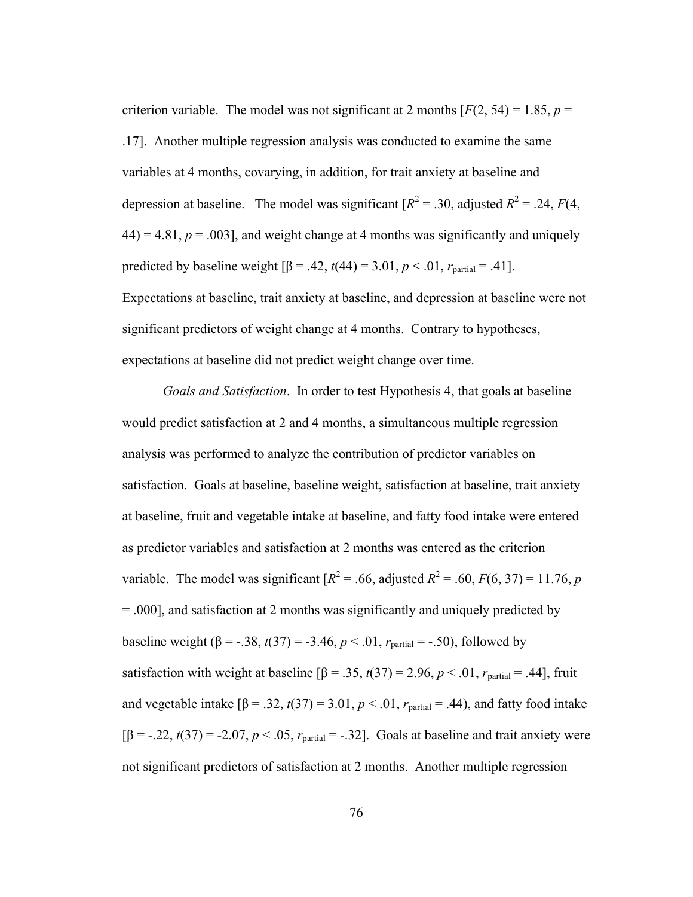criterion variable. The model was not significant at 2 months [$F(2, 54) = 1.85$, $p = .17$]. Another multiple regression analysis was conducted to examine the same variables at 4 months, covarying, in addition, for trait anxiety at baseline and depression at baseline. The model was significant [$R^2 = .30$, adjusted $R^2 = .24$, $F(4, 44) = 4.81$, $p = .003$], and weight change at 4 months was significantly and uniquely predicted by baseline weight [$\beta = .42$, $t(44) = 3.01$, $p < .01$, $r_{\text{partial}} = .41$]. Expectations at baseline, trait anxiety at baseline, and depression at baseline were not significant predictors of weight change at 4 months. Contrary to hypotheses, expectations at baseline did not predict weight change over time.

*Goals and Satisfaction*. In order to test Hypothesis 4, that goals at baseline would predict satisfaction at 2 and 4 months, a simultaneous multiple regression analysis was performed to analyze the contribution of predictor variables on satisfaction. Goals at baseline, baseline weight, satisfaction at baseline, trait anxiety at baseline, fruit and vegetable intake at baseline, and fatty food intake were entered as predictor variables and satisfaction at 2 months was entered as the criterion variable. The model was significant [$R^2 = .66$, adjusted $R^2 = .60$, $F(6, 37) = 11.76$, $p = .000$], and satisfaction at 2 months was significantly and uniquely predicted by baseline weight ($\beta = -.38$, $t(37) = -3.46$, $p < .01$, $r_{\text{partial}} = -.50$), followed by satisfaction with weight at baseline [$\beta = .35$, $t(37) = 2.96$, $p < .01$, $r_{\text{partial}} = .44$], fruit and vegetable intake [$\beta = .32$, $t(37) = 3.01$, $p < .01$, $r_{\text{partial}} = .44$), and fatty food intake [$\beta = -.22$, $t(37) = -2.07$, $p < .05$, $r_{\text{partial}} = -.32$]. Goals at baseline and trait anxiety were not significant predictors of satisfaction at 2 months. Another multiple regression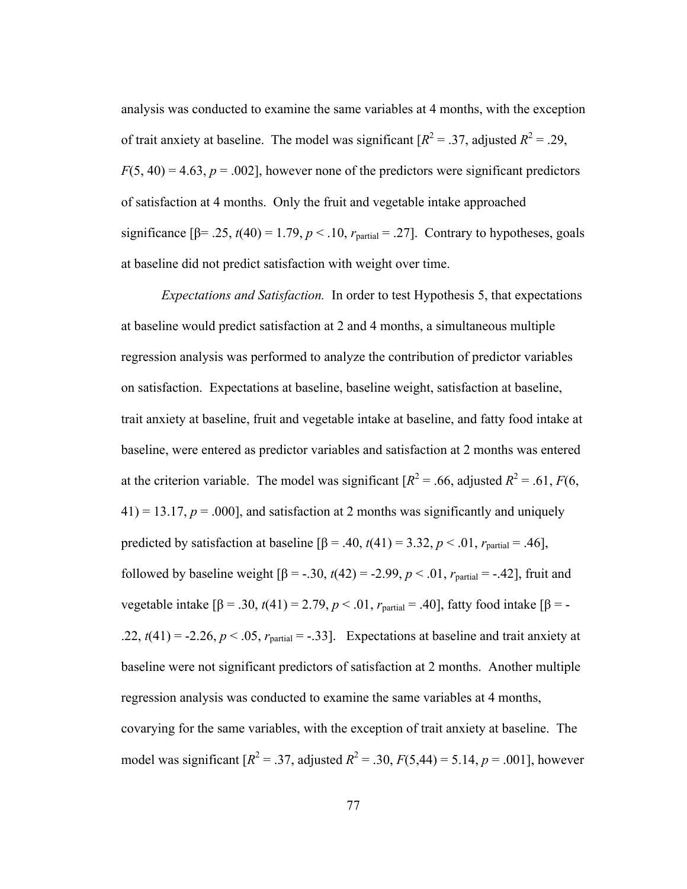analysis was conducted to examine the same variables at 4 months, with the exception of trait anxiety at baseline. The model was significant [$R^2 = .37$, adjusted $R^2 = .29$, $F(5, 40) = 4.63$, $p = .002$], however none of the predictors were significant predictors of satisfaction at 4 months. Only the fruit and vegetable intake approached significance [$\beta = .25$, $t(40) = 1.79$, $p < .10$, $r_{\text{partial}} = .27$]. Contrary to hypotheses, goals at baseline did not predict satisfaction with weight over time.

*Expectations and Satisfaction.* In order to test Hypothesis 5, that expectations at baseline would predict satisfaction at 2 and 4 months, a simultaneous multiple regression analysis was performed to analyze the contribution of predictor variables on satisfaction. Expectations at baseline, baseline weight, satisfaction at baseline, trait anxiety at baseline, fruit and vegetable intake at baseline, and fatty food intake at baseline, were entered as predictor variables and satisfaction at 2 months was entered at the criterion variable. The model was significant [$R^2 = .66$, adjusted $R^2 = .61$, $F(6, 41) = 13.17$, $p = .000$], and satisfaction at 2 months was significantly and uniquely predicted by satisfaction at baseline [$\beta = .40$, $t(41) = 3.32$, $p < .01$, $r_{\text{partial}} = .46$], followed by baseline weight [$\beta = -.30$, $t(42) = -2.99$, $p < .01$, $r_{\text{partial}} = -.42$], fruit and vegetable intake [$\beta = .30$, $t(41) = 2.79$, $p < .01$, $r_{\text{partial}} = .40$], fatty food intake [$\beta = -.22$, $t(41) = -2.26$, $p < .05$, $r_{\text{partial}} = -.33$]. Expectations at baseline and trait anxiety at baseline were not significant predictors of satisfaction at 2 months. Another multiple regression analysis was conducted to examine the same variables at 4 months, covarying for the same variables, with the exception of trait anxiety at baseline. The model was significant [$R^2 = .37$, adjusted $R^2 = .30$, $F(5,44) = 5.14$, $p = .001$], however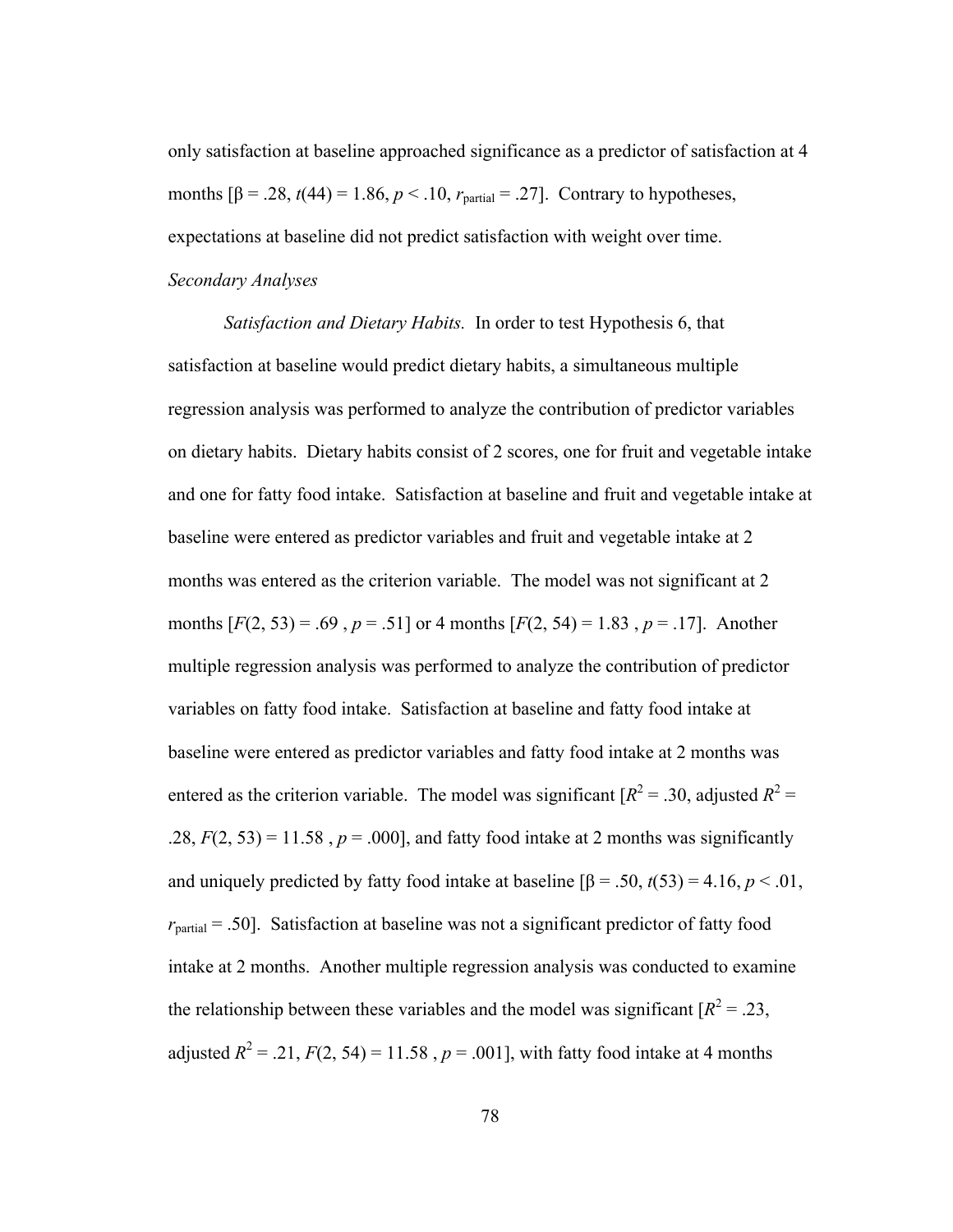only satisfaction at baseline approached significance as a predictor of satisfaction at 4 months [$\beta = .28$, $t(44) = 1.86$, $p < .10$, $r_{\text{partial}} = .27$]. Contrary to hypotheses, expectations at baseline did not predict satisfaction with weight over time.

*Secondary Analyses*

*Satisfaction and Dietary Habits.* In order to test Hypothesis 6, that satisfaction at baseline would predict dietary habits, a simultaneous multiple regression analysis was performed to analyze the contribution of predictor variables on dietary habits. Dietary habits consist of 2 scores, one for fruit and vegetable intake and one for fatty food intake. Satisfaction at baseline and fruit and vegetable intake at baseline were entered as predictor variables and fruit and vegetable intake at 2 months was entered as the criterion variable. The model was not significant at 2 months [$F(2, 53) = .69$ , $p = .51$] or 4 months [$F(2, 54) = 1.83$ , $p = .17$]. Another multiple regression analysis was performed to analyze the contribution of predictor variables on fatty food intake. Satisfaction at baseline and fatty food intake at baseline were entered as predictor variables and fatty food intake at 2 months was entered as the criterion variable. The model was significant [$R^2 = .30$, adjusted $R^2 = .28$, $F(2, 53) = 11.58$ , $p = .000$], and fatty food intake at 2 months was significantly and uniquely predicted by fatty food intake at baseline [$\beta = .50$, $t(53) = 4.16$, $p < .01$, $r_{\text{partial}} = .50$]. Satisfaction at baseline was not a significant predictor of fatty food intake at 2 months. Another multiple regression analysis was conducted to examine the relationship between these variables and the model was significant [$R^2 = .23$, adjusted $R^2 = .21$, $F(2, 54) = 11.58$ , $p = .001$], with fatty food intake at 4 months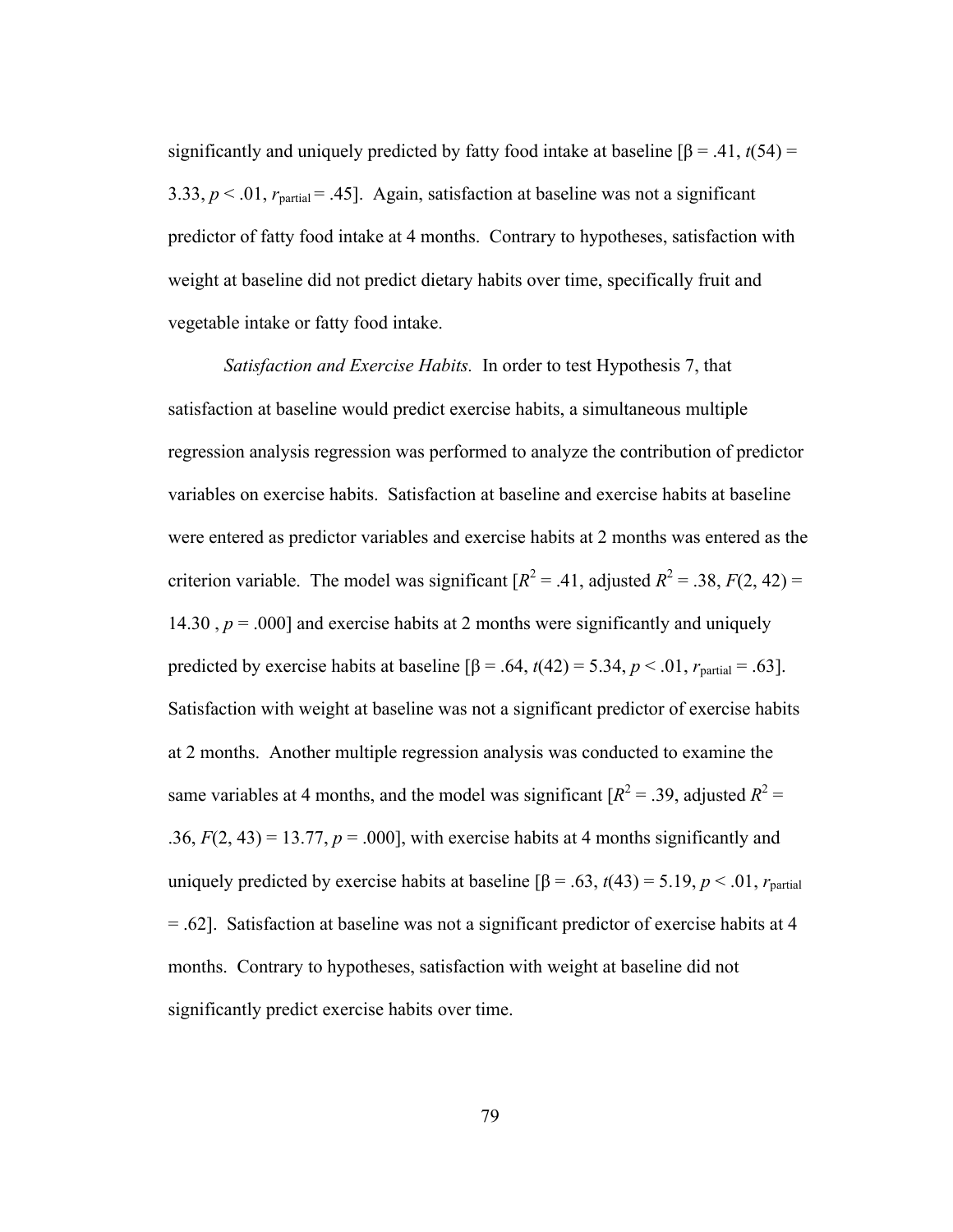significantly and uniquely predicted by fatty food intake at baseline [$\beta = .41$, $t(54) = 3.33$, $p < .01$, $r_{partial} = .45$]. Again, satisfaction at baseline was not a significant predictor of fatty food intake at 4 months. Contrary to hypotheses, satisfaction with weight at baseline did not predict dietary habits over time, specifically fruit and vegetable intake or fatty food intake.

*Satisfaction and Exercise Habits.* In order to test Hypothesis 7, that satisfaction at baseline would predict exercise habits, a simultaneous multiple regression analysis regression was performed to analyze the contribution of predictor variables on exercise habits. Satisfaction at baseline and exercise habits at baseline were entered as predictor variables and exercise habits at 2 months was entered as the criterion variable. The model was significant [$R^2 = .41$, adjusted $R^2 = .38$, $F(2, 42) = 14.30$ , $p = .000$] and exercise habits at 2 months were significantly and uniquely predicted by exercise habits at baseline [$\beta = .64$, $t(42) = 5.34$, $p < .01$, $r_{partial} = .63$]. Satisfaction with weight at baseline was not a significant predictor of exercise habits at 2 months. Another multiple regression analysis was conducted to examine the same variables at 4 months, and the model was significant [$R^2 = .39$, adjusted $R^2 = .36$, $F(2, 43) = 13.77$, $p = .000$], with exercise habits at 4 months significantly and uniquely predicted by exercise habits at baseline [$\beta = .63$, $t(43) = 5.19$, $p < .01$, $r_{partial} = .62$]. Satisfaction at baseline was not a significant predictor of exercise habits at 4 months. Contrary to hypotheses, satisfaction with weight at baseline did not significantly predict exercise habits over time.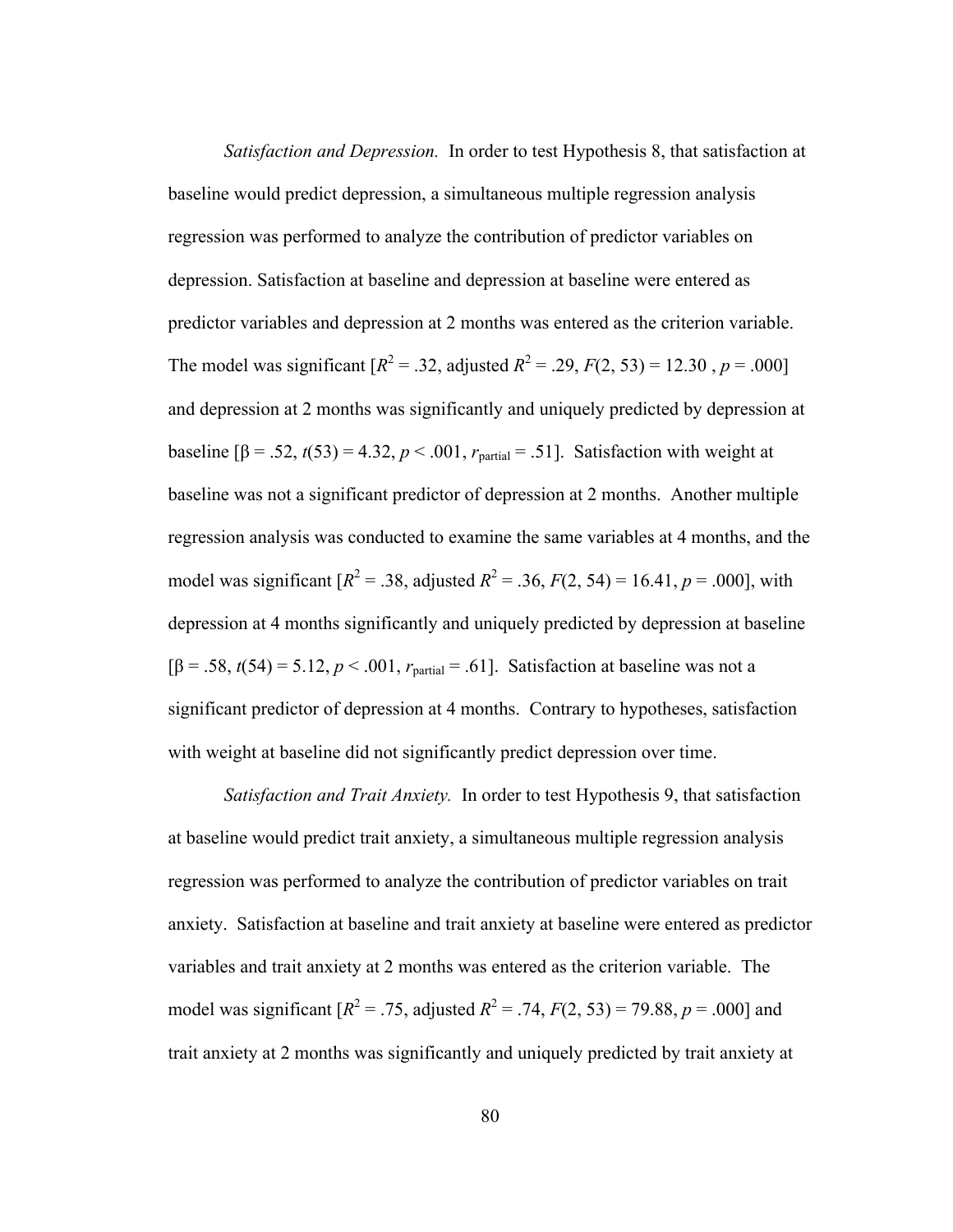*Satisfaction and Depression.* In order to test Hypothesis 8, that satisfaction at baseline would predict depression, a simultaneous multiple regression analysis regression was performed to analyze the contribution of predictor variables on depression. Satisfaction at baseline and depression at baseline were entered as predictor variables and depression at 2 months was entered as the criterion variable. The model was significant [$R^2 = .32$, adjusted $R^2 = .29$, $F(2, 53) = 12.30$ , $p = .000$] and depression at 2 months was significantly and uniquely predicted by depression at baseline [$\beta = .52$, $t(53) = 4.32$, $p < .001$, $r_{\text{partial}} = .51$]. Satisfaction with weight at baseline was not a significant predictor of depression at 2 months. Another multiple regression analysis was conducted to examine the same variables at 4 months, and the model was significant [$R^2 = .38$, adjusted $R^2 = .36$, $F(2, 54) = 16.41$, $p = .000$], with depression at 4 months significantly and uniquely predicted by depression at baseline [$\beta = .58$, $t(54) = 5.12$, $p < .001$, $r_{\text{partial}} = .61$]. Satisfaction at baseline was not a significant predictor of depression at 4 months. Contrary to hypotheses, satisfaction with weight at baseline did not significantly predict depression over time.

*Satisfaction and Trait Anxiety.* In order to test Hypothesis 9, that satisfaction at baseline would predict trait anxiety, a simultaneous multiple regression analysis regression was performed to analyze the contribution of predictor variables on trait anxiety. Satisfaction at baseline and trait anxiety at baseline were entered as predictor variables and trait anxiety at 2 months was entered as the criterion variable. The model was significant [$R^2 = .75$, adjusted $R^2 = .74$, $F(2, 53) = 79.88$, $p = .000$] and trait anxiety at 2 months was significantly and uniquely predicted by trait anxiety at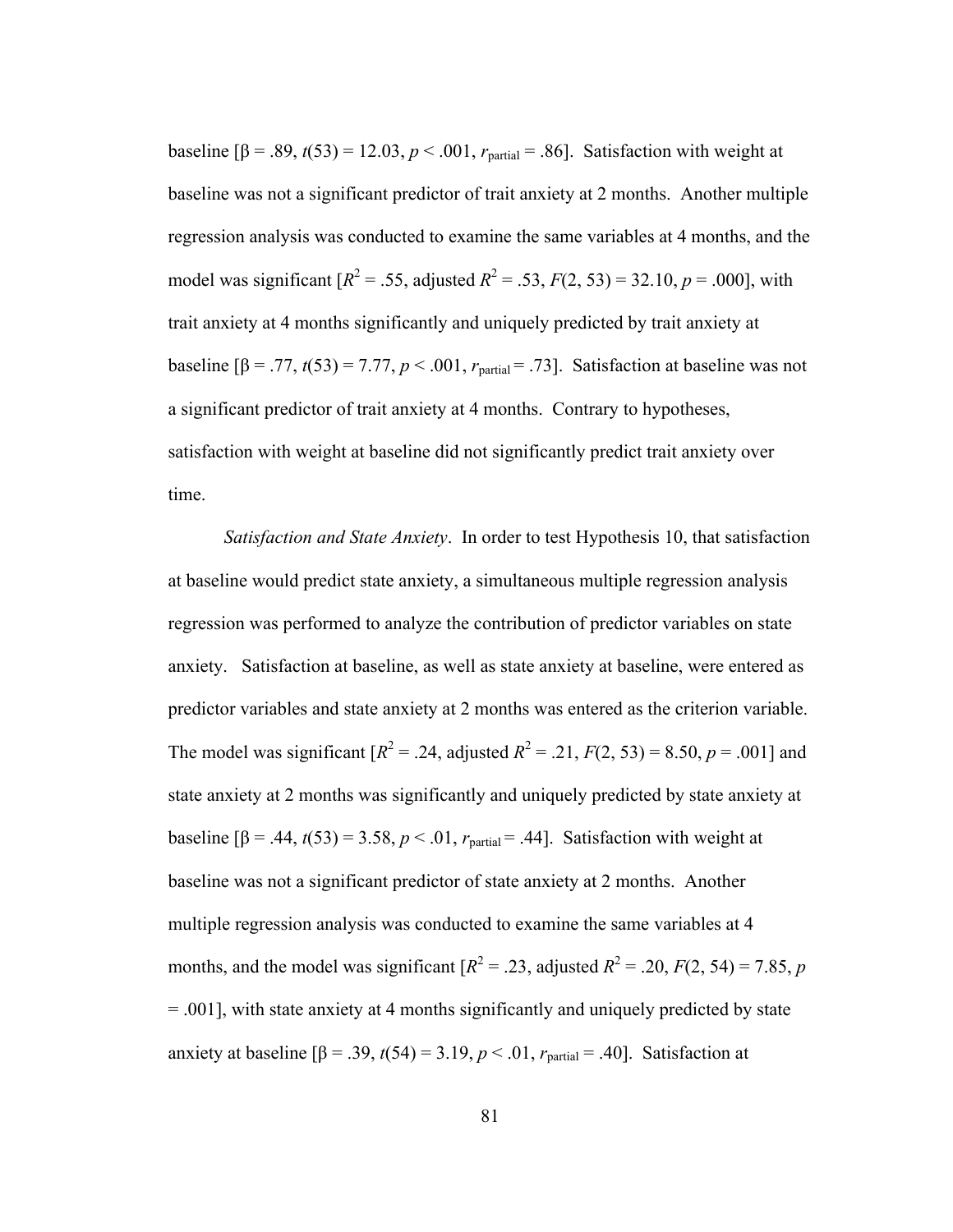baseline [$\beta = .89$, $t(53) = 12.03$, $p < .001$, $r_{\text{partial}} = .86$]. Satisfaction with weight at baseline was not a significant predictor of trait anxiety at 2 months. Another multiple regression analysis was conducted to examine the same variables at 4 months, and the model was significant [$R^2 = .55$, adjusted $R^2 = .53$, $F(2, 53) = 32.10$, $p = .000$], with trait anxiety at 4 months significantly and uniquely predicted by trait anxiety at baseline [$\beta = .77$, $t(53) = 7.77$, $p < .001$, $r_{\text{partial}} = .73$]. Satisfaction at baseline was not a significant predictor of trait anxiety at 4 months. Contrary to hypotheses, satisfaction with weight at baseline did not significantly predict trait anxiety over time.

*Satisfaction and State Anxiety*. In order to test Hypothesis 10, that satisfaction at baseline would predict state anxiety, a simultaneous multiple regression analysis regression was performed to analyze the contribution of predictor variables on state anxiety. Satisfaction at baseline, as well as state anxiety at baseline, were entered as predictor variables and state anxiety at 2 months was entered as the criterion variable. The model was significant [$R^2 = .24$, adjusted $R^2 = .21$, $F(2, 53) = 8.50$, $p = .001$] and state anxiety at 2 months was significantly and uniquely predicted by state anxiety at baseline [$\beta = .44$, $t(53) = 3.58$, $p < .01$, $r_{\text{partial}} = .44$]. Satisfaction with weight at baseline was not a significant predictor of state anxiety at 2 months. Another multiple regression analysis was conducted to examine the same variables at 4 months, and the model was significant [$R^2 = .23$, adjusted $R^2 = .20$, $F(2, 54) = 7.85$, $p = .001$], with state anxiety at 4 months significantly and uniquely predicted by state anxiety at baseline [$\beta = .39$, $t(54) = 3.19$, $p < .01$, $r_{\text{partial}} = .40$]. Satisfaction at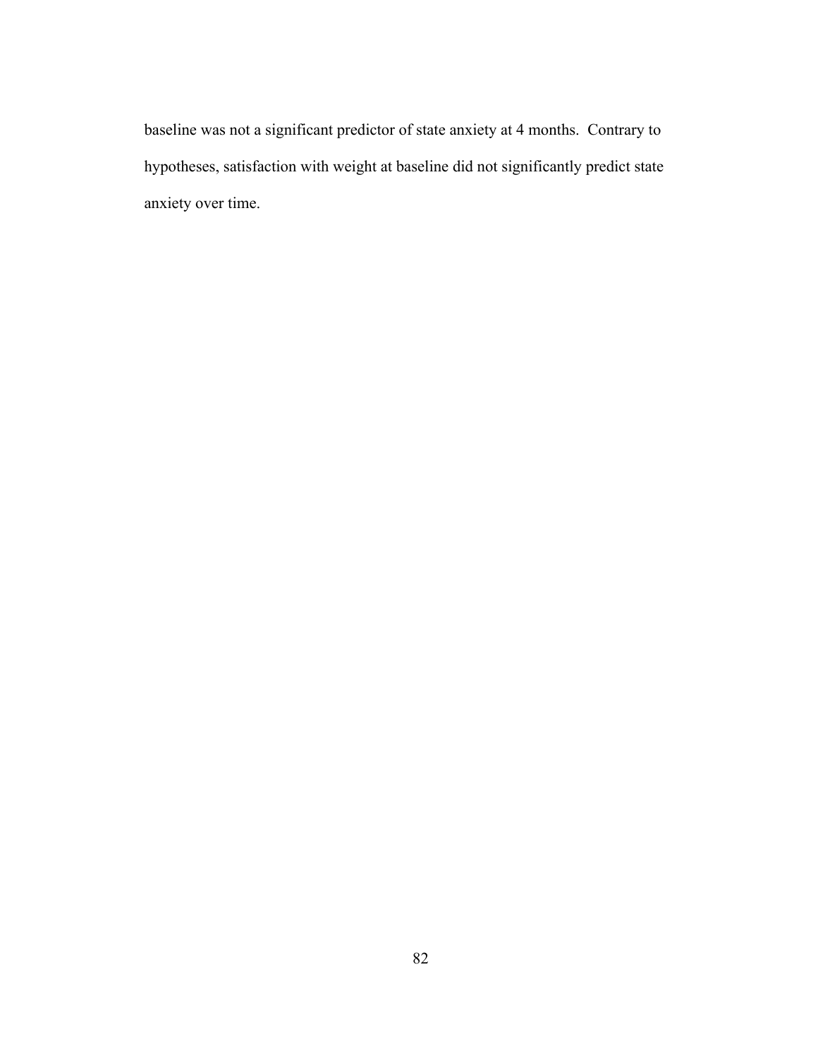baseline was not a significant predictor of state anxiety at 4 months. Contrary to hypotheses, satisfaction with weight at baseline did not significantly predict state anxiety over time.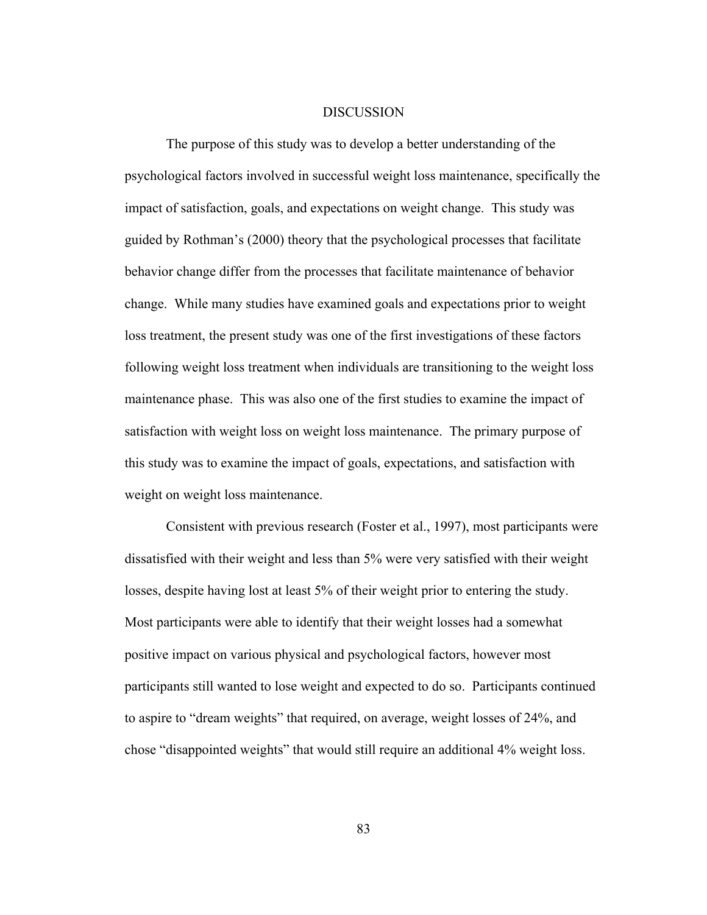# DISCUSSION

The purpose of this study was to develop a better understanding of the psychological factors involved in successful weight loss maintenance, specifically the impact of satisfaction, goals, and expectations on weight change. This study was guided by Rothman's (2000) theory that the psychological processes that facilitate behavior change differ from the processes that facilitate maintenance of behavior change. While many studies have examined goals and expectations prior to weight loss treatment, the present study was one of the first investigations of these factors following weight loss treatment when individuals are transitioning to the weight loss maintenance phase. This was also one of the first studies to examine the impact of satisfaction with weight loss on weight loss maintenance. The primary purpose of this study was to examine the impact of goals, expectations, and satisfaction with weight on weight loss maintenance.

Consistent with previous research (Foster et al., 1997), most participants were dissatisfied with their weight and less than 5% were very satisfied with their weight losses, despite having lost at least 5% of their weight prior to entering the study. Most participants were able to identify that their weight losses had a somewhat positive impact on various physical and psychological factors, however most participants still wanted to lose weight and expected to do so. Participants continued to aspire to "dream weights" that required, on average, weight losses of 24%, and chose "disappointed weights" that would still require an additional 4% weight loss.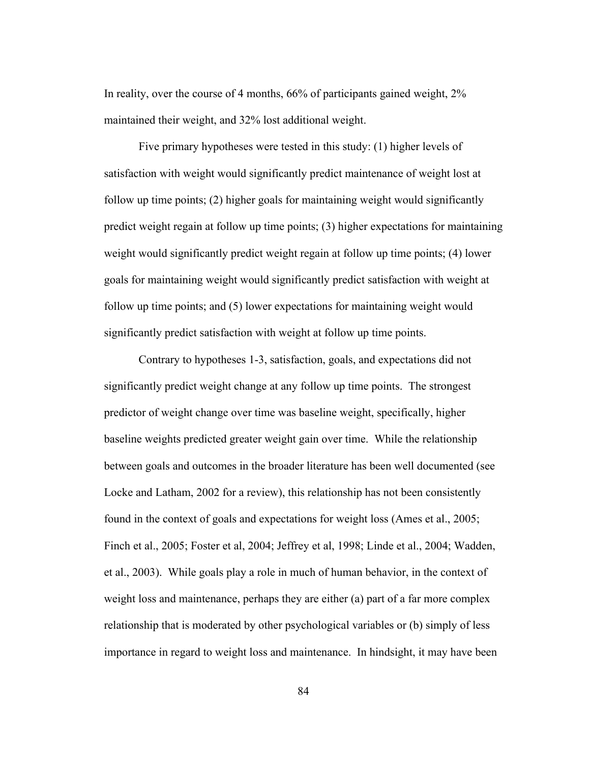In reality, over the course of 4 months, 66% of participants gained weight, 2% maintained their weight, and 32% lost additional weight.

Five primary hypotheses were tested in this study: (1) higher levels of satisfaction with weight would significantly predict maintenance of weight lost at follow up time points; (2) higher goals for maintaining weight would significantly predict weight regain at follow up time points; (3) higher expectations for maintaining weight would significantly predict weight regain at follow up time points; (4) lower goals for maintaining weight would significantly predict satisfaction with weight at follow up time points; and (5) lower expectations for maintaining weight would significantly predict satisfaction with weight at follow up time points.

Contrary to hypotheses 1-3, satisfaction, goals, and expectations did not significantly predict weight change at any follow up time points. The strongest predictor of weight change over time was baseline weight, specifically, higher baseline weights predicted greater weight gain over time. While the relationship between goals and outcomes in the broader literature has been well documented (see Locke and Latham, 2002 for a review), this relationship has not been consistently found in the context of goals and expectations for weight loss (Ames et al., 2005; Finch et al., 2005; Foster et al, 2004; Jeffrey et al, 1998; Linde et al., 2004; Wadden, et al., 2003). While goals play a role in much of human behavior, in the context of weight loss and maintenance, perhaps they are either (a) part of a far more complex relationship that is moderated by other psychological variables or (b) simply of less importance in regard to weight loss and maintenance. In hindsight, it may have been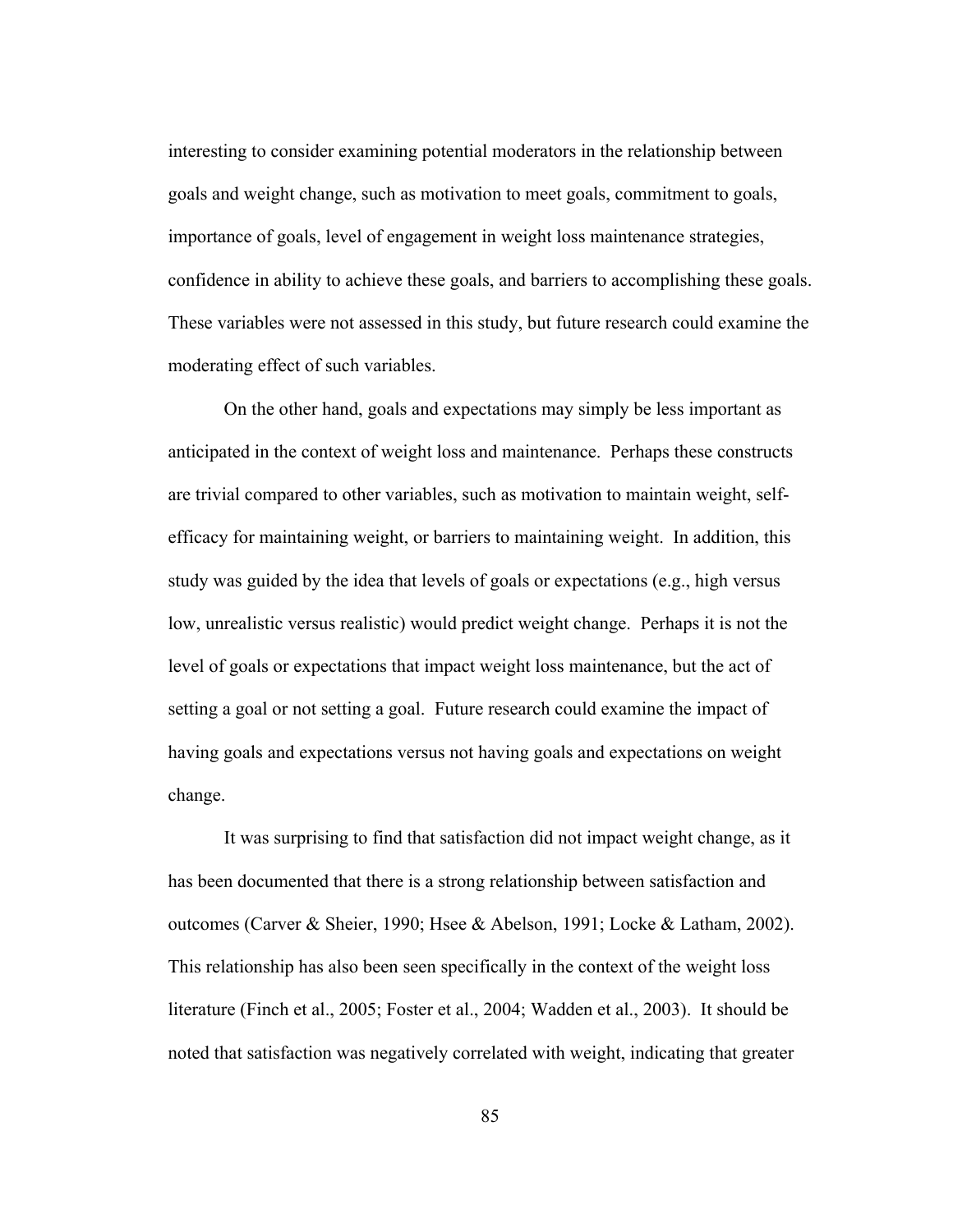interesting to consider examining potential moderators in the relationship between goals and weight change, such as motivation to meet goals, commitment to goals, importance of goals, level of engagement in weight loss maintenance strategies, confidence in ability to achieve these goals, and barriers to accomplishing these goals. These variables were not assessed in this study, but future research could examine the moderating effect of such variables.

On the other hand, goals and expectations may simply be less important as anticipated in the context of weight loss and maintenance. Perhaps these constructs are trivial compared to other variables, such as motivation to maintain weight, self-efficacy for maintaining weight, or barriers to maintaining weight. In addition, this study was guided by the idea that levels of goals or expectations (e.g., high versus low, unrealistic versus realistic) would predict weight change. Perhaps it is not the level of goals or expectations that impact weight loss maintenance, but the act of setting a goal or not setting a goal. Future research could examine the impact of having goals and expectations versus not having goals and expectations on weight change.

It was surprising to find that satisfaction did not impact weight change, as it has been documented that there is a strong relationship between satisfaction and outcomes (Carver & Sheier, 1990; Hsee & Abelson, 1991; Locke & Latham, 2002). This relationship has also been seen specifically in the context of the weight loss literature (Finch et al., 2005; Foster et al., 2004; Wadden et al., 2003). It should be noted that satisfaction was negatively correlated with weight, indicating that greater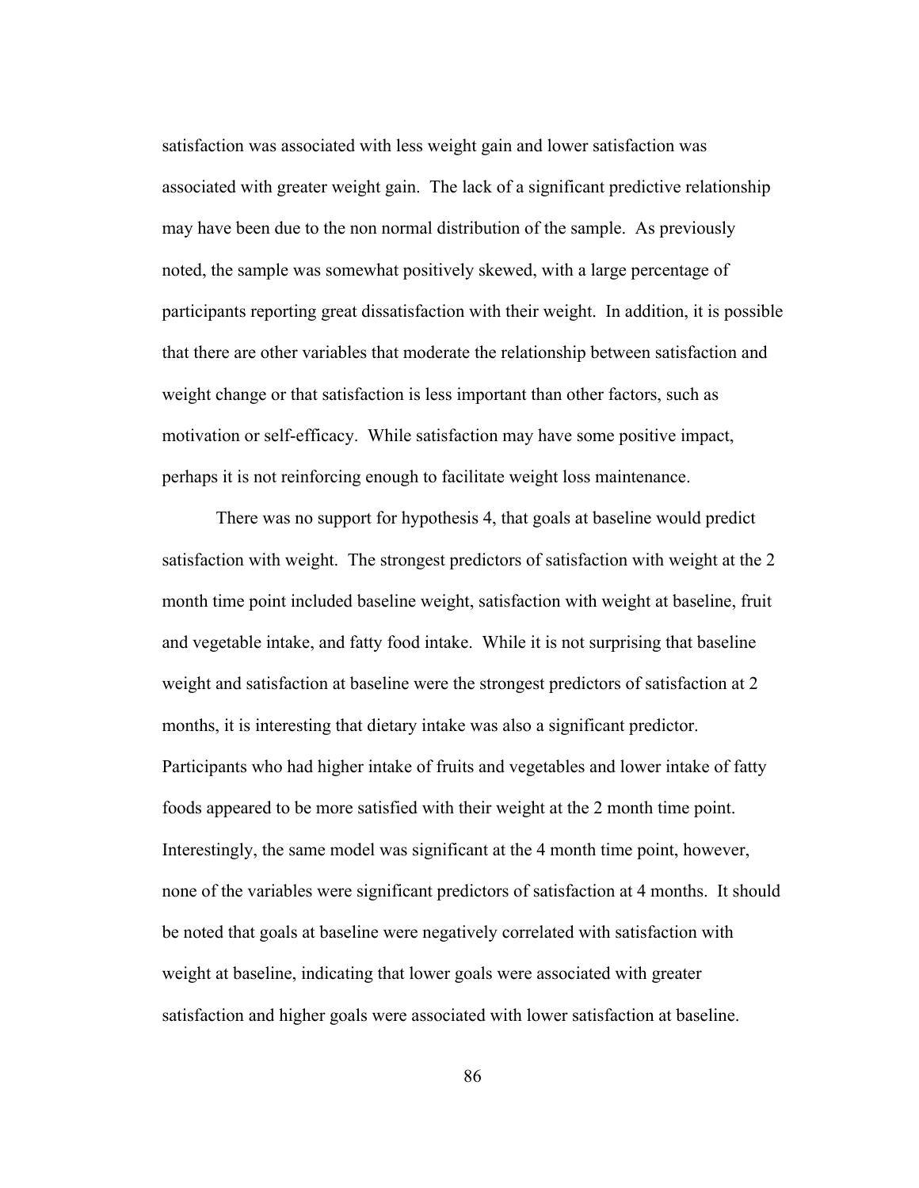satisfaction was associated with less weight gain and lower satisfaction was associated with greater weight gain. The lack of a significant predictive relationship may have been due to the non normal distribution of the sample. As previously noted, the sample was somewhat positively skewed, with a large percentage of participants reporting great dissatisfaction with their weight. In addition, it is possible that there are other variables that moderate the relationship between satisfaction and weight change or that satisfaction is less important than other factors, such as motivation or self-efficacy. While satisfaction may have some positive impact, perhaps it is not reinforcing enough to facilitate weight loss maintenance.

There was no support for hypothesis 4, that goals at baseline would predict satisfaction with weight. The strongest predictors of satisfaction with weight at the 2 month time point included baseline weight, satisfaction with weight at baseline, fruit and vegetable intake, and fatty food intake. While it is not surprising that baseline weight and satisfaction at baseline were the strongest predictors of satisfaction at 2 months, it is interesting that dietary intake was also a significant predictor. Participants who had higher intake of fruits and vegetables and lower intake of fatty foods appeared to be more satisfied with their weight at the 2 month time point. Interestingly, the same model was significant at the 4 month time point, however, none of the variables were significant predictors of satisfaction at 4 months. It should be noted that goals at baseline were negatively correlated with satisfaction with weight at baseline, indicating that lower goals were associated with greater satisfaction and higher goals were associated with lower satisfaction at baseline.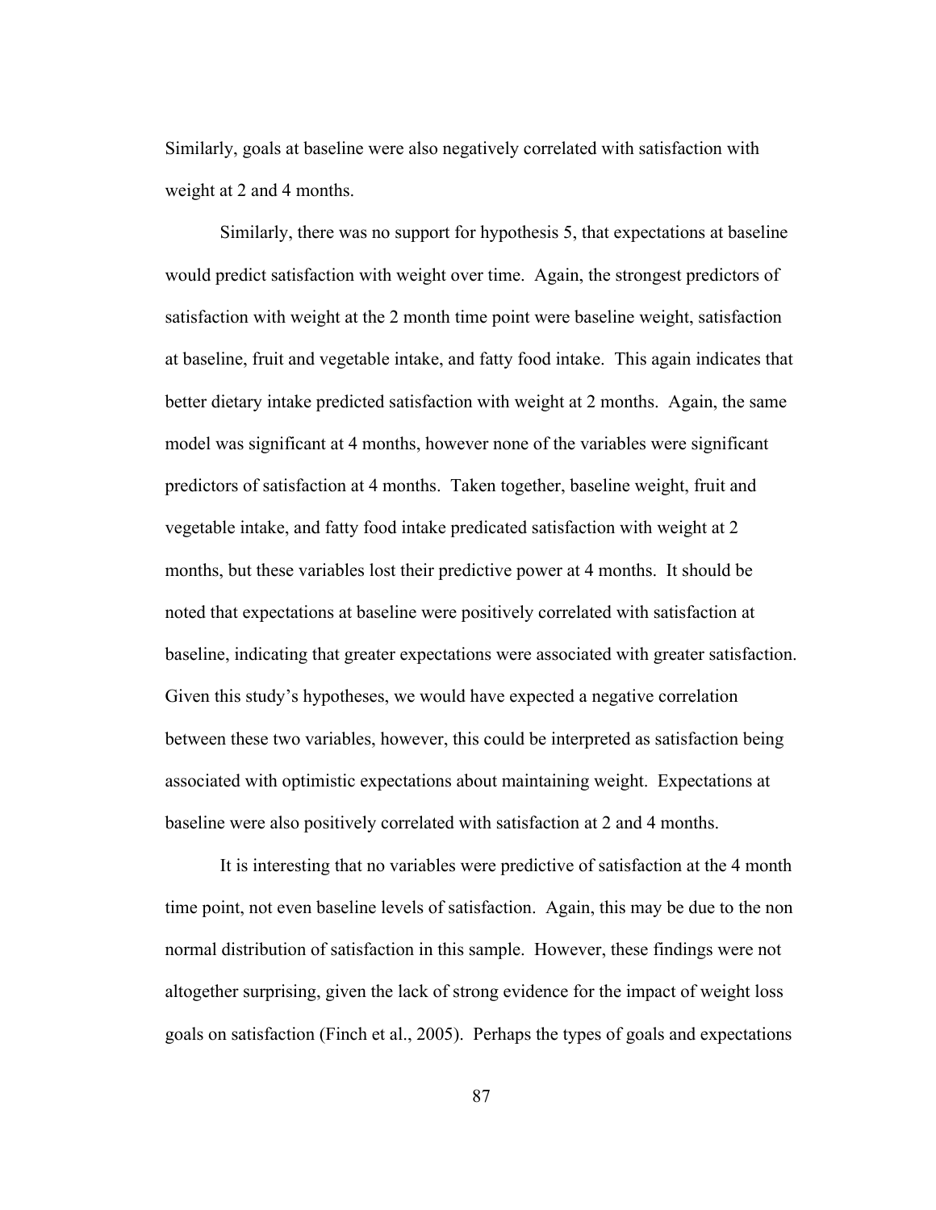Similarly, goals at baseline were also negatively correlated with satisfaction with weight at 2 and 4 months.

Similarly, there was no support for hypothesis 5, that expectations at baseline would predict satisfaction with weight over time. Again, the strongest predictors of satisfaction with weight at the 2 month time point were baseline weight, satisfaction at baseline, fruit and vegetable intake, and fatty food intake. This again indicates that better dietary intake predicted satisfaction with weight at 2 months. Again, the same model was significant at 4 months, however none of the variables were significant predictors of satisfaction at 4 months. Taken together, baseline weight, fruit and vegetable intake, and fatty food intake predicated satisfaction with weight at 2 months, but these variables lost their predictive power at 4 months. It should be noted that expectations at baseline were positively correlated with satisfaction at baseline, indicating that greater expectations were associated with greater satisfaction. Given this study's hypotheses, we would have expected a negative correlation between these two variables, however, this could be interpreted as satisfaction being associated with optimistic expectations about maintaining weight. Expectations at baseline were also positively correlated with satisfaction at 2 and 4 months.

It is interesting that no variables were predictive of satisfaction at the 4 month time point, not even baseline levels of satisfaction. Again, this may be due to the non normal distribution of satisfaction in this sample. However, these findings were not altogether surprising, given the lack of strong evidence for the impact of weight loss goals on satisfaction (Finch et al., 2005). Perhaps the types of goals and expectations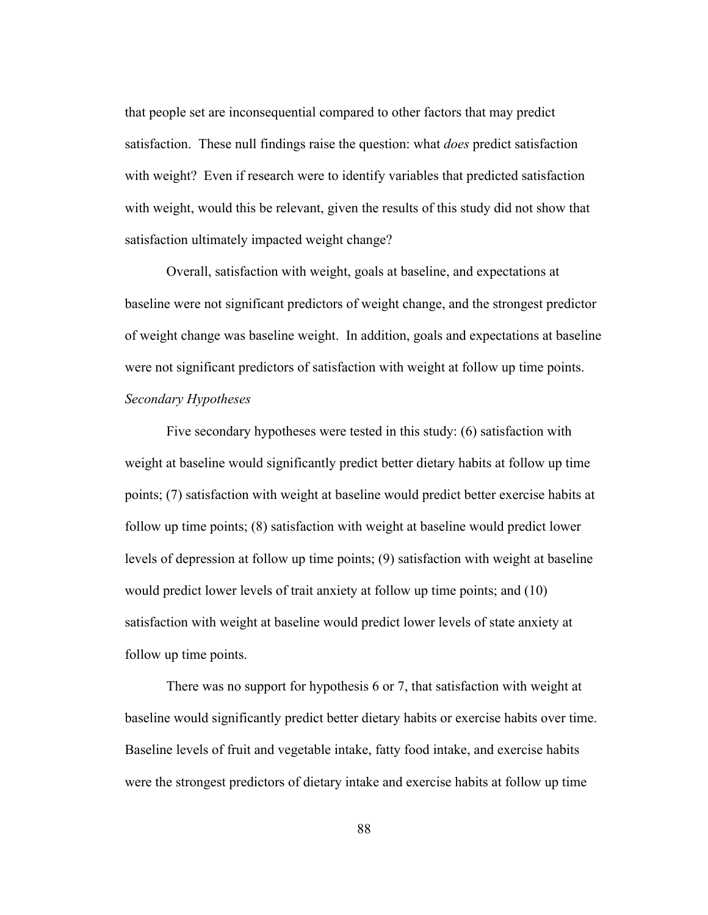that people set are inconsequential compared to other factors that may predict satisfaction. These null findings raise the question: what *does* predict satisfaction with weight? Even if research were to identify variables that predicted satisfaction with weight, would this be relevant, given the results of this study did not show that satisfaction ultimately impacted weight change?

Overall, satisfaction with weight, goals at baseline, and expectations at baseline were not significant predictors of weight change, and the strongest predictor of weight change was baseline weight. In addition, goals and expectations at baseline were not significant predictors of satisfaction with weight at follow up time points.

*Secondary Hypotheses*

Five secondary hypotheses were tested in this study: (6) satisfaction with weight at baseline would significantly predict better dietary habits at follow up time points; (7) satisfaction with weight at baseline would predict better exercise habits at follow up time points; (8) satisfaction with weight at baseline would predict lower levels of depression at follow up time points; (9) satisfaction with weight at baseline would predict lower levels of trait anxiety at follow up time points; and (10) satisfaction with weight at baseline would predict lower levels of state anxiety at follow up time points.

There was no support for hypothesis 6 or 7, that satisfaction with weight at baseline would significantly predict better dietary habits or exercise habits over time. Baseline levels of fruit and vegetable intake, fatty food intake, and exercise habits were the strongest predictors of dietary intake and exercise habits at follow up time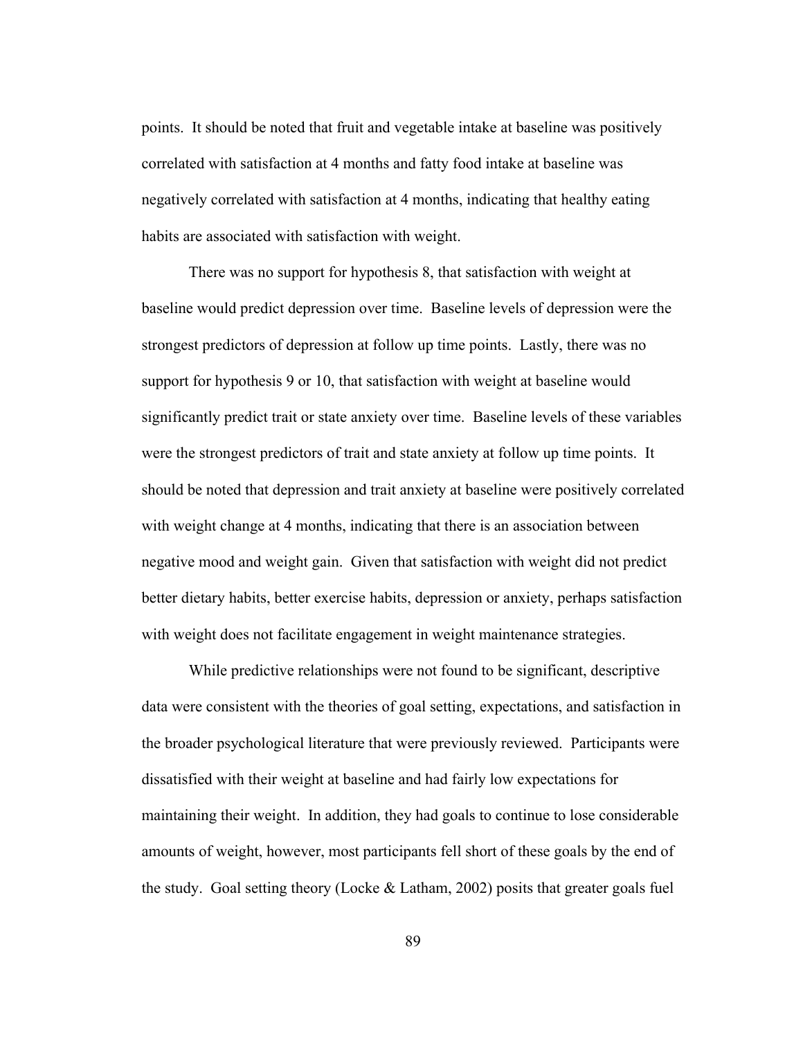points. It should be noted that fruit and vegetable intake at baseline was positively correlated with satisfaction at 4 months and fatty food intake at baseline was negatively correlated with satisfaction at 4 months, indicating that healthy eating habits are associated with satisfaction with weight.

There was no support for hypothesis 8, that satisfaction with weight at baseline would predict depression over time. Baseline levels of depression were the strongest predictors of depression at follow up time points. Lastly, there was no support for hypothesis 9 or 10, that satisfaction with weight at baseline would significantly predict trait or state anxiety over time. Baseline levels of these variables were the strongest predictors of trait and state anxiety at follow up time points. It should be noted that depression and trait anxiety at baseline were positively correlated with weight change at 4 months, indicating that there is an association between negative mood and weight gain. Given that satisfaction with weight did not predict better dietary habits, better exercise habits, depression or anxiety, perhaps satisfaction with weight does not facilitate engagement in weight maintenance strategies.

While predictive relationships were not found to be significant, descriptive data were consistent with the theories of goal setting, expectations, and satisfaction in the broader psychological literature that were previously reviewed. Participants were dissatisfied with their weight at baseline and had fairly low expectations for maintaining their weight. In addition, they had goals to continue to lose considerable amounts of weight, however, most participants fell short of these goals by the end of the study. Goal setting theory (Locke & Latham, 2002) posits that greater goals fuel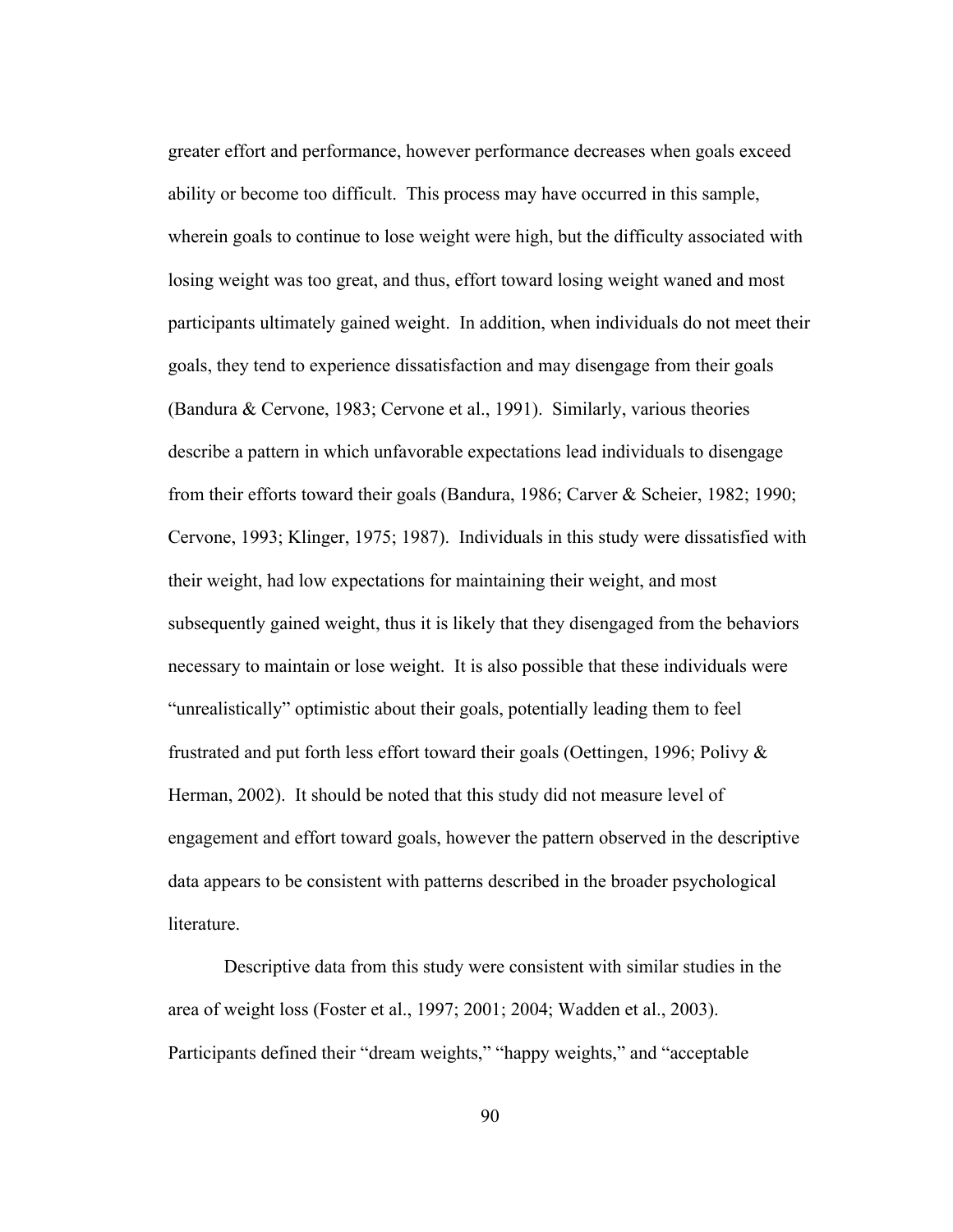greater effort and performance, however performance decreases when goals exceed ability or become too difficult. This process may have occurred in this sample, wherein goals to continue to lose weight were high, but the difficulty associated with losing weight was too great, and thus, effort toward losing weight waned and most participants ultimately gained weight. In addition, when individuals do not meet their goals, they tend to experience dissatisfaction and may disengage from their goals (Bandura & Cervone, 1983; Cervone et al., 1991). Similarly, various theories describe a pattern in which unfavorable expectations lead individuals to disengage from their efforts toward their goals (Bandura, 1986; Carver & Scheier, 1982; 1990; Cervone, 1993; Klinger, 1975; 1987). Individuals in this study were dissatisfied with their weight, had low expectations for maintaining their weight, and most subsequently gained weight, thus it is likely that they disengaged from the behaviors necessary to maintain or lose weight. It is also possible that these individuals were "unrealistically" optimistic about their goals, potentially leading them to feel frustrated and put forth less effort toward their goals (Oettingen, 1996; Polivy & Herman, 2002). It should be noted that this study did not measure level of engagement and effort toward goals, however the pattern observed in the descriptive data appears to be consistent with patterns described in the broader psychological literature.

Descriptive data from this study were consistent with similar studies in the area of weight loss (Foster et al., 1997; 2001; 2004; Wadden et al., 2003). Participants defined their "dream weights," "happy weights," and "acceptable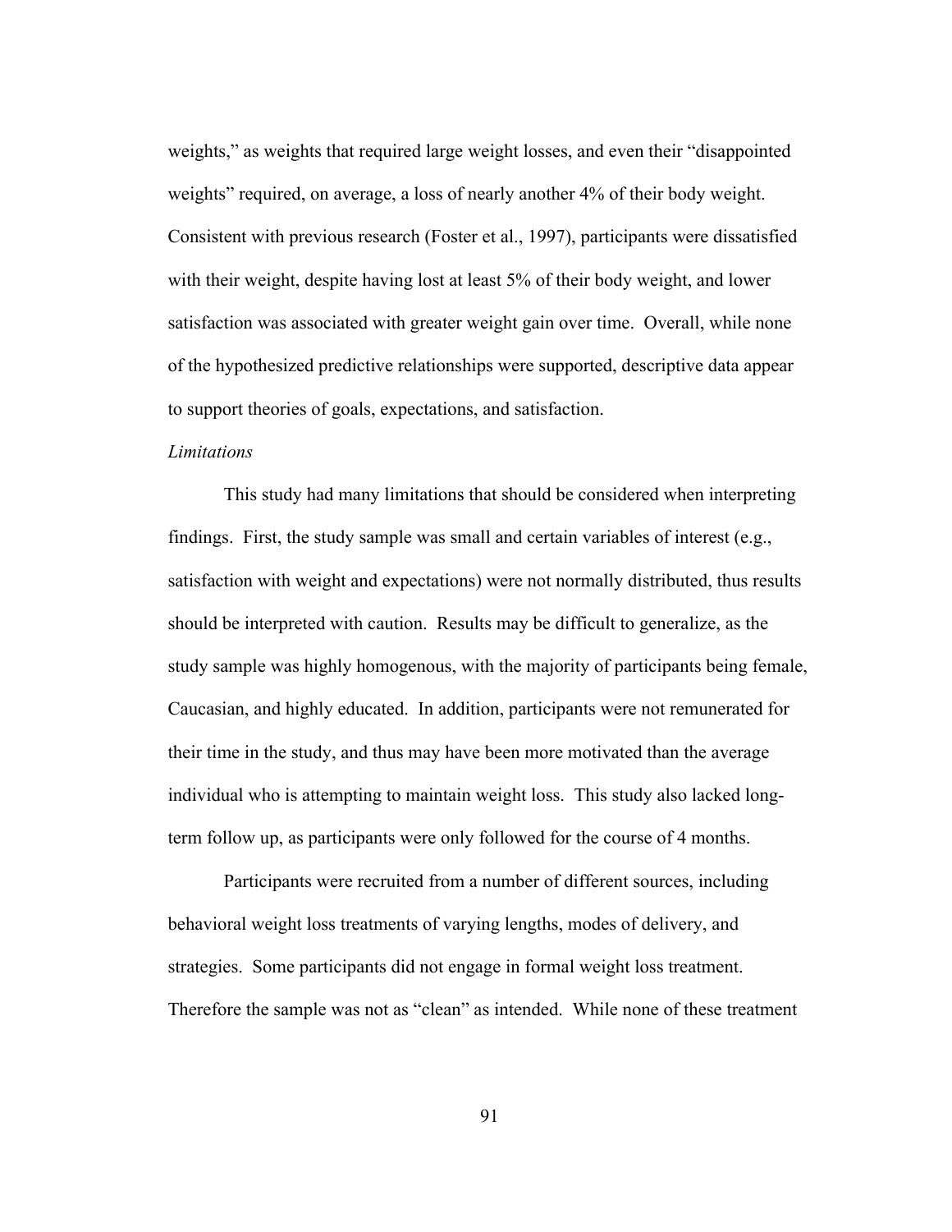weights," as weights that required large weight losses, and even their "disappointed weights" required, on average, a loss of nearly another 4% of their body weight. Consistent with previous research (Foster et al., 1997), participants were dissatisfied with their weight, despite having lost at least 5% of their body weight, and lower satisfaction was associated with greater weight gain over time. Overall, while none of the hypothesized predictive relationships were supported, descriptive data appear to support theories of goals, expectations, and satisfaction.

*Limitations*

This study had many limitations that should be considered when interpreting findings. First, the study sample was small and certain variables of interest (e.g., satisfaction with weight and expectations) were not normally distributed, thus results should be interpreted with caution. Results may be difficult to generalize, as the study sample was highly homogenous, with the majority of participants being female, Caucasian, and highly educated. In addition, participants were not remunerated for their time in the study, and thus may have been more motivated than the average individual who is attempting to maintain weight loss. This study also lacked long-term follow up, as participants were only followed for the course of 4 months.

Participants were recruited from a number of different sources, including behavioral weight loss treatments of varying lengths, modes of delivery, and strategies. Some participants did not engage in formal weight loss treatment. Therefore the sample was not as "clean" as intended. While none of these treatment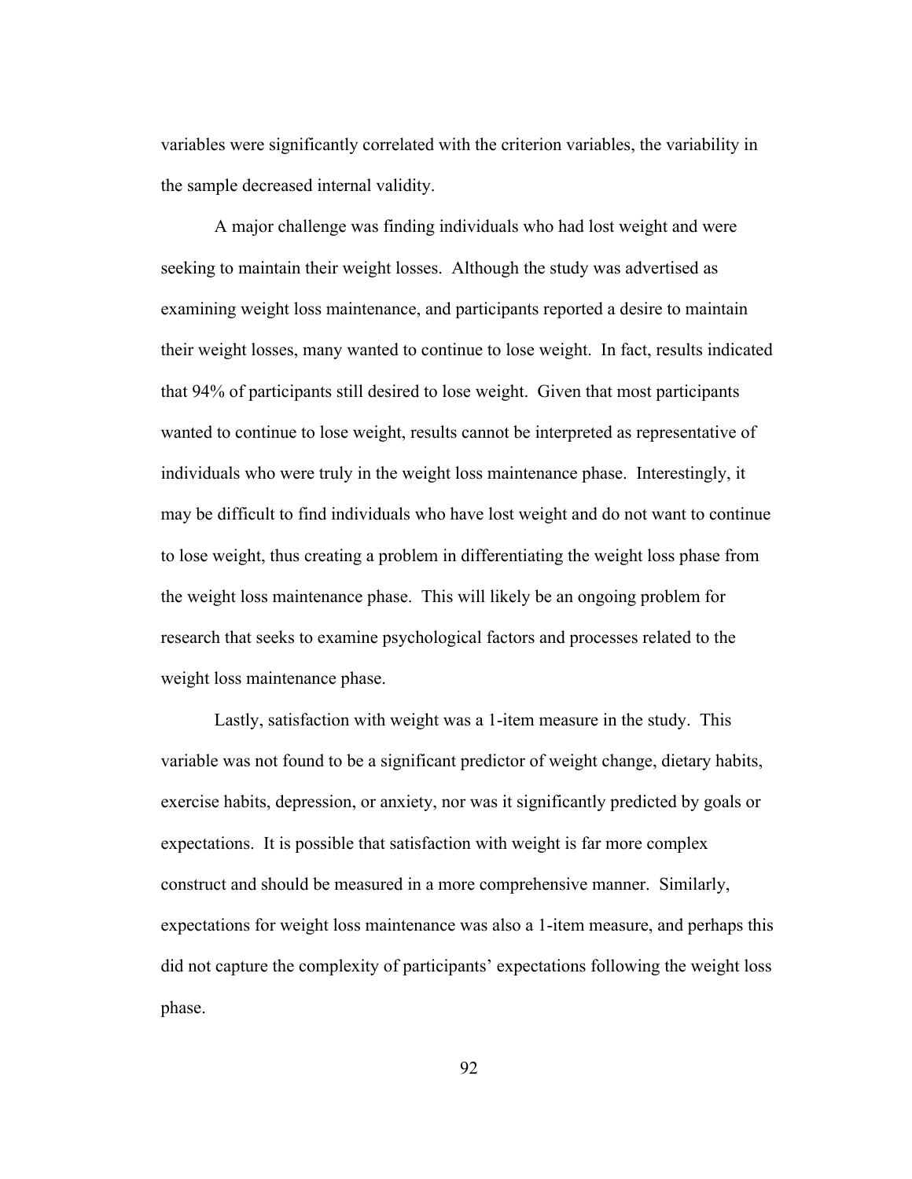variables were significantly correlated with the criterion variables, the variability in the sample decreased internal validity.

A major challenge was finding individuals who had lost weight and were seeking to maintain their weight losses. Although the study was advertised as examining weight loss maintenance, and participants reported a desire to maintain their weight losses, many wanted to continue to lose weight. In fact, results indicated that 94% of participants still desired to lose weight. Given that most participants wanted to continue to lose weight, results cannot be interpreted as representative of individuals who were truly in the weight loss maintenance phase. Interestingly, it may be difficult to find individuals who have lost weight and do not want to continue to lose weight, thus creating a problem in differentiating the weight loss phase from the weight loss maintenance phase. This will likely be an ongoing problem for research that seeks to examine psychological factors and processes related to the weight loss maintenance phase.

Lastly, satisfaction with weight was a 1-item measure in the study. This variable was not found to be a significant predictor of weight change, dietary habits, exercise habits, depression, or anxiety, nor was it significantly predicted by goals or expectations. It is possible that satisfaction with weight is far more complex construct and should be measured in a more comprehensive manner. Similarly, expectations for weight loss maintenance was also a 1-item measure, and perhaps this did not capture the complexity of participants' expectations following the weight loss phase.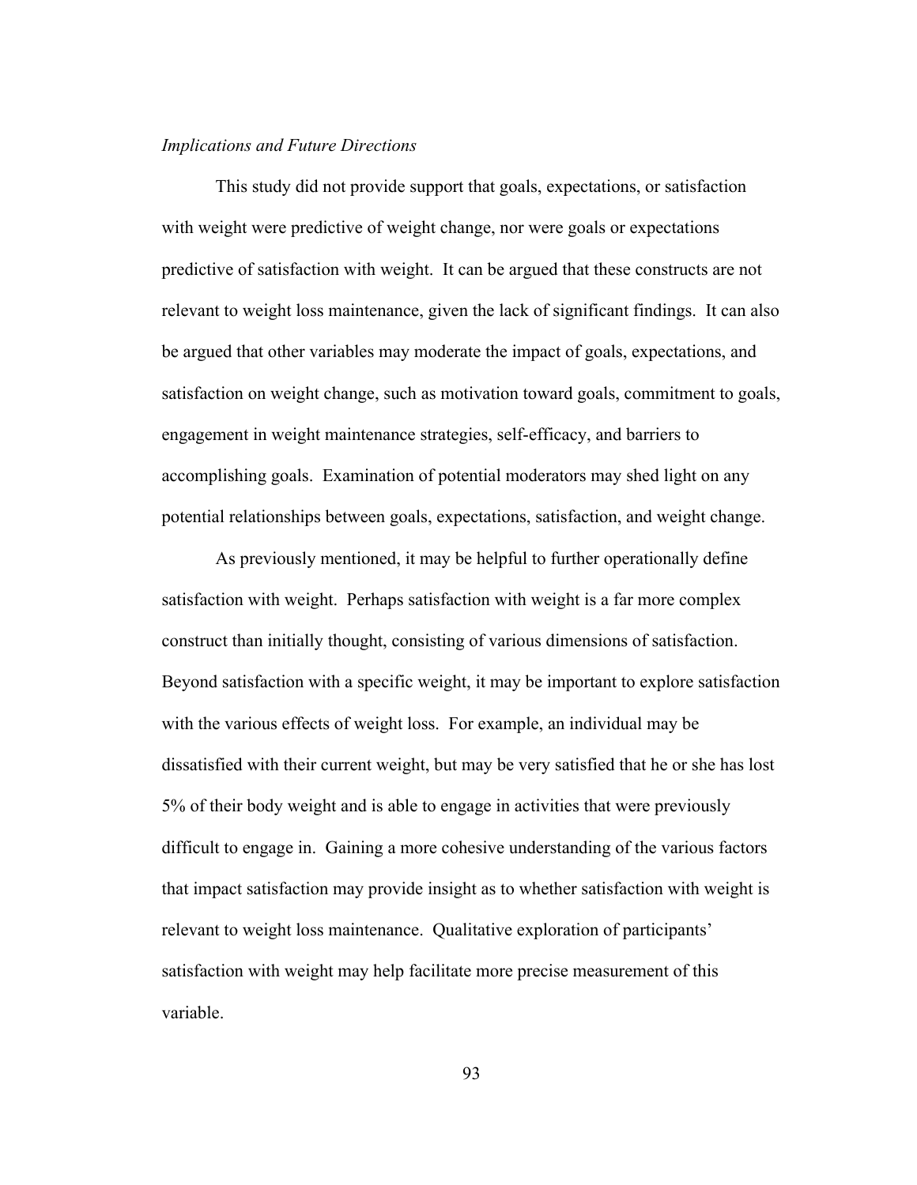*Implications and Future Directions*

This study did not provide support that goals, expectations, or satisfaction with weight were predictive of weight change, nor were goals or expectations predictive of satisfaction with weight. It can be argued that these constructs are not relevant to weight loss maintenance, given the lack of significant findings. It can also be argued that other variables may moderate the impact of goals, expectations, and satisfaction on weight change, such as motivation toward goals, commitment to goals, engagement in weight maintenance strategies, self-efficacy, and barriers to accomplishing goals. Examination of potential moderators may shed light on any potential relationships between goals, expectations, satisfaction, and weight change.

As previously mentioned, it may be helpful to further operationally define satisfaction with weight. Perhaps satisfaction with weight is a far more complex construct than initially thought, consisting of various dimensions of satisfaction. Beyond satisfaction with a specific weight, it may be important to explore satisfaction with the various effects of weight loss. For example, an individual may be dissatisfied with their current weight, but may be very satisfied that he or she has lost 5% of their body weight and is able to engage in activities that were previously difficult to engage in. Gaining a more cohesive understanding of the various factors that impact satisfaction may provide insight as to whether satisfaction with weight is relevant to weight loss maintenance. Qualitative exploration of participants' satisfaction with weight may help facilitate more precise measurement of this variable.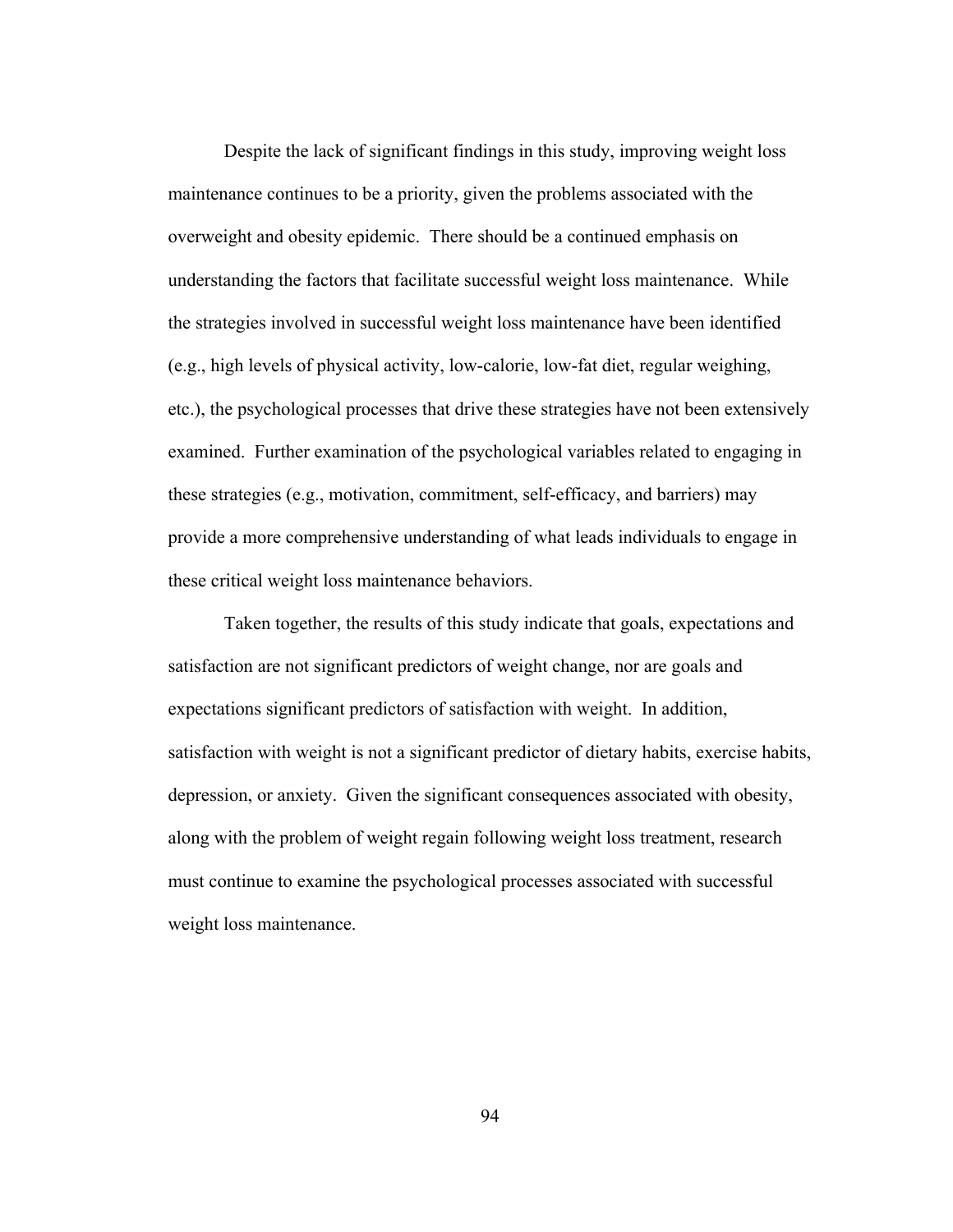Despite the lack of significant findings in this study, improving weight loss maintenance continues to be a priority, given the problems associated with the overweight and obesity epidemic. There should be a continued emphasis on understanding the factors that facilitate successful weight loss maintenance. While the strategies involved in successful weight loss maintenance have been identified (e.g., high levels of physical activity, low-calorie, low-fat diet, regular weighing, etc.), the psychological processes that drive these strategies have not been extensively examined. Further examination of the psychological variables related to engaging in these strategies (e.g., motivation, commitment, self-efficacy, and barriers) may provide a more comprehensive understanding of what leads individuals to engage in these critical weight loss maintenance behaviors.

Taken together, the results of this study indicate that goals, expectations and satisfaction are not significant predictors of weight change, nor are goals and expectations significant predictors of satisfaction with weight. In addition, satisfaction with weight is not a significant predictor of dietary habits, exercise habits, depression, or anxiety. Given the significant consequences associated with obesity, along with the problem of weight regain following weight loss treatment, research must continue to examine the psychological processes associated with successful weight loss maintenance.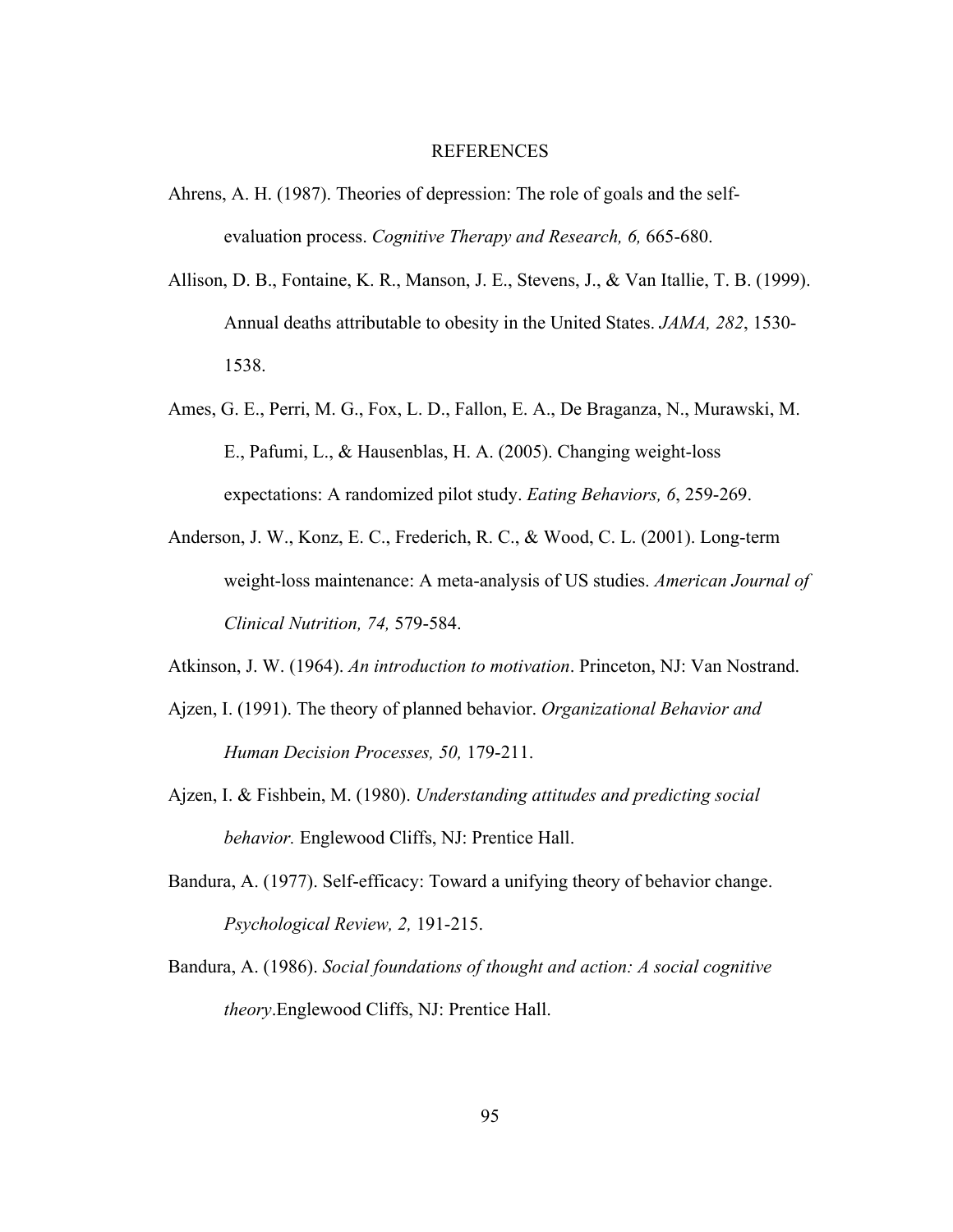# REFERENCES

Ahrens, A. H. (1987). Theories of depression: The role of goals and the self-evaluation process. *Cognitive Therapy and Research, 6,* 665-680.

Allison, D. B., Fontaine, K. R., Manson, J. E., Stevens, J., & Van Itallie, T. B. (1999). Annual deaths attributable to obesity in the United States. *JAMA, 282*, 1530-1538.

Ames, G. E., Perri, M. G., Fox, L. D., Fallon, E. A., De Braganza, N., Murawski, M. E., Pafumi, L., & Hausenblas, H. A. (2005). Changing weight-loss expectations: A randomized pilot study. *Eating Behaviors, 6*, 259-269.

Anderson, J. W., Konz, E. C., Frederich, R. C., & Wood, C. L. (2001). Long-term weight-loss maintenance: A meta-analysis of US studies. *American Journal of Clinical Nutrition, 74,* 579-584.

Atkinson, J. W. (1964). *An introduction to motivation*. Princeton, NJ: Van Nostrand.

Ajzen, I. (1991). The theory of planned behavior. *Organizational Behavior and Human Decision Processes, 50,* 179-211.

Ajzen, I. & Fishbein, M. (1980). *Understanding attitudes and predicting social behavior.* Englewood Cliffs, NJ: Prentice Hall.

Bandura, A. (1977). Self-efficacy: Toward a unifying theory of behavior change. *Psychological Review, 2,* 191-215.

Bandura, A. (1986). *Social foundations of thought and action: A social cognitive theory*.Englewood Cliffs, NJ: Prentice Hall.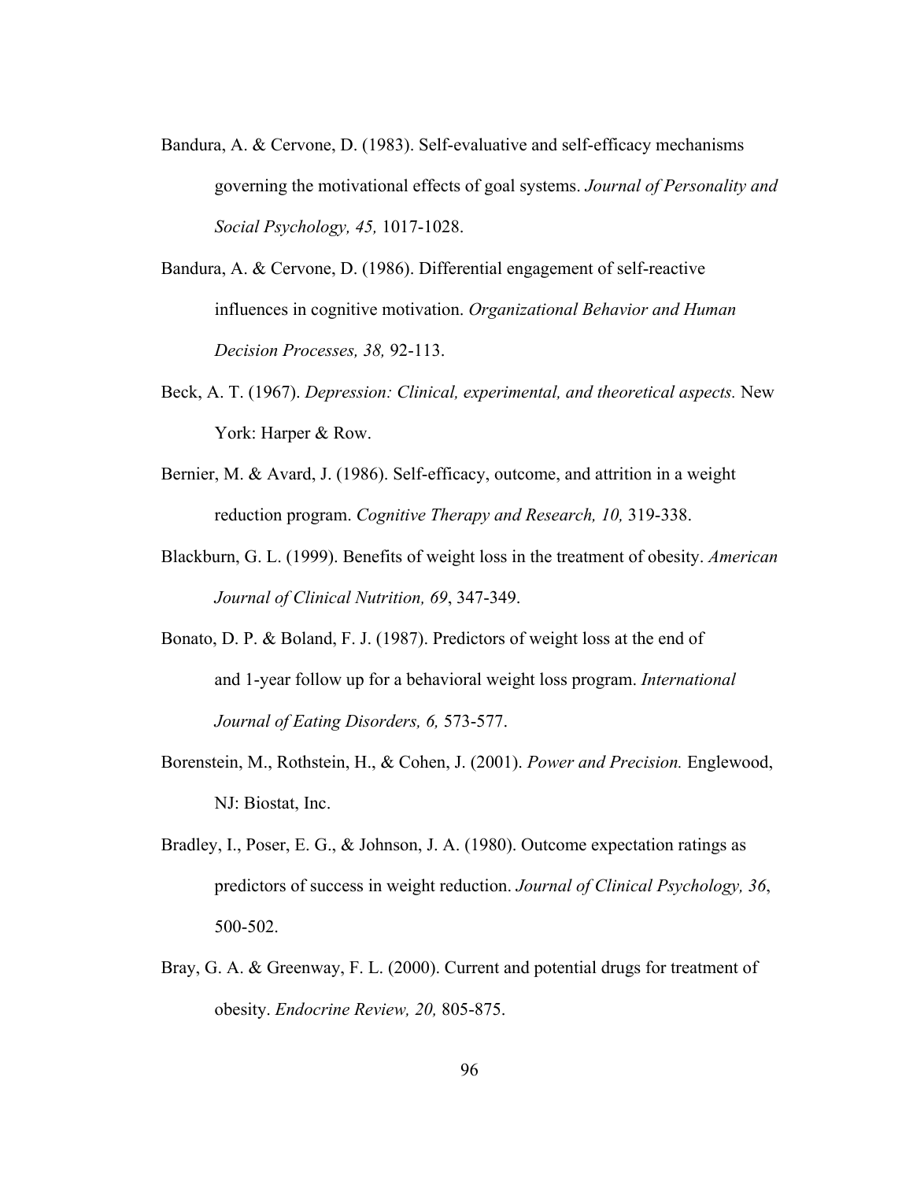Bandura, A. & Cervone, D. (1983). Self-evaluative and self-efficacy mechanisms governing the motivational effects of goal systems. *Journal of Personality and Social Psychology, 45,* 1017-1028.

Bandura, A. & Cervone, D. (1986). Differential engagement of self-reactive influences in cognitive motivation. *Organizational Behavior and Human Decision Processes, 38,* 92-113.

Beck, A. T. (1967). *Depression: Clinical, experimental, and theoretical aspects.* New York: Harper & Row.

Bernier, M. & Avard, J. (1986). Self-efficacy, outcome, and attrition in a weight reduction program. *Cognitive Therapy and Research, 10,* 319-338.

Blackburn, G. L. (1999). Benefits of weight loss in the treatment of obesity. *American Journal of Clinical Nutrition, 69*, 347-349.

Bonato, D. P. & Boland, F. J. (1987). Predictors of weight loss at the end of and 1-year follow up for a behavioral weight loss program. *International Journal of Eating Disorders, 6,* 573-577.

Borenstein, M., Rothstein, H., & Cohen, J. (2001). *Power and Precision.* Englewood, NJ: Biostat, Inc.

Bradley, I., Poser, E. G., & Johnson, J. A. (1980). Outcome expectation ratings as predictors of success in weight reduction. *Journal of Clinical Psychology, 36*, 500-502.

Bray, G. A. & Greenway, F. L. (2000). Current and potential drugs for treatment of obesity. *Endocrine Review, 20,* 805-875.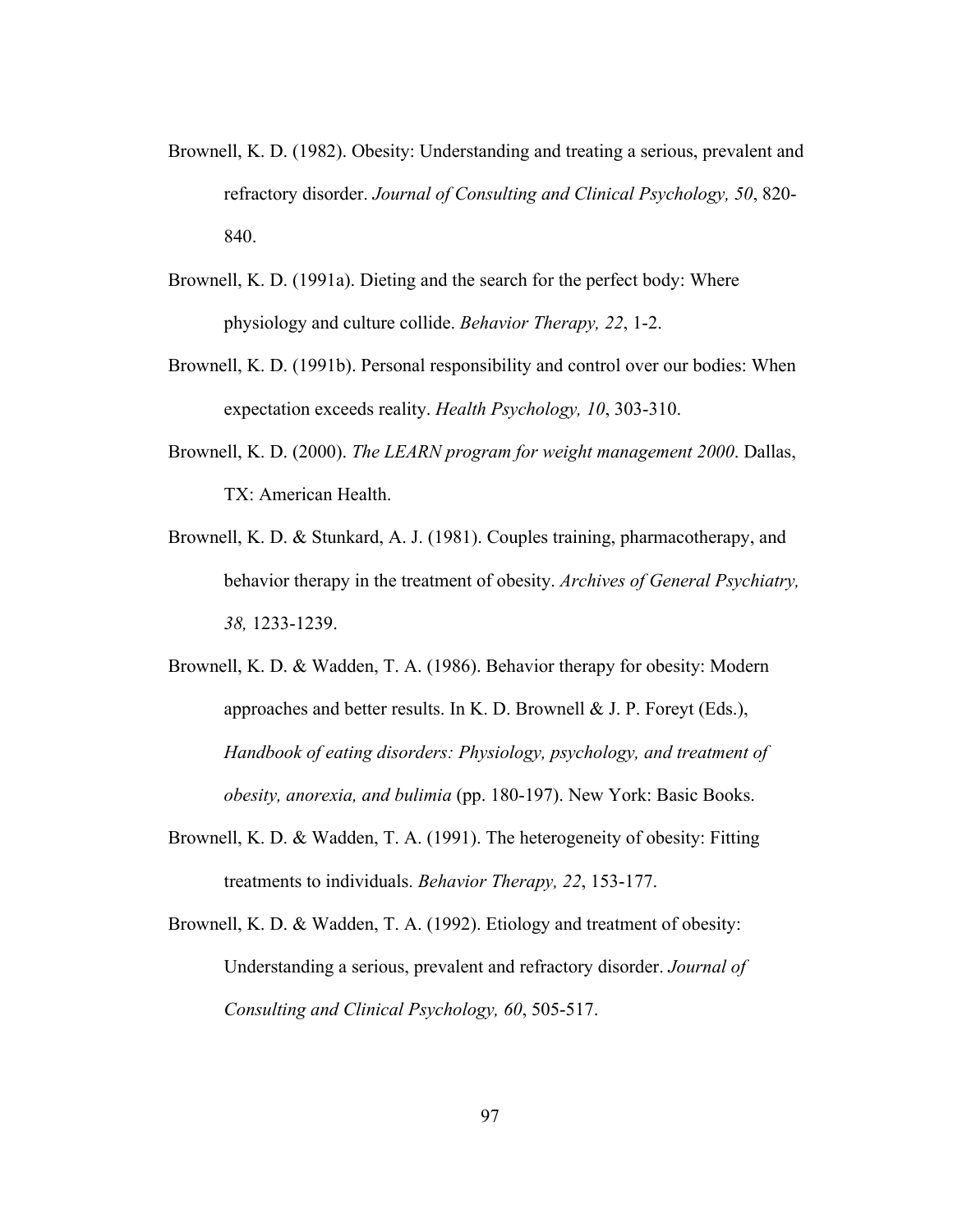Brownell, K. D. (1982). Obesity: Understanding and treating a serious, prevalent and refractory disorder. *Journal of Consulting and Clinical Psychology, 50*, 820-840.

Brownell, K. D. (1991a). Dieting and the search for the perfect body: Where physiology and culture collide. *Behavior Therapy, 22*, 1-2.

Brownell, K. D. (1991b). Personal responsibility and control over our bodies: When expectation exceeds reality. *Health Psychology, 10*, 303-310.

Brownell, K. D. (2000). *The LEARN program for weight management 2000*. Dallas, TX: American Health.

Brownell, K. D. & Stunkard, A. J. (1981). Couples training, pharmacotherapy, and behavior therapy in the treatment of obesity. *Archives of General Psychiatry, 38,* 1233-1239.

Brownell, K. D. & Wadden, T. A. (1986). Behavior therapy for obesity: Modern approaches and better results. In K. D. Brownell & J. P. Foreyt (Eds.), *Handbook of eating disorders: Physiology, psychology, and treatment of obesity, anorexia, and bulimia* (pp. 180-197). New York: Basic Books.

Brownell, K. D. & Wadden, T. A. (1991). The heterogeneity of obesity: Fitting treatments to individuals. *Behavior Therapy, 22*, 153-177.

Brownell, K. D. & Wadden, T. A. (1992). Etiology and treatment of obesity: Understanding a serious, prevalent and refractory disorder. *Journal of Consulting and Clinical Psychology, 60*, 505-517.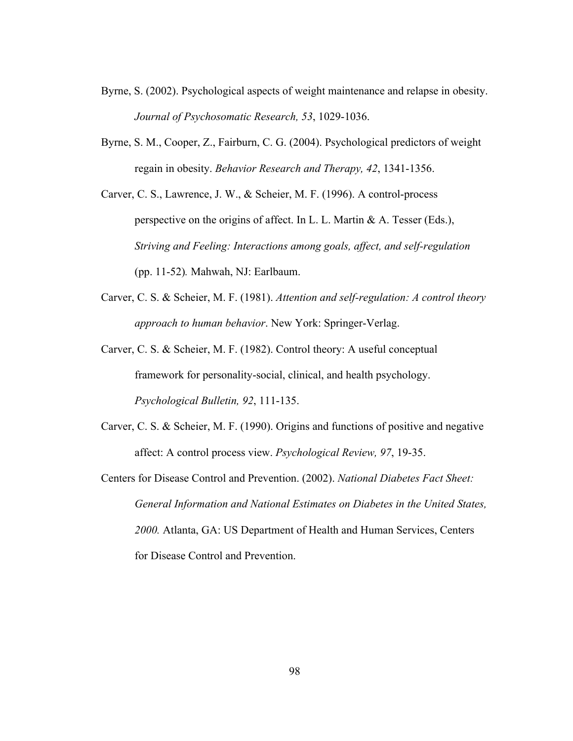Byrne, S. (2002). Psychological aspects of weight maintenance and relapse in obesity. *Journal of Psychosomatic Research, 53*, 1029-1036.

Byrne, S. M., Cooper, Z., Fairburn, C. G. (2004). Psychological predictors of weight regain in obesity. *Behavior Research and Therapy, 42*, 1341-1356.

Carver, C. S., Lawrence, J. W., & Scheier, M. F. (1996). A control-process perspective on the origins of affect. In L. L. Martin & A. Tesser (Eds.), *Striving and Feeling: Interactions among goals, affect, and self-regulation* (pp. 11-52)*.* Mahwah, NJ: Earlbaum.

Carver, C. S. & Scheier, M. F. (1981). *Attention and self-regulation: A control theory approach to human behavior*. New York: Springer-Verlag.

Carver, C. S. & Scheier, M. F. (1982). Control theory: A useful conceptual framework for personality-social, clinical, and health psychology. *Psychological Bulletin, 92*, 111-135.

Carver, C. S. & Scheier, M. F. (1990). Origins and functions of positive and negative affect: A control process view. *Psychological Review, 97*, 19-35.

Centers for Disease Control and Prevention. (2002). *National Diabetes Fact Sheet: General Information and National Estimates on Diabetes in the United States, 2000.* Atlanta, GA: US Department of Health and Human Services, Centers for Disease Control and Prevention.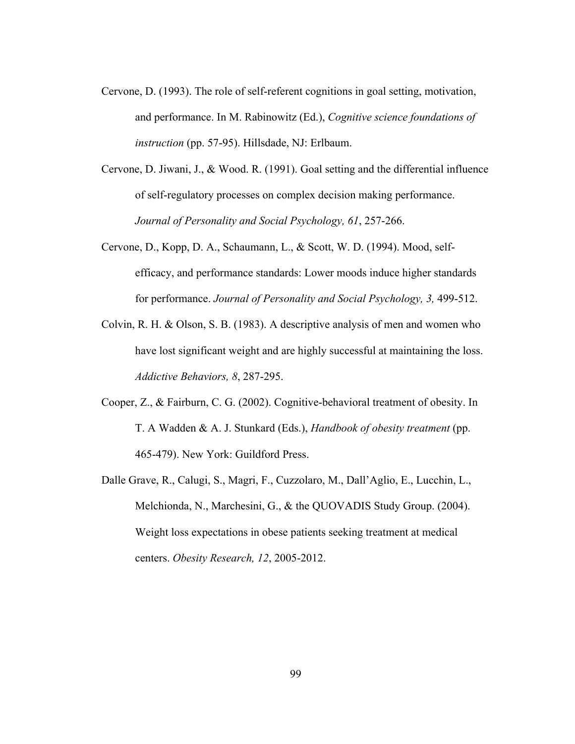Cervone, D. (1993). The role of self-referent cognitions in goal setting, motivation, and performance. In M. Rabinowitz (Ed.), *Cognitive science foundations of instruction* (pp. 57-95). Hillsdade, NJ: Erlbaum.

Cervone, D. Jiwani, J., & Wood. R. (1991). Goal setting and the differential influence of self-regulatory processes on complex decision making performance. *Journal of Personality and Social Psychology, 61*, 257-266.

Cervone, D., Kopp, D. A., Schaumann, L., & Scott, W. D. (1994). Mood, self-efficacy, and performance standards: Lower moods induce higher standards for performance. *Journal of Personality and Social Psychology, 3,* 499-512.

Colvin, R. H. & Olson, S. B. (1983). A descriptive analysis of men and women who have lost significant weight and are highly successful at maintaining the loss. *Addictive Behaviors, 8*, 287-295.

Cooper, Z., & Fairburn, C. G. (2002). Cognitive-behavioral treatment of obesity. In T. A Wadden & A. J. Stunkard (Eds.), *Handbook of obesity treatment* (pp. 465-479). New York: Guildford Press.

Dalle Grave, R., Calugi, S., Magri, F., Cuzzolaro, M., Dall'Aglio, E., Lucchin, L., Melchionda, N., Marchesini, G., & the QUOVADIS Study Group. (2004). Weight loss expectations in obese patients seeking treatment at medical centers. *Obesity Research, 12*, 2005-2012.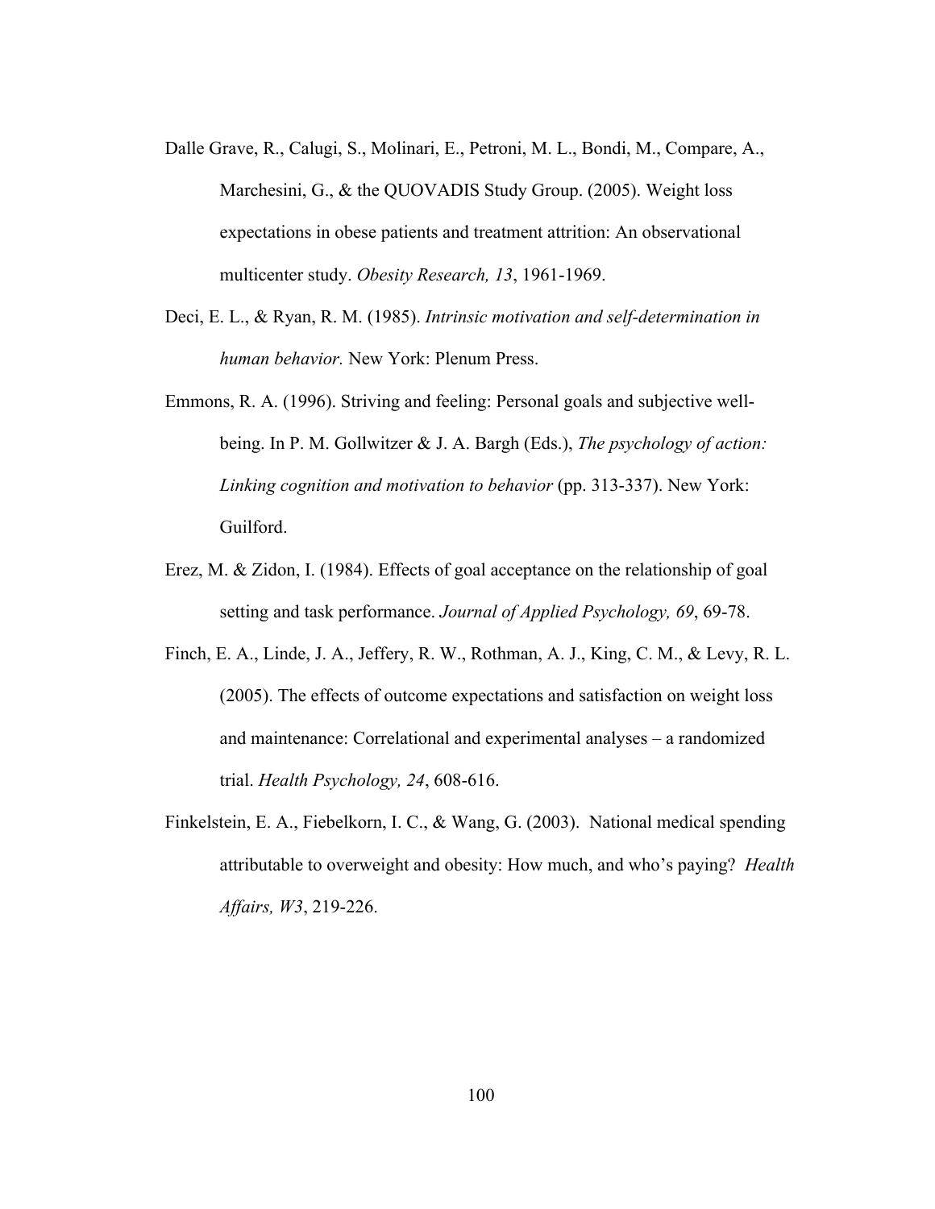Dalle Grave, R., Calugi, S., Molinari, E., Petroni, M. L., Bondi, M., Compare, A., Marchesini, G., & the QUOVADIS Study Group. (2005). Weight loss expectations in obese patients and treatment attrition: An observational multicenter study. *Obesity Research, 13*, 1961-1969.

Deci, E. L., & Ryan, R. M. (1985). *Intrinsic motivation and self-determination in human behavior.* New York: Plenum Press.

Emmons, R. A. (1996). Striving and feeling: Personal goals and subjective well-being. In P. M. Gollwitzer & J. A. Bargh (Eds.), *The psychology of action: Linking cognition and motivation to behavior* (pp. 313-337). New York: Guilford.

Erez, M. & Zidon, I. (1984). Effects of goal acceptance on the relationship of goal setting and task performance. *Journal of Applied Psychology, 69*, 69-78.

Finch, E. A., Linde, J. A., Jeffery, R. W., Rothman, A. J., King, C. M., & Levy, R. L. (2005). The effects of outcome expectations and satisfaction on weight loss and maintenance: Correlational and experimental analyses – a randomized trial. *Health Psychology, 24*, 608-616.

Finkelstein, E. A., Fiebelkorn, I. C., & Wang, G. (2003). National medical spending attributable to overweight and obesity: How much, and who's paying? *Health Affairs, W3*, 219-226.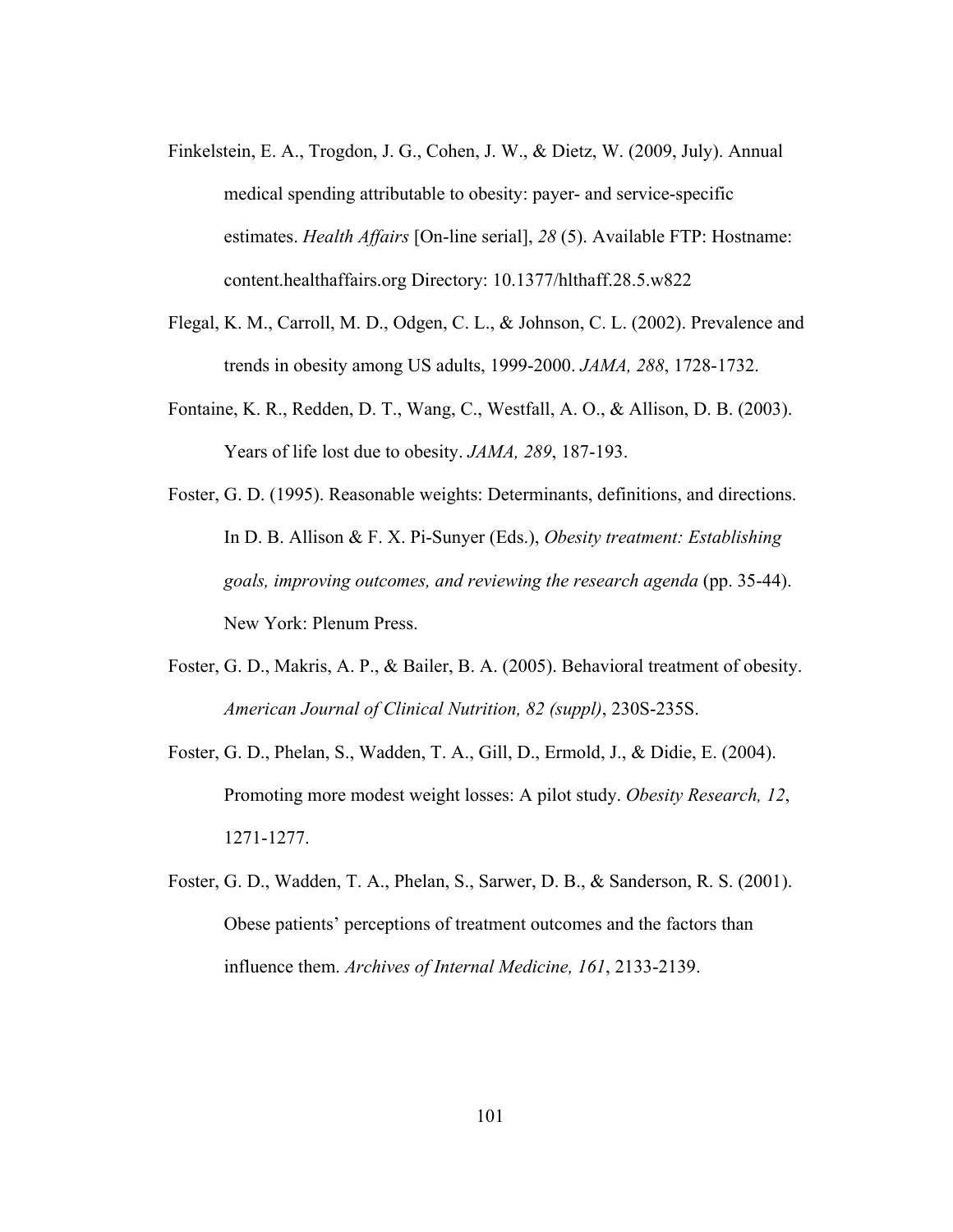Finkelstein, E. A., Trogdon, J. G., Cohen, J. W., & Dietz, W. (2009, July). Annual medical spending attributable to obesity: payer- and service-specific estimates. *Health Affairs* [On-line serial], *28* (5). Available FTP: Hostname: content.healthaffairs.org Directory: 10.1377/hlthaff.28.5.w822

Flegal, K. M., Carroll, M. D., Odgen, C. L., & Johnson, C. L. (2002). Prevalence and trends in obesity among US adults, 1999-2000. *JAMA, 288*, 1728-1732.

Fontaine, K. R., Redden, D. T., Wang, C., Westfall, A. O., & Allison, D. B. (2003). Years of life lost due to obesity. *JAMA, 289*, 187-193.

Foster, G. D. (1995). Reasonable weights: Determinants, definitions, and directions. In D. B. Allison & F. X. Pi-Sunyer (Eds.), *Obesity treatment: Establishing goals, improving outcomes, and reviewing the research agenda* (pp. 35-44). New York: Plenum Press.

Foster, G. D., Makris, A. P., & Bailer, B. A. (2005). Behavioral treatment of obesity. *American Journal of Clinical Nutrition, 82 (suppl)*, 230S-235S.

Foster, G. D., Phelan, S., Wadden, T. A., Gill, D., Ermold, J., & Didie, E. (2004). Promoting more modest weight losses: A pilot study. *Obesity Research, 12*, 1271-1277.

Foster, G. D., Wadden, T. A., Phelan, S., Sarwer, D. B., & Sanderson, R. S. (2001). Obese patients' perceptions of treatment outcomes and the factors than influence them. *Archives of Internal Medicine, 161*, 2133-2139.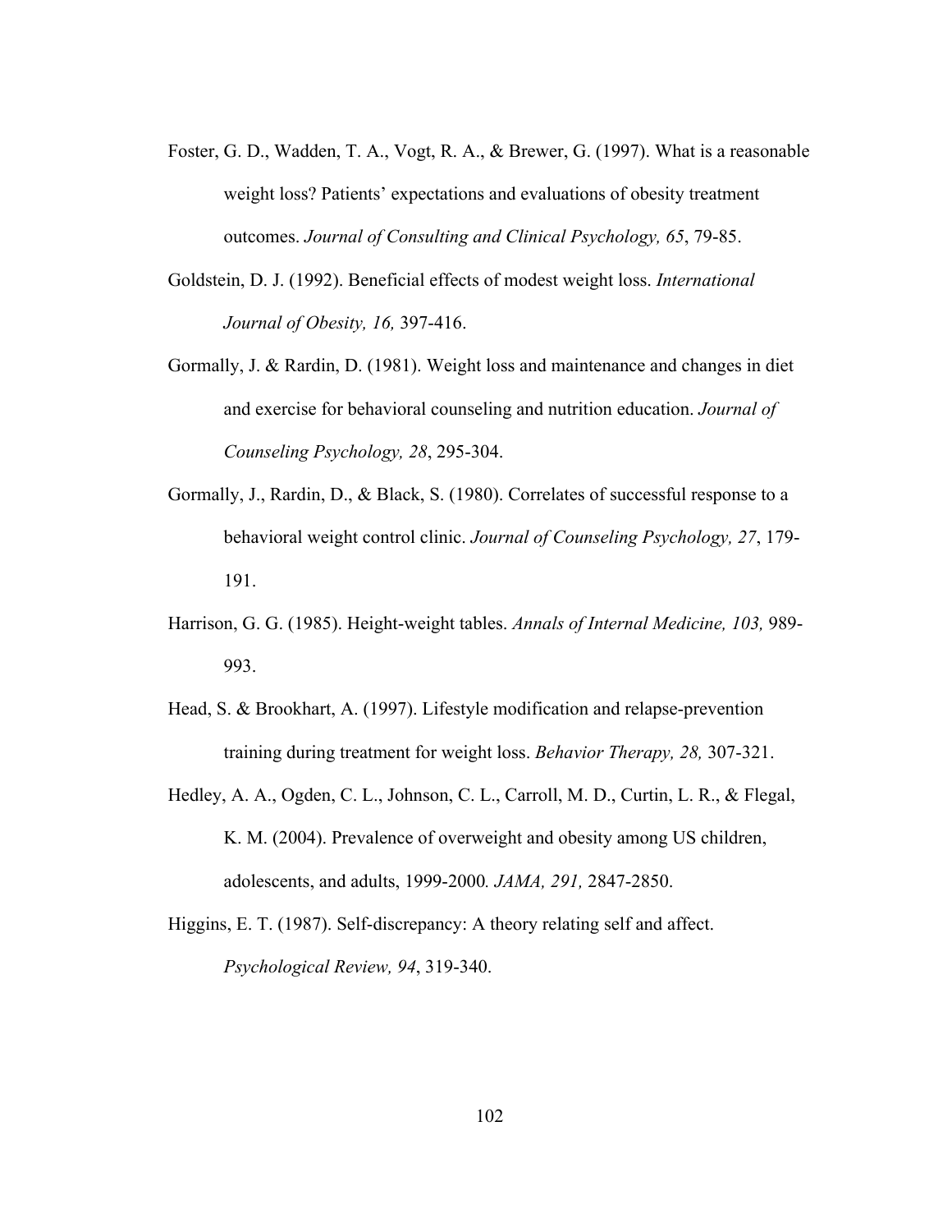Foster, G. D., Wadden, T. A., Vogt, R. A., & Brewer, G. (1997). What is a reasonable weight loss? Patients' expectations and evaluations of obesity treatment outcomes. *Journal of Consulting and Clinical Psychology, 65*, 79-85.

Goldstein, D. J. (1992). Beneficial effects of modest weight loss. *International Journal of Obesity, 16,* 397-416.

Gormally, J. & Rardin, D. (1981). Weight loss and maintenance and changes in diet and exercise for behavioral counseling and nutrition education. *Journal of Counseling Psychology, 28*, 295-304.

Gormally, J., Rardin, D., & Black, S. (1980). Correlates of successful response to a behavioral weight control clinic. *Journal of Counseling Psychology, 27*, 179-191.

Harrison, G. G. (1985). Height-weight tables. *Annals of Internal Medicine, 103,* 989-993.

Head, S. & Brookhart, A. (1997). Lifestyle modification and relapse-prevention training during treatment for weight loss. *Behavior Therapy, 28,* 307-321.

Hedley, A. A., Ogden, C. L., Johnson, C. L., Carroll, M. D., Curtin, L. R., & Flegal, K. M. (2004). Prevalence of overweight and obesity among US children, adolescents, and adults, 1999-2000*. JAMA, 291,* 2847-2850.

Higgins, E. T. (1987). Self-discrepancy: A theory relating self and affect. *Psychological Review, 94*, 319-340.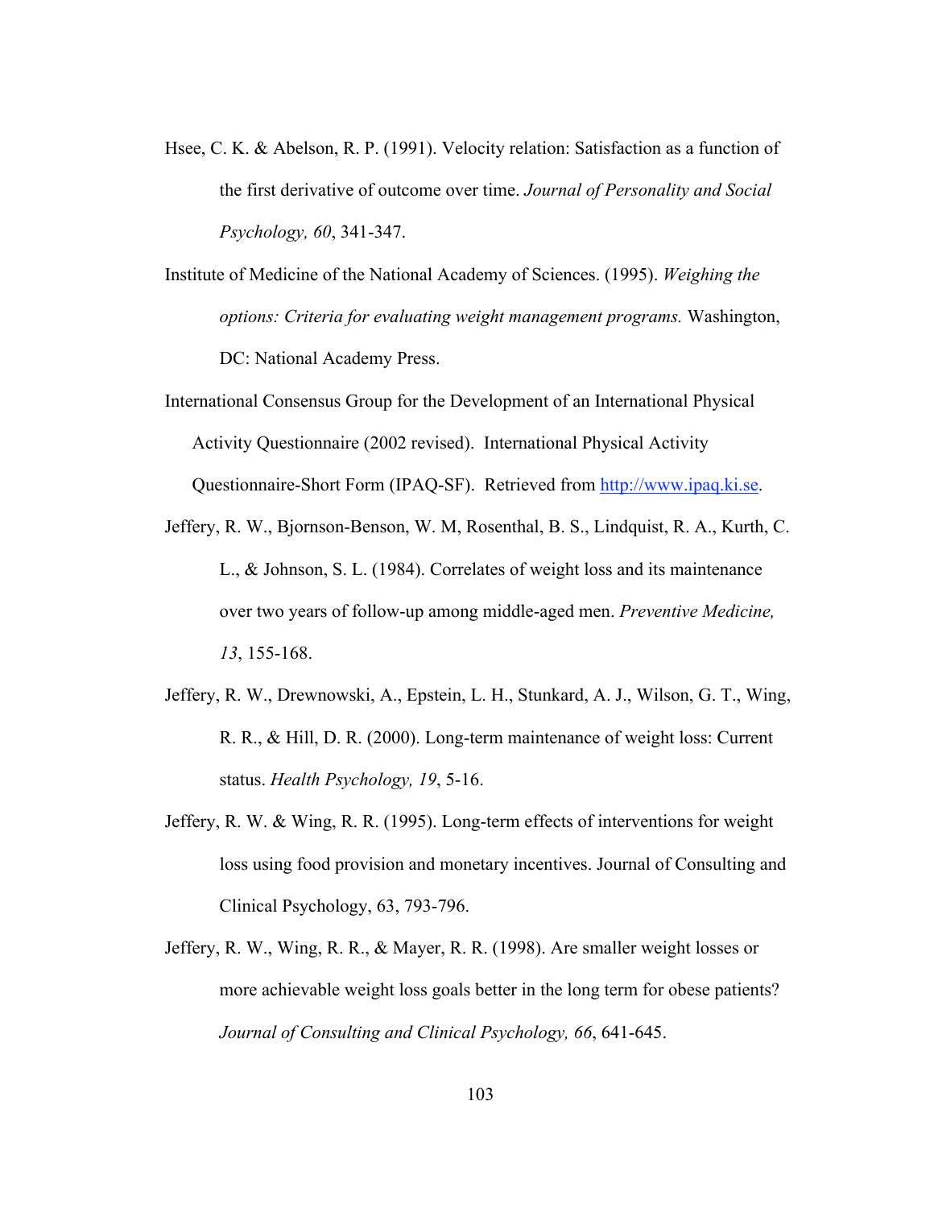Hsee, C. K. & Abelson, R. P. (1991). Velocity relation: Satisfaction as a function of the first derivative of outcome over time. *Journal of Personality and Social Psychology, 60*, 341-347.

Institute of Medicine of the National Academy of Sciences. (1995). *Weighing the options: Criteria for evaluating weight management programs.* Washington, DC: National Academy Press.

International Consensus Group for the Development of an International Physical Activity Questionnaire (2002 revised). International Physical Activity Questionnaire-Short Form (IPAQ-SF). Retrieved from http://www.ipaq.ki.se.

Jeffery, R. W., Bjornson-Benson, W. M, Rosenthal, B. S., Lindquist, R. A., Kurth, C. L., & Johnson, S. L. (1984). Correlates of weight loss and its maintenance over two years of follow-up among middle-aged men. *Preventive Medicine, 13*, 155-168.

Jeffery, R. W., Drewnowski, A., Epstein, L. H., Stunkard, A. J., Wilson, G. T., Wing, R. R., & Hill, D. R. (2000). Long-term maintenance of weight loss: Current status. *Health Psychology, 19*, 5-16.

Jeffery, R. W. & Wing, R. R. (1995). Long-term effects of interventions for weight loss using food provision and monetary incentives. Journal of Consulting and Clinical Psychology, 63, 793-796.

Jeffery, R. W., Wing, R. R., & Mayer, R. R. (1998). Are smaller weight losses or more achievable weight loss goals better in the long term for obese patients? *Journal of Consulting and Clinical Psychology, 66*, 641-645.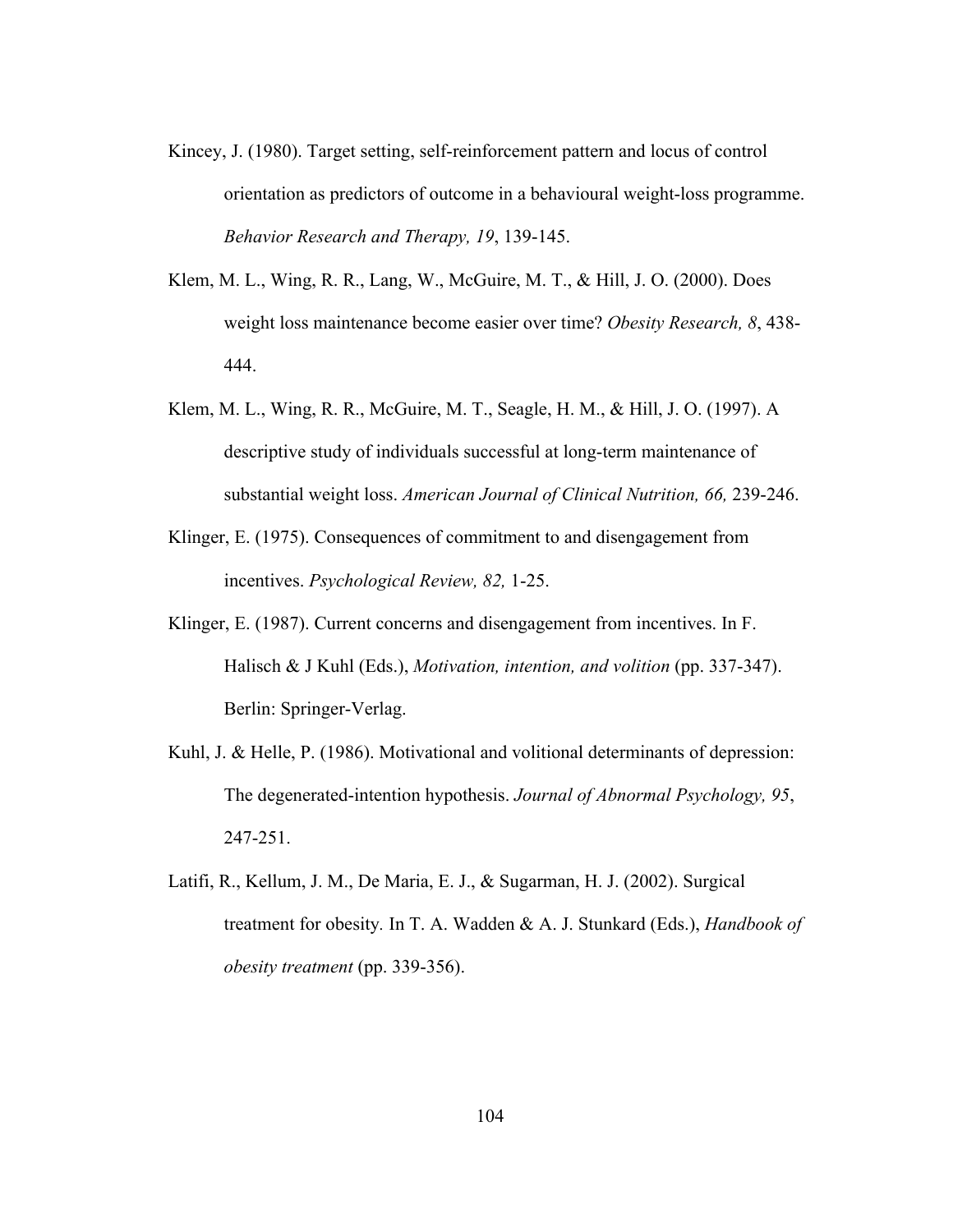Kincey, J. (1980). Target setting, self-reinforcement pattern and locus of control orientation as predictors of outcome in a behavioural weight-loss programme. *Behavior Research and Therapy, 19*, 139-145.

Klem, M. L., Wing, R. R., Lang, W., McGuire, M. T., & Hill, J. O. (2000). Does weight loss maintenance become easier over time? *Obesity Research, 8*, 438-444.

Klem, M. L., Wing, R. R., McGuire, M. T., Seagle, H. M., & Hill, J. O. (1997). A descriptive study of individuals successful at long-term maintenance of substantial weight loss. *American Journal of Clinical Nutrition, 66,* 239-246.

Klinger, E. (1975). Consequences of commitment to and disengagement from incentives. *Psychological Review, 82,* 1-25.

Klinger, E. (1987). Current concerns and disengagement from incentives. In F. Halisch & J Kuhl (Eds.), *Motivation, intention, and volition* (pp. 337-347). Berlin: Springer-Verlag.

Kuhl, J. & Helle, P. (1986). Motivational and volitional determinants of depression: The degenerated-intention hypothesis. *Journal of Abnormal Psychology, 95*, 247-251.

Latifi, R., Kellum, J. M., De Maria, E. J., & Sugarman, H. J. (2002). Surgical treatment for obesity. In T. A. Wadden & A. J. Stunkard (Eds.), *Handbook of obesity treatment* (pp. 339-356).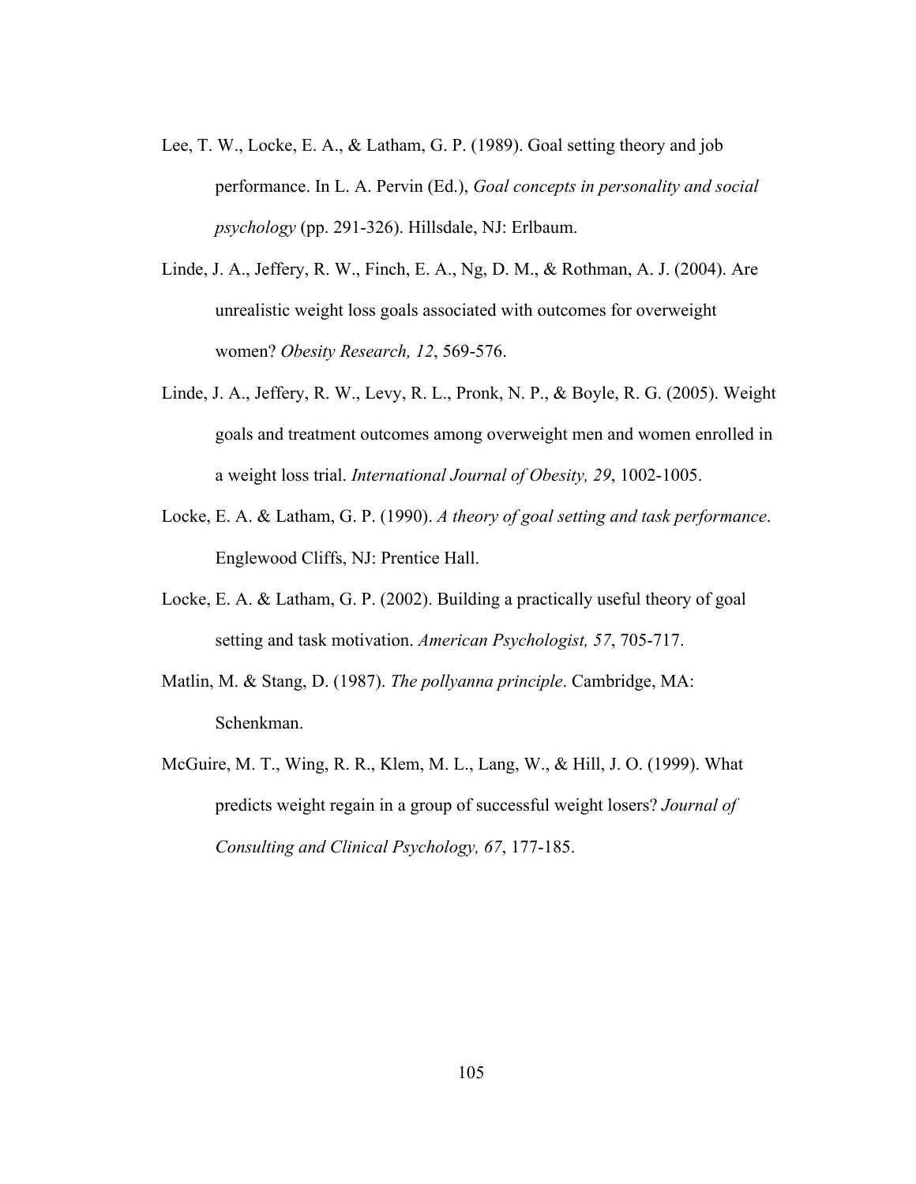Lee, T. W., Locke, E. A., & Latham, G. P. (1989). Goal setting theory and job performance. In L. A. Pervin (Ed.), *Goal concepts in personality and social psychology* (pp. 291-326). Hillsdale, NJ: Erlbaum.

Linde, J. A., Jeffery, R. W., Finch, E. A., Ng, D. M., & Rothman, A. J. (2004). Are unrealistic weight loss goals associated with outcomes for overweight women? *Obesity Research, 12*, 569-576.

Linde, J. A., Jeffery, R. W., Levy, R. L., Pronk, N. P., & Boyle, R. G. (2005). Weight goals and treatment outcomes among overweight men and women enrolled in a weight loss trial. *International Journal of Obesity, 29*, 1002-1005.

Locke, E. A. & Latham, G. P. (1990). *A theory of goal setting and task performance*. Englewood Cliffs, NJ: Prentice Hall.

Locke, E. A. & Latham, G. P. (2002). Building a practically useful theory of goal setting and task motivation. *American Psychologist, 57*, 705-717.

Matlin, M. & Stang, D. (1987). *The pollyanna principle*. Cambridge, MA: Schenkman.

McGuire, M. T., Wing, R. R., Klem, M. L., Lang, W., & Hill, J. O. (1999). What predicts weight regain in a group of successful weight losers? *Journal of Consulting and Clinical Psychology, 67*, 177-185.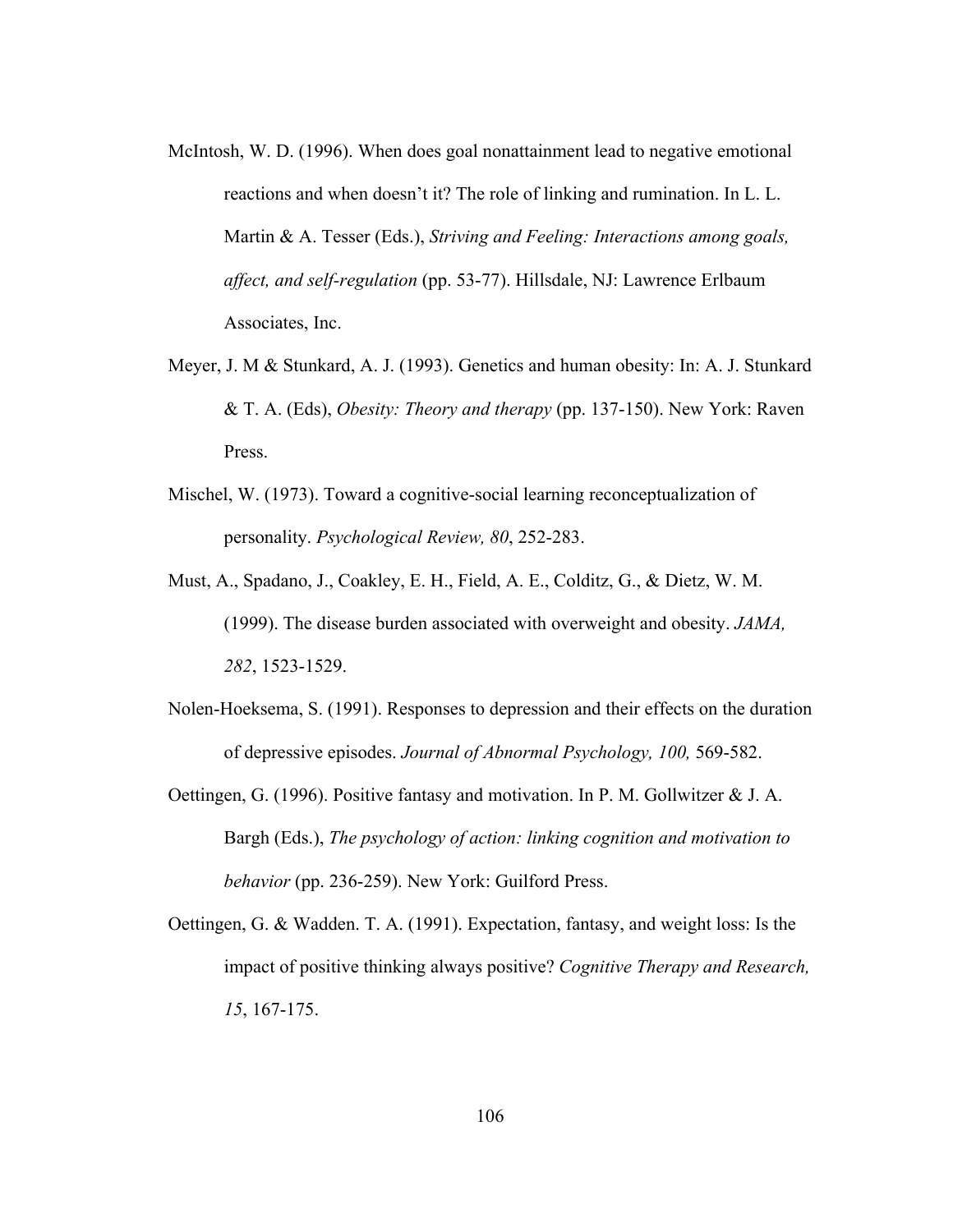McIntosh, W. D. (1996). When does goal nonattainment lead to negative emotional reactions and when doesn't it? The role of linking and rumination. In L. L. Martin & A. Tesser (Eds.), *Striving and Feeling: Interactions among goals, affect, and self-regulation* (pp. 53-77). Hillsdale, NJ: Lawrence Erlbaum Associates, Inc.

Meyer, J. M & Stunkard, A. J. (1993). Genetics and human obesity: In: A. J. Stunkard & T. A. (Eds), *Obesity: Theory and therapy* (pp. 137-150). New York: Raven Press.

Mischel, W. (1973). Toward a cognitive-social learning reconceptualization of personality. *Psychological Review, 80*, 252-283.

Must, A., Spadano, J., Coakley, E. H., Field, A. E., Colditz, G., & Dietz, W. M. (1999). The disease burden associated with overweight and obesity. *JAMA, 282*, 1523-1529.

Nolen-Hoeksema, S. (1991). Responses to depression and their effects on the duration of depressive episodes. *Journal of Abnormal Psychology, 100,* 569-582.

Oettingen, G. (1996). Positive fantasy and motivation. In P. M. Gollwitzer & J. A. Bargh (Eds.), *The psychology of action: linking cognition and motivation to behavior* (pp. 236-259). New York: Guilford Press.

Oettingen, G. & Wadden. T. A. (1991). Expectation, fantasy, and weight loss: Is the impact of positive thinking always positive? *Cognitive Therapy and Research, 15*, 167-175.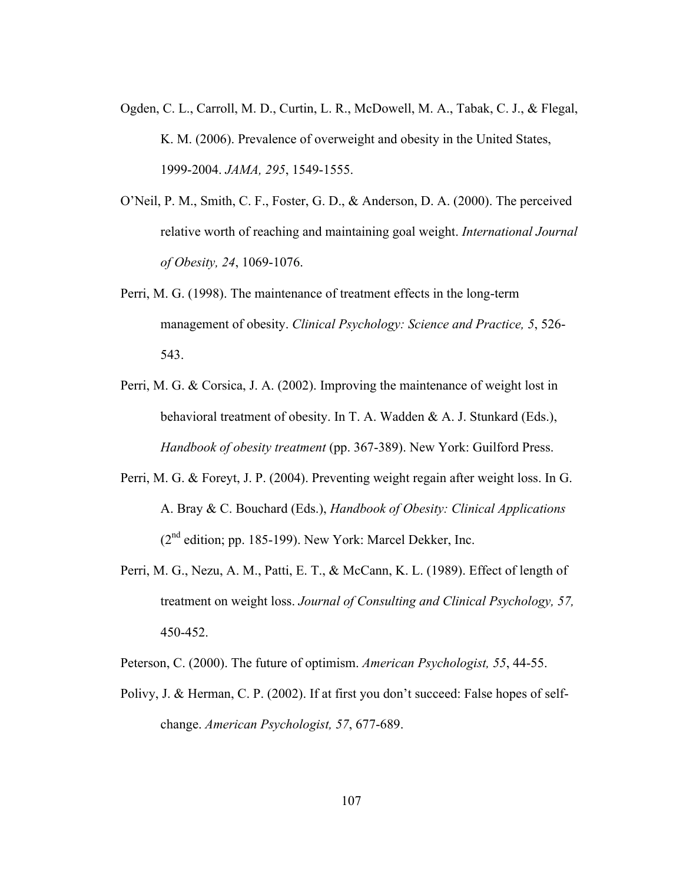Ogden, C. L., Carroll, M. D., Curtin, L. R., McDowell, M. A., Tabak, C. J., & Flegal, K. M. (2006). Prevalence of overweight and obesity in the United States, 1999-2004. *JAMA, 295*, 1549-1555.

O'Neil, P. M., Smith, C. F., Foster, G. D., & Anderson, D. A. (2000). The perceived relative worth of reaching and maintaining goal weight. *International Journal of Obesity, 24*, 1069-1076.

Perri, M. G. (1998). The maintenance of treatment effects in the long-term management of obesity. *Clinical Psychology: Science and Practice, 5*, 526-543.

Perri, M. G. & Corsica, J. A. (2002). Improving the maintenance of weight lost in behavioral treatment of obesity. In T. A. Wadden & A. J. Stunkard (Eds.), *Handbook of obesity treatment* (pp. 367-389). New York: Guilford Press.

Perri, M. G. & Foreyt, J. P. (2004). Preventing weight regain after weight loss. In G. A. Bray & C. Bouchard (Eds.), *Handbook of Obesity: Clinical Applications* (2nd edition; pp. 185-199). New York: Marcel Dekker, Inc.

Perri, M. G., Nezu, A. M., Patti, E. T., & McCann, K. L. (1989). Effect of length of treatment on weight loss. *Journal of Consulting and Clinical Psychology, 57,* 450-452.

Peterson, C. (2000). The future of optimism. *American Psychologist, 55*, 44-55.

Polivy, J. & Herman, C. P. (2002). If at first you don't succeed: False hopes of self-change. *American Psychologist, 57*, 677-689.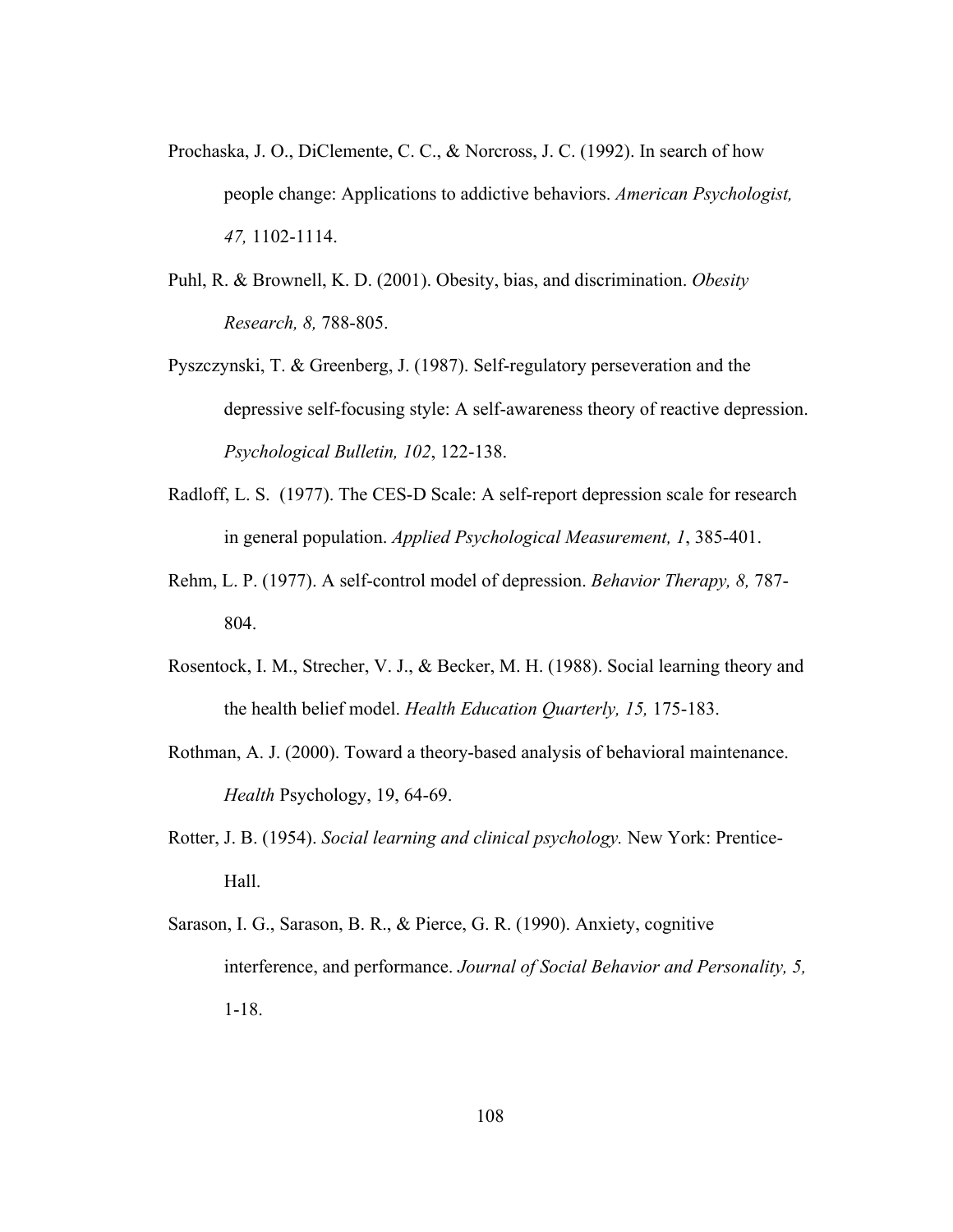Prochaska, J. O., DiClemente, C. C., & Norcross, J. C. (1992). In search of how people change: Applications to addictive behaviors. *American Psychologist, 47,* 1102-1114.

Puhl, R. & Brownell, K. D. (2001). Obesity, bias, and discrimination. *Obesity Research, 8,* 788-805.

Pyszczynski, T. & Greenberg, J. (1987). Self-regulatory perseveration and the depressive self-focusing style: A self-awareness theory of reactive depression. *Psychological Bulletin, 102*, 122-138.

Radloff, L. S. (1977). The CES-D Scale: A self-report depression scale for research in general population. *Applied Psychological Measurement, 1*, 385-401.

Rehm, L. P. (1977). A self-control model of depression. *Behavior Therapy, 8,* 787-804.

Rosentock, I. M., Strecher, V. J., & Becker, M. H. (1988). Social learning theory and the health belief model. *Health Education Quarterly, 15,* 175-183.

Rothman, A. J. (2000). Toward a theory-based analysis of behavioral maintenance. *Health* Psychology, 19, 64-69.

Rotter, J. B. (1954). *Social learning and clinical psychology.* New York: Prentice-Hall.

Sarason, I. G., Sarason, B. R., & Pierce, G. R. (1990). Anxiety, cognitive interference, and performance. *Journal of Social Behavior and Personality, 5,* 1-18.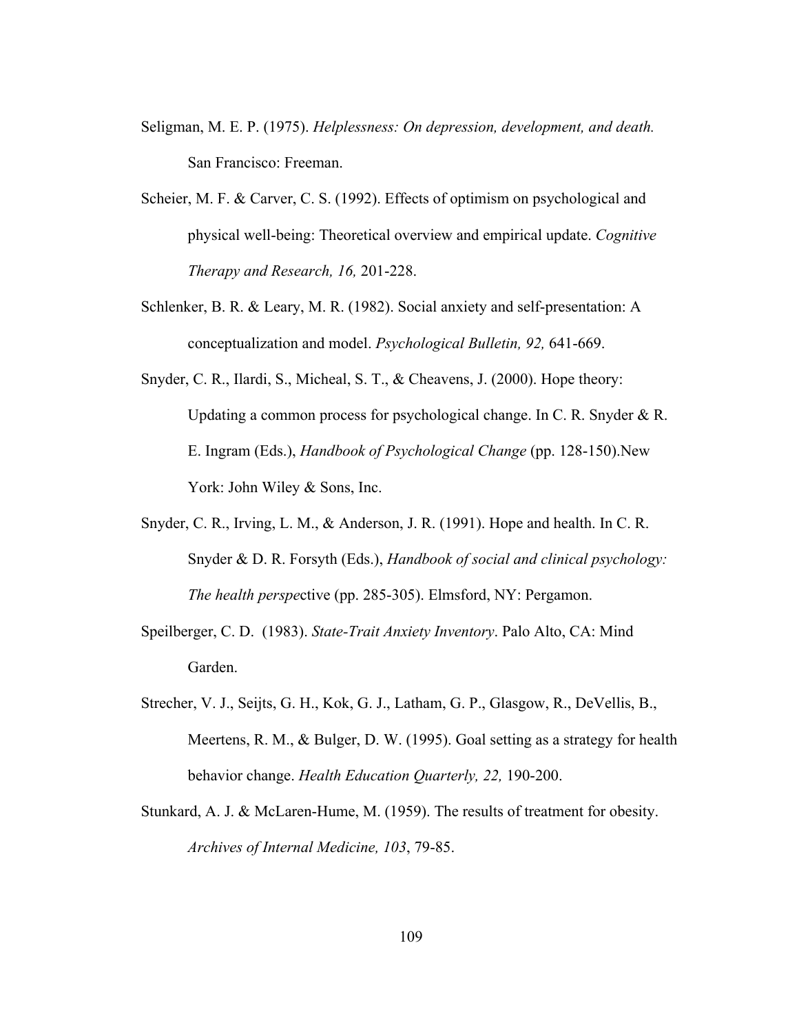Seligman, M. E. P. (1975). *Helplessness: On depression, development, and death.* San Francisco: Freeman.

Scheier, M. F. & Carver, C. S. (1992). Effects of optimism on psychological and physical well-being: Theoretical overview and empirical update. *Cognitive Therapy and Research, 16,* 201-228.

Schlenker, B. R. & Leary, M. R. (1982). Social anxiety and self-presentation: A conceptualization and model. *Psychological Bulletin, 92,* 641-669.

Snyder, C. R., Ilardi, S., Micheal, S. T., & Cheavens, J. (2000). Hope theory: Updating a common process for psychological change. In C. R. Snyder & R. E. Ingram (Eds.), *Handbook of Psychological Change* (pp. 128-150).New York: John Wiley & Sons, Inc.

Snyder, C. R., Irving, L. M., & Anderson, J. R. (1991). Hope and health. In C. R. Snyder & D. R. Forsyth (Eds.), *Handbook of social and clinical psychology: The health perspe*ctive (pp. 285-305). Elmsford, NY: Pergamon.

Speilberger, C. D. (1983). *State-Trait Anxiety Inventory*. Palo Alto, CA: Mind Garden.

Strecher, V. J., Seijts, G. H., Kok, G. J., Latham, G. P., Glasgow, R., DeVellis, B., Meertens, R. M., & Bulger, D. W. (1995). Goal setting as a strategy for health behavior change. *Health Education Quarterly, 22,* 190-200.

Stunkard, A. J. & McLaren-Hume, M. (1959). The results of treatment for obesity. *Archives of Internal Medicine, 103*, 79-85.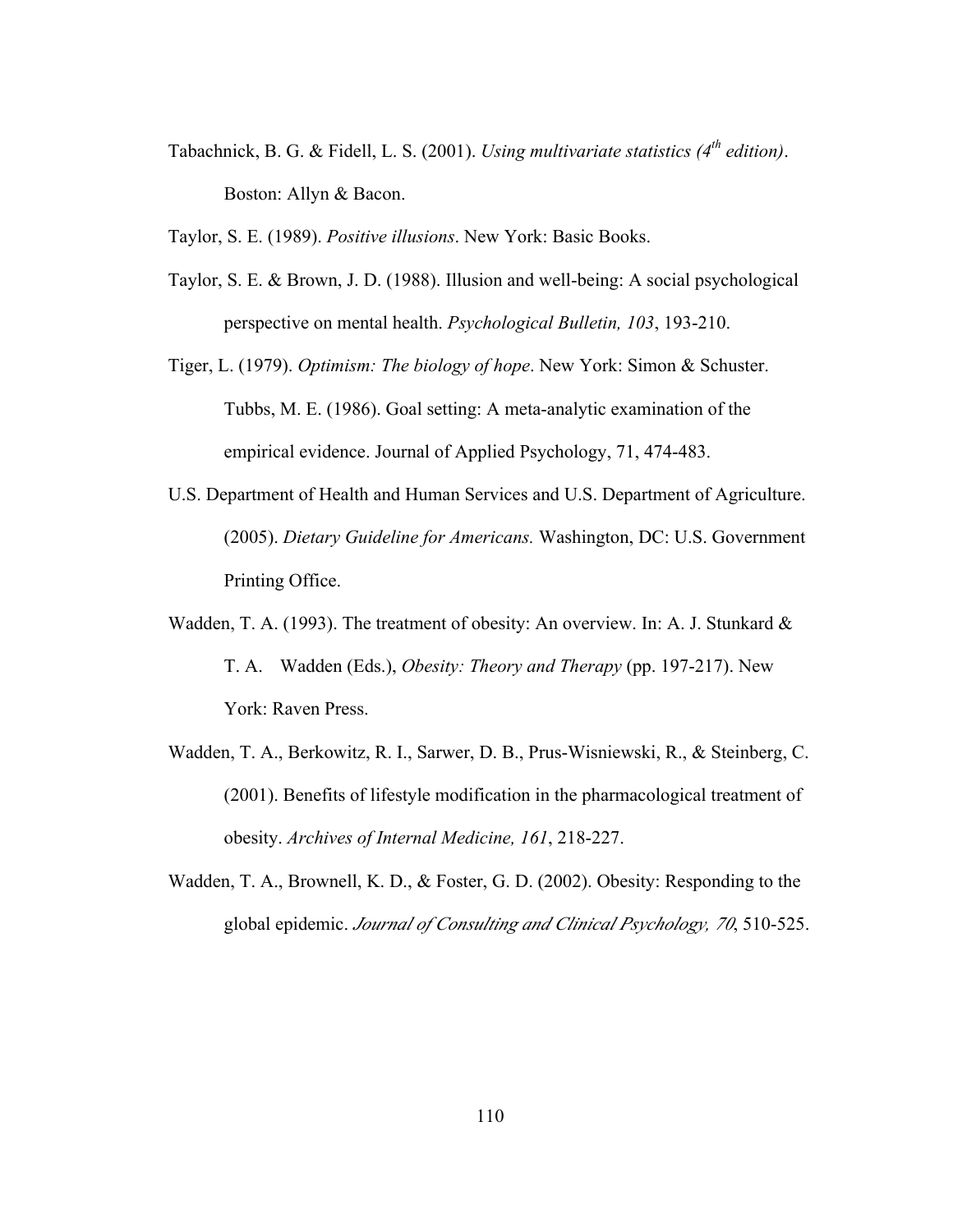Tabachnick, B. G. & Fidell, L. S. (2001). *Using multivariate statistics (4th edition)*. Boston: Allyn & Bacon.

Taylor, S. E. (1989). *Positive illusions*. New York: Basic Books.

Taylor, S. E. & Brown, J. D. (1988). Illusion and well-being: A social psychological perspective on mental health. *Psychological Bulletin, 103*, 193-210.

Tiger, L. (1979). *Optimism: The biology of hope*. New York: Simon & Schuster. Tubbs, M. E. (1986). Goal setting: A meta-analytic examination of the empirical evidence. Journal of Applied Psychology, 71, 474-483.

U.S. Department of Health and Human Services and U.S. Department of Agriculture. (2005). *Dietary Guideline for Americans.* Washington, DC: U.S. Government Printing Office.

Wadden, T. A. (1993). The treatment of obesity: An overview. In: A. J. Stunkard & T. A. Wadden (Eds.), *Obesity: Theory and Therapy* (pp. 197-217). New York: Raven Press.

Wadden, T. A., Berkowitz, R. I., Sarwer, D. B., Prus-Wisniewski, R., & Steinberg, C. (2001). Benefits of lifestyle modification in the pharmacological treatment of obesity. *Archives of Internal Medicine, 161*, 218-227.

Wadden, T. A., Brownell, K. D., & Foster, G. D. (2002). Obesity: Responding to the global epidemic. *Journal of Consulting and Clinical Psychology, 70*, 510-525.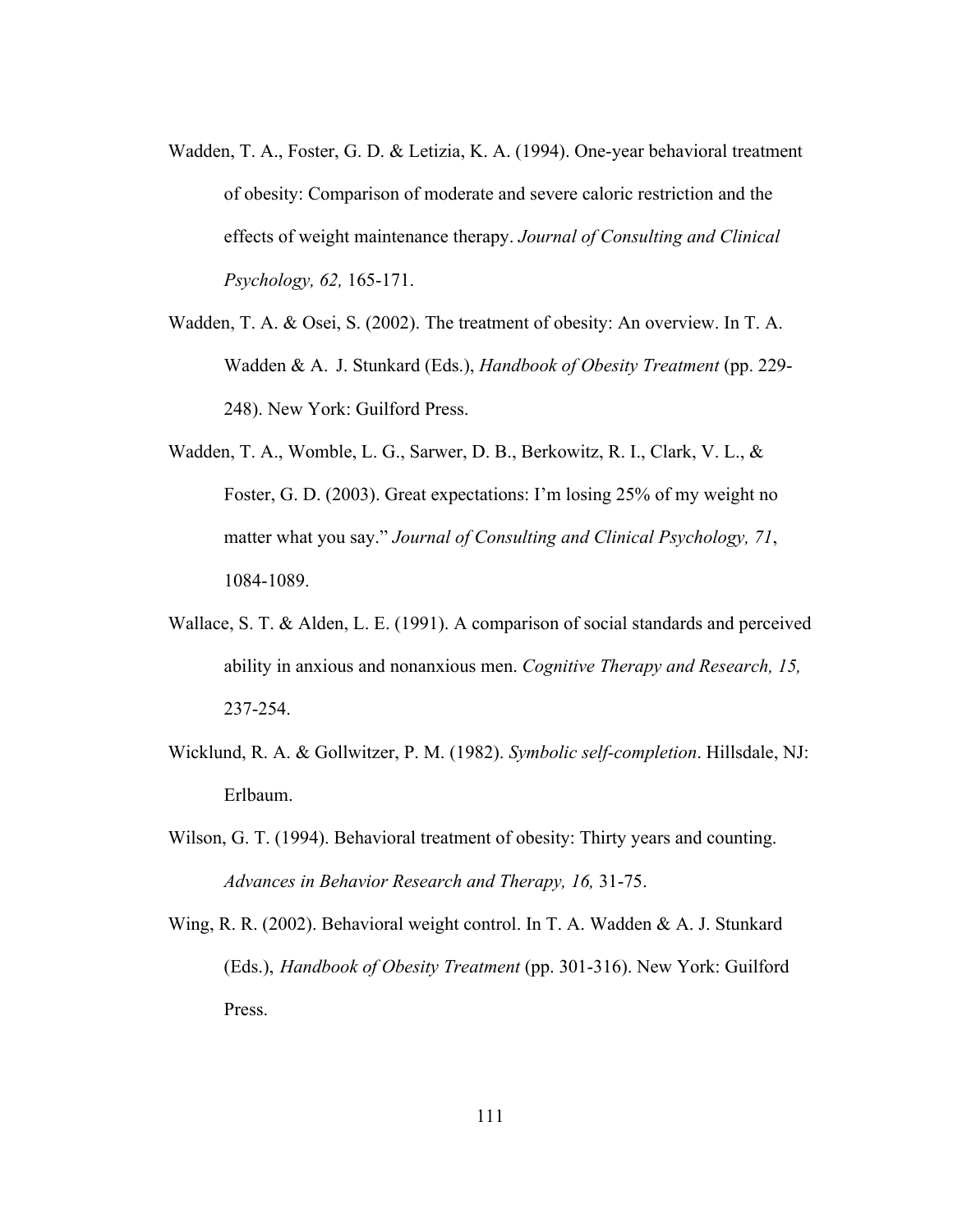Wadden, T. A., Foster, G. D. & Letizia, K. A. (1994). One-year behavioral treatment of obesity: Comparison of moderate and severe caloric restriction and the effects of weight maintenance therapy. *Journal of Consulting and Clinical Psychology, 62,* 165-171.

Wadden, T. A. & Osei, S. (2002). The treatment of obesity: An overview. In T. A. Wadden & A. J. Stunkard (Eds.), *Handbook of Obesity Treatment* (pp. 229-248). New York: Guilford Press.

Wadden, T. A., Womble, L. G., Sarwer, D. B., Berkowitz, R. I., Clark, V. L., & Foster, G. D. (2003). Great expectations: I'm losing 25% of my weight no matter what you say." *Journal of Consulting and Clinical Psychology, 71*, 1084-1089.

Wallace, S. T. & Alden, L. E. (1991). A comparison of social standards and perceived ability in anxious and nonanxious men. *Cognitive Therapy and Research, 15,* 237-254.

Wicklund, R. A. & Gollwitzer, P. M. (1982). *Symbolic self-completion*. Hillsdale, NJ: Erlbaum.

Wilson, G. T. (1994). Behavioral treatment of obesity: Thirty years and counting. *Advances in Behavior Research and Therapy, 16,* 31-75.

Wing, R. R. (2002). Behavioral weight control. In T. A. Wadden & A. J. Stunkard (Eds.), *Handbook of Obesity Treatment* (pp. 301-316). New York: Guilford Press.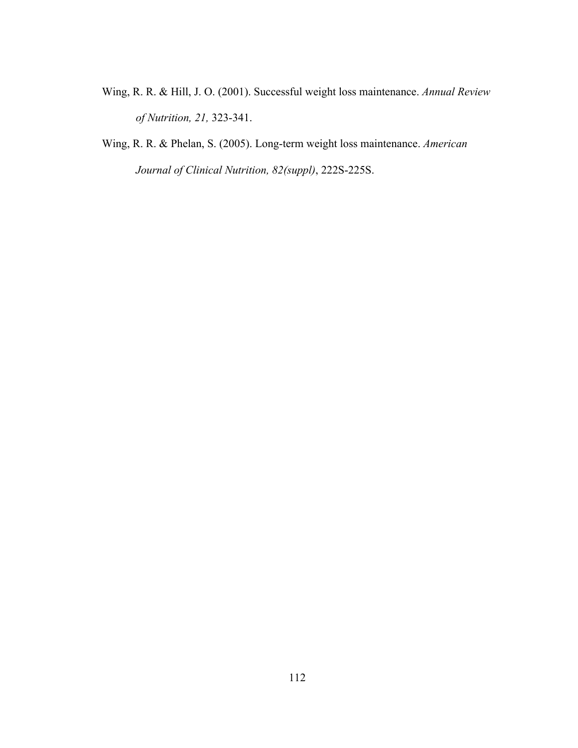Wing, R. R. & Hill, J. O. (2001). Successful weight loss maintenance. *Annual Review of Nutrition, 21,* 323-341.

Wing, R. R. & Phelan, S. (2005). Long-term weight loss maintenance. *American Journal of Clinical Nutrition, 82(suppl)*, 222S-225S.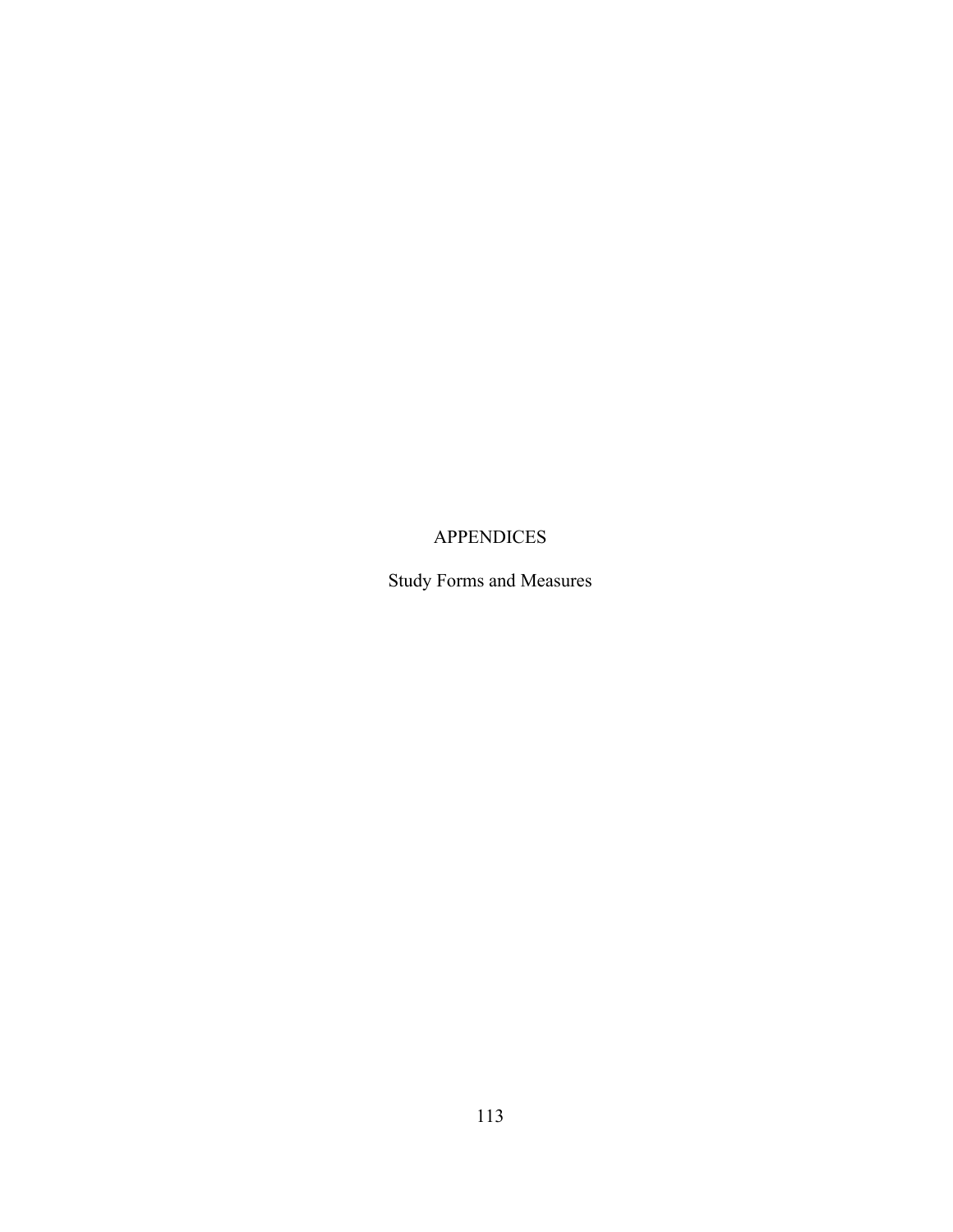# APPENDICES

Study Forms and Measures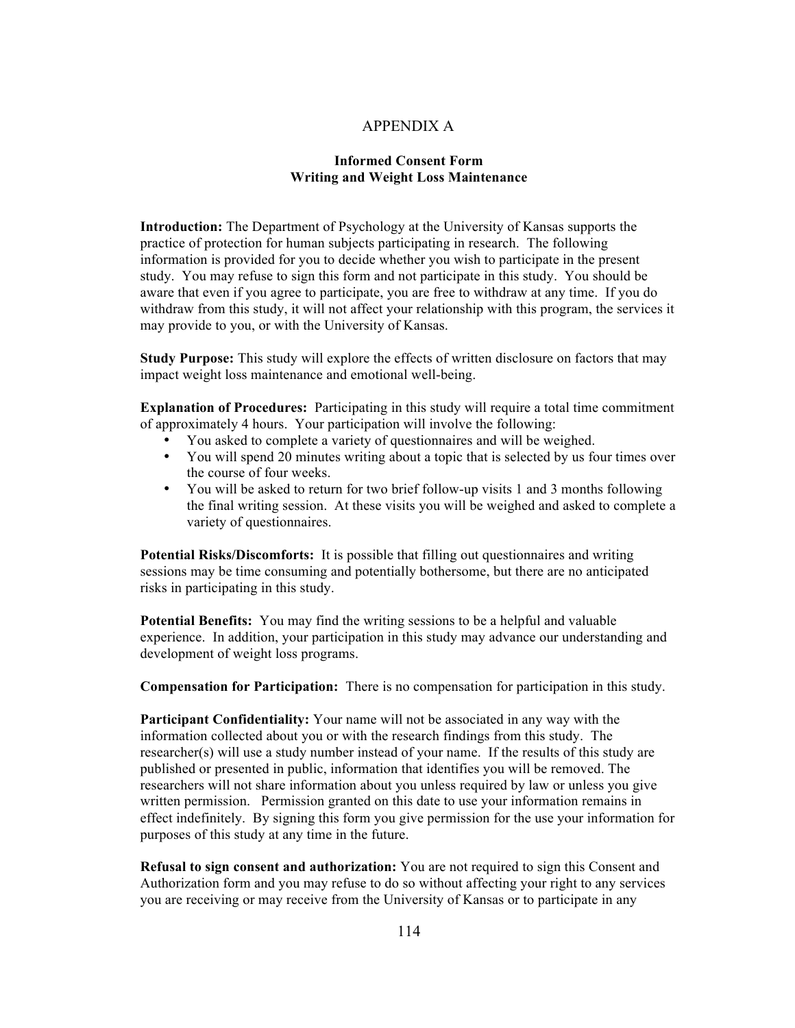# APPENDIX A

**Informed Consent Form**
**Writing and Weight Loss Maintenance**

**Introduction:** The Department of Psychology at the University of Kansas supports the practice of protection for human subjects participating in research. The following information is provided for you to decide whether you wish to participate in the present study. You may refuse to sign this form and not participate in this study. You should be aware that even if you agree to participate, you are free to withdraw at any time. If you do withdraw from this study, it will not affect your relationship with this program, the services it may provide to you, or with the University of Kansas.

**Study Purpose:** This study will explore the effects of written disclosure on factors that may impact weight loss maintenance and emotional well-being.

**Explanation of Procedures:** Participating in this study will require a total time commitment of approximately 4 hours. Your participation will involve the following:

- You asked to complete a variety of questionnaires and will be weighed.
- You will spend 20 minutes writing about a topic that is selected by us four times over the course of four weeks.
- You will be asked to return for two brief follow-up visits 1 and 3 months following the final writing session. At these visits you will be weighed and asked to complete a variety of questionnaires.

**Potential Risks/Discomforts:** It is possible that filling out questionnaires and writing sessions may be time consuming and potentially bothersome, but there are no anticipated risks in participating in this study.

**Potential Benefits:** You may find the writing sessions to be a helpful and valuable experience. In addition, your participation in this study may advance our understanding and development of weight loss programs.

**Compensation for Participation:** There is no compensation for participation in this study.

**Participant Confidentiality:** Your name will not be associated in any way with the information collected about you or with the research findings from this study. The researcher(s) will use a study number instead of your name. If the results of this study are published or presented in public, information that identifies you will be removed. The researchers will not share information about you unless required by law or unless you give written permission. Permission granted on this date to use your information remains in effect indefinitely. By signing this form you give permission for the use your information for purposes of this study at any time in the future.

**Refusal to sign consent and authorization:** You are not required to sign this Consent and Authorization form and you may refuse to do so without affecting your right to any services you are receiving or may receive from the University of Kansas or to participate in any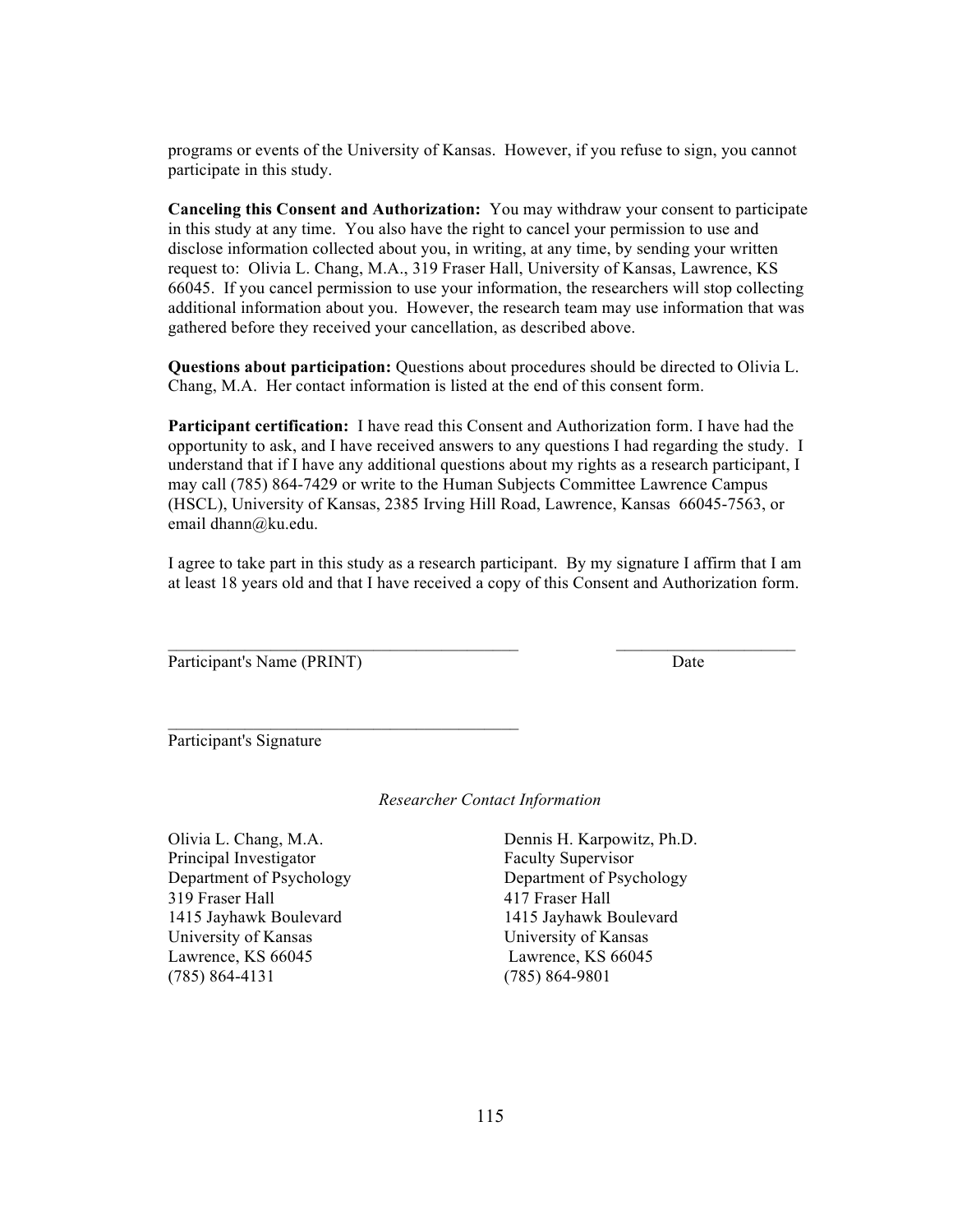programs or events of the University of Kansas. However, if you refuse to sign, you cannot participate in this study.

**Canceling this Consent and Authorization:** You may withdraw your consent to participate in this study at any time. You also have the right to cancel your permission to use and disclose information collected about you, in writing, at any time, by sending your written request to: Olivia L. Chang, M.A., 319 Fraser Hall, University of Kansas, Lawrence, KS 66045. If you cancel permission to use your information, the researchers will stop collecting additional information about you. However, the research team may use information that was gathered before they received your cancellation, as described above.

**Questions about participation:** Questions about procedures should be directed to Olivia L. Chang, M.A. Her contact information is listed at the end of this consent form.

**Participant certification:** I have read this Consent and Authorization form. I have had the opportunity to ask, and I have received answers to any questions I had regarding the study. I understand that if I have any additional questions about my rights as a research participant, I may call (785) 864-7429 or write to the Human Subjects Committee Lawrence Campus (HSCL), University of Kansas, 2385 Irving Hill Road, Lawrence, Kansas 66045-7563, or email dhann@ku.edu.

I agree to take part in this study as a research participant. By my signature I affirm that I am at least 18 years old and that I have received a copy of this Consent and Authorization form.

_______________________________________ &nbsp;&nbsp;&nbsp;&nbsp; ____________________
Participant's Name (PRINT) &nbsp;&nbsp;&nbsp;&nbsp; Date

_______________________________________
Participant's Signature

*Researcher Contact Information*

Olivia L. Chang, M.A.
Principal Investigator
Department of Psychology
319 Fraser Hall
1415 Jayhawk Boulevard
University of Kansas
Lawrence, KS 66045
(785) 864-4131

Dennis H. Karpowitz, Ph.D.
Faculty Supervisor
Department of Psychology
417 Fraser Hall
1415 Jayhawk Boulevard
University of Kansas
Lawrence, KS 66045
(785) 864-9801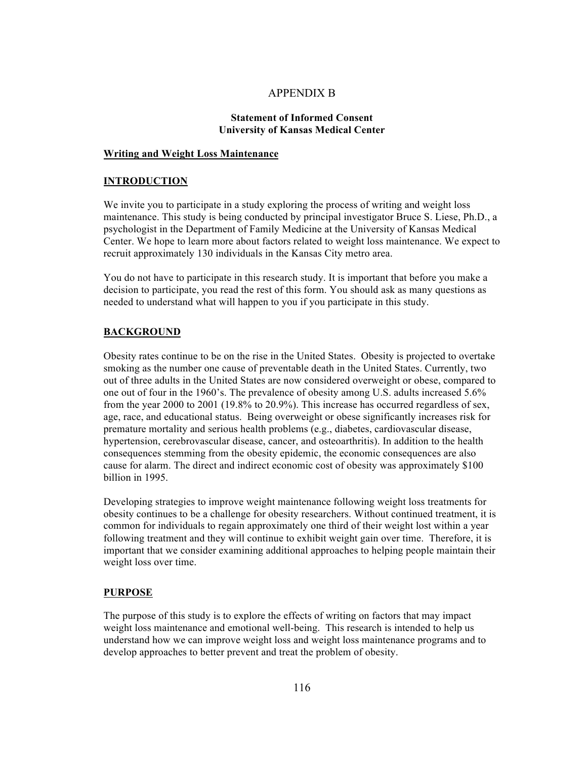# APPENDIX B

**Statement of Informed Consent**
**University of Kansas Medical Center**

## Writing and Weight Loss Maintenance

## INTRODUCTION

We invite you to participate in a study exploring the process of writing and weight loss maintenance. This study is being conducted by principal investigator Bruce S. Liese, Ph.D., a psychologist in the Department of Family Medicine at the University of Kansas Medical Center. We hope to learn more about factors related to weight loss maintenance. We expect to recruit approximately 130 individuals in the Kansas City metro area.

You do not have to participate in this research study. It is important that before you make a decision to participate, you read the rest of this form. You should ask as many questions as needed to understand what will happen to you if you participate in this study.

## BACKGROUND

Obesity rates continue to be on the rise in the United States. Obesity is projected to overtake smoking as the number one cause of preventable death in the United States. Currently, two out of three adults in the United States are now considered overweight or obese, compared to one out of four in the 1960's. The prevalence of obesity among U.S. adults increased 5.6% from the year 2000 to 2001 (19.8% to 20.9%). This increase has occurred regardless of sex, age, race, and educational status. Being overweight or obese significantly increases risk for premature mortality and serious health problems (e.g., diabetes, cardiovascular disease, hypertension, cerebrovascular disease, cancer, and osteoarthritis). In addition to the health consequences stemming from the obesity epidemic, the economic consequences are also cause for alarm. The direct and indirect economic cost of obesity was approximately $100 billion in 1995.

Developing strategies to improve weight maintenance following weight loss treatments for obesity continues to be a challenge for obesity researchers. Without continued treatment, it is common for individuals to regain approximately one third of their weight lost within a year following treatment and they will continue to exhibit weight gain over time. Therefore, it is important that we consider examining additional approaches to helping people maintain their weight loss over time.

## PURPOSE

The purpose of this study is to explore the effects of writing on factors that may impact weight loss maintenance and emotional well-being. This research is intended to help us understand how we can improve weight loss and weight loss maintenance programs and to develop approaches to better prevent and treat the problem of obesity.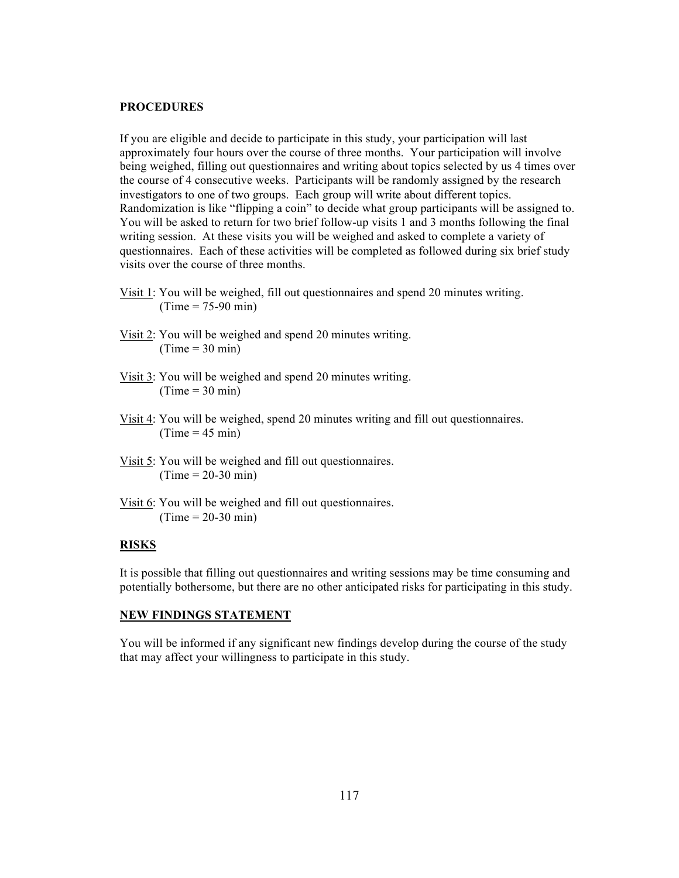**PROCEDURES**

If you are eligible and decide to participate in this study, your participation will last approximately four hours over the course of three months. Your participation will involve being weighed, filling out questionnaires and writing about topics selected by us 4 times over the course of 4 consecutive weeks. Participants will be randomly assigned by the research investigators to one of two groups. Each group will write about different topics. Randomization is like "flipping a coin" to decide what group participants will be assigned to. You will be asked to return for two brief follow-up visits 1 and 3 months following the final writing session. At these visits you will be weighed and asked to complete a variety of questionnaires. Each of these activities will be completed as followed during six brief study visits over the course of three months.

Visit 1: You will be weighed, fill out questionnaires and spend 20 minutes writing.
(Time = 75-90 min)

Visit 2: You will be weighed and spend 20 minutes writing.
(Time = 30 min)

Visit 3: You will be weighed and spend 20 minutes writing.
(Time = 30 min)

Visit 4: You will be weighed, spend 20 minutes writing and fill out questionnaires.
(Time = 45 min)

Visit 5: You will be weighed and fill out questionnaires.
(Time = 20-30 min)

Visit 6: You will be weighed and fill out questionnaires.
(Time = 20-30 min)

**RISKS**

It is possible that filling out questionnaires and writing sessions may be time consuming and potentially bothersome, but there are no other anticipated risks for participating in this study.

**NEW FINDINGS STATEMENT**

You will be informed if any significant new findings develop during the course of the study that may affect your willingness to participate in this study.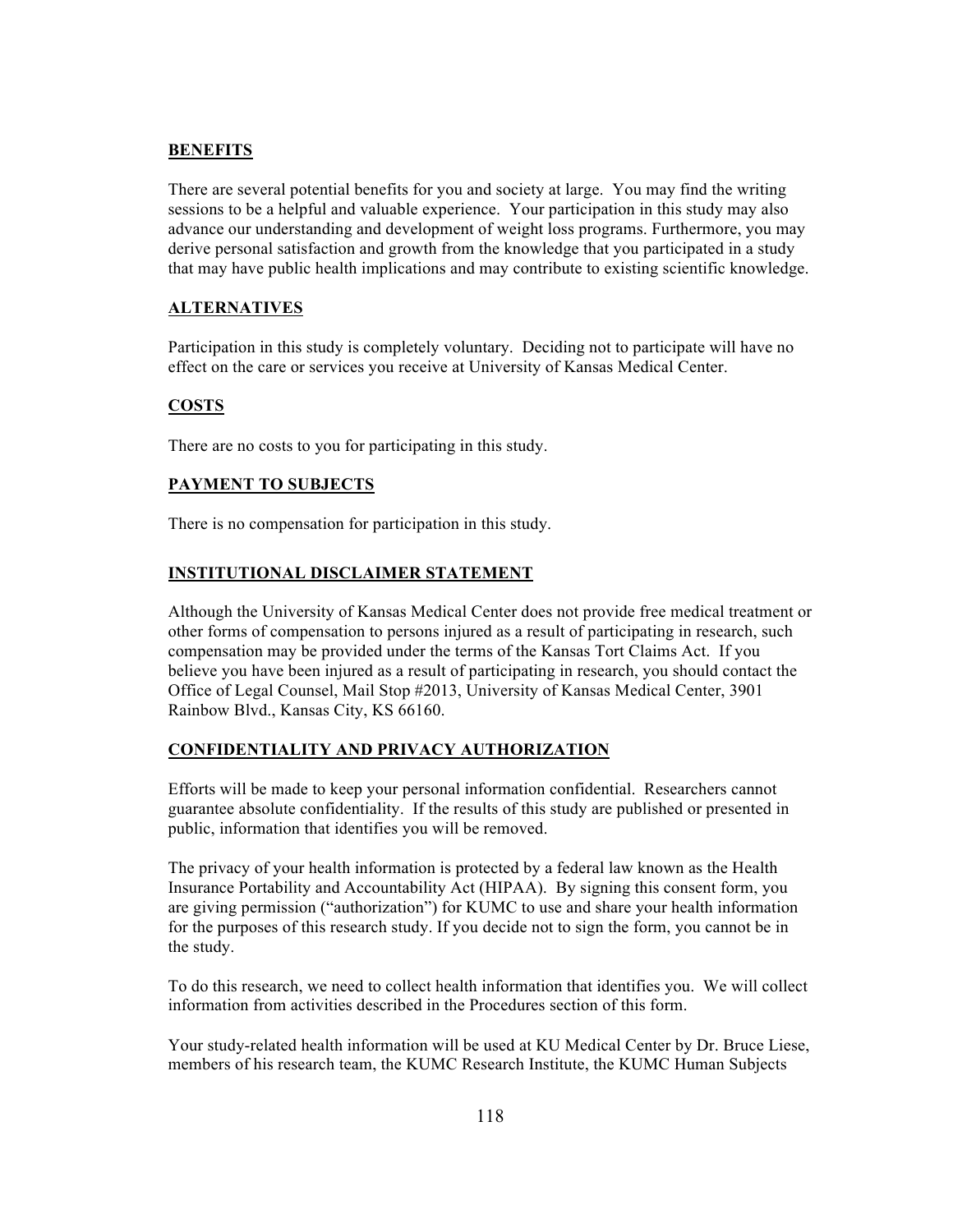**BENEFITS**

There are several potential benefits for you and society at large. You may find the writing sessions to be a helpful and valuable experience. Your participation in this study may also advance our understanding and development of weight loss programs. Furthermore, you may derive personal satisfaction and growth from the knowledge that you participated in a study that may have public health implications and may contribute to existing scientific knowledge.

**ALTERNATIVES**

Participation in this study is completely voluntary. Deciding not to participate will have no effect on the care or services you receive at University of Kansas Medical Center.

**COSTS**

There are no costs to you for participating in this study.

**PAYMENT TO SUBJECTS**

There is no compensation for participation in this study.

**INSTITUTIONAL DISCLAIMER STATEMENT**

Although the University of Kansas Medical Center does not provide free medical treatment or other forms of compensation to persons injured as a result of participating in research, such compensation may be provided under the terms of the Kansas Tort Claims Act. If you believe you have been injured as a result of participating in research, you should contact the Office of Legal Counsel, Mail Stop #2013, University of Kansas Medical Center, 3901 Rainbow Blvd., Kansas City, KS 66160.

**CONFIDENTIALITY AND PRIVACY AUTHORIZATION**

Efforts will be made to keep your personal information confidential. Researchers cannot guarantee absolute confidentiality. If the results of this study are published or presented in public, information that identifies you will be removed.

The privacy of your health information is protected by a federal law known as the Health Insurance Portability and Accountability Act (HIPAA). By signing this consent form, you are giving permission ("authorization") for KUMC to use and share your health information for the purposes of this research study. If you decide not to sign the form, you cannot be in the study.

To do this research, we need to collect health information that identifies you. We will collect information from activities described in the Procedures section of this form.

Your study-related health information will be used at KU Medical Center by Dr. Bruce Liese, members of his research team, the KUMC Research Institute, the KUMC Human Subjects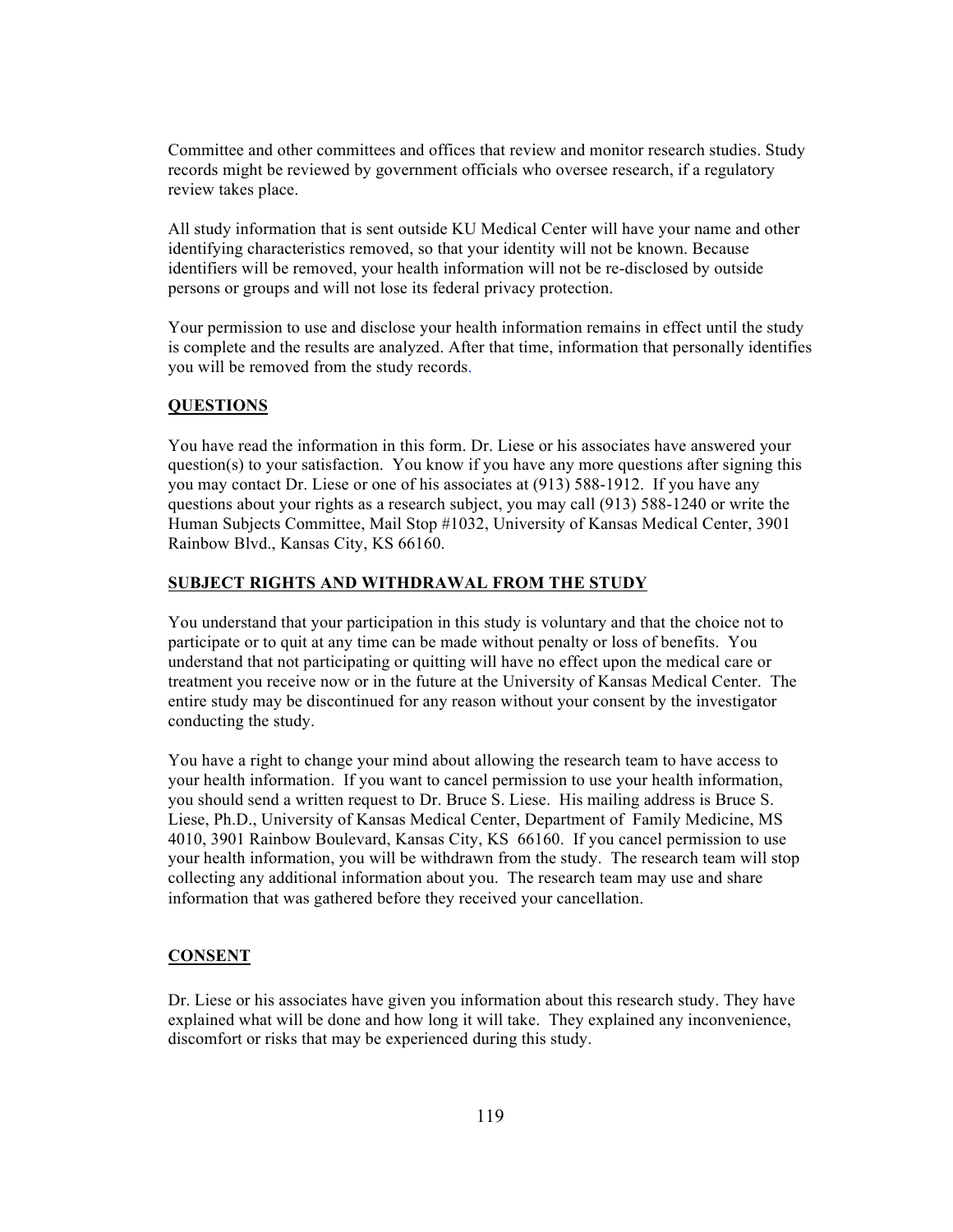Committee and other committees and offices that review and monitor research studies. Study records might be reviewed by government officials who oversee research, if a regulatory review takes place.

All study information that is sent outside KU Medical Center will have your name and other identifying characteristics removed, so that your identity will not be known. Because identifiers will be removed, your health information will not be re-disclosed by outside persons or groups and will not lose its federal privacy protection.

Your permission to use and disclose your health information remains in effect until the study is complete and the results are analyzed. After that time, information that personally identifies you will be removed from the study records.

**QUESTIONS**

You have read the information in this form. Dr. Liese or his associates have answered your question(s) to your satisfaction. You know if you have any more questions after signing this you may contact Dr. Liese or one of his associates at (913) 588-1912. If you have any questions about your rights as a research subject, you may call (913) 588-1240 or write the Human Subjects Committee, Mail Stop #1032, University of Kansas Medical Center, 3901 Rainbow Blvd., Kansas City, KS 66160.

**SUBJECT RIGHTS AND WITHDRAWAL FROM THE STUDY**

You understand that your participation in this study is voluntary and that the choice not to participate or to quit at any time can be made without penalty or loss of benefits. You understand that not participating or quitting will have no effect upon the medical care or treatment you receive now or in the future at the University of Kansas Medical Center. The entire study may be discontinued for any reason without your consent by the investigator conducting the study.

You have a right to change your mind about allowing the research team to have access to your health information. If you want to cancel permission to use your health information, you should send a written request to Dr. Bruce S. Liese. His mailing address is Bruce S. Liese, Ph.D., University of Kansas Medical Center, Department of Family Medicine, MS 4010, 3901 Rainbow Boulevard, Kansas City, KS 66160. If you cancel permission to use your health information, you will be withdrawn from the study. The research team will stop collecting any additional information about you. The research team may use and share information that was gathered before they received your cancellation.

**CONSENT**

Dr. Liese or his associates have given you information about this research study. They have explained what will be done and how long it will take. They explained any inconvenience, discomfort or risks that may be experienced during this study.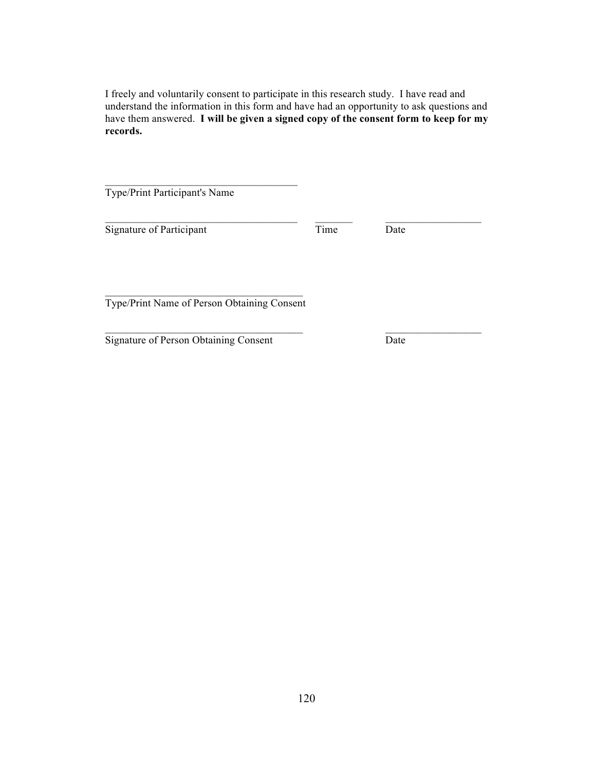I freely and voluntarily consent to participate in this research study. I have read and understand the information in this form and have had an opportunity to ask questions and have them answered. **I will be given a signed copy of the consent form to keep for my records.**

\_\_\_\_\_\_\_\_\_\_\_\_\_\_\_\_\_\_\_\_\_\_\_\_\_\_\_\_\_\_\_\_\_\_\_\_\_\_
Type/Print Participant's Name

\_\_\_\_\_\_\_\_\_\_\_\_\_\_\_\_\_\_\_\_\_\_\_\_\_\_\_\_\_\_\_\_\_\_\_\_\_\_ \_\_\_\_\_\_\_\_ \_\_\_\_\_\_\_\_\_\_\_\_\_\_\_\_\_\_\_
Signature of Participant Time Date

\_\_\_\_\_\_\_\_\_\_\_\_\_\_\_\_\_\_\_\_\_\_\_\_\_\_\_\_\_\_\_\_\_\_\_\_\_\_
Type/Print Name of Person Obtaining Consent

\_\_\_\_\_\_\_\_\_\_\_\_\_\_\_\_\_\_\_\_\_\_\_\_\_\_\_\_\_\_\_\_\_\_\_\_\_\_ \_\_\_\_\_\_\_\_\_\_\_\_\_\_\_\_\_\_\_
Signature of Person Obtaining Consent Date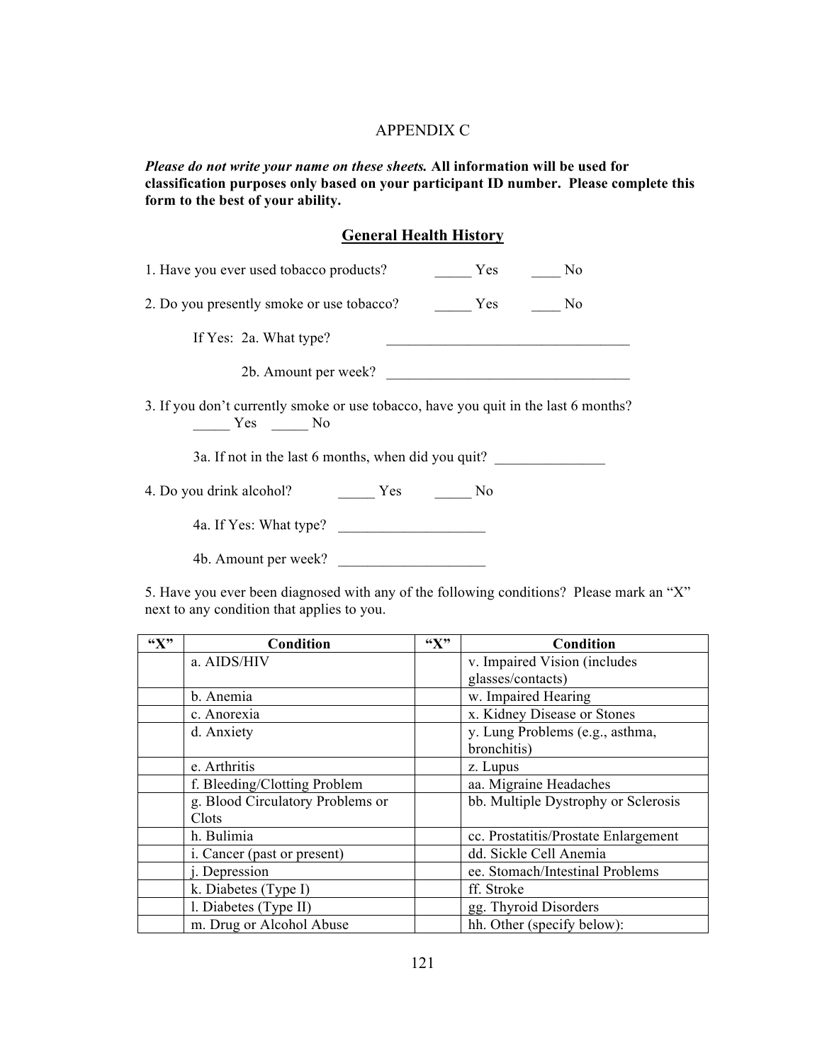APPENDIX C

***Please do not write your name on these sheets.*** **All information will be used for classification purposes only based on your participant ID number. Please complete this form to the best of your ability.**

## General Health History

1. Have you ever used tobacco products? _____ Yes ____ No

2. Do you presently smoke or use tobacco? _____ Yes ____ No

    If Yes: 2a. What type? ________________________________

    2b. Amount per week? ________________________________

3. If you don't currently smoke or use tobacco, have you quit in the last 6 months?
    _____ Yes _____ No

    3a. If not in the last 6 months, when did you quit? _______________

4. Do you drink alcohol? _____ Yes _____ No

    4a. If Yes: What type? ____________________

    4b. Amount per week? ____________________

5. Have you ever been diagnosed with any of the following conditions? Please mark an "X" next to any condition that applies to you.

| "X" | Condition | "X" | Condition |
|---|---|---|---|
| | a. AIDS/HIV | | v. Impaired Vision (includes glasses/contacts) |
| | b. Anemia | | w. Impaired Hearing |
| | c. Anorexia | | x. Kidney Disease or Stones |
| | d. Anxiety | | y. Lung Problems (e.g., asthma, bronchitis) |
| | e. Arthritis | | z. Lupus |
| | f. Bleeding/Clotting Problem | | aa. Migraine Headaches |
| | g. Blood Circulatory Problems or Clots | | bb. Multiple Dystrophy or Sclerosis |
| | h. Bulimia | | cc. Prostatitis/Prostate Enlargement |
| | i. Cancer (past or present) | | dd. Sickle Cell Anemia |
| | j. Depression | | ee. Stomach/Intestinal Problems |
| | k. Diabetes (Type I) | | ff. Stroke |
| | l. Diabetes (Type II) | | gg. Thyroid Disorders |
| | m. Drug or Alcohol Abuse | | hh. Other (specify below): |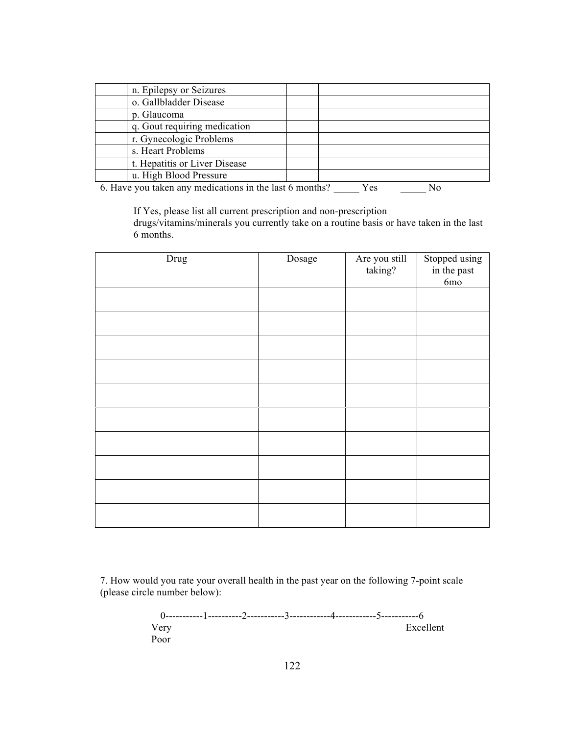| | | | |
|---|---|---|---|
| | n. Epilepsy or Seizures | | |
| | o. Gallbladder Disease | | |
| | p. Glaucoma | | |
| | q. Gout requiring medication | | |
| | r. Gynecologic Problems | | |
| | s. Heart Problems | | |
| | t. Hepatitis or Liver Disease | | |
| | u. High Blood Pressure | | |

6. Have you taken any medications in the last 6 months? _____ Yes _____ No

If Yes, please list all current prescription and non-prescription drugs/vitamins/minerals you currently take on a routine basis or have taken in the last 6 months.

| Drug | Dosage | Are you still taking? | Stopped using in the past 6mo |
|---|---|---|---|
| | | | |
| | | | |
| | | | |
| | | | |
| | | | |
| | | | |
| | | | |
| | | | |
| | | | |
| | | | |

7. How would you rate your overall health in the past year on the following 7-point scale (please circle number below):

```
0-----------1----------2-----------3------------4------------5-----------6
Very                                                                Excellent
Poor
```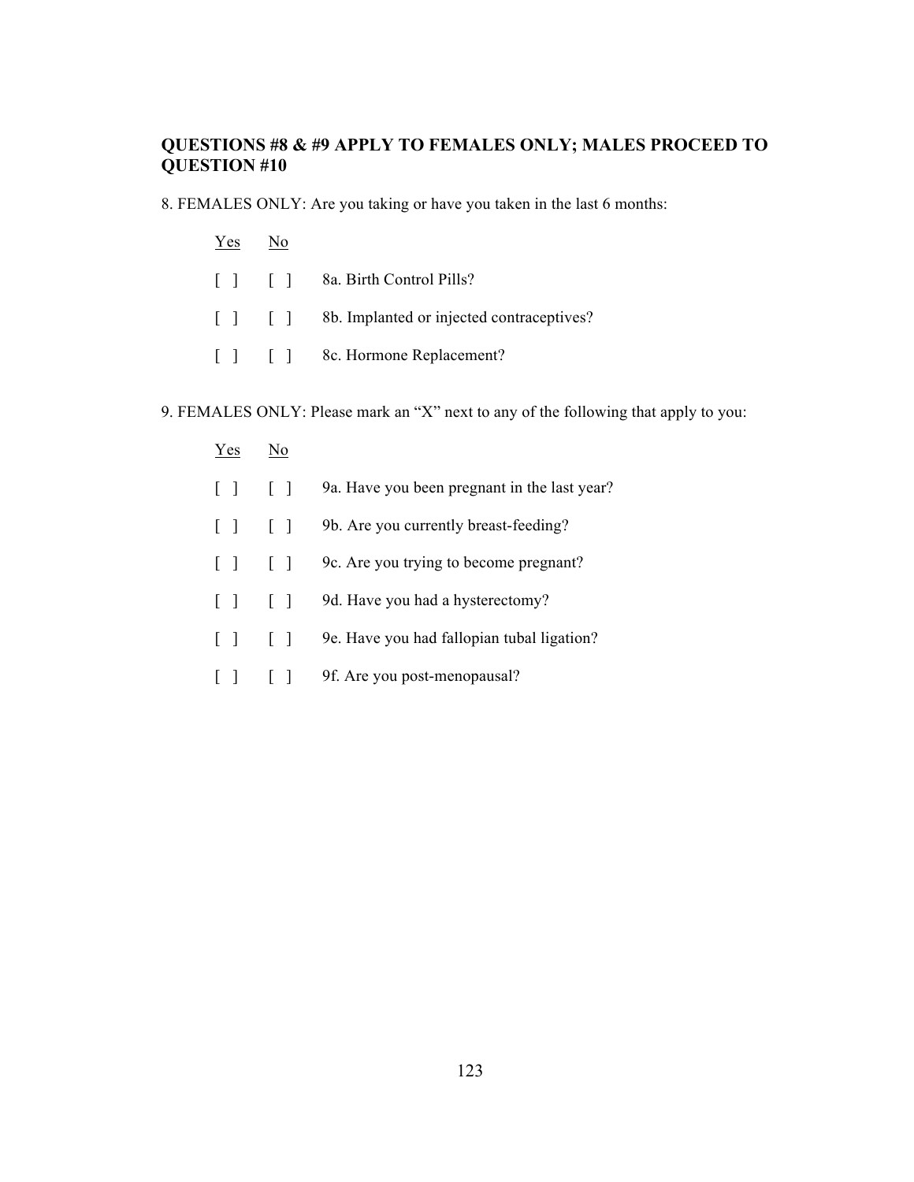**QUESTIONS #8 & #9 APPLY TO FEMALES ONLY; MALES PROCEED TO QUESTION #10**

8. FEMALES ONLY: Are you taking or have you taken in the last 6 months:

| Yes | No | |
|---|---|---|
| [ ] | [ ] | 8a. Birth Control Pills? |
| [ ] | [ ] | 8b. Implanted or injected contraceptives? |
| [ ] | [ ] | 8c. Hormone Replacement? |

9. FEMALES ONLY: Please mark an "X" next to any of the following that apply to you:

| Yes | No | |
|---|---|---|
| [ ] | [ ] | 9a. Have you been pregnant in the last year? |
| [ ] | [ ] | 9b. Are you currently breast-feeding? |
| [ ] | [ ] | 9c. Are you trying to become pregnant? |
| [ ] | [ ] | 9d. Have you had a hysterectomy? |
| [ ] | [ ] | 9e. Have you had fallopian tubal ligation? |
| [ ] | [ ] | 9f. Are you post-menopausal? |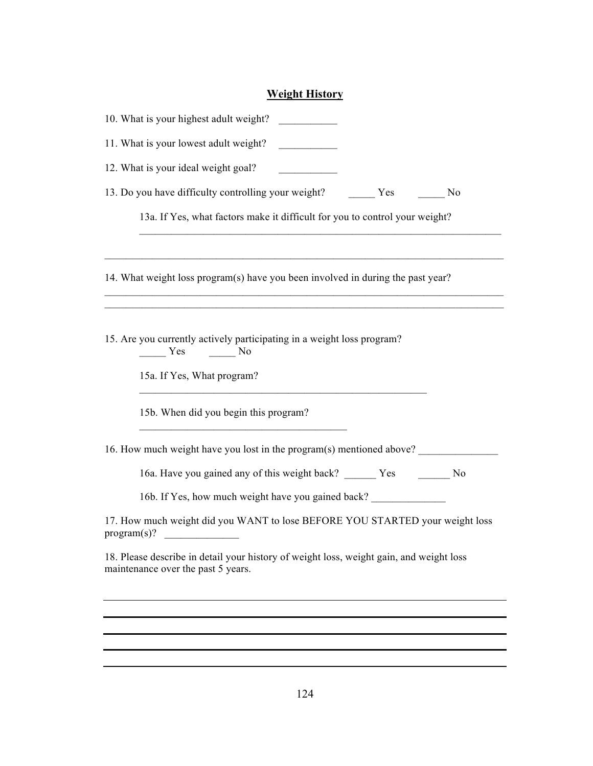## Weight History

10. What is your highest adult weight? ___________

11. What is your lowest adult weight? ___________

12. What is your ideal weight goal? ___________

13. Do you have difficulty controlling your weight? _____ Yes _____ No

    13a. If Yes, what factors make it difficult for you to control your weight?
    ________________________________________________________________________

________________________________________________________________________________

14. What weight loss program(s) have you been involved in during the past year?
________________________________________________________________________________
________________________________________________________________________________

15. Are you currently actively participating in a weight loss program?
    _____ Yes _____ No

    15a. If Yes, What program?
    _________________________________________________________

    15b. When did you begin this program?
    _________________________________________

16. How much weight have you lost in the program(s) mentioned above? _______________

    16a. Have you gained any of this weight back? ______ Yes ______ No

    16b. If Yes, how much weight have you gained back? ______________

17. How much weight did you WANT to lose BEFORE YOU STARTED your weight loss program(s)? ______________

18. Please describe in detail your history of weight loss, weight gain, and weight loss maintenance over the past 5 years.

________________________________________________________________________________
________________________________________________________________________________
________________________________________________________________________________
________________________________________________________________________________
________________________________________________________________________________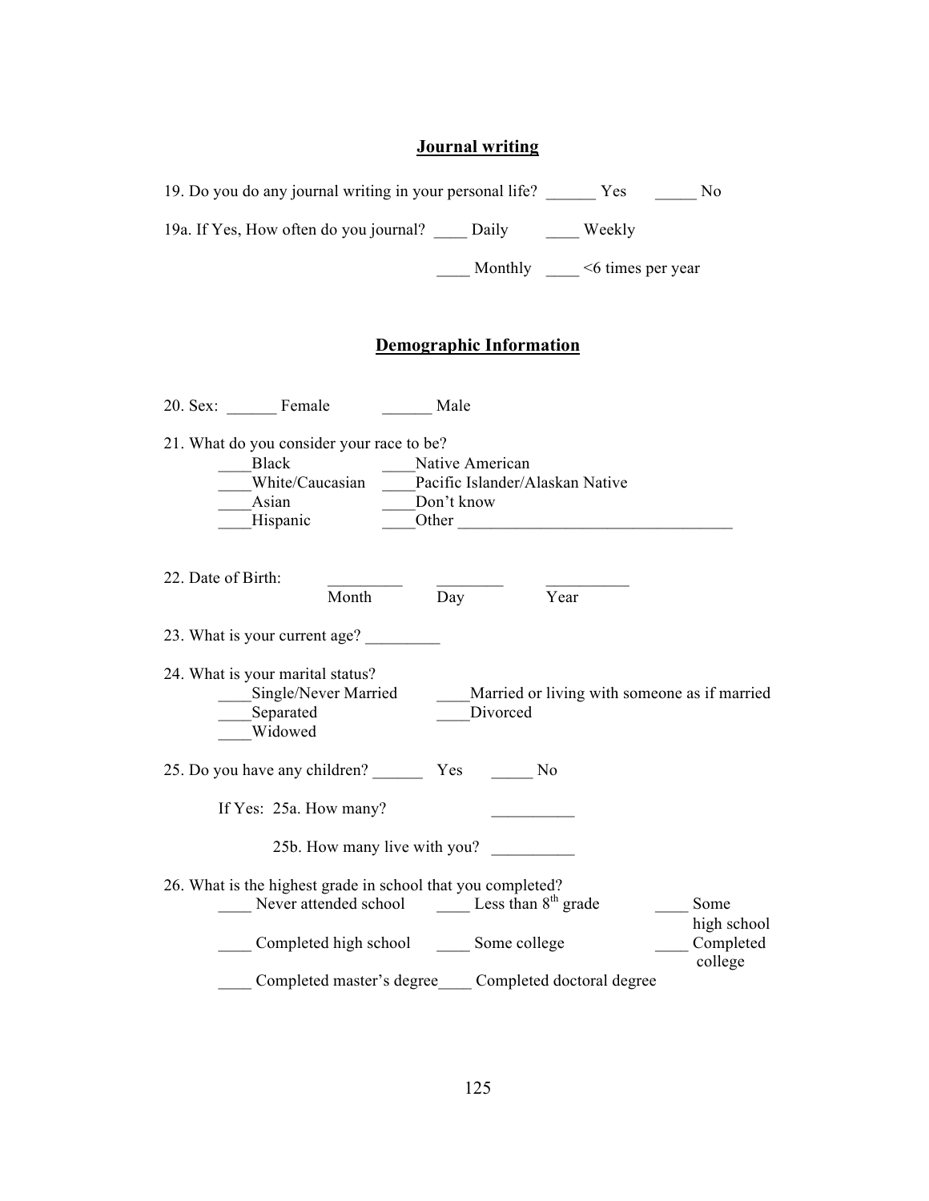## Journal writing

19. Do you do any journal writing in your personal life? ______ Yes _____ No

19a. If Yes, How often do you journal? ____ Daily ____ Weekly

____ Monthly ____ <6 times per year

## Demographic Information

20. Sex: ______ Female ______ Male

21. What do you consider your race to be?

____Black ____Native American
____White/Caucasian ____Pacific Islander/Alaskan Native
____Asian ____Don't know
____Hispanic ____Other _________________________________

22. Date of Birth: _________ ________ __________
Month Day Year

23. What is your current age? _________

24. What is your marital status?

____Single/Never Married ____Married or living with someone as if married
____Separated ____Divorced
____Widowed

25. Do you have any children? ______ Yes _____ No

If Yes: 25a. How many? __________

25b. How many live with you? __________

26. What is the highest grade in school that you completed?

____ Never attended school ____ Less than 8th grade ____ Some high school
____ Completed high school ____ Some college ____ Completed college
____ Completed master's degree____ Completed doctoral degree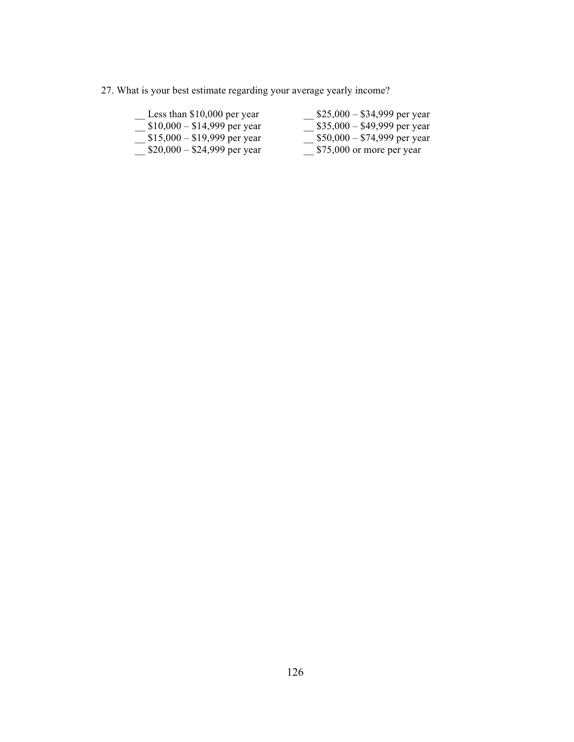27. What is your best estimate regarding your average yearly income?

__ Less than $10,000 per year
__ $10,000 – $14,999 per year
__ $15,000 – $19,999 per year
__ $20,000 – $24,999 per year
__ $25,000 – $34,999 per year
__ $35,000 – $49,999 per year
__ $50,000 – $74,999 per year
__ $75,000 or more per year